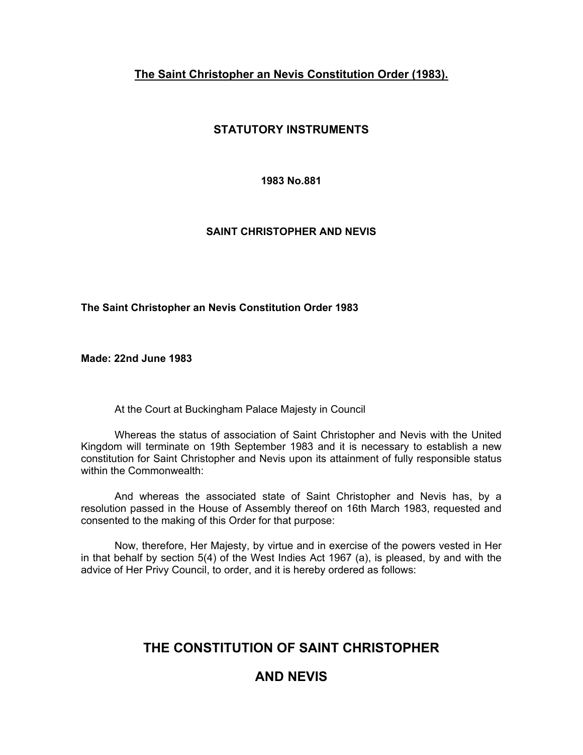**The Saint Christopher an Nevis Constitution Order (1983).**

**STATUTORY INSTRUMENTS**

**1983 No.881**

**SAINT CHRISTOPHER AND NEVIS**

**The Saint Christopher an Nevis Constitution Order 1983**

**Made: 22nd June 1983**

At the Court at Buckingham Palace Majesty in Council

Whereas the status of association of Saint Christopher and Nevis with the United Kingdom will terminate on 19th September 1983 and it is necessary to establish a new constitution for Saint Christopher and Nevis upon its attainment of fully responsible status within the Commonwealth:

And whereas the associated state of Saint Christopher and Nevis has, by a resolution passed in the House of Assembly thereof on 16th March 1983, requested and consented to the making of this Order for that purpose:

Now, therefore, Her Majesty, by virtue and in exercise of the powers vested in Her in that behalf by section 5(4) of the West Indies Act 1967 (a), is pleased, by and with the advice of Her Privy Council, to order, and it is hereby ordered as follows:

# THE CONSTITUTION OF SAINT CHRISTOPHER AND NEVIS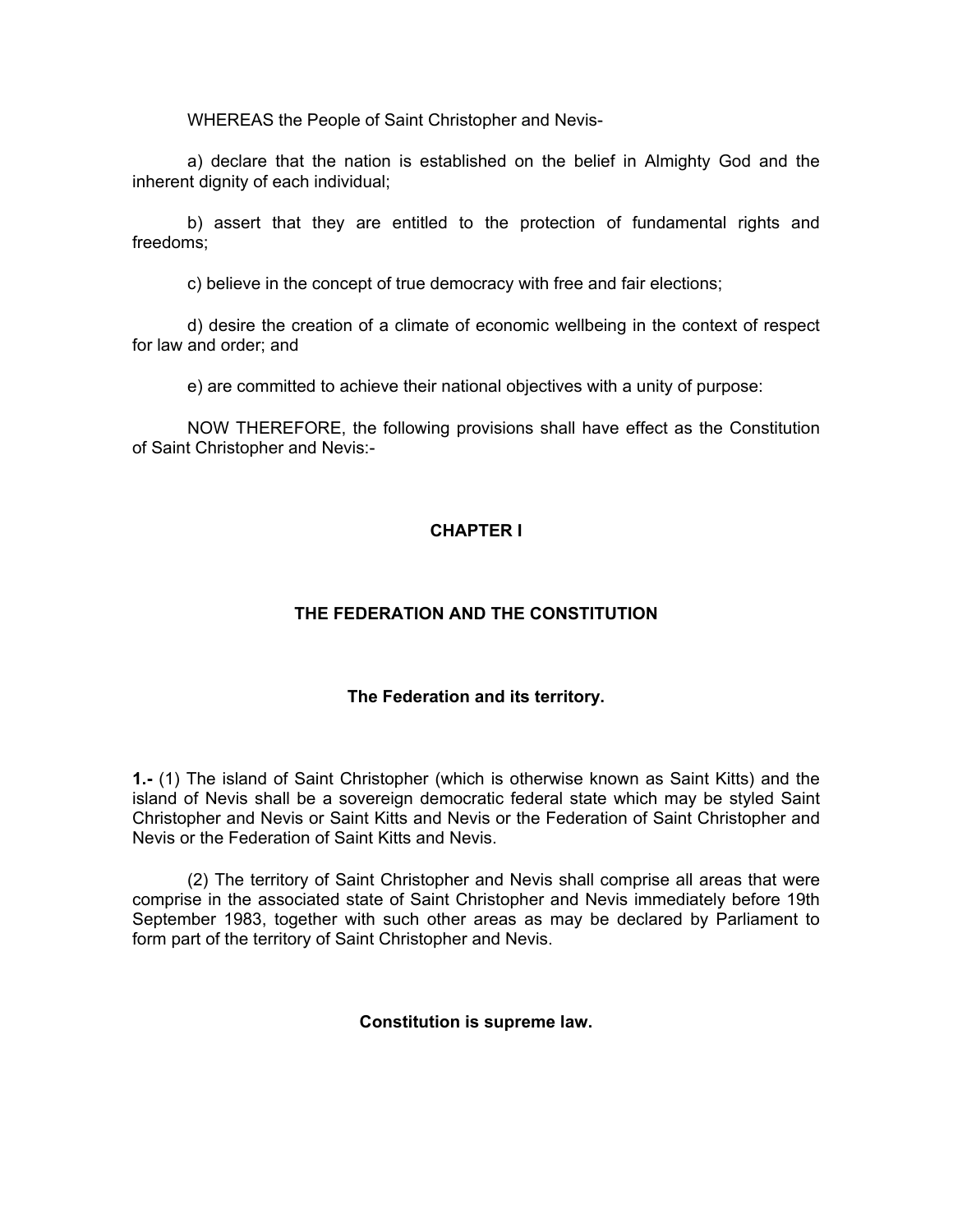WHEREAS the People of Saint Christopher and Nevis-

a) declare that the nation is established on the belief in Almighty God and the inherent dignity of each individual;

b) assert that they are entitled to the protection of fundamental rights and freedoms;

c) believe in the concept of true democracy with free and fair elections;

d) desire the creation of a climate of economic wellbeing in the context of respect for law and order; and

e) are committed to achieve their national objectives with a unity of purpose:

NOW THEREFORE, the following provisions shall have effect as the Constitution of Saint Christopher and Nevis:-

## CHAPTER I

## THE FEDERATION AND THE CONSTITUTION

### The Federation and its territory.

**1.-** (1) The island of Saint Christopher (which is otherwise known as Saint Kitts) and the island of Nevis shall be a sovereign democratic federal state which may be styled Saint Christopher and Nevis or Saint Kitts and Nevis or the Federation of Saint Christopher and Nevis or the Federation of Saint Kitts and Nevis.

(2) The territory of Saint Christopher and Nevis shall comprise all areas that were comprise in the associated state of Saint Christopher and Nevis immediately before 19th September 1983, together with such other areas as may be declared by Parliament to form part of the territory of Saint Christopher and Nevis.

### Constitution is supreme law.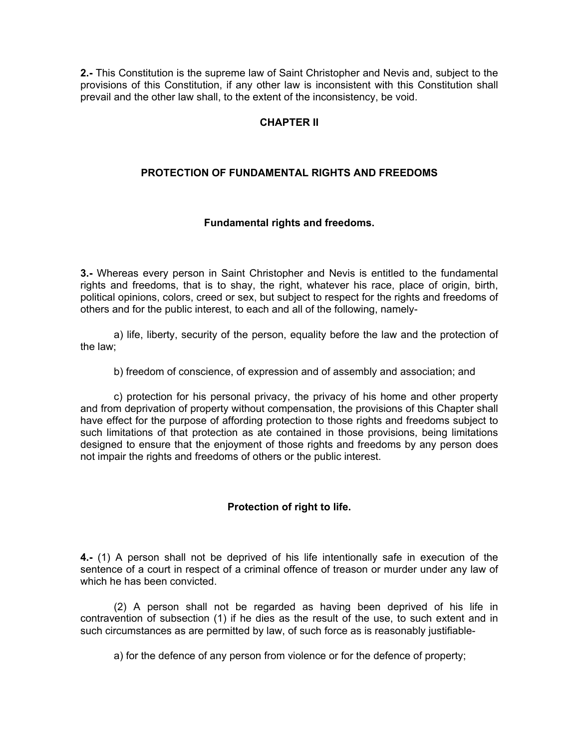**2.-** This Constitution is the supreme law of Saint Christopher and Nevis and, subject to the provisions of this Constitution, if any other law is inconsistent with this Constitution shall prevail and the other law shall, to the extent of the inconsistency, be void.

## CHAPTER II

## PROTECTION OF FUNDAMENTAL RIGHTS AND FREEDOMS

### Fundamental rights and freedoms.

**3.-** Whereas every person in Saint Christopher and Nevis is entitled to the fundamental rights and freedoms, that is to shay, the right, whatever his race, place of origin, birth, political opinions, colors, creed or sex, but subject to respect for the rights and freedoms of others and for the public interest, to each and all of the following, namely-

a) life, liberty, security of the person, equality before the law and the protection of the law;

b) freedom of conscience, of expression and of assembly and association; and

c) protection for his personal privacy, the privacy of his home and other property and from deprivation of property without compensation, the provisions of this Chapter shall have effect for the purpose of affording protection to those rights and freedoms subject to such limitations of that protection as ate contained in those provisions, being limitations designed to ensure that the enjoyment of those rights and freedoms by any person does not impair the rights and freedoms of others or the public interest.

### Protection of right to life.

**4.-** (1) A person shall not be deprived of his life intentionally safe in execution of the sentence of a court in respect of a criminal offence of treason or murder under any law of which he has been convicted.

(2) A person shall not be regarded as having been deprived of his life in contravention of subsection (1) if he dies as the result of the use, to such extent and in such circumstances as are permitted by law, of such force as is reasonably justifiable-

a) for the defence of any person from violence or for the defence of property;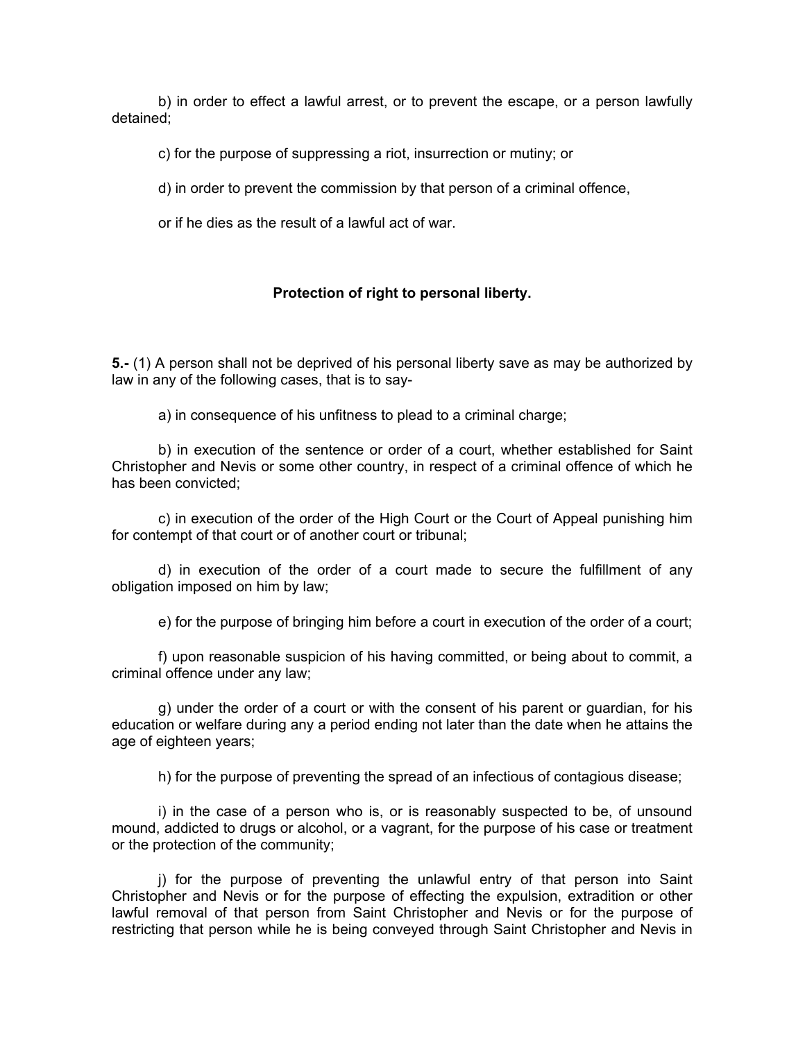b) in order to effect a lawful arrest, or to prevent the escape, or a person lawfully detained;

c) for the purpose of suppressing a riot, insurrection or mutiny; or

d) in order to prevent the commission by that person of a criminal offence,

or if he dies as the result of a lawful act of war.

### Protection of right to personal liberty.

**5.-** (1) A person shall not be deprived of his personal liberty save as may be authorized by law in any of the following cases, that is to say-

a) in consequence of his unfitness to plead to a criminal charge;

b) in execution of the sentence or order of a court, whether established for Saint Christopher and Nevis or some other country, in respect of a criminal offence of which he has been convicted;

c) in execution of the order of the High Court or the Court of Appeal punishing him for contempt of that court or of another court or tribunal;

d) in execution of the order of a court made to secure the fulfillment of any obligation imposed on him by law;

e) for the purpose of bringing him before a court in execution of the order of a court;

f) upon reasonable suspicion of his having committed, or being about to commit, a criminal offence under any law;

g) under the order of a court or with the consent of his parent or guardian, for his education or welfare during any a period ending not later than the date when he attains the age of eighteen years;

h) for the purpose of preventing the spread of an infectious of contagious disease;

i) in the case of a person who is, or is reasonably suspected to be, of unsound mound, addicted to drugs or alcohol, or a vagrant, for the purpose of his case or treatment or the protection of the community;

j) for the purpose of preventing the unlawful entry of that person into Saint Christopher and Nevis or for the purpose of effecting the expulsion, extradition or other lawful removal of that person from Saint Christopher and Nevis or for the purpose of restricting that person while he is being conveyed through Saint Christopher and Nevis in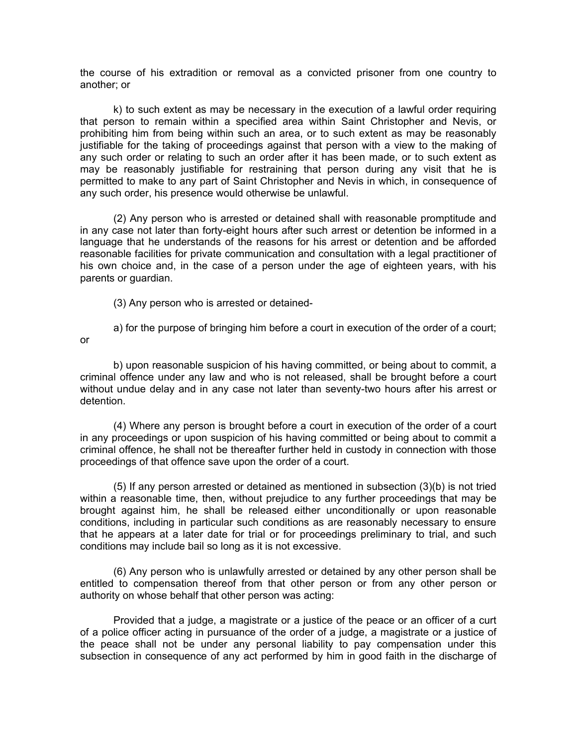the course of his extradition or removal as a convicted prisoner from one country to another; or

k) to such extent as may be necessary in the execution of a lawful order requiring that person to remain within a specified area within Saint Christopher and Nevis, or prohibiting him from being within such an area, or to such extent as may be reasonably justifiable for the taking of proceedings against that person with a view to the making of any such order or relating to such an order after it has been made, or to such extent as may be reasonably justifiable for restraining that person during any visit that he is permitted to make to any part of Saint Christopher and Nevis in which, in consequence of any such order, his presence would otherwise be unlawful.

(2) Any person who is arrested or detained shall with reasonable promptitude and in any case not later than forty-eight hours after such arrest or detention be informed in a language that he understands of the reasons for his arrest or detention and be afforded reasonable facilities for private communication and consultation with a legal practitioner of his own choice and, in the case of a person under the age of eighteen years, with his parents or guardian.

(3) Any person who is arrested or detained-

a) for the purpose of bringing him before a court in execution of the order of a court; or

b) upon reasonable suspicion of his having committed, or being about to commit, a criminal offence under any law and who is not released, shall be brought before a court without undue delay and in any case not later than seventy-two hours after his arrest or detention.

(4) Where any person is brought before a court in execution of the order of a court in any proceedings or upon suspicion of his having committed or being about to commit a criminal offence, he shall not be thereafter further held in custody in connection with those proceedings of that offence save upon the order of a court.

(5) If any person arrested or detained as mentioned in subsection (3)(b) is not tried within a reasonable time, then, without prejudice to any further proceedings that may be brought against him, he shall be released either unconditionally or upon reasonable conditions, including in particular such conditions as are reasonably necessary to ensure that he appears at a later date for trial or for proceedings preliminary to trial, and such conditions may include bail so long as it is not excessive.

(6) Any person who is unlawfully arrested or detained by any other person shall be entitled to compensation thereof from that other person or from any other person or authority on whose behalf that other person was acting:

Provided that a judge, a magistrate or a justice of the peace or an officer of a curt of a police officer acting in pursuance of the order of a judge, a magistrate or a justice of the peace shall not be under any personal liability to pay compensation under this subsection in consequence of any act performed by him in good faith in the discharge of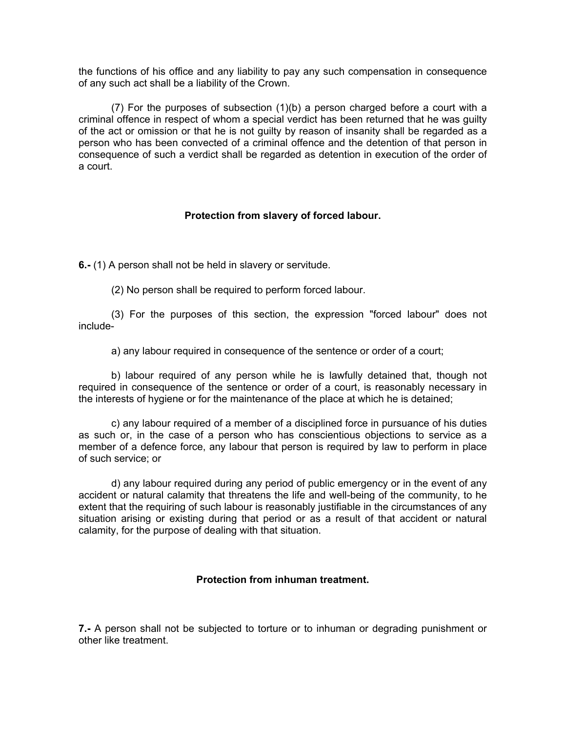the functions of his office and any liability to pay any such compensation in consequence of any such act shall be a liability of the Crown.

(7) For the purposes of subsection (1)(b) a person charged before a court with a criminal offence in respect of whom a special verdict has been returned that he was guilty of the act or omission or that he is not guilty by reason of insanity shall be regarded as a person who has been convected of a criminal offence and the detention of that person in consequence of such a verdict shall be regarded as detention in execution of the order of a court.

**Protection from slavery of forced labour.**

**6.-** (1) A person shall not be held in slavery or servitude.

(2) No person shall be required to perform forced labour.

(3) For the purposes of this section, the expression "forced labour" does not include-

a) any labour required in consequence of the sentence or order of a court;

b) labour required of any person while he is lawfully detained that, though not required in consequence of the sentence or order of a court, is reasonably necessary in the interests of hygiene or for the maintenance of the place at which he is detained;

c) any labour required of a member of a disciplined force in pursuance of his duties as such or, in the case of a person who has conscientious objections to service as a member of a defence force, any labour that person is required by law to perform in place of such service; or

d) any labour required during any period of public emergency or in the event of any accident or natural calamity that threatens the life and well-being of the community, to he extent that the requiring of such labour is reasonably justifiable in the circumstances of any situation arising or existing during that period or as a result of that accident or natural calamity, for the purpose of dealing with that situation.

**Protection from inhuman treatment.**

**7.-** A person shall not be subjected to torture or to inhuman or degrading punishment or other like treatment.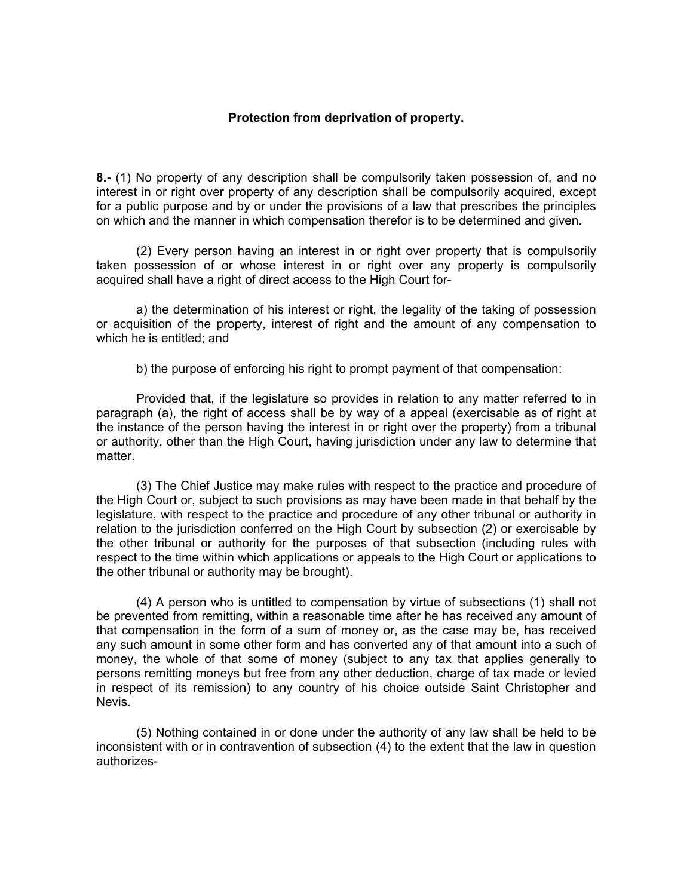**Protection from deprivation of property.**

**8.-** (1) No property of any description shall be compulsorily taken possession of, and no interest in or right over property of any description shall be compulsorily acquired, except for a public purpose and by or under the provisions of a law that prescribes the principles on which and the manner in which compensation therefor is to be determined and given.

(2) Every person having an interest in or right over property that is compulsorily taken possession of or whose interest in or right over any property is compulsorily acquired shall have a right of direct access to the High Court for-

a) the determination of his interest or right, the legality of the taking of possession or acquisition of the property, interest of right and the amount of any compensation to which he is entitled; and

b) the purpose of enforcing his right to prompt payment of that compensation:

Provided that, if the legislature so provides in relation to any matter referred to in paragraph (a), the right of access shall be by way of a appeal (exercisable as of right at the instance of the person having the interest in or right over the property) from a tribunal or authority, other than the High Court, having jurisdiction under any law to determine that matter.

(3) The Chief Justice may make rules with respect to the practice and procedure of the High Court or, subject to such provisions as may have been made in that behalf by the legislature, with respect to the practice and procedure of any other tribunal or authority in relation to the jurisdiction conferred on the High Court by subsection (2) or exercisable by the other tribunal or authority for the purposes of that subsection (including rules with respect to the time within which applications or appeals to the High Court or applications to the other tribunal or authority may be brought).

(4) A person who is untitled to compensation by virtue of subsections (1) shall not be prevented from remitting, within a reasonable time after he has received any amount of that compensation in the form of a sum of money or, as the case may be, has received any such amount in some other form and has converted any of that amount into a such of money, the whole of that some of money (subject to any tax that applies generally to persons remitting moneys but free from any other deduction, charge of tax made or levied in respect of its remission) to any country of his choice outside Saint Christopher and Nevis.

(5) Nothing contained in or done under the authority of any law shall be held to be inconsistent with or in contravention of subsection (4) to the extent that the law in question authorizes-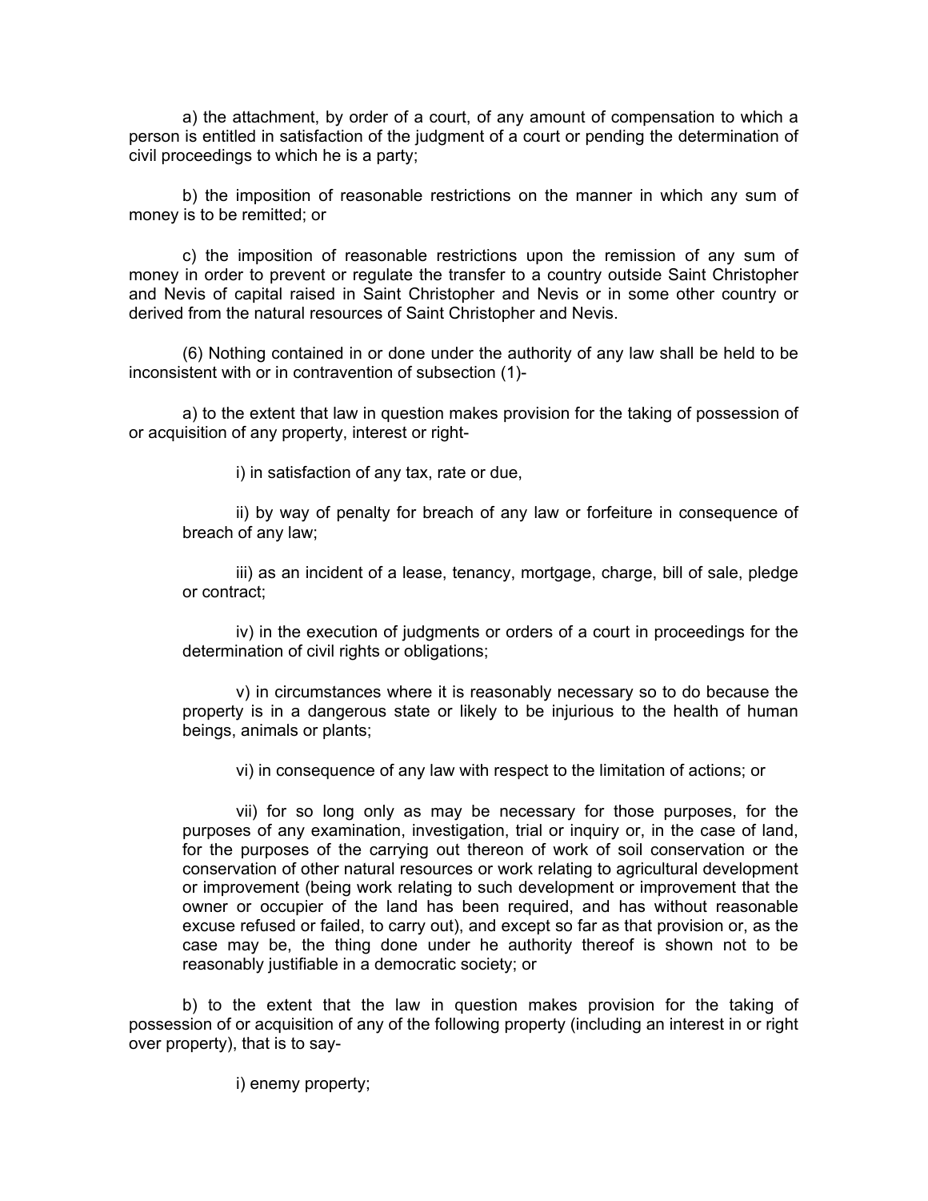a) the attachment, by order of a court, of any amount of compensation to which a person is entitled in satisfaction of the judgment of a court or pending the determination of civil proceedings to which he is a party;

b) the imposition of reasonable restrictions on the manner in which any sum of money is to be remitted; or

c) the imposition of reasonable restrictions upon the remission of any sum of money in order to prevent or regulate the transfer to a country outside Saint Christopher and Nevis of capital raised in Saint Christopher and Nevis or in some other country or derived from the natural resources of Saint Christopher and Nevis.

(6) Nothing contained in or done under the authority of any law shall be held to be inconsistent with or in contravention of subsection (1)-

a) to the extent that law in question makes provision for the taking of possession of or acquisition of any property, interest or right-

i) in satisfaction of any tax, rate or due,

ii) by way of penalty for breach of any law or forfeiture in consequence of breach of any law;

iii) as an incident of a lease, tenancy, mortgage, charge, bill of sale, pledge or contract;

iv) in the execution of judgments or orders of a court in proceedings for the determination of civil rights or obligations;

v) in circumstances where it is reasonably necessary so to do because the property is in a dangerous state or likely to be injurious to the health of human beings, animals or plants;

vi) in consequence of any law with respect to the limitation of actions; or

vii) for so long only as may be necessary for those purposes, for the purposes of any examination, investigation, trial or inquiry or, in the case of land, for the purposes of the carrying out thereon of work of soil conservation or the conservation of other natural resources or work relating to agricultural development or improvement (being work relating to such development or improvement that the owner or occupier of the land has been required, and has without reasonable excuse refused or failed, to carry out), and except so far as that provision or, as the case may be, the thing done under he authority thereof is shown not to be reasonably justifiable in a democratic society; or

b) to the extent that the law in question makes provision for the taking of possession of or acquisition of any of the following property (including an interest in or right over property), that is to say-

i) enemy property;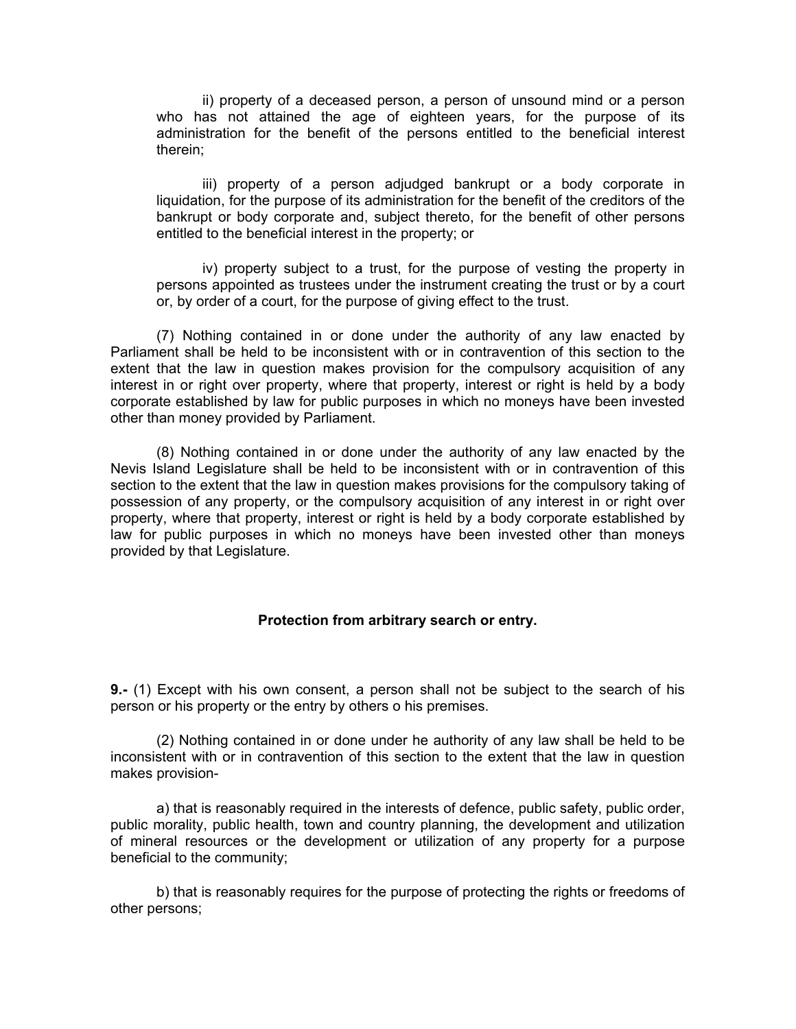ii) property of a deceased person, a person of unsound mind or a person who has not attained the age of eighteen years, for the purpose of its administration for the benefit of the persons entitled to the beneficial interest therein;

iii) property of a person adjudged bankrupt or a body corporate in liquidation, for the purpose of its administration for the benefit of the creditors of the bankrupt or body corporate and, subject thereto, for the benefit of other persons entitled to the beneficial interest in the property; or

iv) property subject to a trust, for the purpose of vesting the property in persons appointed as trustees under the instrument creating the trust or by a court or, by order of a court, for the purpose of giving effect to the trust.

(7) Nothing contained in or done under the authority of any law enacted by Parliament shall be held to be inconsistent with or in contravention of this section to the extent that the law in question makes provision for the compulsory acquisition of any interest in or right over property, where that property, interest or right is held by a body corporate established by law for public purposes in which no moneys have been invested other than money provided by Parliament.

(8) Nothing contained in or done under the authority of any law enacted by the Nevis Island Legislature shall be held to be inconsistent with or in contravention of this section to the extent that the law in question makes provisions for the compulsory taking of possession of any property, or the compulsory acquisition of any interest in or right over property, where that property, interest or right is held by a body corporate established by law for public purposes in which no moneys have been invested other than moneys provided by that Legislature.

**Protection from arbitrary search or entry.**

**9.-** (1) Except with his own consent, a person shall not be subject to the search of his person or his property or the entry by others o his premises.

(2) Nothing contained in or done under he authority of any law shall be held to be inconsistent with or in contravention of this section to the extent that the law in question makes provision-

a) that is reasonably required in the interests of defence, public safety, public order, public morality, public health, town and country planning, the development and utilization of mineral resources or the development or utilization of any property for a purpose beneficial to the community;

b) that is reasonably requires for the purpose of protecting the rights or freedoms of other persons;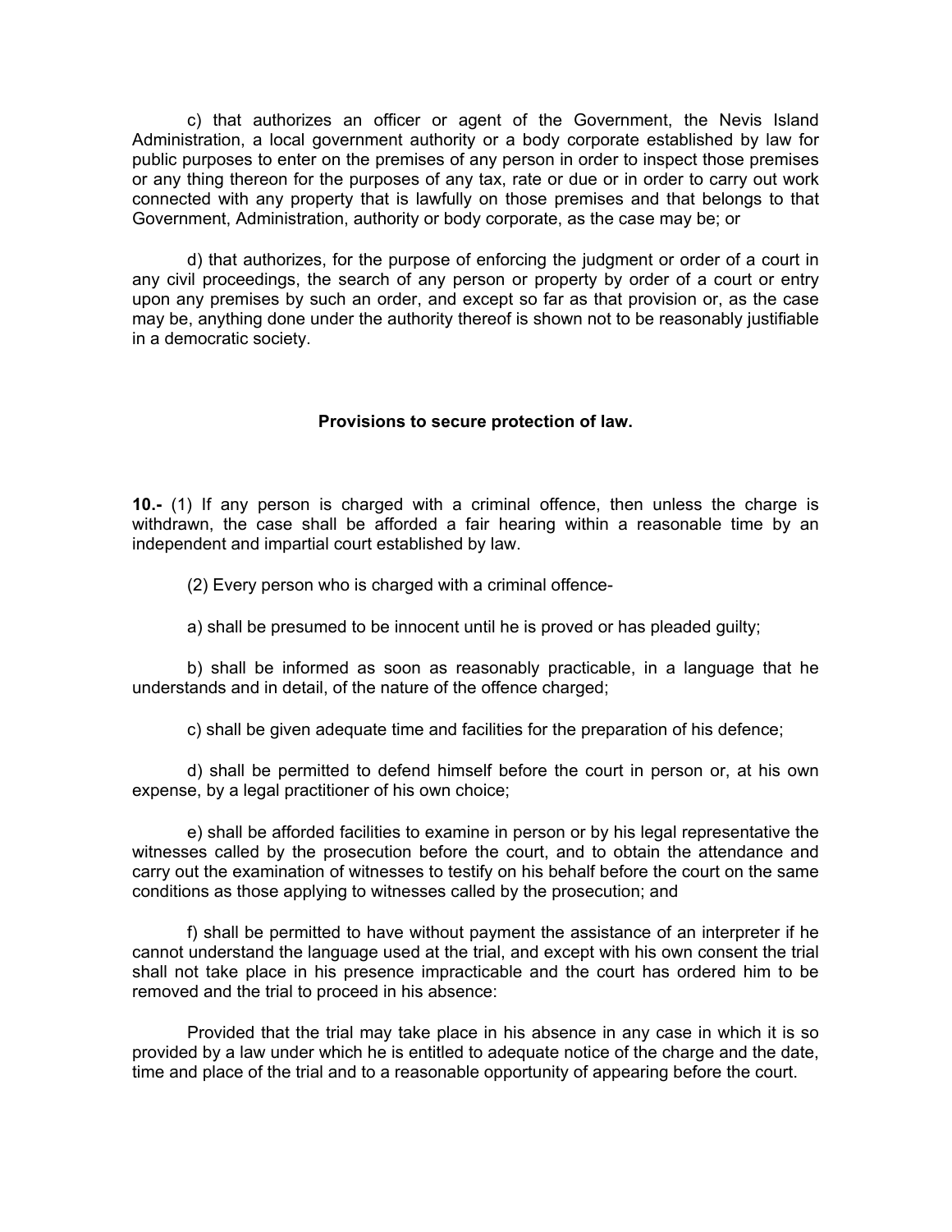c) that authorizes an officer or agent of the Government, the Nevis Island Administration, a local government authority or a body corporate established by law for public purposes to enter on the premises of any person in order to inspect those premises or any thing thereon for the purposes of any tax, rate or due or in order to carry out work connected with any property that is lawfully on those premises and that belongs to that Government, Administration, authority or body corporate, as the case may be; or

d) that authorizes, for the purpose of enforcing the judgment or order of a court in any civil proceedings, the search of any person or property by order of a court or entry upon any premises by such an order, and except so far as that provision or, as the case may be, anything done under the authority thereof is shown not to be reasonably justifiable in a democratic society.

**Provisions to secure protection of law.**

**10.-** (1) If any person is charged with a criminal offence, then unless the charge is withdrawn, the case shall be afforded a fair hearing within a reasonable time by an independent and impartial court established by law.

(2) Every person who is charged with a criminal offence-

a) shall be presumed to be innocent until he is proved or has pleaded guilty;

b) shall be informed as soon as reasonably practicable, in a language that he understands and in detail, of the nature of the offence charged;

c) shall be given adequate time and facilities for the preparation of his defence;

d) shall be permitted to defend himself before the court in person or, at his own expense, by a legal practitioner of his own choice;

e) shall be afforded facilities to examine in person or by his legal representative the witnesses called by the prosecution before the court, and to obtain the attendance and carry out the examination of witnesses to testify on his behalf before the court on the same conditions as those applying to witnesses called by the prosecution; and

f) shall be permitted to have without payment the assistance of an interpreter if he cannot understand the language used at the trial, and except with his own consent the trial shall not take place in his presence impracticable and the court has ordered him to be removed and the trial to proceed in his absence:

Provided that the trial may take place in his absence in any case in which it is so provided by a law under which he is entitled to adequate notice of the charge and the date, time and place of the trial and to a reasonable opportunity of appearing before the court.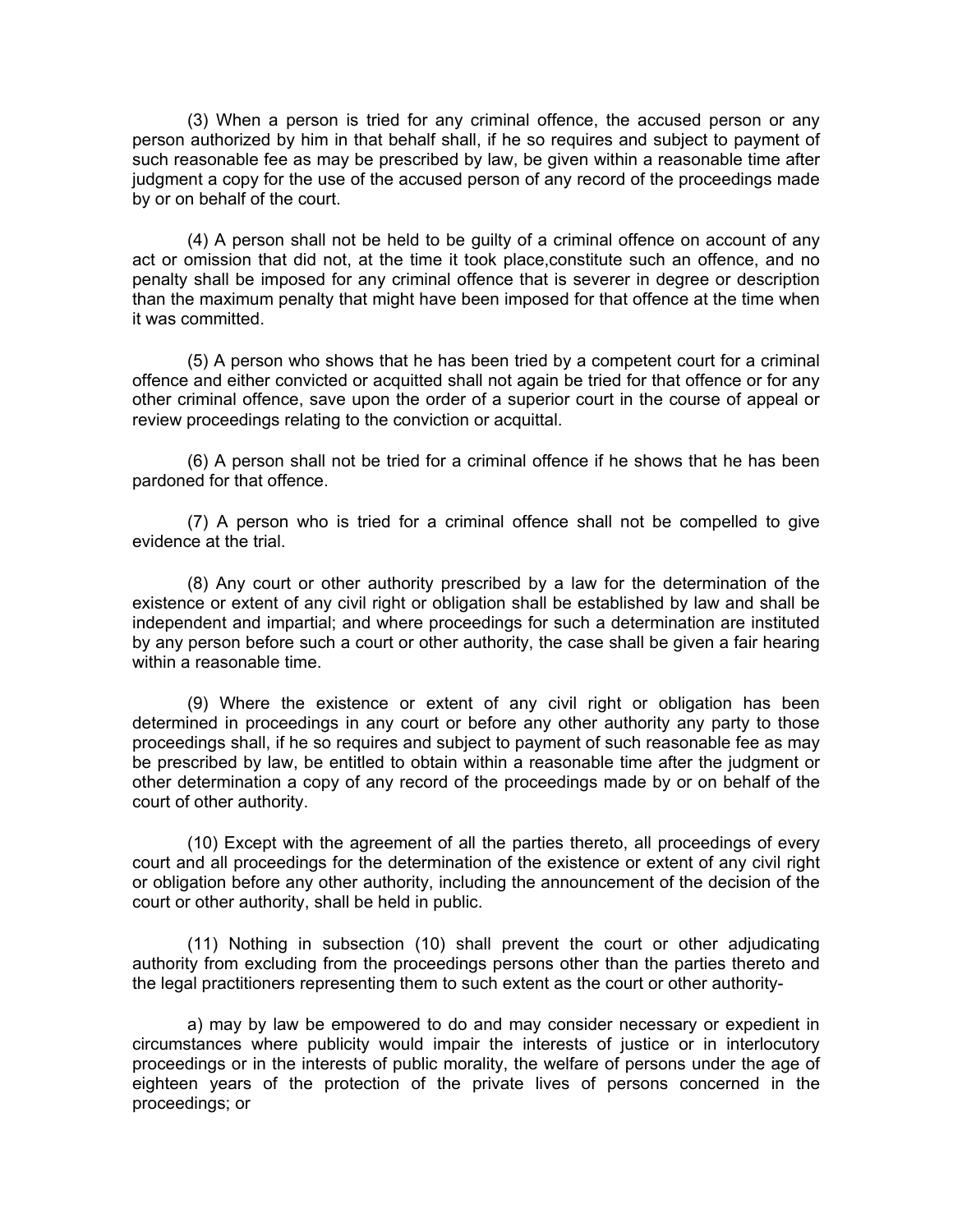(3) When a person is tried for any criminal offence, the accused person or any person authorized by him in that behalf shall, if he so requires and subject to payment of such reasonable fee as may be prescribed by law, be given within a reasonable time after judgment a copy for the use of the accused person of any record of the proceedings made by or on behalf of the court.

(4) A person shall not be held to be guilty of a criminal offence on account of any act or omission that did not, at the time it took place,constitute such an offence, and no penalty shall be imposed for any criminal offence that is severer in degree or description than the maximum penalty that might have been imposed for that offence at the time when it was committed.

(5) A person who shows that he has been tried by a competent court for a criminal offence and either convicted or acquitted shall not again be tried for that offence or for any other criminal offence, save upon the order of a superior court in the course of appeal or review proceedings relating to the conviction or acquittal.

(6) A person shall not be tried for a criminal offence if he shows that he has been pardoned for that offence.

(7) A person who is tried for a criminal offence shall not be compelled to give evidence at the trial.

(8) Any court or other authority prescribed by a law for the determination of the existence or extent of any civil right or obligation shall be established by law and shall be independent and impartial; and where proceedings for such a determination are instituted by any person before such a court or other authority, the case shall be given a fair hearing within a reasonable time.

(9) Where the existence or extent of any civil right or obligation has been determined in proceedings in any court or before any other authority any party to those proceedings shall, if he so requires and subject to payment of such reasonable fee as may be prescribed by law, be entitled to obtain within a reasonable time after the judgment or other determination a copy of any record of the proceedings made by or on behalf of the court of other authority.

(10) Except with the agreement of all the parties thereto, all proceedings of every court and all proceedings for the determination of the existence or extent of any civil right or obligation before any other authority, including the announcement of the decision of the court or other authority, shall be held in public.

(11) Nothing in subsection (10) shall prevent the court or other adjudicating authority from excluding from the proceedings persons other than the parties thereto and the legal practitioners representing them to such extent as the court or other authority-

a) may by law be empowered to do and may consider necessary or expedient in circumstances where publicity would impair the interests of justice or in interlocutory proceedings or in the interests of public morality, the welfare of persons under the age of eighteen years of the protection of the private lives of persons concerned in the proceedings; or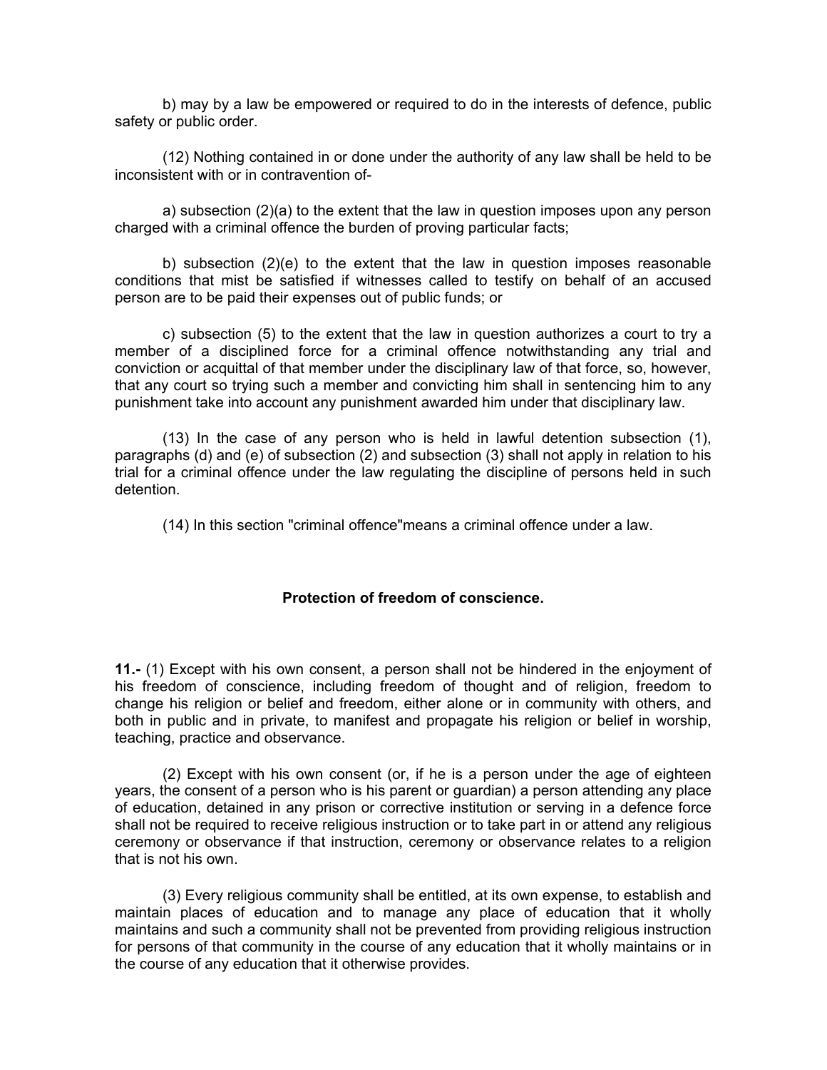b) may by a law be empowered or required to do in the interests of defence, public safety or public order.

(12) Nothing contained in or done under the authority of any law shall be held to be inconsistent with or in contravention of-

a) subsection (2)(a) to the extent that the law in question imposes upon any person charged with a criminal offence the burden of proving particular facts;

b) subsection (2)(e) to the extent that the law in question imposes reasonable conditions that mist be satisfied if witnesses called to testify on behalf of an accused person are to be paid their expenses out of public funds; or

c) subsection (5) to the extent that the law in question authorizes a court to try a member of a disciplined force for a criminal offence notwithstanding any trial and conviction or acquittal of that member under the disciplinary law of that force, so, however, that any court so trying such a member and convicting him shall in sentencing him to any punishment take into account any punishment awarded him under that disciplinary law.

(13) In the case of any person who is held in lawful detention subsection (1), paragraphs (d) and (e) of subsection (2) and subsection (3) shall not apply in relation to his trial for a criminal offence under the law regulating the discipline of persons held in such detention.

(14) In this section "criminal offence"means a criminal offence under a law.

### Protection of freedom of conscience.

**11.-** (1) Except with his own consent, a person shall not be hindered in the enjoyment of his freedom of conscience, including freedom of thought and of religion, freedom to change his religion or belief and freedom, either alone or in community with others, and both in public and in private, to manifest and propagate his religion or belief in worship, teaching, practice and observance.

(2) Except with his own consent (or, if he is a person under the age of eighteen years, the consent of a person who is his parent or guardian) a person attending any place of education, detained in any prison or corrective institution or serving in a defence force shall not be required to receive religious instruction or to take part in or attend any religious ceremony or observance if that instruction, ceremony or observance relates to a religion that is not his own.

(3) Every religious community shall be entitled, at its own expense, to establish and maintain places of education and to manage any place of education that it wholly maintains and such a community shall not be prevented from providing religious instruction for persons of that community in the course of any education that it wholly maintains or in the course of any education that it otherwise provides.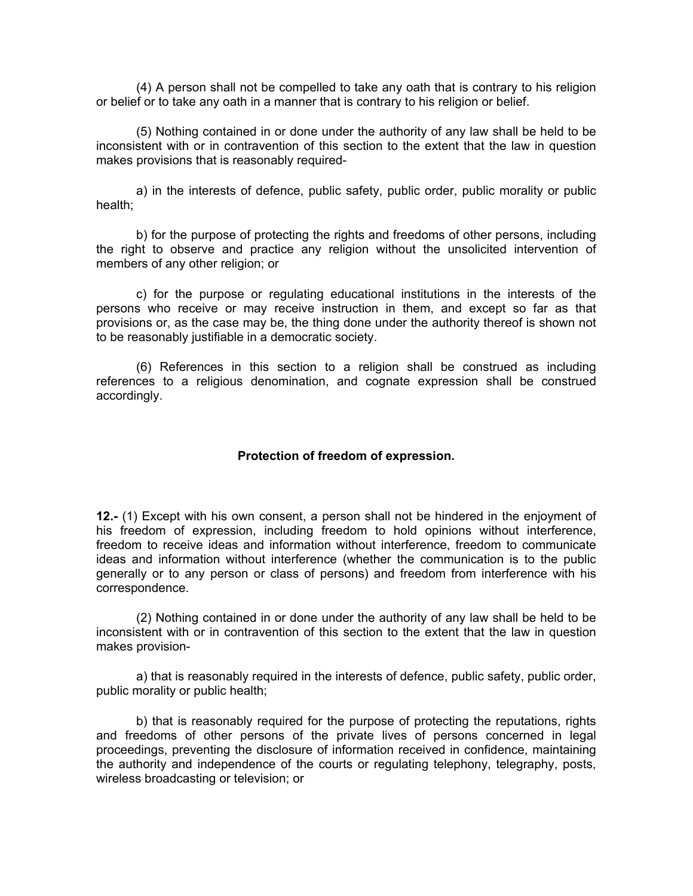(4) A person shall not be compelled to take any oath that is contrary to his religion or belief or to take any oath in a manner that is contrary to his religion or belief.

(5) Nothing contained in or done under the authority of any law shall be held to be inconsistent with or in contravention of this section to the extent that the law in question makes provisions that is reasonably required-

a) in the interests of defence, public safety, public order, public morality or public health;

b) for the purpose of protecting the rights and freedoms of other persons, including the right to observe and practice any religion without the unsolicited intervention of members of any other religion; or

c) for the purpose or regulating educational institutions in the interests of the persons who receive or may receive instruction in them, and except so far as that provisions or, as the case may be, the thing done under the authority thereof is shown not to be reasonably justifiable in a democratic society.

(6) References in this section to a religion shall be construed as including references to a religious denomination, and cognate expression shall be construed accordingly.

### Protection of freedom of expression.

**12.-** (1) Except with his own consent, a person shall not be hindered in the enjoyment of his freedom of expression, including freedom to hold opinions without interference, freedom to receive ideas and information without interference, freedom to communicate ideas and information without interference (whether the communication is to the public generally or to any person or class of persons) and freedom from interference with his correspondence.

(2) Nothing contained in or done under the authority of any law shall be held to be inconsistent with or in contravention of this section to the extent that the law in question makes provision-

a) that is reasonably required in the interests of defence, public safety, public order, public morality or public health;

b) that is reasonably required for the purpose of protecting the reputations, rights and freedoms of other persons of the private lives of persons concerned in legal proceedings, preventing the disclosure of information received in confidence, maintaining the authority and independence of the courts or regulating telephony, telegraphy, posts, wireless broadcasting or television; or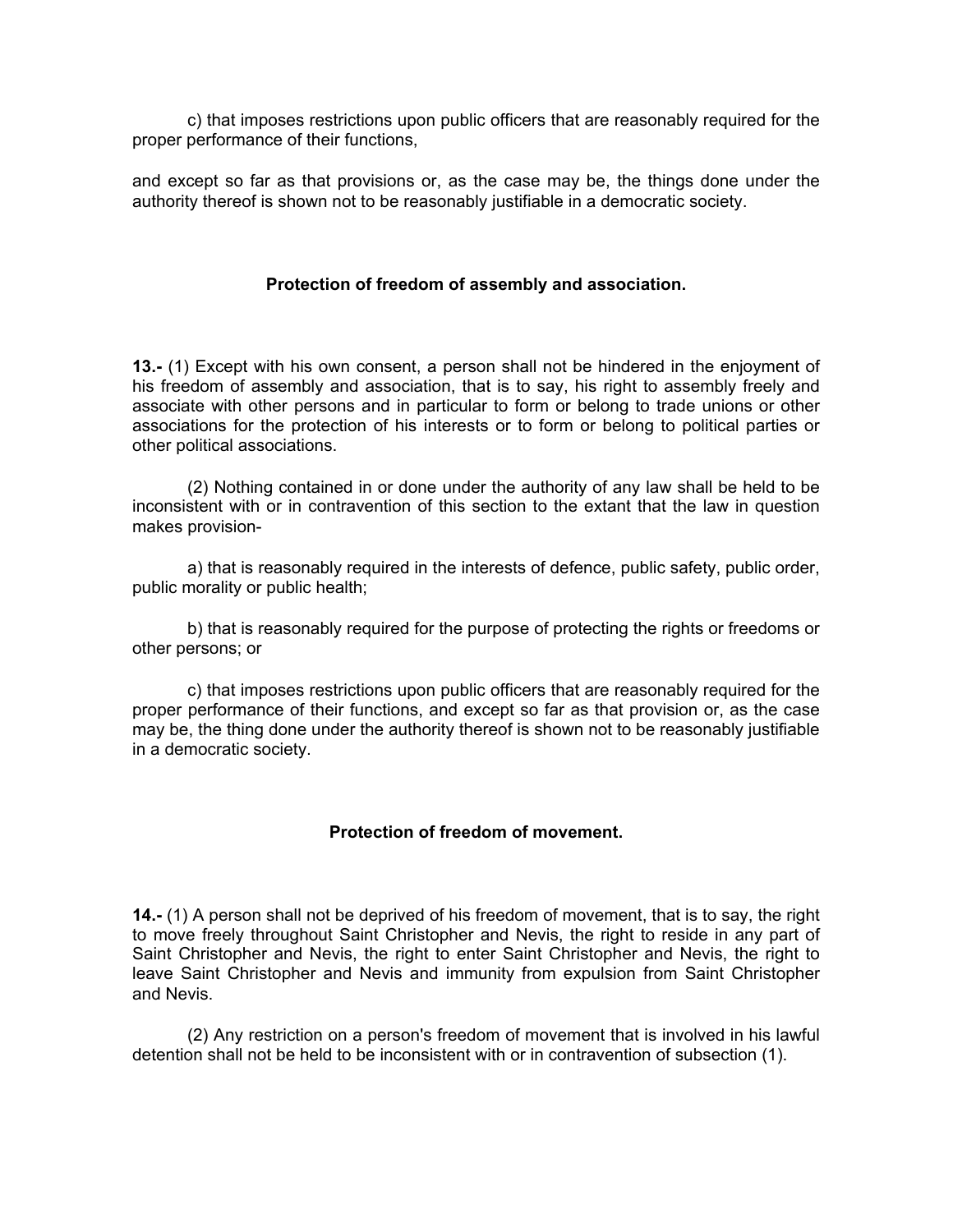c) that imposes restrictions upon public officers that are reasonably required for the proper performance of their functions,

and except so far as that provisions or, as the case may be, the things done under the authority thereof is shown not to be reasonably justifiable in a democratic society.

### Protection of freedom of assembly and association.

**13.-** (1) Except with his own consent, a person shall not be hindered in the enjoyment of his freedom of assembly and association, that is to say, his right to assembly freely and associate with other persons and in particular to form or belong to trade unions or other associations for the protection of his interests or to form or belong to political parties or other political associations.

(2) Nothing contained in or done under the authority of any law shall be held to be inconsistent with or in contravention of this section to the extant that the law in question makes provision-

a) that is reasonably required in the interests of defence, public safety, public order, public morality or public health;

b) that is reasonably required for the purpose of protecting the rights or freedoms or other persons; or

c) that imposes restrictions upon public officers that are reasonably required for the proper performance of their functions, and except so far as that provision or, as the case may be, the thing done under the authority thereof is shown not to be reasonably justifiable in a democratic society.

### Protection of freedom of movement.

**14.-** (1) A person shall not be deprived of his freedom of movement, that is to say, the right to move freely throughout Saint Christopher and Nevis, the right to reside in any part of Saint Christopher and Nevis, the right to enter Saint Christopher and Nevis, the right to leave Saint Christopher and Nevis and immunity from expulsion from Saint Christopher and Nevis.

(2) Any restriction on a person's freedom of movement that is involved in his lawful detention shall not be held to be inconsistent with or in contravention of subsection (1).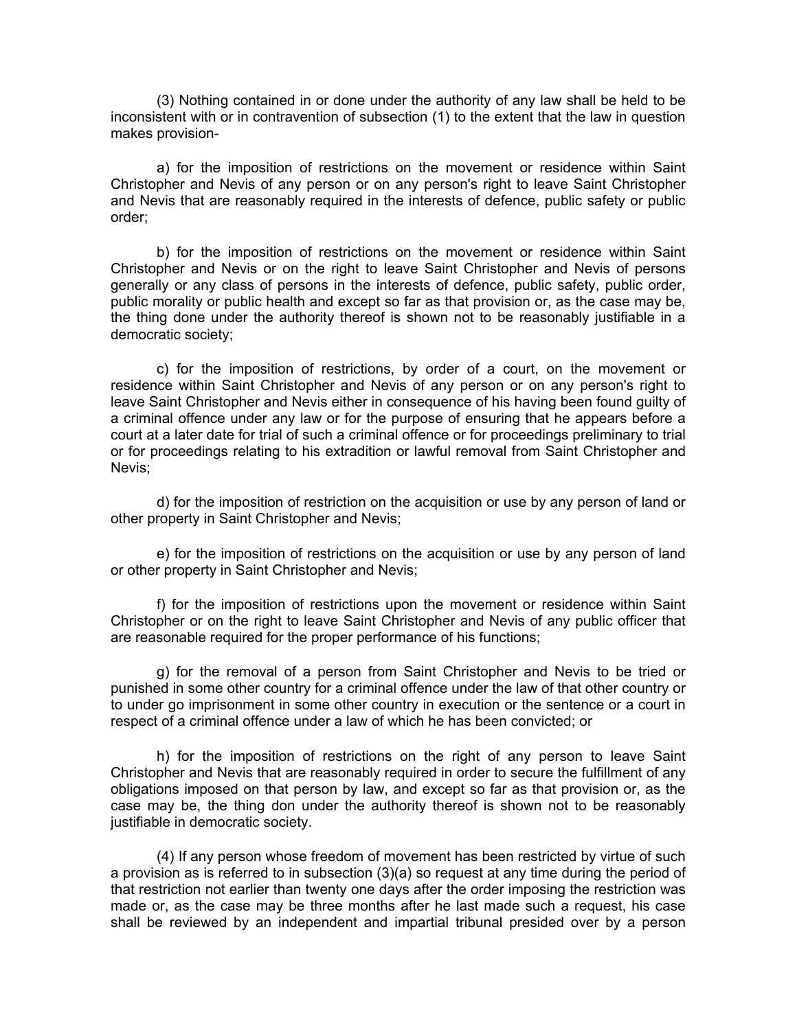(3) Nothing contained in or done under the authority of any law shall be held to be inconsistent with or in contravention of subsection (1) to the extent that the law in question makes provision-

a) for the imposition of restrictions on the movement or residence within Saint Christopher and Nevis of any person or on any person's right to leave Saint Christopher and Nevis that are reasonably required in the interests of defence, public safety or public order;

b) for the imposition of restrictions on the movement or residence within Saint Christopher and Nevis or on the right to leave Saint Christopher and Nevis of persons generally or any class of persons in the interests of defence, public safety, public order, public morality or public health and except so far as that provision or, as the case may be, the thing done under the authority thereof is shown not to be reasonably justifiable in a democratic society;

c) for the imposition of restrictions, by order of a court, on the movement or residence within Saint Christopher and Nevis of any person or on any person's right to leave Saint Christopher and Nevis either in consequence of his having been found guilty of a criminal offence under any law or for the purpose of ensuring that he appears before a court at a later date for trial of such a criminal offence or for proceedings preliminary to trial or for proceedings relating to his extradition or lawful removal from Saint Christopher and Nevis;

d) for the imposition of restriction on the acquisition or use by any person of land or other property in Saint Christopher and Nevis;

e) for the imposition of restrictions on the acquisition or use by any person of land or other property in Saint Christopher and Nevis;

f) for the imposition of restrictions upon the movement or residence within Saint Christopher or on the right to leave Saint Christopher and Nevis of any public officer that are reasonable required for the proper performance of his functions;

g) for the removal of a person from Saint Christopher and Nevis to be tried or punished in some other country for a criminal offence under the law of that other country or to under go imprisonment in some other country in execution or the sentence or a court in respect of a criminal offence under a law of which he has been convicted; or

h) for the imposition of restrictions on the right of any person to leave Saint Christopher and Nevis that are reasonably required in order to secure the fulfillment of any obligations imposed on that person by law, and except so far as that provision or, as the case may be, the thing don under the authority thereof is shown not to be reasonably justifiable in democratic society.

(4) If any person whose freedom of movement has been restricted by virtue of such a provision as is referred to in subsection (3)(a) so request at any time during the period of that restriction not earlier than twenty one days after the order imposing the restriction was made or, as the case may be three months after he last made such a request, his case shall be reviewed by an independent and impartial tribunal presided over by a person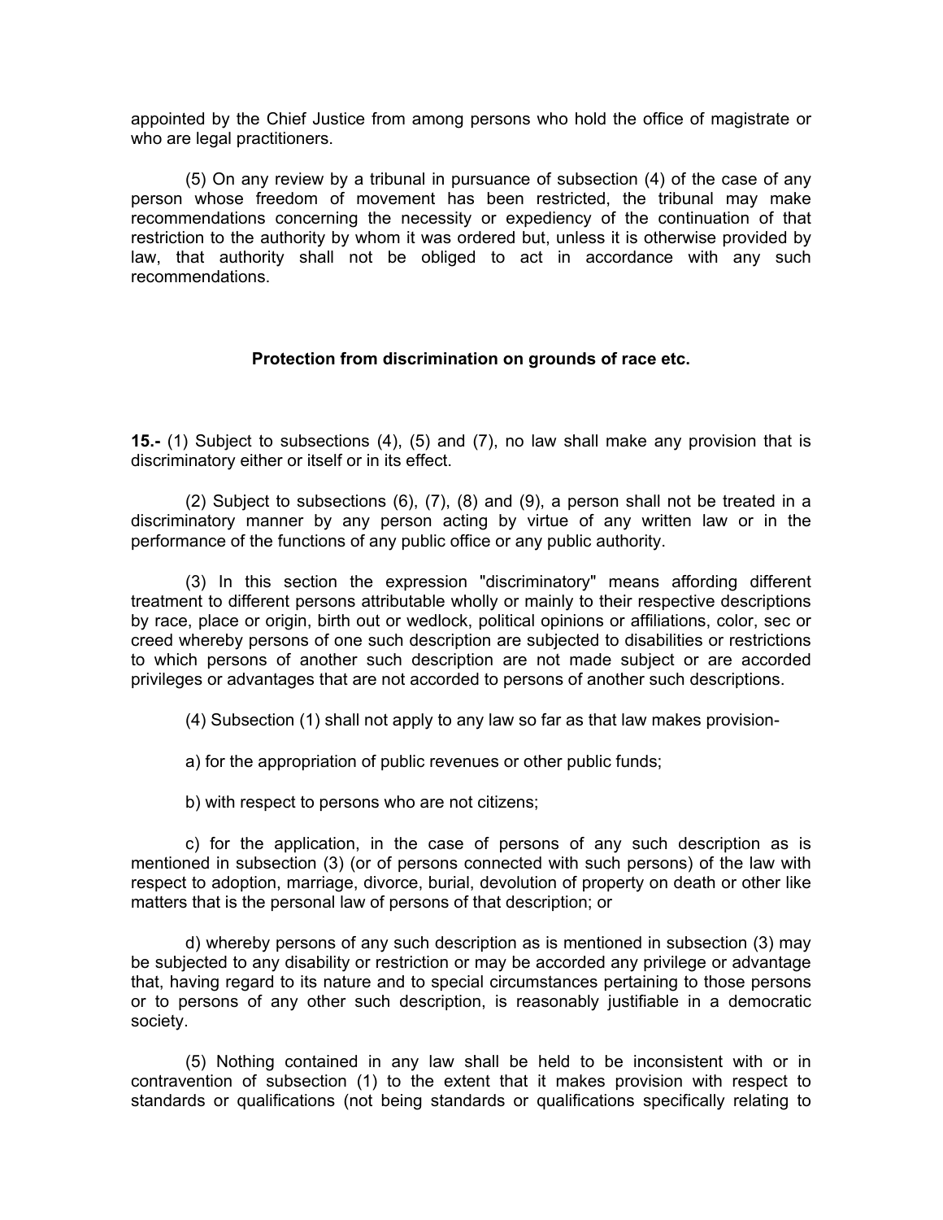appointed by the Chief Justice from among persons who hold the office of magistrate or who are legal practitioners.

(5) On any review by a tribunal in pursuance of subsection (4) of the case of any person whose freedom of movement has been restricted, the tribunal may make recommendations concerning the necessity or expediency of the continuation of that restriction to the authority by whom it was ordered but, unless it is otherwise provided by law, that authority shall not be obliged to act in accordance with any such recommendations.

### Protection from discrimination on grounds of race etc.

**15.-** (1) Subject to subsections (4), (5) and (7), no law shall make any provision that is discriminatory either or itself or in its effect.

(2) Subject to subsections (6), (7), (8) and (9), a person shall not be treated in a discriminatory manner by any person acting by virtue of any written law or in the performance of the functions of any public office or any public authority.

(3) In this section the expression "discriminatory" means affording different treatment to different persons attributable wholly or mainly to their respective descriptions by race, place or origin, birth out or wedlock, political opinions or affiliations, color, sec or creed whereby persons of one such description are subjected to disabilities or restrictions to which persons of another such description are not made subject or are accorded privileges or advantages that are not accorded to persons of another such descriptions.

(4) Subsection (1) shall not apply to any law so far as that law makes provision-

a) for the appropriation of public revenues or other public funds;

b) with respect to persons who are not citizens;

c) for the application, in the case of persons of any such description as is mentioned in subsection (3) (or of persons connected with such persons) of the law with respect to adoption, marriage, divorce, burial, devolution of property on death or other like matters that is the personal law of persons of that description; or

d) whereby persons of any such description as is mentioned in subsection (3) may be subjected to any disability or restriction or may be accorded any privilege or advantage that, having regard to its nature and to special circumstances pertaining to those persons or to persons of any other such description, is reasonably justifiable in a democratic society.

(5) Nothing contained in any law shall be held to be inconsistent with or in contravention of subsection (1) to the extent that it makes provision with respect to standards or qualifications (not being standards or qualifications specifically relating to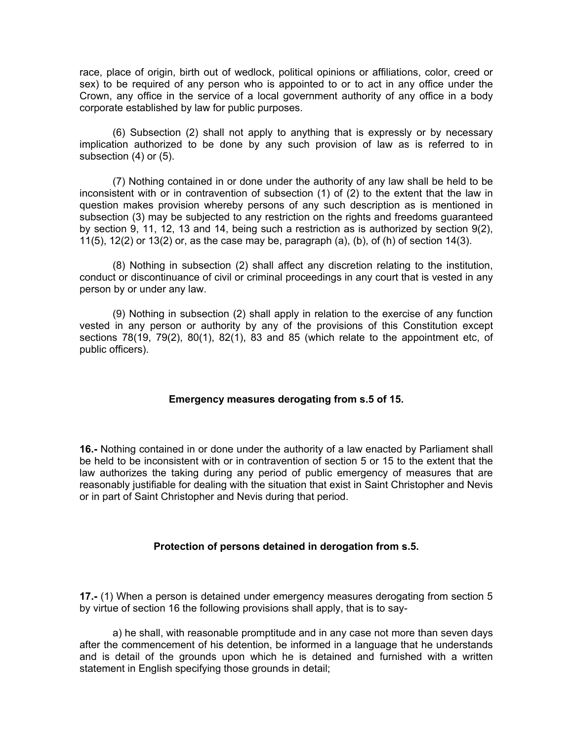race, place of origin, birth out of wedlock, political opinions or affiliations, color, creed or sex) to be required of any person who is appointed to or to act in any office under the Crown, any office in the service of a local government authority of any office in a body corporate established by law for public purposes.

(6) Subsection (2) shall not apply to anything that is expressly or by necessary implication authorized to be done by any such provision of law as is referred to in subsection (4) or (5).

(7) Nothing contained in or done under the authority of any law shall be held to be inconsistent with or in contravention of subsection (1) of (2) to the extent that the law in question makes provision whereby persons of any such description as is mentioned in subsection (3) may be subjected to any restriction on the rights and freedoms guaranteed by section 9, 11, 12, 13 and 14, being such a restriction as is authorized by section 9(2), 11(5), 12(2) or 13(2) or, as the case may be, paragraph (a), (b), of (h) of section 14(3).

(8) Nothing in subsection (2) shall affect any discretion relating to the institution, conduct or discontinuance of civil or criminal proceedings in any court that is vested in any person by or under any law.

(9) Nothing in subsection (2) shall apply in relation to the exercise of any function vested in any person or authority by any of the provisions of this Constitution except sections 78(19, 79(2), 80(1), 82(1), 83 and 85 (which relate to the appointment etc, of public officers).

### Emergency measures derogating from s.5 of 15.

**16.-** Nothing contained in or done under the authority of a law enacted by Parliament shall be held to be inconsistent with or in contravention of section 5 or 15 to the extent that the law authorizes the taking during any period of public emergency of measures that are reasonably justifiable for dealing with the situation that exist in Saint Christopher and Nevis or in part of Saint Christopher and Nevis during that period.

### Protection of persons detained in derogation from s.5.

**17.-** (1) When a person is detained under emergency measures derogating from section 5 by virtue of section 16 the following provisions shall apply, that is to say-

a) he shall, with reasonable promptitude and in any case not more than seven days after the commencement of his detention, be informed in a language that he understands and is detail of the grounds upon which he is detained and furnished with a written statement in English specifying those grounds in detail;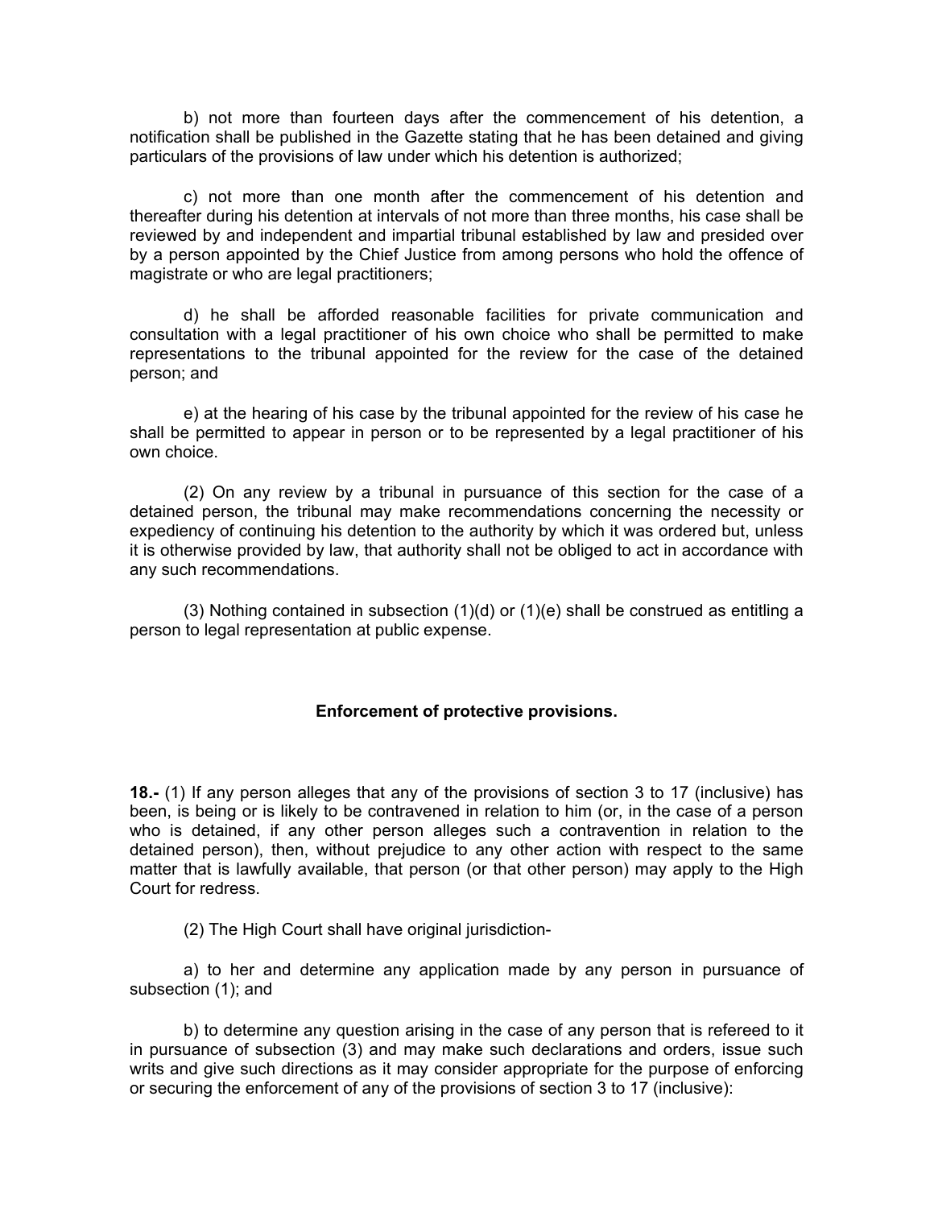b) not more than fourteen days after the commencement of his detention, a notification shall be published in the Gazette stating that he has been detained and giving particulars of the provisions of law under which his detention is authorized;

c) not more than one month after the commencement of his detention and thereafter during his detention at intervals of not more than three months, his case shall be reviewed by and independent and impartial tribunal established by law and presided over by a person appointed by the Chief Justice from among persons who hold the offence of magistrate or who are legal practitioners;

d) he shall be afforded reasonable facilities for private communication and consultation with a legal practitioner of his own choice who shall be permitted to make representations to the tribunal appointed for the review for the case of the detained person; and

e) at the hearing of his case by the tribunal appointed for the review of his case he shall be permitted to appear in person or to be represented by a legal practitioner of his own choice.

(2) On any review by a tribunal in pursuance of this section for the case of a detained person, the tribunal may make recommendations concerning the necessity or expediency of continuing his detention to the authority by which it was ordered but, unless it is otherwise provided by law, that authority shall not be obliged to act in accordance with any such recommendations.

(3) Nothing contained in subsection (1)(d) or (1)(e) shall be construed as entitling a person to legal representation at public expense.

### Enforcement of protective provisions.

**18.-** (1) If any person alleges that any of the provisions of section 3 to 17 (inclusive) has been, is being or is likely to be contravened in relation to him (or, in the case of a person who is detained, if any other person alleges such a contravention in relation to the detained person), then, without prejudice to any other action with respect to the same matter that is lawfully available, that person (or that other person) may apply to the High Court for redress.

(2) The High Court shall have original jurisdiction-

a) to her and determine any application made by any person in pursuance of subsection (1); and

b) to determine any question arising in the case of any person that is refereed to it in pursuance of subsection (3) and may make such declarations and orders, issue such writs and give such directions as it may consider appropriate for the purpose of enforcing or securing the enforcement of any of the provisions of section 3 to 17 (inclusive):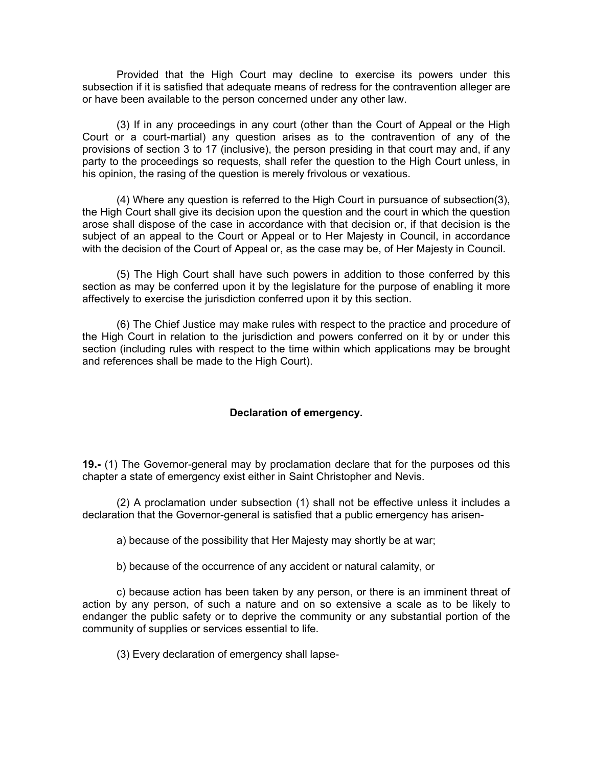Provided that the High Court may decline to exercise its powers under this subsection if it is satisfied that adequate means of redress for the contravention alleger are or have been available to the person concerned under any other law.

(3) If in any proceedings in any court (other than the Court of Appeal or the High Court or a court-martial) any question arises as to the contravention of any of the provisions of section 3 to 17 (inclusive), the person presiding in that court may and, if any party to the proceedings so requests, shall refer the question to the High Court unless, in his opinion, the rasing of the question is merely frivolous or vexatious.

(4) Where any question is referred to the High Court in pursuance of subsection(3), the High Court shall give its decision upon the question and the court in which the question arose shall dispose of the case in accordance with that decision or, if that decision is the subject of an appeal to the Court or Appeal or to Her Majesty in Council, in accordance with the decision of the Court of Appeal or, as the case may be, of Her Majesty in Council.

(5) The High Court shall have such powers in addition to those conferred by this section as may be conferred upon it by the legislature for the purpose of enabling it more affectively to exercise the jurisdiction conferred upon it by this section.

(6) The Chief Justice may make rules with respect to the practice and procedure of the High Court in relation to the jurisdiction and powers conferred on it by or under this section (including rules with respect to the time within which applications may be brought and references shall be made to the High Court).

**Declaration of emergency.**

**19.-** (1) The Governor-general may by proclamation declare that for the purposes od this chapter a state of emergency exist either in Saint Christopher and Nevis.

(2) A proclamation under subsection (1) shall not be effective unless it includes a declaration that the Governor-general is satisfied that a public emergency has arisen-

a) because of the possibility that Her Majesty may shortly be at war;

b) because of the occurrence of any accident or natural calamity, or

c) because action has been taken by any person, or there is an imminent threat of action by any person, of such a nature and on so extensive a scale as to be likely to endanger the public safety or to deprive the community or any substantial portion of the community of supplies or services essential to life.

(3) Every declaration of emergency shall lapse-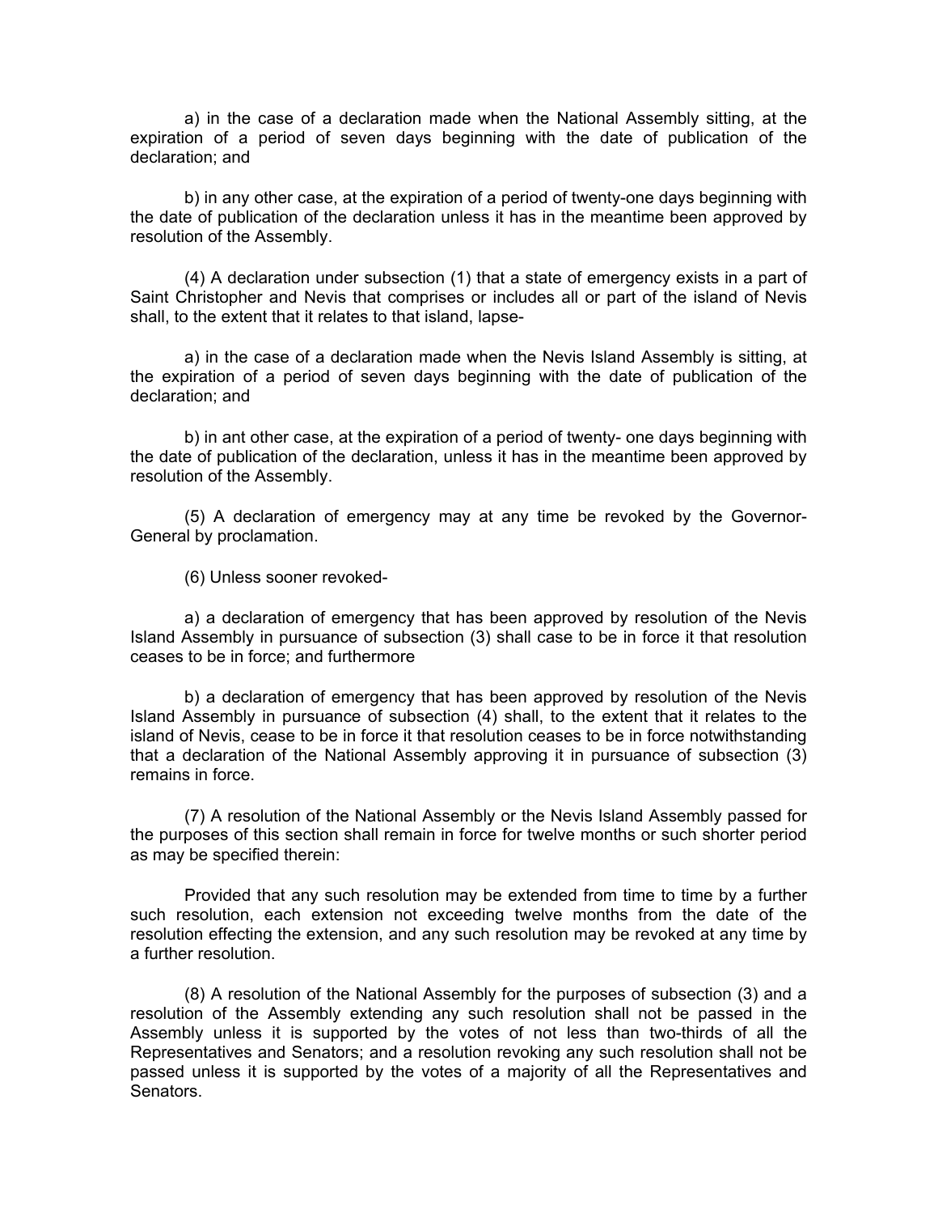a) in the case of a declaration made when the National Assembly sitting, at the expiration of a period of seven days beginning with the date of publication of the declaration; and

b) in any other case, at the expiration of a period of twenty-one days beginning with the date of publication of the declaration unless it has in the meantime been approved by resolution of the Assembly.

(4) A declaration under subsection (1) that a state of emergency exists in a part of Saint Christopher and Nevis that comprises or includes all or part of the island of Nevis shall, to the extent that it relates to that island, lapse-

a) in the case of a declaration made when the Nevis Island Assembly is sitting, at the expiration of a period of seven days beginning with the date of publication of the declaration; and

b) in ant other case, at the expiration of a period of twenty- one days beginning with the date of publication of the declaration, unless it has in the meantime been approved by resolution of the Assembly.

(5) A declaration of emergency may at any time be revoked by the Governor-General by proclamation.

(6) Unless sooner revoked-

a) a declaration of emergency that has been approved by resolution of the Nevis Island Assembly in pursuance of subsection (3) shall case to be in force it that resolution ceases to be in force; and furthermore

b) a declaration of emergency that has been approved by resolution of the Nevis Island Assembly in pursuance of subsection (4) shall, to the extent that it relates to the island of Nevis, cease to be in force it that resolution ceases to be in force notwithstanding that a declaration of the National Assembly approving it in pursuance of subsection (3) remains in force.

(7) A resolution of the National Assembly or the Nevis Island Assembly passed for the purposes of this section shall remain in force for twelve months or such shorter period as may be specified therein:

Provided that any such resolution may be extended from time to time by a further such resolution, each extension not exceeding twelve months from the date of the resolution effecting the extension, and any such resolution may be revoked at any time by a further resolution.

(8) A resolution of the National Assembly for the purposes of subsection (3) and a resolution of the Assembly extending any such resolution shall not be passed in the Assembly unless it is supported by the votes of not less than two-thirds of all the Representatives and Senators; and a resolution revoking any such resolution shall not be passed unless it is supported by the votes of a majority of all the Representatives and Senators.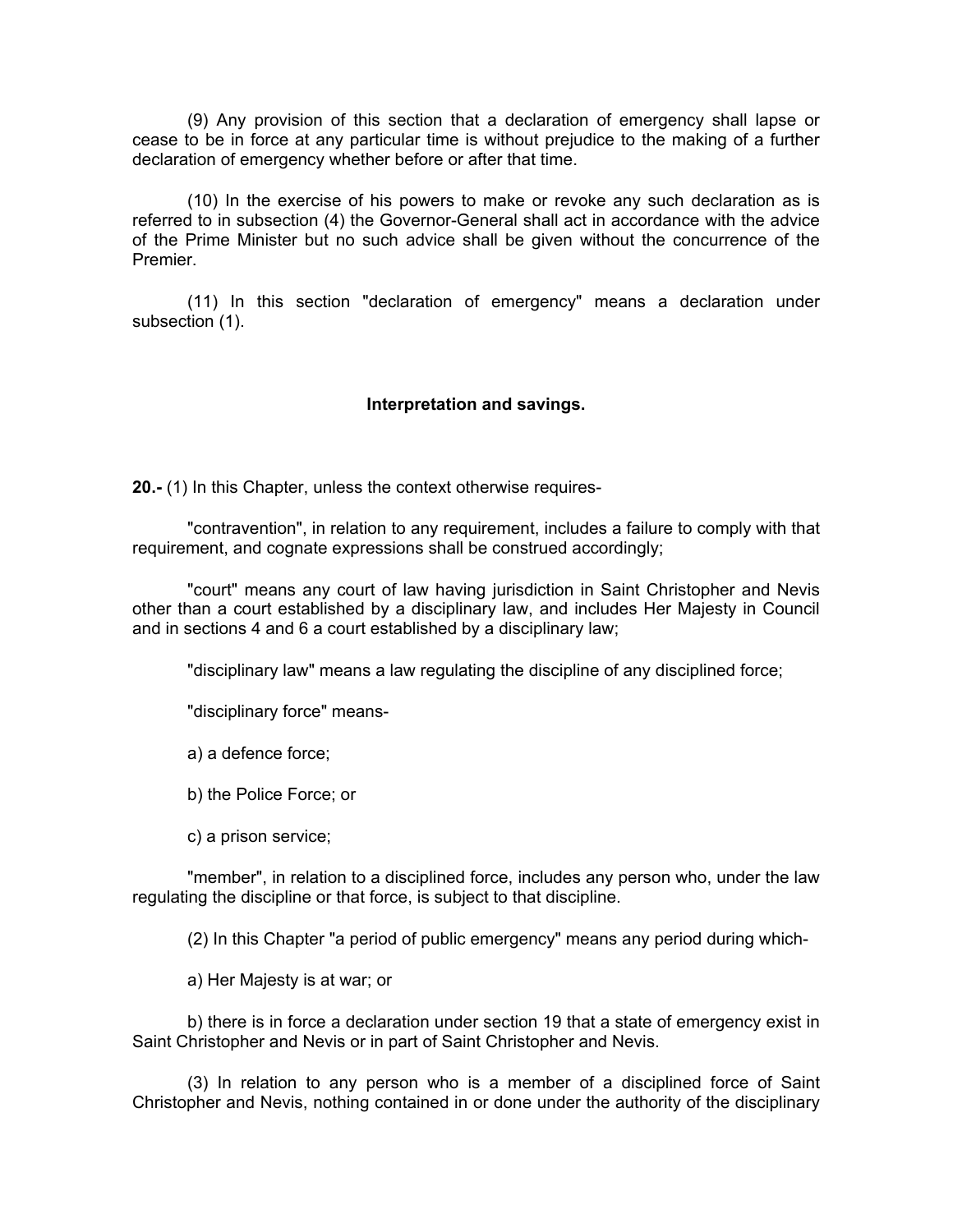(9) Any provision of this section that a declaration of emergency shall lapse or cease to be in force at any particular time is without prejudice to the making of a further declaration of emergency whether before or after that time.

(10) In the exercise of his powers to make or revoke any such declaration as is referred to in subsection (4) the Governor-General shall act in accordance with the advice of the Prime Minister but no such advice shall be given without the concurrence of the Premier.

(11) In this section "declaration of emergency" means a declaration under subsection (1).

### Interpretation and savings.

**20.-** (1) In this Chapter, unless the context otherwise requires-

"contravention", in relation to any requirement, includes a failure to comply with that requirement, and cognate expressions shall be construed accordingly;

"court" means any court of law having jurisdiction in Saint Christopher and Nevis other than a court established by a disciplinary law, and includes Her Majesty in Council and in sections 4 and 6 a court established by a disciplinary law;

"disciplinary law" means a law regulating the discipline of any disciplined force;

"disciplinary force" means-

a) a defence force;

b) the Police Force; or

c) a prison service;

"member", in relation to a disciplined force, includes any person who, under the law regulating the discipline or that force, is subject to that discipline.

(2) In this Chapter "a period of public emergency" means any period during which-

a) Her Majesty is at war; or

b) there is in force a declaration under section 19 that a state of emergency exist in Saint Christopher and Nevis or in part of Saint Christopher and Nevis.

(3) In relation to any person who is a member of a disciplined force of Saint Christopher and Nevis, nothing contained in or done under the authority of the disciplinary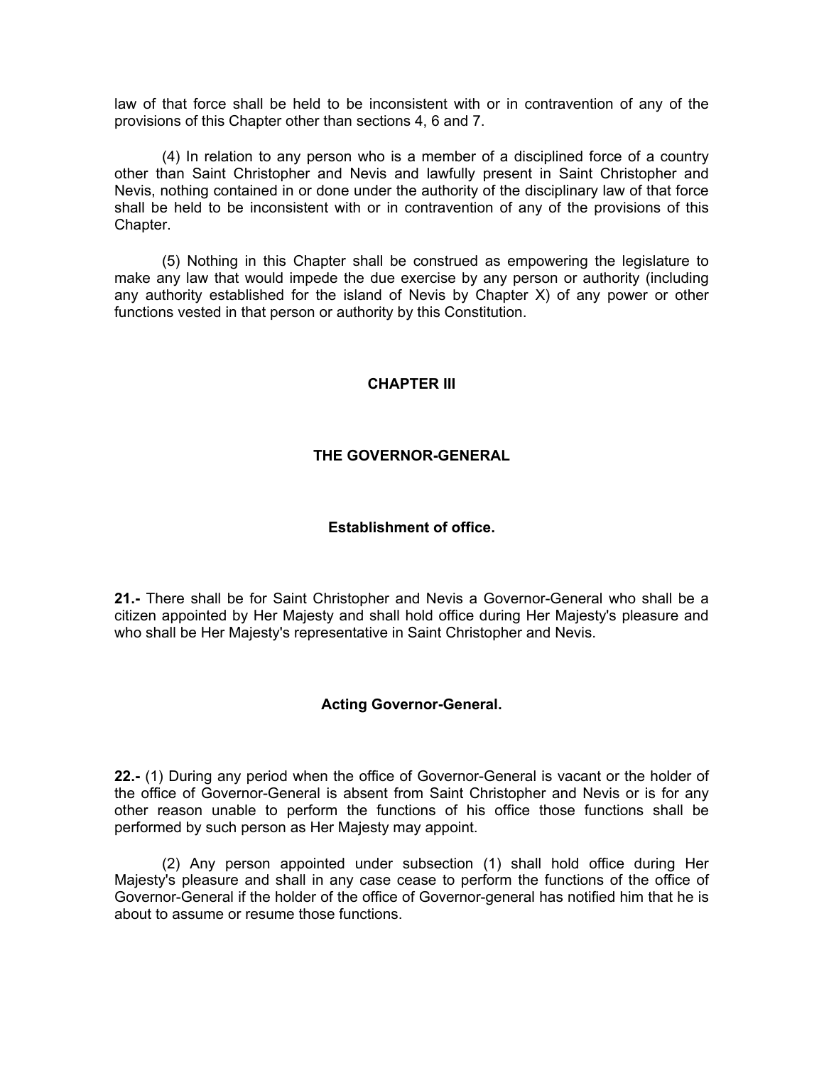law of that force shall be held to be inconsistent with or in contravention of any of the provisions of this Chapter other than sections 4, 6 and 7.

(4) In relation to any person who is a member of a disciplined force of a country other than Saint Christopher and Nevis and lawfully present in Saint Christopher and Nevis, nothing contained in or done under the authority of the disciplinary law of that force shall be held to be inconsistent with or in contravention of any of the provisions of this Chapter.

(5) Nothing in this Chapter shall be construed as empowering the legislature to make any law that would impede the due exercise by any person or authority (including any authority established for the island of Nevis by Chapter X) of any power or other functions vested in that person or authority by this Constitution.

## CHAPTER III

## THE GOVERNOR-GENERAL

### Establishment of office.

**21.-** There shall be for Saint Christopher and Nevis a Governor-General who shall be a citizen appointed by Her Majesty and shall hold office during Her Majesty's pleasure and who shall be Her Majesty's representative in Saint Christopher and Nevis.

### Acting Governor-General.

**22.-** (1) During any period when the office of Governor-General is vacant or the holder of the office of Governor-General is absent from Saint Christopher and Nevis or is for any other reason unable to perform the functions of his office those functions shall be performed by such person as Her Majesty may appoint.

(2) Any person appointed under subsection (1) shall hold office during Her Majesty's pleasure and shall in any case cease to perform the functions of the office of Governor-General if the holder of the office of Governor-general has notified him that he is about to assume or resume those functions.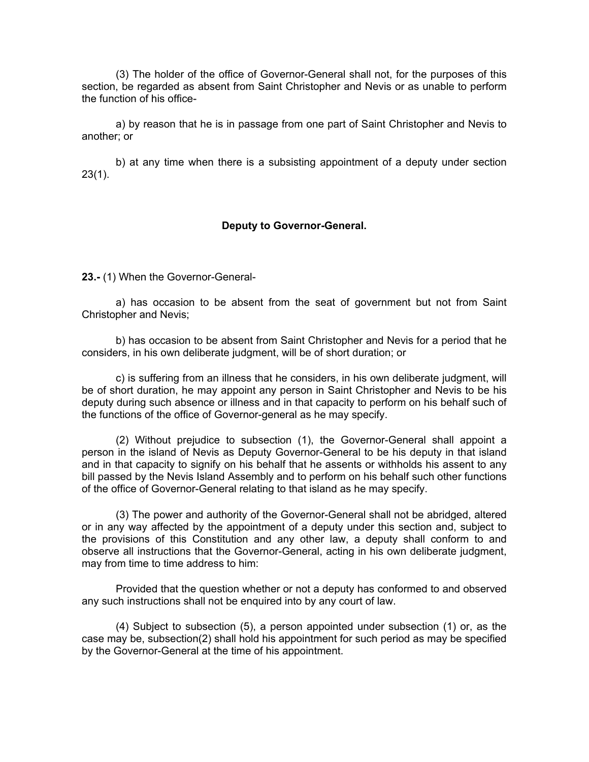(3) The holder of the office of Governor-General shall not, for the purposes of this section, be regarded as absent from Saint Christopher and Nevis or as unable to perform the function of his office-

a) by reason that he is in passage from one part of Saint Christopher and Nevis to another; or

b) at any time when there is a subsisting appointment of a deputy under section 23(1).

### Deputy to Governor-General.

**23.-** (1) When the Governor-General-

a) has occasion to be absent from the seat of government but not from Saint Christopher and Nevis;

b) has occasion to be absent from Saint Christopher and Nevis for a period that he considers, in his own deliberate judgment, will be of short duration; or

c) is suffering from an illness that he considers, in his own deliberate judgment, will be of short duration, he may appoint any person in Saint Christopher and Nevis to be his deputy during such absence or illness and in that capacity to perform on his behalf such of the functions of the office of Governor-general as he may specify.

(2) Without prejudice to subsection (1), the Governor-General shall appoint a person in the island of Nevis as Deputy Governor-General to be his deputy in that island and in that capacity to signify on his behalf that he assents or withholds his assent to any bill passed by the Nevis Island Assembly and to perform on his behalf such other functions of the office of Governor-General relating to that island as he may specify.

(3) The power and authority of the Governor-General shall not be abridged, altered or in any way affected by the appointment of a deputy under this section and, subject to the provisions of this Constitution and any other law, a deputy shall conform to and observe all instructions that the Governor-General, acting in his own deliberate judgment, may from time to time address to him:

Provided that the question whether or not a deputy has conformed to and observed any such instructions shall not be enquired into by any court of law.

(4) Subject to subsection (5), a person appointed under subsection (1) or, as the case may be, subsection(2) shall hold his appointment for such period as may be specified by the Governor-General at the time of his appointment.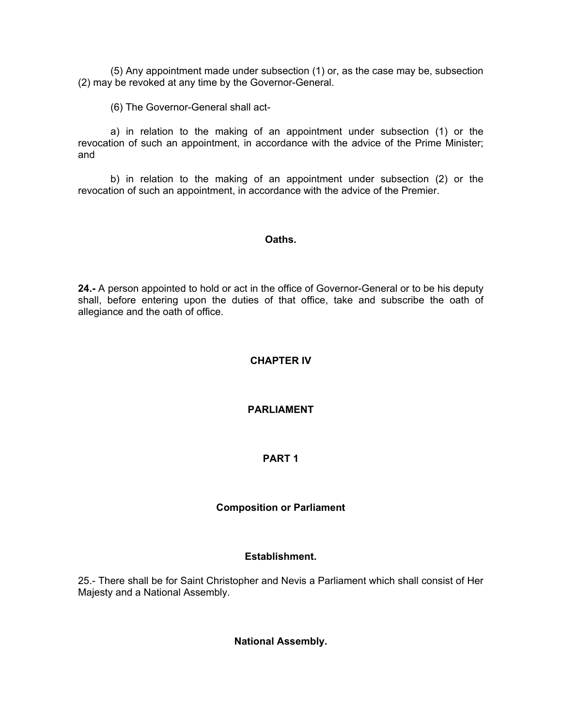(5) Any appointment made under subsection (1) or, as the case may be, subsection (2) may be revoked at any time by the Governor-General.

(6) The Governor-General shall act-

a) in relation to the making of an appointment under subsection (1) or the revocation of such an appointment, in accordance with the advice of the Prime Minister; and

b) in relation to the making of an appointment under subsection (2) or the revocation of such an appointment, in accordance with the advice of the Premier.

**Oaths.**

**24.-** A person appointed to hold or act in the office of Governor-General or to be his deputy shall, before entering upon the duties of that office, take and subscribe the oath of allegiance and the oath of office.

## CHAPTER IV

## PARLIAMENT

## PART 1

### Composition or Parliament

**Establishment.**

25.- There shall be for Saint Christopher and Nevis a Parliament which shall consist of Her Majesty and a National Assembly.

**National Assembly.**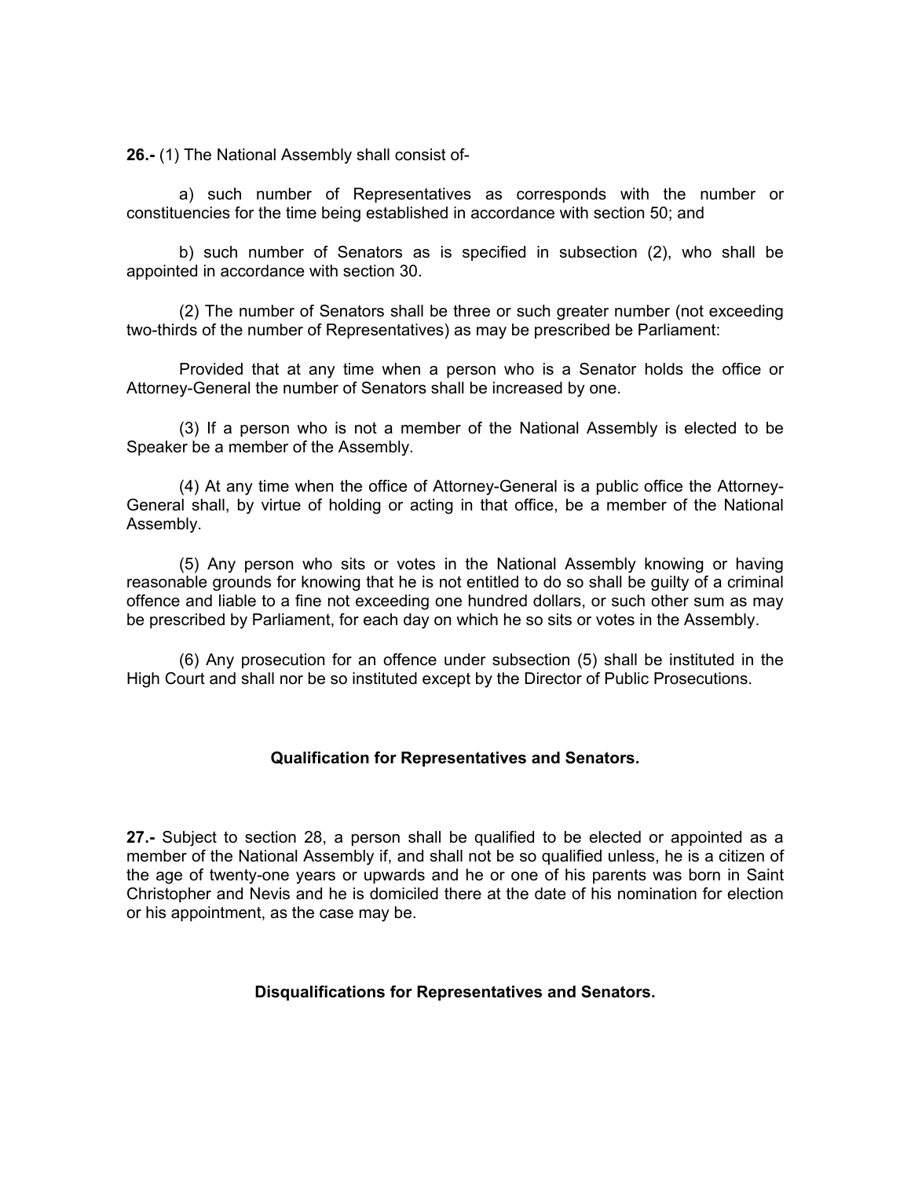**26.-** (1) The National Assembly shall consist of-

a) such number of Representatives as corresponds with the number or constituencies for the time being established in accordance with section 50; and

b) such number of Senators as is specified in subsection (2), who shall be appointed in accordance with section 30.

(2) The number of Senators shall be three or such greater number (not exceeding two-thirds of the number of Representatives) as may be prescribed be Parliament:

Provided that at any time when a person who is a Senator holds the office or Attorney-General the number of Senators shall be increased by one.

(3) If a person who is not a member of the National Assembly is elected to be Speaker be a member of the Assembly.

(4) At any time when the office of Attorney-General is a public office the Attorney-General shall, by virtue of holding or acting in that office, be a member of the National Assembly.

(5) Any person who sits or votes in the National Assembly knowing or having reasonable grounds for knowing that he is not entitled to do so shall be guilty of a criminal offence and liable to a fine not exceeding one hundred dollars, or such other sum as may be prescribed by Parliament, for each day on which he so sits or votes in the Assembly.

(6) Any prosecution for an offence under subsection (5) shall be instituted in the High Court and shall nor be so instituted except by the Director of Public Prosecutions.

### Qualification for Representatives and Senators.

**27.-** Subject to section 28, a person shall be qualified to be elected or appointed as a member of the National Assembly if, and shall not be so qualified unless, he is a citizen of the age of twenty-one years or upwards and he or one of his parents was born in Saint Christopher and Nevis and he is domiciled there at the date of his nomination for election or his appointment, as the case may be.

### Disqualifications for Representatives and Senators.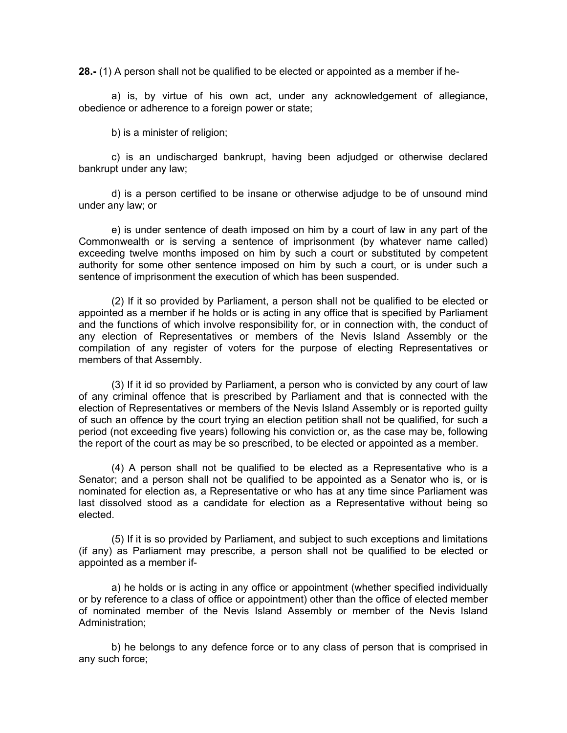**28.-** (1) A person shall not be qualified to be elected or appointed as a member if he-

a) is, by virtue of his own act, under any acknowledgement of allegiance, obedience or adherence to a foreign power or state;

b) is a minister of religion;

c) is an undischarged bankrupt, having been adjudged or otherwise declared bankrupt under any law;

d) is a person certified to be insane or otherwise adjudge to be of unsound mind under any law; or

e) is under sentence of death imposed on him by a court of law in any part of the Commonwealth or is serving a sentence of imprisonment (by whatever name called) exceeding twelve months imposed on him by such a court or substituted by competent authority for some other sentence imposed on him by such a court, or is under such a sentence of imprisonment the execution of which has been suspended.

(2) If it so provided by Parliament, a person shall not be qualified to be elected or appointed as a member if he holds or is acting in any office that is specified by Parliament and the functions of which involve responsibility for, or in connection with, the conduct of any election of Representatives or members of the Nevis Island Assembly or the compilation of any register of voters for the purpose of electing Representatives or members of that Assembly.

(3) If it id so provided by Parliament, a person who is convicted by any court of law of any criminal offence that is prescribed by Parliament and that is connected with the election of Representatives or members of the Nevis Island Assembly or is reported guilty of such an offence by the court trying an election petition shall not be qualified, for such a period (not exceeding five years) following his conviction or, as the case may be, following the report of the court as may be so prescribed, to be elected or appointed as a member.

(4) A person shall not be qualified to be elected as a Representative who is a Senator; and a person shall not be qualified to be appointed as a Senator who is, or is nominated for election as, a Representative or who has at any time since Parliament was last dissolved stood as a candidate for election as a Representative without being so elected.

(5) If it is so provided by Parliament, and subject to such exceptions and limitations (if any) as Parliament may prescribe, a person shall not be qualified to be elected or appointed as a member if-

a) he holds or is acting in any office or appointment (whether specified individually or by reference to a class of office or appointment) other than the office of elected member of nominated member of the Nevis Island Assembly or member of the Nevis Island Administration;

b) he belongs to any defence force or to any class of person that is comprised in any such force;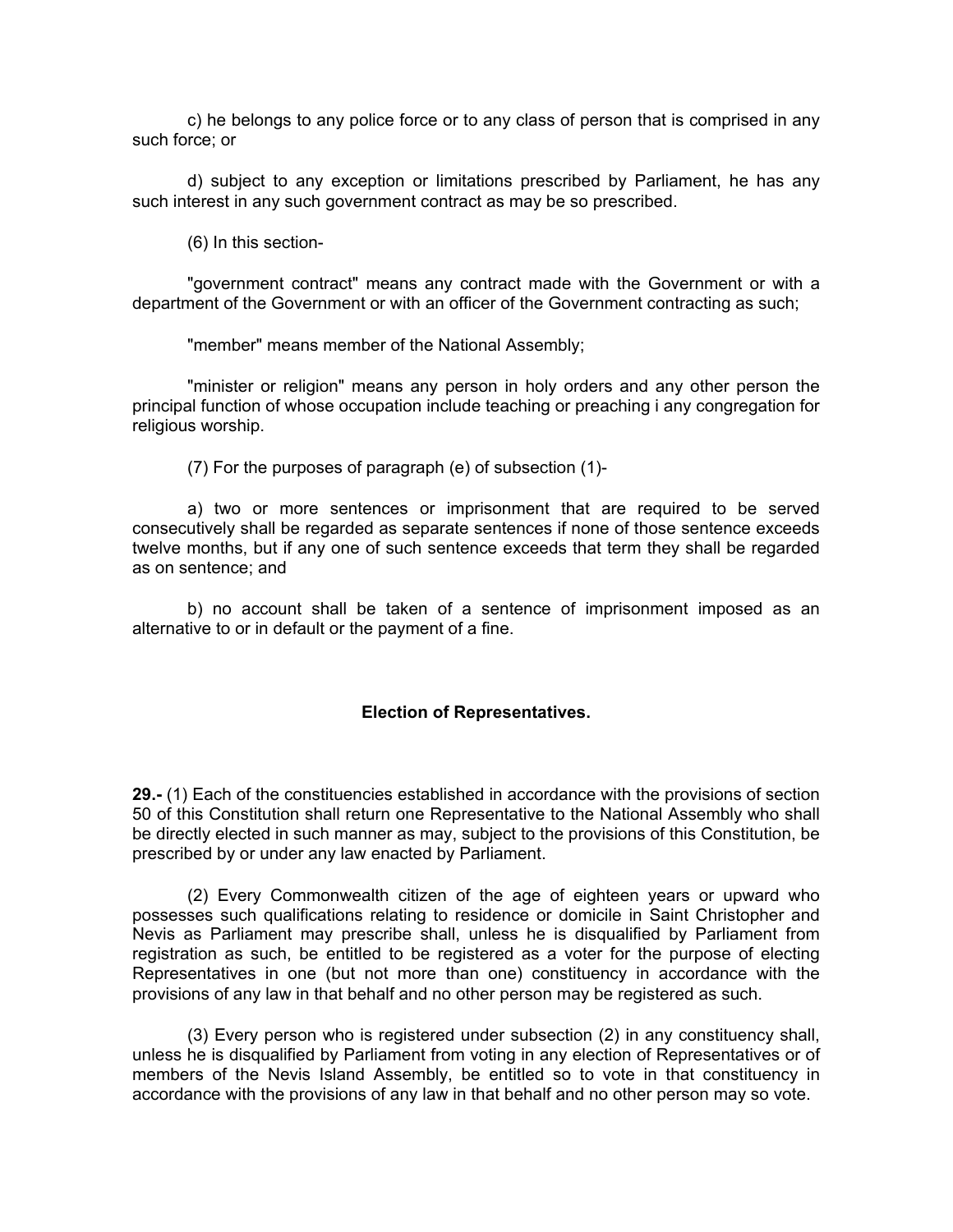c) he belongs to any police force or to any class of person that is comprised in any such force; or

d) subject to any exception or limitations prescribed by Parliament, he has any such interest in any such government contract as may be so prescribed.

(6) In this section-

"government contract" means any contract made with the Government or with a department of the Government or with an officer of the Government contracting as such;

"member" means member of the National Assembly;

"minister or religion" means any person in holy orders and any other person the principal function of whose occupation include teaching or preaching i any congregation for religious worship.

(7) For the purposes of paragraph (e) of subsection (1)-

a) two or more sentences or imprisonment that are required to be served consecutively shall be regarded as separate sentences if none of those sentence exceeds twelve months, but if any one of such sentence exceeds that term they shall be regarded as on sentence; and

b) no account shall be taken of a sentence of imprisonment imposed as an alternative to or in default or the payment of a fine.

**Election of Representatives.**

**29.-** (1) Each of the constituencies established in accordance with the provisions of section 50 of this Constitution shall return one Representative to the National Assembly who shall be directly elected in such manner as may, subject to the provisions of this Constitution, be prescribed by or under any law enacted by Parliament.

(2) Every Commonwealth citizen of the age of eighteen years or upward who possesses such qualifications relating to residence or domicile in Saint Christopher and Nevis as Parliament may prescribe shall, unless he is disqualified by Parliament from registration as such, be entitled to be registered as a voter for the purpose of electing Representatives in one (but not more than one) constituency in accordance with the provisions of any law in that behalf and no other person may be registered as such.

(3) Every person who is registered under subsection (2) in any constituency shall, unless he is disqualified by Parliament from voting in any election of Representatives or of members of the Nevis Island Assembly, be entitled so to vote in that constituency in accordance with the provisions of any law in that behalf and no other person may so vote.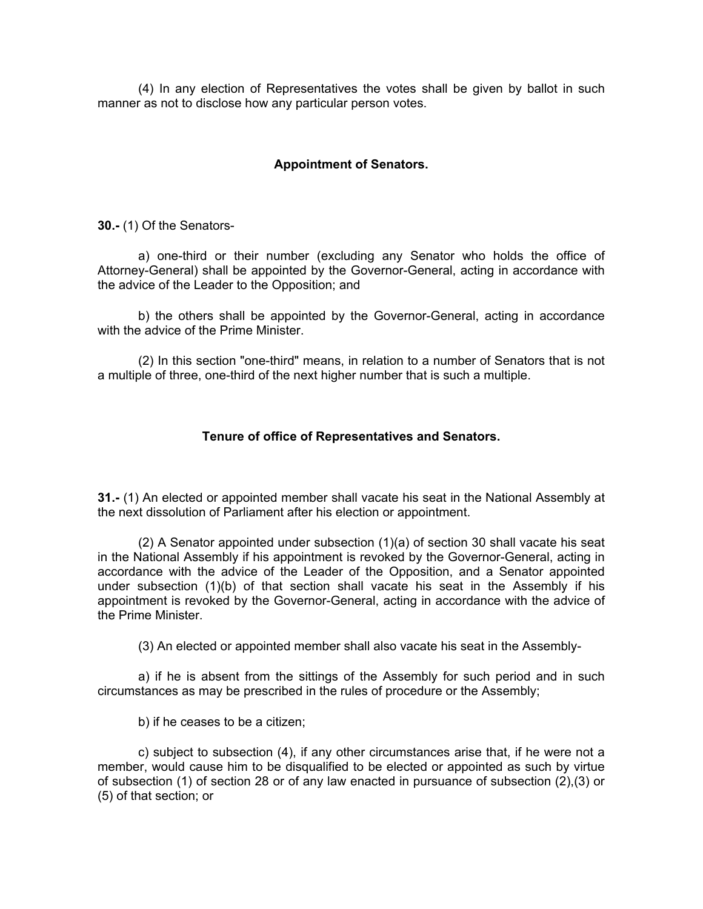(4) In any election of Representatives the votes shall be given by ballot in such manner as not to disclose how any particular person votes.

### Appointment of Senators.

**30.-** (1) Of the Senators-

a) one-third or their number (excluding any Senator who holds the office of Attorney-General) shall be appointed by the Governor-General, acting in accordance with the advice of the Leader to the Opposition; and

b) the others shall be appointed by the Governor-General, acting in accordance with the advice of the Prime Minister.

(2) In this section "one-third" means, in relation to a number of Senators that is not a multiple of three, one-third of the next higher number that is such a multiple.

### Tenure of office of Representatives and Senators.

**31.-** (1) An elected or appointed member shall vacate his seat in the National Assembly at the next dissolution of Parliament after his election or appointment.

(2) A Senator appointed under subsection (1)(a) of section 30 shall vacate his seat in the National Assembly if his appointment is revoked by the Governor-General, acting in accordance with the advice of the Leader of the Opposition, and a Senator appointed under subsection (1)(b) of that section shall vacate his seat in the Assembly if his appointment is revoked by the Governor-General, acting in accordance with the advice of the Prime Minister.

(3) An elected or appointed member shall also vacate his seat in the Assembly-

a) if he is absent from the sittings of the Assembly for such period and in such circumstances as may be prescribed in the rules of procedure or the Assembly;

b) if he ceases to be a citizen;

c) subject to subsection (4), if any other circumstances arise that, if he were not a member, would cause him to be disqualified to be elected or appointed as such by virtue of subsection (1) of section 28 or of any law enacted in pursuance of subsection (2),(3) or (5) of that section; or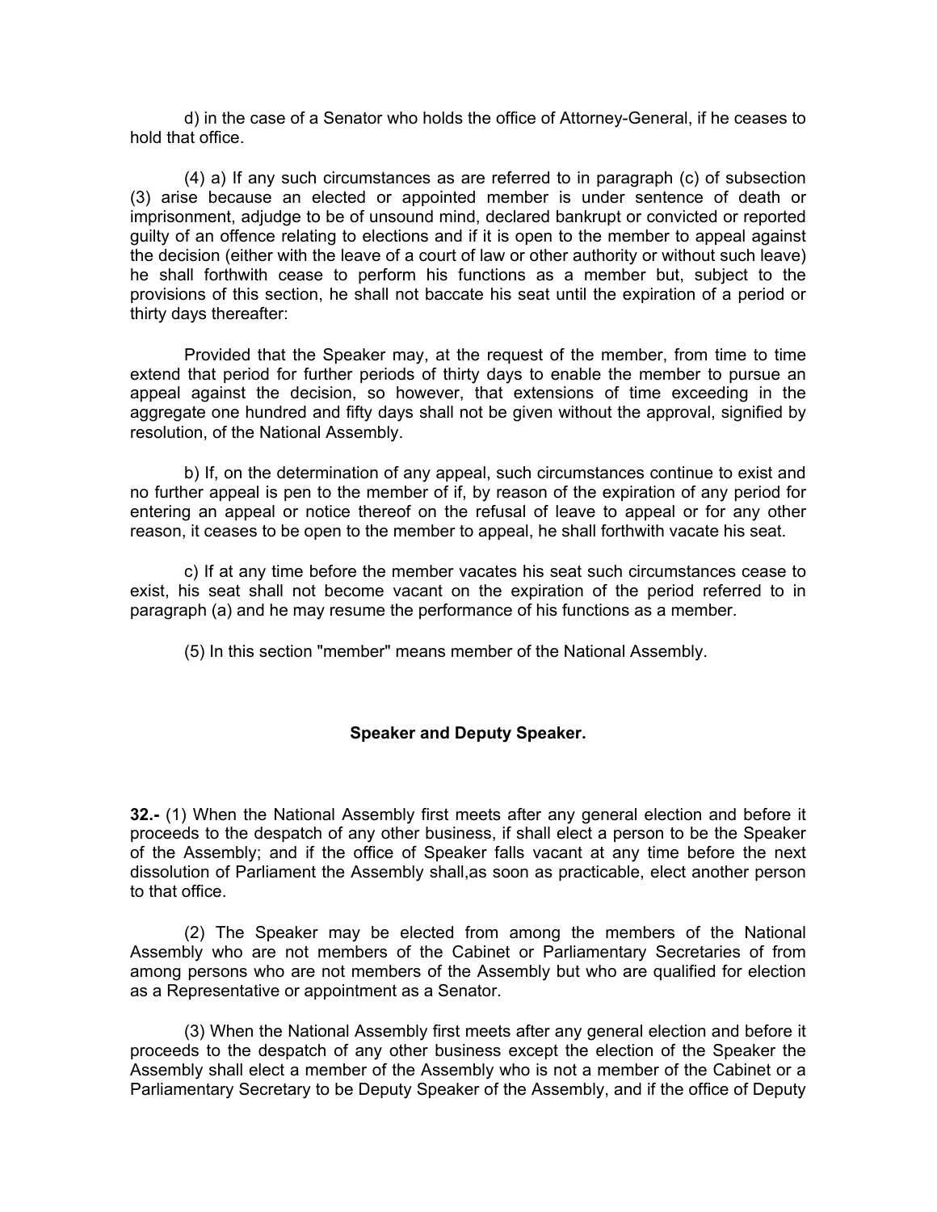d) in the case of a Senator who holds the office of Attorney-General, if he ceases to hold that office.

(4) a) If any such circumstances as are referred to in paragraph (c) of subsection (3) arise because an elected or appointed member is under sentence of death or imprisonment, adjudge to be of unsound mind, declared bankrupt or convicted or reported guilty of an offence relating to elections and if it is open to the member to appeal against the decision (either with the leave of a court of law or other authority or without such leave) he shall forthwith cease to perform his functions as a member but, subject to the provisions of this section, he shall not baccate his seat until the expiration of a period or thirty days thereafter:

Provided that the Speaker may, at the request of the member, from time to time extend that period for further periods of thirty days to enable the member to pursue an appeal against the decision, so however, that extensions of time exceeding in the aggregate one hundred and fifty days shall not be given without the approval, signified by resolution, of the National Assembly.

b) If, on the determination of any appeal, such circumstances continue to exist and no further appeal is pen to the member of if, by reason of the expiration of any period for entering an appeal or notice thereof on the refusal of leave to appeal or for any other reason, it ceases to be open to the member to appeal, he shall forthwith vacate his seat.

c) If at any time before the member vacates his seat such circumstances cease to exist, his seat shall not become vacant on the expiration of the period referred to in paragraph (a) and he may resume the performance of his functions as a member.

(5) In this section "member" means member of the National Assembly.

**Speaker and Deputy Speaker.**

**32.-** (1) When the National Assembly first meets after any general election and before it proceeds to the despatch of any other business, if shall elect a person to be the Speaker of the Assembly; and if the office of Speaker falls vacant at any time before the next dissolution of Parliament the Assembly shall,as soon as practicable, elect another person to that office.

(2) The Speaker may be elected from among the members of the National Assembly who are not members of the Cabinet or Parliamentary Secretaries of from among persons who are not members of the Assembly but who are qualified for election as a Representative or appointment as a Senator.

(3) When the National Assembly first meets after any general election and before it proceeds to the despatch of any other business except the election of the Speaker the Assembly shall elect a member of the Assembly who is not a member of the Cabinet or a Parliamentary Secretary to be Deputy Speaker of the Assembly, and if the office of Deputy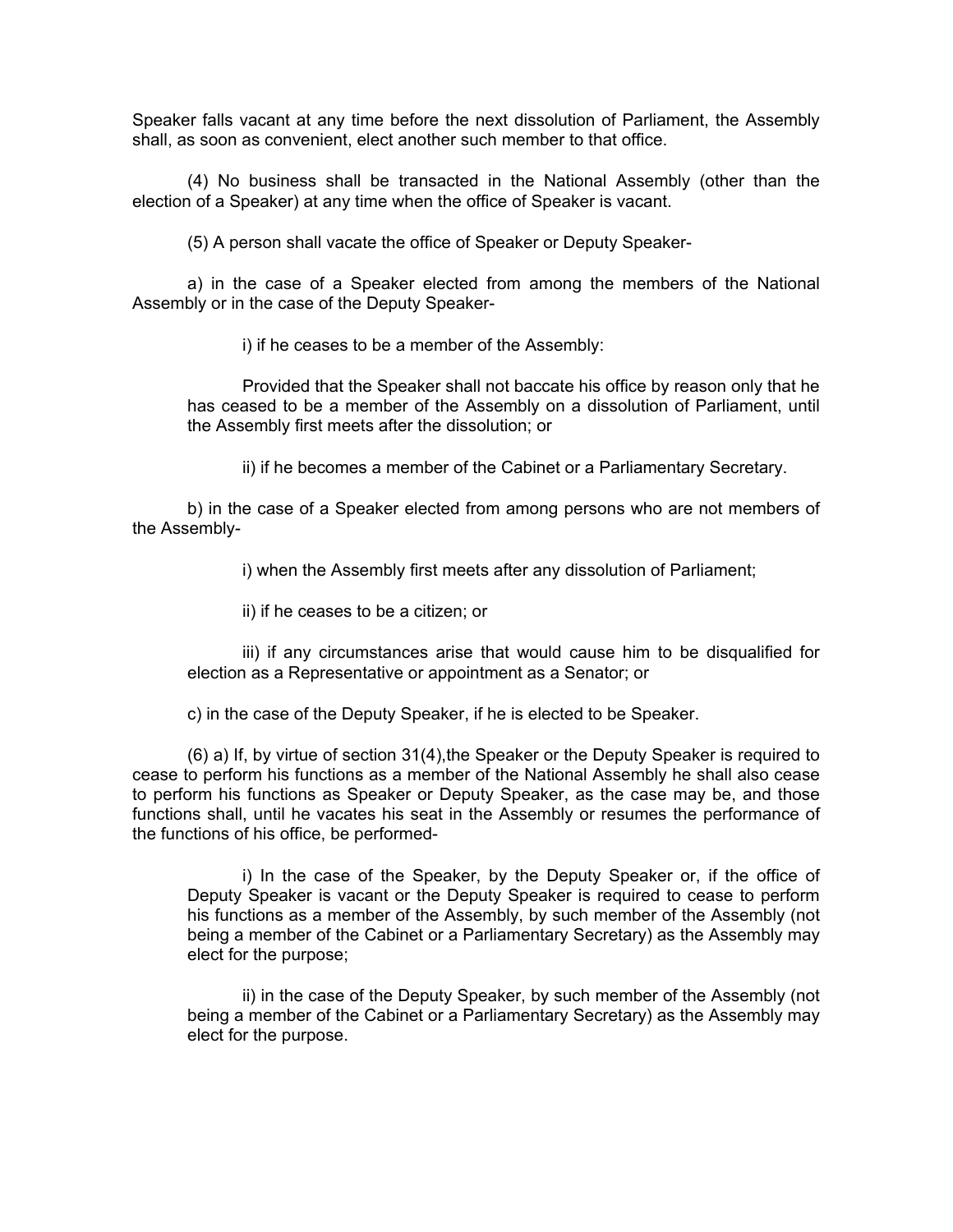Speaker falls vacant at any time before the next dissolution of Parliament, the Assembly shall, as soon as convenient, elect another such member to that office.

(4) No business shall be transacted in the National Assembly (other than the election of a Speaker) at any time when the office of Speaker is vacant.

(5) A person shall vacate the office of Speaker or Deputy Speaker-

a) in the case of a Speaker elected from among the members of the National Assembly or in the case of the Deputy Speaker-

i) if he ceases to be a member of the Assembly:

Provided that the Speaker shall not baccate his office by reason only that he has ceased to be a member of the Assembly on a dissolution of Parliament, until the Assembly first meets after the dissolution; or

ii) if he becomes a member of the Cabinet or a Parliamentary Secretary.

b) in the case of a Speaker elected from among persons who are not members of the Assembly-

i) when the Assembly first meets after any dissolution of Parliament;

ii) if he ceases to be a citizen; or

iii) if any circumstances arise that would cause him to be disqualified for election as a Representative or appointment as a Senator; or

c) in the case of the Deputy Speaker, if he is elected to be Speaker.

(6) a) If, by virtue of section 31(4),the Speaker or the Deputy Speaker is required to cease to perform his functions as a member of the National Assembly he shall also cease to perform his functions as Speaker or Deputy Speaker, as the case may be, and those functions shall, until he vacates his seat in the Assembly or resumes the performance of the functions of his office, be performed-

i) In the case of the Speaker, by the Deputy Speaker or, if the office of Deputy Speaker is vacant or the Deputy Speaker is required to cease to perform his functions as a member of the Assembly, by such member of the Assembly (not being a member of the Cabinet or a Parliamentary Secretary) as the Assembly may elect for the purpose;

ii) in the case of the Deputy Speaker, by such member of the Assembly (not being a member of the Cabinet or a Parliamentary Secretary) as the Assembly may elect for the purpose.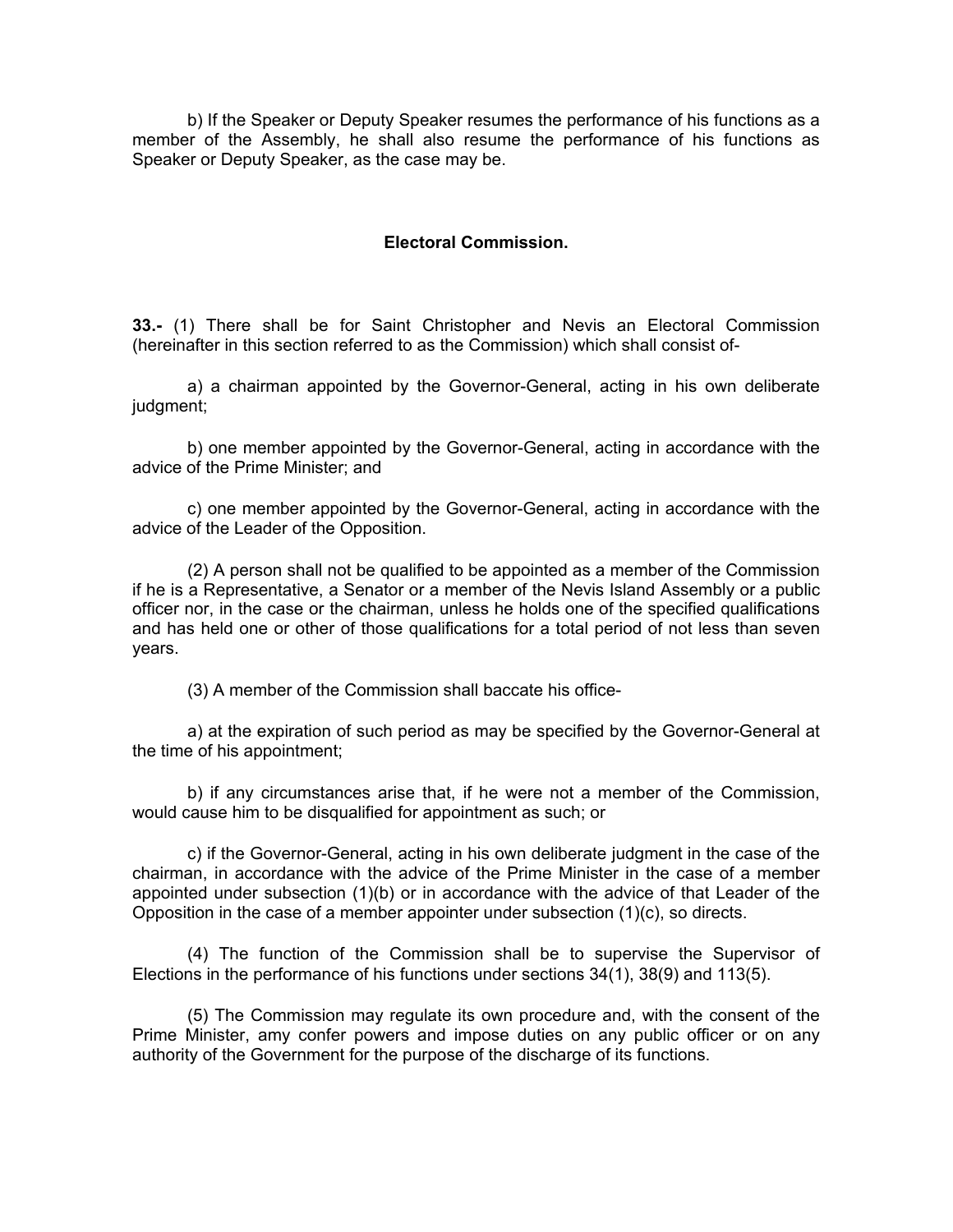b) If the Speaker or Deputy Speaker resumes the performance of his functions as a member of the Assembly, he shall also resume the performance of his functions as Speaker or Deputy Speaker, as the case may be.

### Electoral Commission.

**33.-** (1) There shall be for Saint Christopher and Nevis an Electoral Commission (hereinafter in this section referred to as the Commission) which shall consist of-

a) a chairman appointed by the Governor-General, acting in his own deliberate judgment;

b) one member appointed by the Governor-General, acting in accordance with the advice of the Prime Minister; and

c) one member appointed by the Governor-General, acting in accordance with the advice of the Leader of the Opposition.

(2) A person shall not be qualified to be appointed as a member of the Commission if he is a Representative, a Senator or a member of the Nevis Island Assembly or a public officer nor, in the case or the chairman, unless he holds one of the specified qualifications and has held one or other of those qualifications for a total period of not less than seven years.

(3) A member of the Commission shall baccate his office-

a) at the expiration of such period as may be specified by the Governor-General at the time of his appointment;

b) if any circumstances arise that, if he were not a member of the Commission, would cause him to be disqualified for appointment as such; or

c) if the Governor-General, acting in his own deliberate judgment in the case of the chairman, in accordance with the advice of the Prime Minister in the case of a member appointed under subsection (1)(b) or in accordance with the advice of that Leader of the Opposition in the case of a member appointer under subsection (1)(c), so directs.

(4) The function of the Commission shall be to supervise the Supervisor of Elections in the performance of his functions under sections 34(1), 38(9) and 113(5).

(5) The Commission may regulate its own procedure and, with the consent of the Prime Minister, amy confer powers and impose duties on any public officer or on any authority of the Government for the purpose of the discharge of its functions.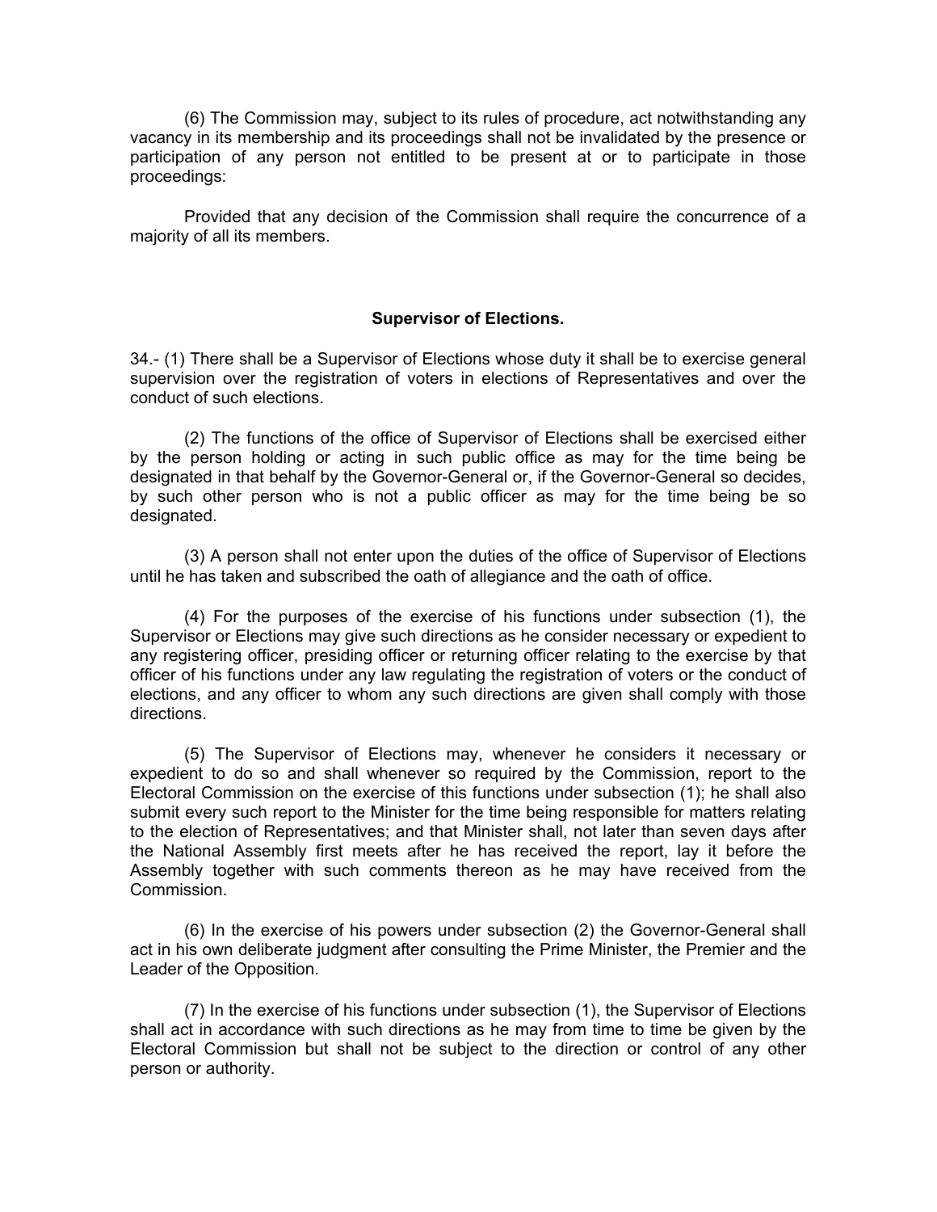(6) The Commission may, subject to its rules of procedure, act notwithstanding any vacancy in its membership and its proceedings shall not be invalidated by the presence or participation of any person not entitled to be present at or to participate in those proceedings:

Provided that any decision of the Commission shall require the concurrence of a majority of all its members.

**Supervisor of Elections.**

34.- (1) There shall be a Supervisor of Elections whose duty it shall be to exercise general supervision over the registration of voters in elections of Representatives and over the conduct of such elections.

(2) The functions of the office of Supervisor of Elections shall be exercised either by the person holding or acting in such public office as may for the time being be designated in that behalf by the Governor-General or, if the Governor-General so decides, by such other person who is not a public officer as may for the time being be so designated.

(3) A person shall not enter upon the duties of the office of Supervisor of Elections until he has taken and subscribed the oath of allegiance and the oath of office.

(4) For the purposes of the exercise of his functions under subsection (1), the Supervisor or Elections may give such directions as he consider necessary or expedient to any registering officer, presiding officer or returning officer relating to the exercise by that officer of his functions under any law regulating the registration of voters or the conduct of elections, and any officer to whom any such directions are given shall comply with those directions.

(5) The Supervisor of Elections may, whenever he considers it necessary or expedient to do so and shall whenever so required by the Commission, report to the Electoral Commission on the exercise of this functions under subsection (1); he shall also submit every such report to the Minister for the time being responsible for matters relating to the election of Representatives; and that Minister shall, not later than seven days after the National Assembly first meets after he has received the report, lay it before the Assembly together with such comments thereon as he may have received from the Commission.

(6) In the exercise of his powers under subsection (2) the Governor-General shall act in his own deliberate judgment after consulting the Prime Minister, the Premier and the Leader of the Opposition.

(7) In the exercise of his functions under subsection (1), the Supervisor of Elections shall act in accordance with such directions as he may from time to time be given by the Electoral Commission but shall not be subject to the direction or control of any other person or authority.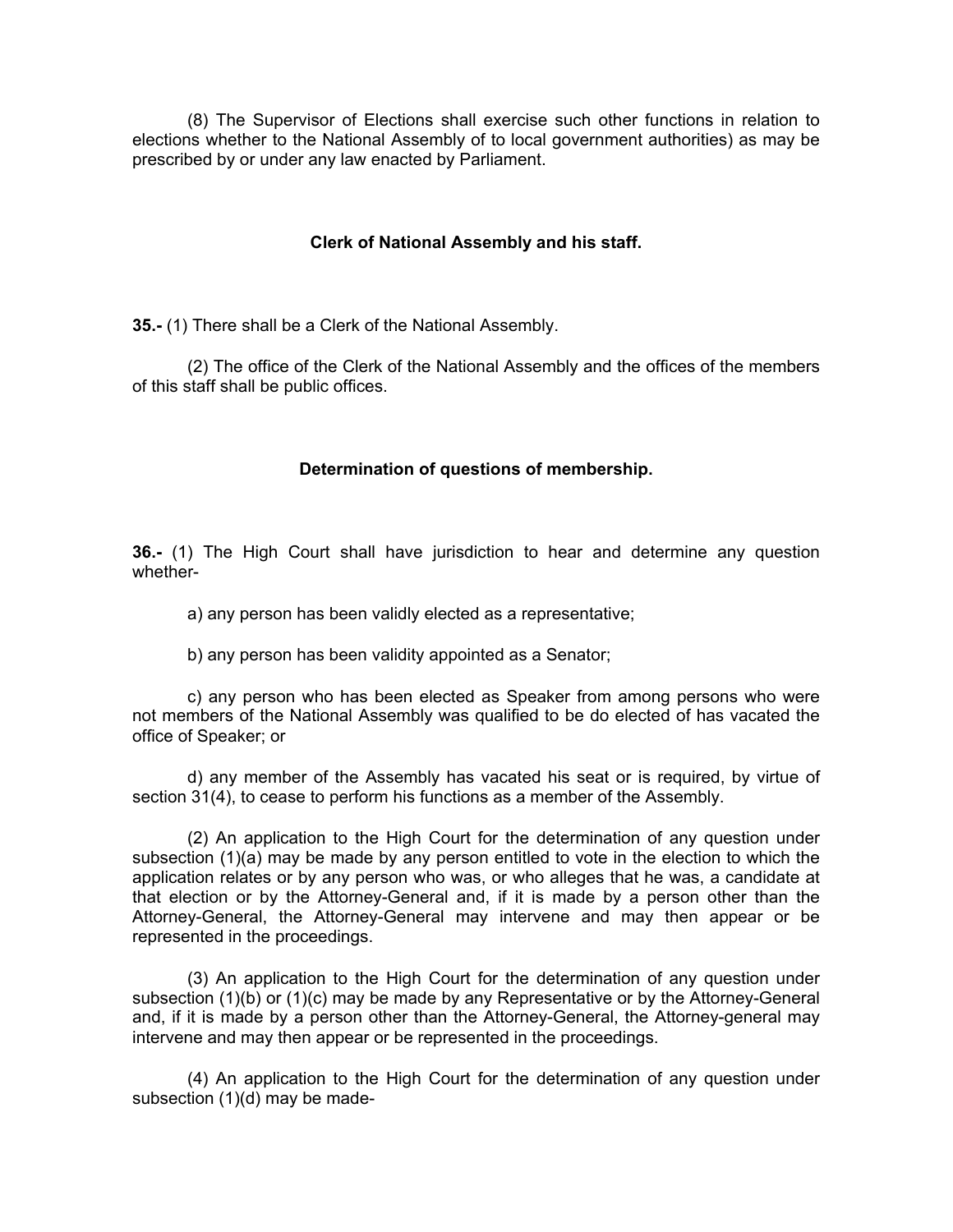(8) The Supervisor of Elections shall exercise such other functions in relation to elections whether to the National Assembly of to local government authorities) as may be prescribed by or under any law enacted by Parliament.

### Clerk of National Assembly and his staff.

**35.-** (1) There shall be a Clerk of the National Assembly.

(2) The office of the Clerk of the National Assembly and the offices of the members of this staff shall be public offices.

### Determination of questions of membership.

**36.-** (1) The High Court shall have jurisdiction to hear and determine any question whether-

a) any person has been validly elected as a representative;

b) any person has been validity appointed as a Senator;

c) any person who has been elected as Speaker from among persons who were not members of the National Assembly was qualified to be do elected of has vacated the office of Speaker; or

d) any member of the Assembly has vacated his seat or is required, by virtue of section 31(4), to cease to perform his functions as a member of the Assembly.

(2) An application to the High Court for the determination of any question under subsection (1)(a) may be made by any person entitled to vote in the election to which the application relates or by any person who was, or who alleges that he was, a candidate at that election or by the Attorney-General and, if it is made by a person other than the Attorney-General, the Attorney-General may intervene and may then appear or be represented in the proceedings.

(3) An application to the High Court for the determination of any question under subsection (1)(b) or (1)(c) may be made by any Representative or by the Attorney-General and, if it is made by a person other than the Attorney-General, the Attorney-general may intervene and may then appear or be represented in the proceedings.

(4) An application to the High Court for the determination of any question under subsection (1)(d) may be made-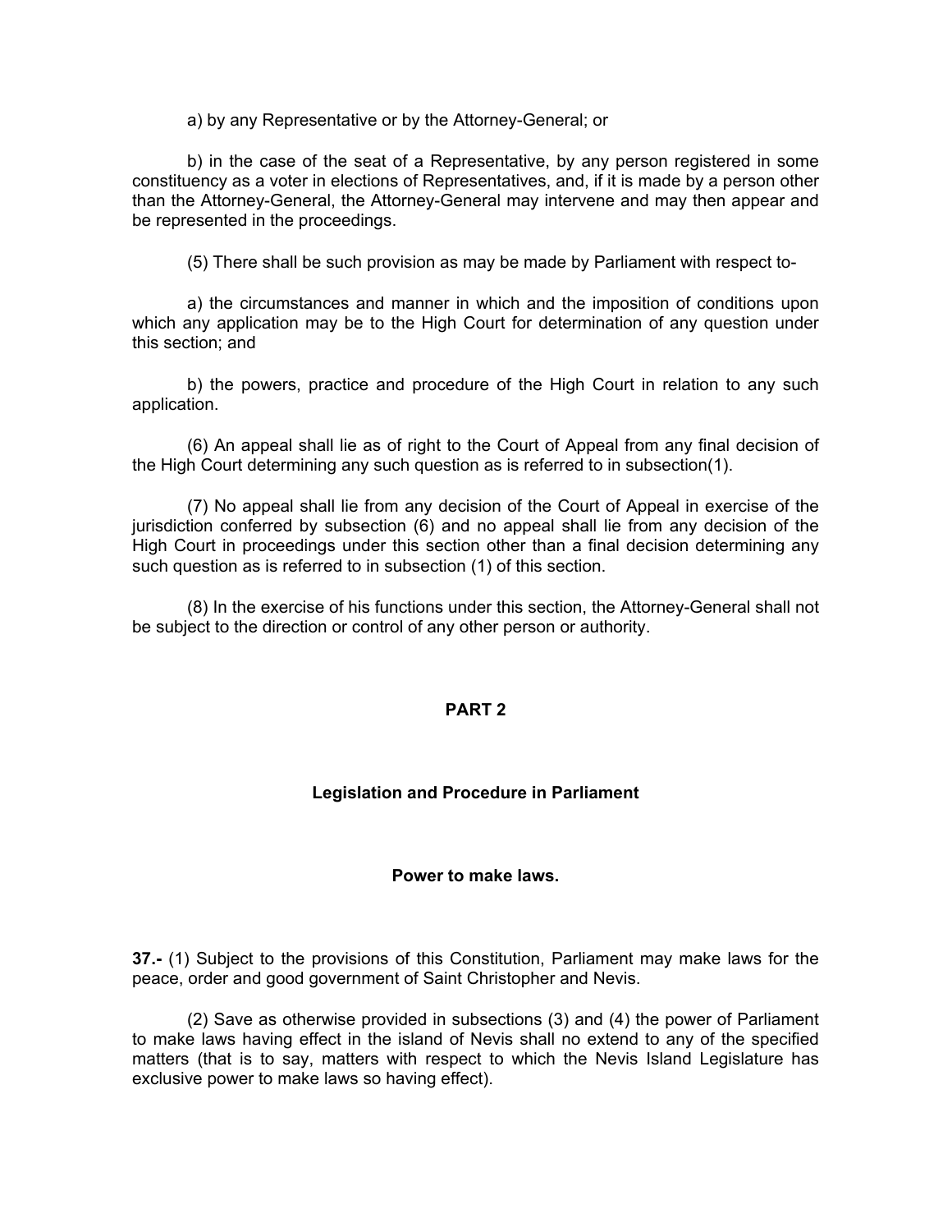a) by any Representative or by the Attorney-General; or

b) in the case of the seat of a Representative, by any person registered in some constituency as a voter in elections of Representatives, and, if it is made by a person other than the Attorney-General, the Attorney-General may intervene and may then appear and be represented in the proceedings.

(5) There shall be such provision as may be made by Parliament with respect to-

a) the circumstances and manner in which and the imposition of conditions upon which any application may be to the High Court for determination of any question under this section; and

b) the powers, practice and procedure of the High Court in relation to any such application.

(6) An appeal shall lie as of right to the Court of Appeal from any final decision of the High Court determining any such question as is referred to in subsection(1).

(7) No appeal shall lie from any decision of the Court of Appeal in exercise of the jurisdiction conferred by subsection (6) and no appeal shall lie from any decision of the High Court in proceedings under this section other than a final decision determining any such question as is referred to in subsection (1) of this section.

(8) In the exercise of his functions under this section, the Attorney-General shall not be subject to the direction or control of any other person or authority.

## PART 2

### Legislation and Procedure in Parliament

#### Power to make laws.

**37.-** (1) Subject to the provisions of this Constitution, Parliament may make laws for the peace, order and good government of Saint Christopher and Nevis.

(2) Save as otherwise provided in subsections (3) and (4) the power of Parliament to make laws having effect in the island of Nevis shall no extend to any of the specified matters (that is to say, matters with respect to which the Nevis Island Legislature has exclusive power to make laws so having effect).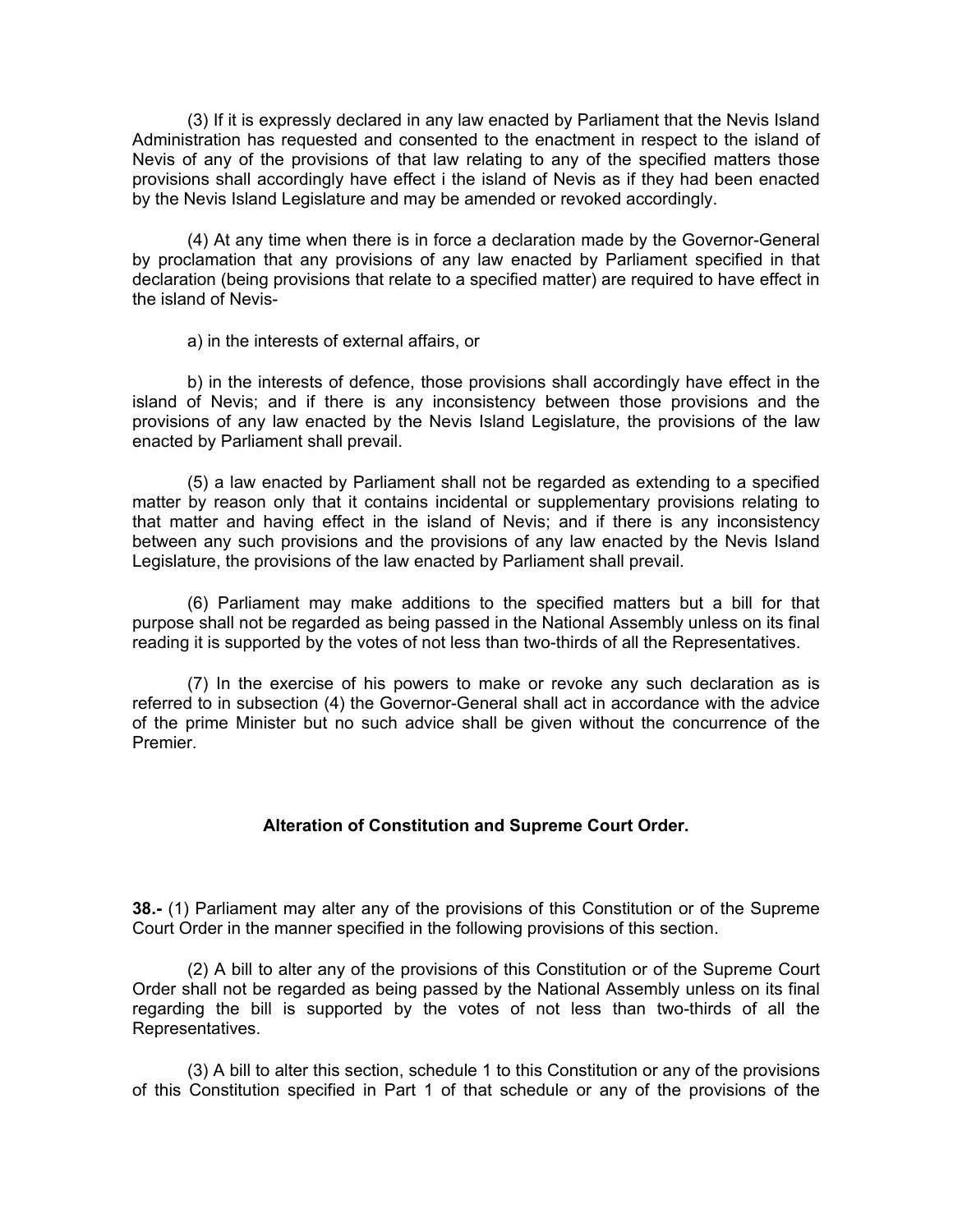(3) If it is expressly declared in any law enacted by Parliament that the Nevis Island Administration has requested and consented to the enactment in respect to the island of Nevis of any of the provisions of that law relating to any of the specified matters those provisions shall accordingly have effect i the island of Nevis as if they had been enacted by the Nevis Island Legislature and may be amended or revoked accordingly.

(4) At any time when there is in force a declaration made by the Governor-General by proclamation that any provisions of any law enacted by Parliament specified in that declaration (being provisions that relate to a specified matter) are required to have effect in the island of Nevis-

a) in the interests of external affairs, or

b) in the interests of defence, those provisions shall accordingly have effect in the island of Nevis; and if there is any inconsistency between those provisions and the provisions of any law enacted by the Nevis Island Legislature, the provisions of the law enacted by Parliament shall prevail.

(5) a law enacted by Parliament shall not be regarded as extending to a specified matter by reason only that it contains incidental or supplementary provisions relating to that matter and having effect in the island of Nevis; and if there is any inconsistency between any such provisions and the provisions of any law enacted by the Nevis Island Legislature, the provisions of the law enacted by Parliament shall prevail.

(6) Parliament may make additions to the specified matters but a bill for that purpose shall not be regarded as being passed in the National Assembly unless on its final reading it is supported by the votes of not less than two-thirds of all the Representatives.

(7) In the exercise of his powers to make or revoke any such declaration as is referred to in subsection (4) the Governor-General shall act in accordance with the advice of the prime Minister but no such advice shall be given without the concurrence of the Premier.

### Alteration of Constitution and Supreme Court Order.

**38.-** (1) Parliament may alter any of the provisions of this Constitution or of the Supreme Court Order in the manner specified in the following provisions of this section.

(2) A bill to alter any of the provisions of this Constitution or of the Supreme Court Order shall not be regarded as being passed by the National Assembly unless on its final regarding the bill is supported by the votes of not less than two-thirds of all the Representatives.

(3) A bill to alter this section, schedule 1 to this Constitution or any of the provisions of this Constitution specified in Part 1 of that schedule or any of the provisions of the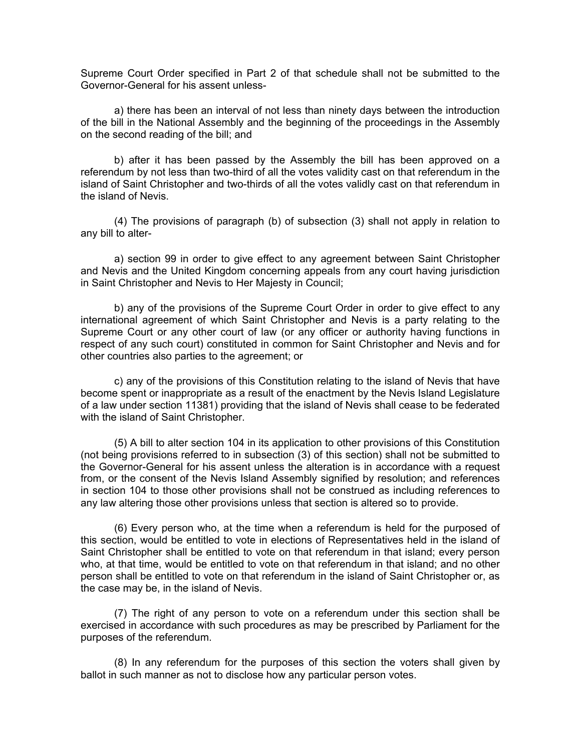Supreme Court Order specified in Part 2 of that schedule shall not be submitted to the Governor-General for his assent unless-

a) there has been an interval of not less than ninety days between the introduction of the bill in the National Assembly and the beginning of the proceedings in the Assembly on the second reading of the bill; and

b) after it has been passed by the Assembly the bill has been approved on a referendum by not less than two-third of all the votes validity cast on that referendum in the island of Saint Christopher and two-thirds of all the votes validly cast on that referendum in the island of Nevis.

(4) The provisions of paragraph (b) of subsection (3) shall not apply in relation to any bill to alter-

a) section 99 in order to give effect to any agreement between Saint Christopher and Nevis and the United Kingdom concerning appeals from any court having jurisdiction in Saint Christopher and Nevis to Her Majesty in Council;

b) any of the provisions of the Supreme Court Order in order to give effect to any international agreement of which Saint Christopher and Nevis is a party relating to the Supreme Court or any other court of law (or any officer or authority having functions in respect of any such court) constituted in common for Saint Christopher and Nevis and for other countries also parties to the agreement; or

c) any of the provisions of this Constitution relating to the island of Nevis that have become spent or inappropriate as a result of the enactment by the Nevis Island Legislature of a law under section 11381) providing that the island of Nevis shall cease to be federated with the island of Saint Christopher.

(5) A bill to alter section 104 in its application to other provisions of this Constitution (not being provisions referred to in subsection (3) of this section) shall not be submitted to the Governor-General for his assent unless the alteration is in accordance with a request from, or the consent of the Nevis Island Assembly signified by resolution; and references in section 104 to those other provisions shall not be construed as including references to any law altering those other provisions unless that section is altered so to provide.

(6) Every person who, at the time when a referendum is held for the purposed of this section, would be entitled to vote in elections of Representatives held in the island of Saint Christopher shall be entitled to vote on that referendum in that island; every person who, at that time, would be entitled to vote on that referendum in that island; and no other person shall be entitled to vote on that referendum in the island of Saint Christopher or, as the case may be, in the island of Nevis.

(7) The right of any person to vote on a referendum under this section shall be exercised in accordance with such procedures as may be prescribed by Parliament for the purposes of the referendum.

(8) In any referendum for the purposes of this section the voters shall given by ballot in such manner as not to disclose how any particular person votes.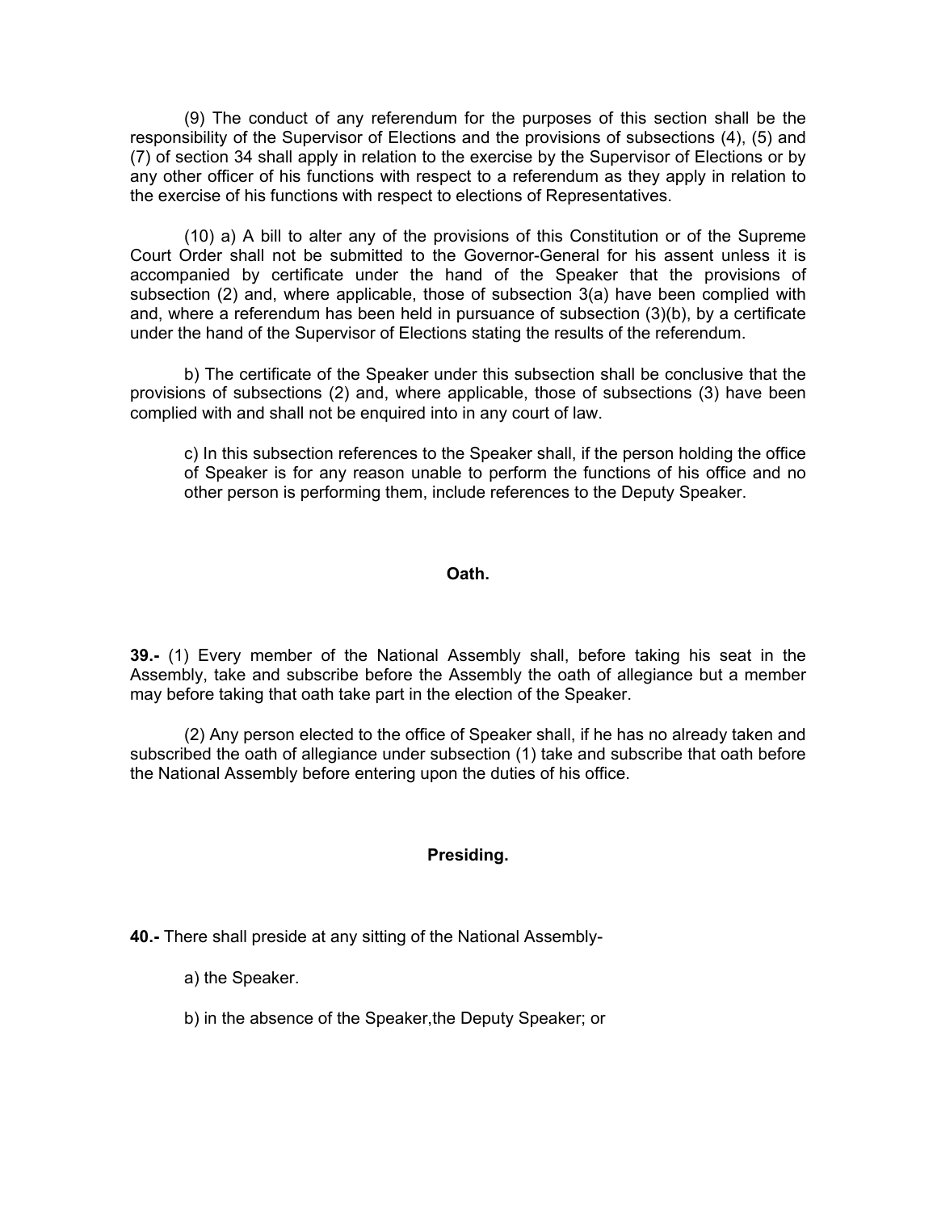(9) The conduct of any referendum for the purposes of this section shall be the responsibility of the Supervisor of Elections and the provisions of subsections (4), (5) and (7) of section 34 shall apply in relation to the exercise by the Supervisor of Elections or by any other officer of his functions with respect to a referendum as they apply in relation to the exercise of his functions with respect to elections of Representatives.

(10) a) A bill to alter any of the provisions of this Constitution or of the Supreme Court Order shall not be submitted to the Governor-General for his assent unless it is accompanied by certificate under the hand of the Speaker that the provisions of subsection (2) and, where applicable, those of subsection 3(a) have been complied with and, where a referendum has been held in pursuance of subsection (3)(b), by a certificate under the hand of the Supervisor of Elections stating the results of the referendum.

b) The certificate of the Speaker under this subsection shall be conclusive that the provisions of subsections (2) and, where applicable, those of subsections (3) have been complied with and shall not be enquired into in any court of law.

c) In this subsection references to the Speaker shall, if the person holding the office of Speaker is for any reason unable to perform the functions of his office and no other person is performing them, include references to the Deputy Speaker.

**Oath.**

**39.-** (1) Every member of the National Assembly shall, before taking his seat in the Assembly, take and subscribe before the Assembly the oath of allegiance but a member may before taking that oath take part in the election of the Speaker.

(2) Any person elected to the office of Speaker shall, if he has no already taken and subscribed the oath of allegiance under subsection (1) take and subscribe that oath before the National Assembly before entering upon the duties of his office.

**Presiding.**

**40.-** There shall preside at any sitting of the National Assembly-

a) the Speaker.

b) in the absence of the Speaker,the Deputy Speaker; or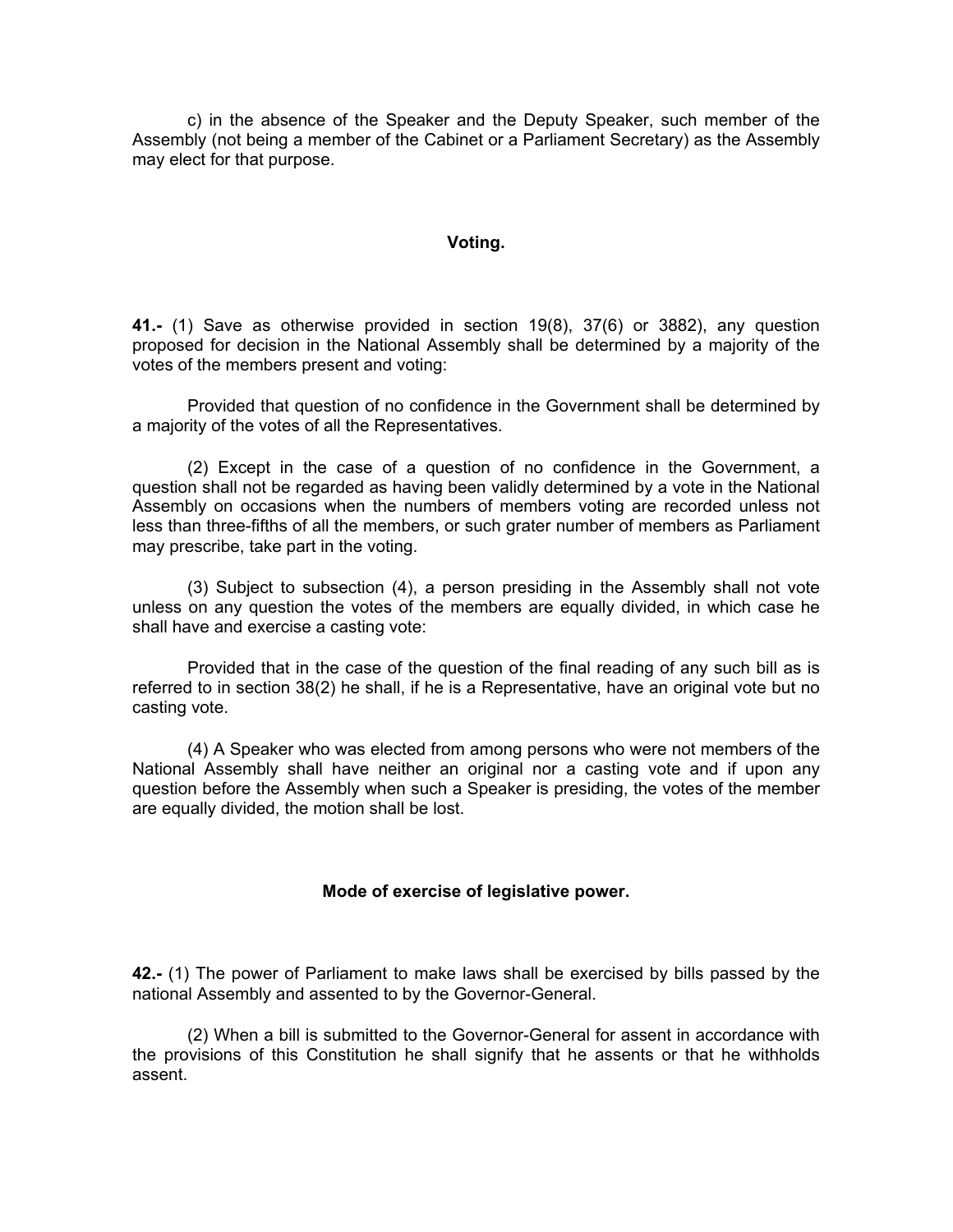c) in the absence of the Speaker and the Deputy Speaker, such member of the Assembly (not being a member of the Cabinet or a Parliament Secretary) as the Assembly may elect for that purpose.

### Voting.

**41.-** (1) Save as otherwise provided in section 19(8), 37(6) or 3882), any question proposed for decision in the National Assembly shall be determined by a majority of the votes of the members present and voting:

Provided that question of no confidence in the Government shall be determined by a majority of the votes of all the Representatives.

(2) Except in the case of a question of no confidence in the Government, a question shall not be regarded as having been validly determined by a vote in the National Assembly on occasions when the numbers of members voting are recorded unless not less than three-fifths of all the members, or such grater number of members as Parliament may prescribe, take part in the voting.

(3) Subject to subsection (4), a person presiding in the Assembly shall not vote unless on any question the votes of the members are equally divided, in which case he shall have and exercise a casting vote:

Provided that in the case of the question of the final reading of any such bill as is referred to in section 38(2) he shall, if he is a Representative, have an original vote but no casting vote.

(4) A Speaker who was elected from among persons who were not members of the National Assembly shall have neither an original nor a casting vote and if upon any question before the Assembly when such a Speaker is presiding, the votes of the member are equally divided, the motion shall be lost.

### Mode of exercise of legislative power.

**42.-** (1) The power of Parliament to make laws shall be exercised by bills passed by the national Assembly and assented to by the Governor-General.

(2) When a bill is submitted to the Governor-General for assent in accordance with the provisions of this Constitution he shall signify that he assents or that he withholds assent.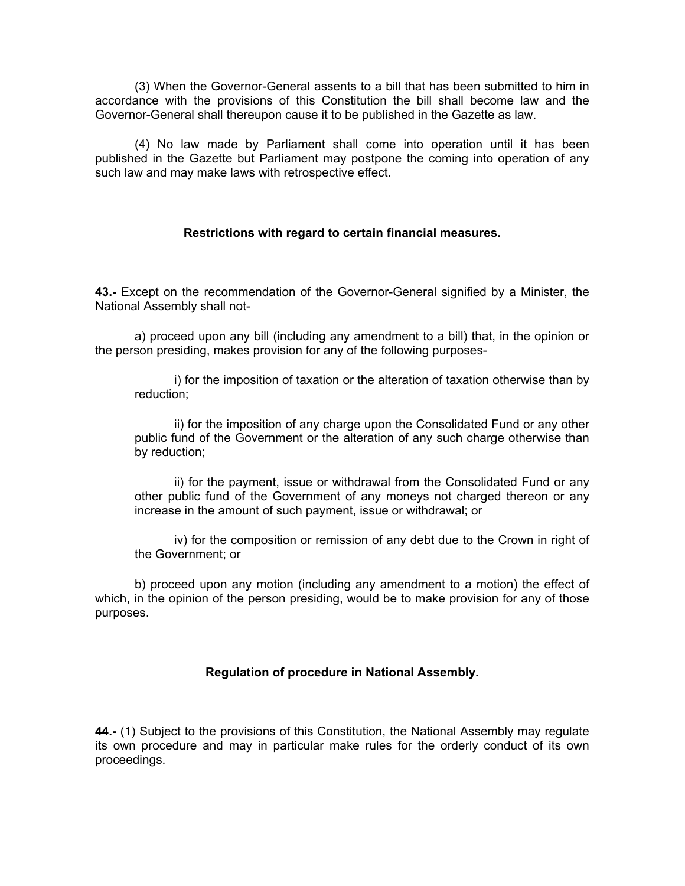(3) When the Governor-General assents to a bill that has been submitted to him in accordance with the provisions of this Constitution the bill shall become law and the Governor-General shall thereupon cause it to be published in the Gazette as law.

(4) No law made by Parliament shall come into operation until it has been published in the Gazette but Parliament may postpone the coming into operation of any such law and may make laws with retrospective effect.

### Restrictions with regard to certain financial measures.

**43.-** Except on the recommendation of the Governor-General signified by a Minister, the National Assembly shall not-

a) proceed upon any bill (including any amendment to a bill) that, in the opinion or the person presiding, makes provision for any of the following purposes-

i) for the imposition of taxation or the alteration of taxation otherwise than by reduction;

ii) for the imposition of any charge upon the Consolidated Fund or any other public fund of the Government or the alteration of any such charge otherwise than by reduction;

ii) for the payment, issue or withdrawal from the Consolidated Fund or any other public fund of the Government of any moneys not charged thereon or any increase in the amount of such payment, issue or withdrawal; or

iv) for the composition or remission of any debt due to the Crown in right of the Government; or

b) proceed upon any motion (including any amendment to a motion) the effect of which, in the opinion of the person presiding, would be to make provision for any of those purposes.

### Regulation of procedure in National Assembly.

**44.-** (1) Subject to the provisions of this Constitution, the National Assembly may regulate its own procedure and may in particular make rules for the orderly conduct of its own proceedings.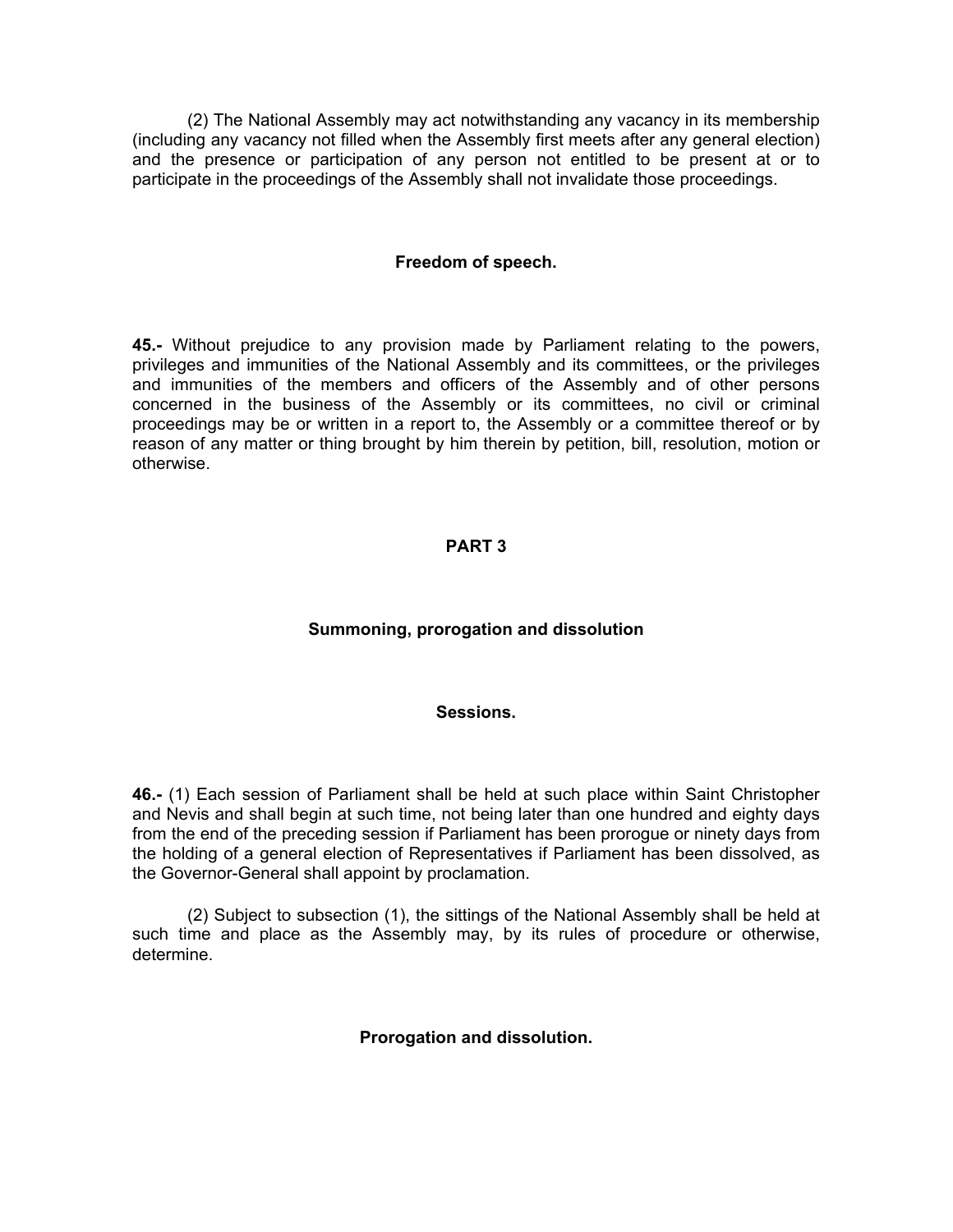(2) The National Assembly may act notwithstanding any vacancy in its membership (including any vacancy not filled when the Assembly first meets after any general election) and the presence or participation of any person not entitled to be present at or to participate in the proceedings of the Assembly shall not invalidate those proceedings.

#### Freedom of speech.

**45.-** Without prejudice to any provision made by Parliament relating to the powers, privileges and immunities of the National Assembly and its committees, or the privileges and immunities of the members and officers of the Assembly and of other persons concerned in the business of the Assembly or its committees, no civil or criminal proceedings may be or written in a report to, the Assembly or a committee thereof or by reason of any matter or thing brought by him therein by petition, bill, resolution, motion or otherwise.

## PART 3

### Summoning, prorogation and dissolution

#### Sessions.

**46.-** (1) Each session of Parliament shall be held at such place within Saint Christopher and Nevis and shall begin at such time, not being later than one hundred and eighty days from the end of the preceding session if Parliament has been prorogue or ninety days from the holding of a general election of Representatives if Parliament has been dissolved, as the Governor-General shall appoint by proclamation.

(2) Subject to subsection (1), the sittings of the National Assembly shall be held at such time and place as the Assembly may, by its rules of procedure or otherwise, determine.

#### Prorogation and dissolution.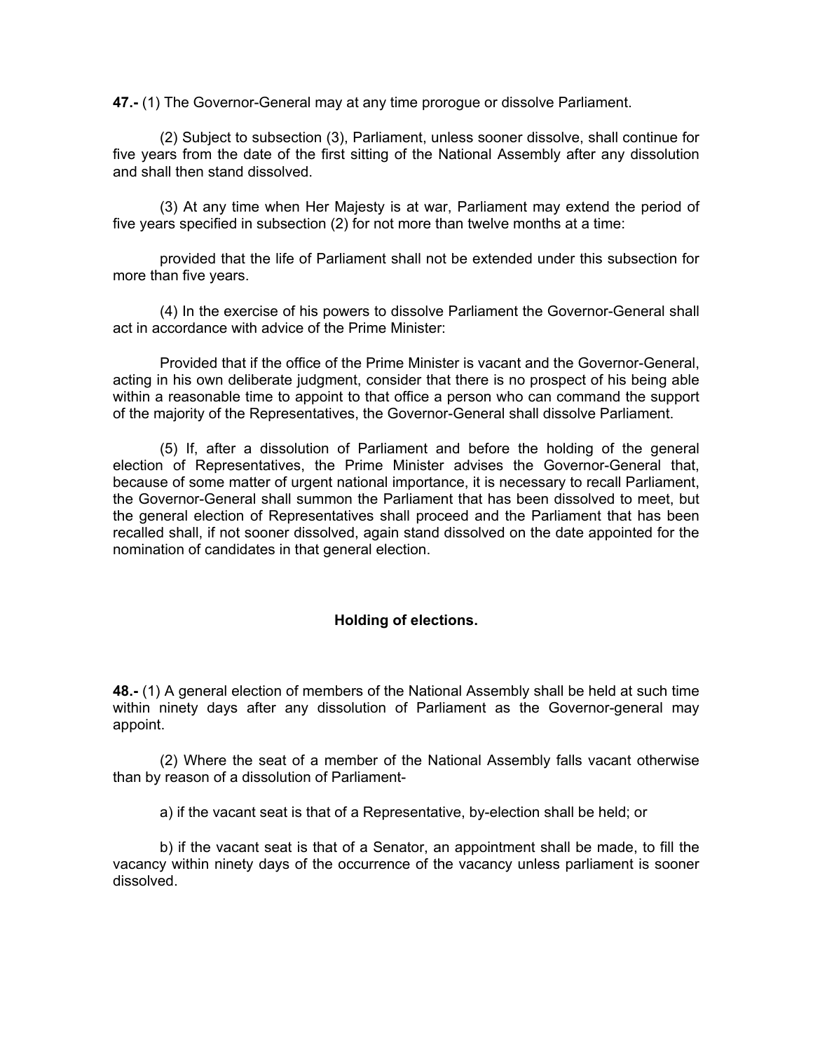**47.-** (1) The Governor-General may at any time prorogue or dissolve Parliament.

(2) Subject to subsection (3), Parliament, unless sooner dissolve, shall continue for five years from the date of the first sitting of the National Assembly after any dissolution and shall then stand dissolved.

(3) At any time when Her Majesty is at war, Parliament may extend the period of five years specified in subsection (2) for not more than twelve months at a time:

provided that the life of Parliament shall not be extended under this subsection for more than five years.

(4) In the exercise of his powers to dissolve Parliament the Governor-General shall act in accordance with advice of the Prime Minister:

Provided that if the office of the Prime Minister is vacant and the Governor-General, acting in his own deliberate judgment, consider that there is no prospect of his being able within a reasonable time to appoint to that office a person who can command the support of the majority of the Representatives, the Governor-General shall dissolve Parliament.

(5) If, after a dissolution of Parliament and before the holding of the general election of Representatives, the Prime Minister advises the Governor-General that, because of some matter of urgent national importance, it is necessary to recall Parliament, the Governor-General shall summon the Parliament that has been dissolved to meet, but the general election of Representatives shall proceed and the Parliament that has been recalled shall, if not sooner dissolved, again stand dissolved on the date appointed for the nomination of candidates in that general election.

**Holding of elections.**

**48.-** (1) A general election of members of the National Assembly shall be held at such time within ninety days after any dissolution of Parliament as the Governor-general may appoint.

(2) Where the seat of a member of the National Assembly falls vacant otherwise than by reason of a dissolution of Parliament-

a) if the vacant seat is that of a Representative, by-election shall be held; or

b) if the vacant seat is that of a Senator, an appointment shall be made, to fill the vacancy within ninety days of the occurrence of the vacancy unless parliament is sooner dissolved.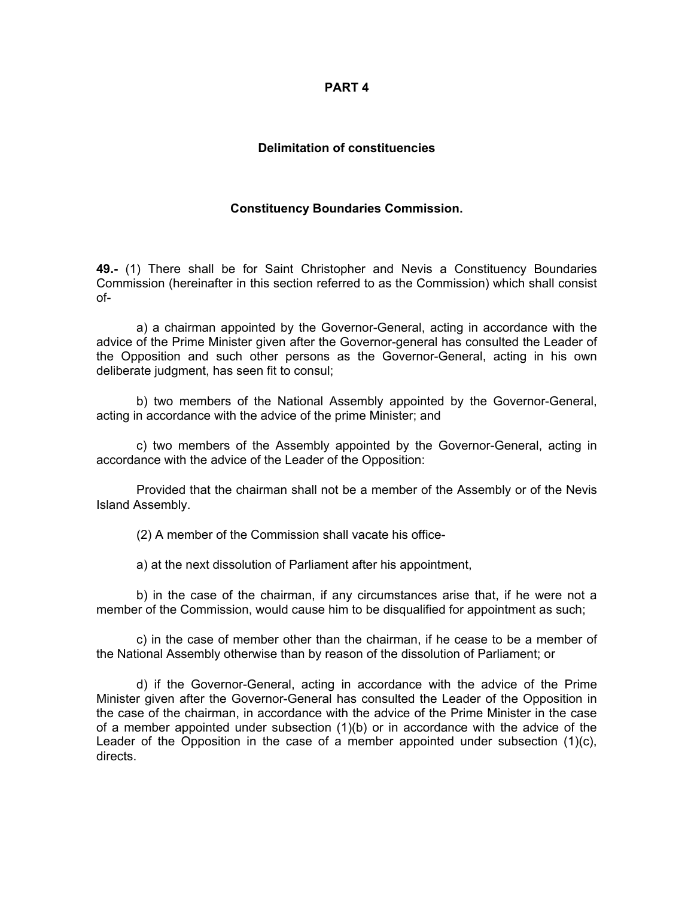## PART 4

### Delimitation of constituencies

### Constituency Boundaries Commission.

**49.-** (1) There shall be for Saint Christopher and Nevis a Constituency Boundaries Commission (hereinafter in this section referred to as the Commission) which shall consist of-

a) a chairman appointed by the Governor-General, acting in accordance with the advice of the Prime Minister given after the Governor-general has consulted the Leader of the Opposition and such other persons as the Governor-General, acting in his own deliberate judgment, has seen fit to consul;

b) two members of the National Assembly appointed by the Governor-General, acting in accordance with the advice of the prime Minister; and

c) two members of the Assembly appointed by the Governor-General, acting in accordance with the advice of the Leader of the Opposition:

Provided that the chairman shall not be a member of the Assembly or of the Nevis Island Assembly.

(2) A member of the Commission shall vacate his office-

a) at the next dissolution of Parliament after his appointment,

b) in the case of the chairman, if any circumstances arise that, if he were not a member of the Commission, would cause him to be disqualified for appointment as such;

c) in the case of member other than the chairman, if he cease to be a member of the National Assembly otherwise than by reason of the dissolution of Parliament; or

d) if the Governor-General, acting in accordance with the advice of the Prime Minister given after the Governor-General has consulted the Leader of the Opposition in the case of the chairman, in accordance with the advice of the Prime Minister in the case of a member appointed under subsection (1)(b) or in accordance with the advice of the Leader of the Opposition in the case of a member appointed under subsection (1)(c), directs.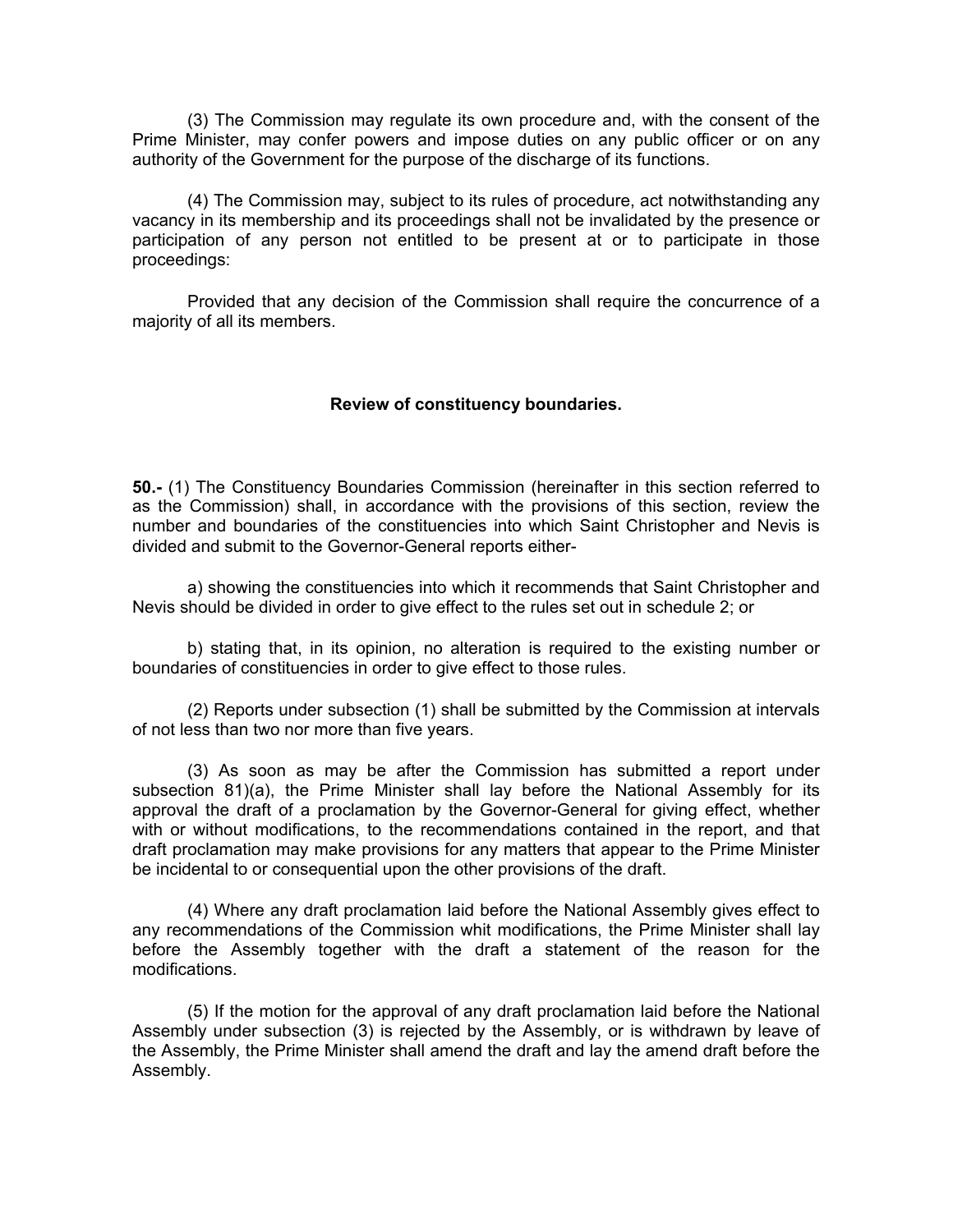(3) The Commission may regulate its own procedure and, with the consent of the Prime Minister, may confer powers and impose duties on any public officer or on any authority of the Government for the purpose of the discharge of its functions.

(4) The Commission may, subject to its rules of procedure, act notwithstanding any vacancy in its membership and its proceedings shall not be invalidated by the presence or participation of any person not entitled to be present at or to participate in those proceedings:

Provided that any decision of the Commission shall require the concurrence of a majority of all its members.

**Review of constituency boundaries.**

**50.-** (1) The Constituency Boundaries Commission (hereinafter in this section referred to as the Commission) shall, in accordance with the provisions of this section, review the number and boundaries of the constituencies into which Saint Christopher and Nevis is divided and submit to the Governor-General reports either-

a) showing the constituencies into which it recommends that Saint Christopher and Nevis should be divided in order to give effect to the rules set out in schedule 2; or

b) stating that, in its opinion, no alteration is required to the existing number or boundaries of constituencies in order to give effect to those rules.

(2) Reports under subsection (1) shall be submitted by the Commission at intervals of not less than two nor more than five years.

(3) As soon as may be after the Commission has submitted a report under subsection 81)(a), the Prime Minister shall lay before the National Assembly for its approval the draft of a proclamation by the Governor-General for giving effect, whether with or without modifications, to the recommendations contained in the report, and that draft proclamation may make provisions for any matters that appear to the Prime Minister be incidental to or consequential upon the other provisions of the draft.

(4) Where any draft proclamation laid before the National Assembly gives effect to any recommendations of the Commission whit modifications, the Prime Minister shall lay before the Assembly together with the draft a statement of the reason for the modifications.

(5) If the motion for the approval of any draft proclamation laid before the National Assembly under subsection (3) is rejected by the Assembly, or is withdrawn by leave of the Assembly, the Prime Minister shall amend the draft and lay the amend draft before the Assembly.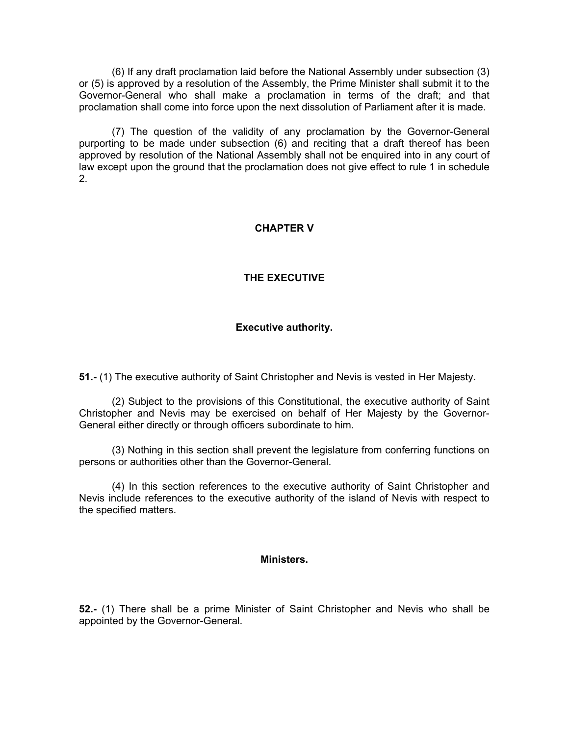(6) If any draft proclamation laid before the National Assembly under subsection (3) or (5) is approved by a resolution of the Assembly, the Prime Minister shall submit it to the Governor-General who shall make a proclamation in terms of the draft; and that proclamation shall come into force upon the next dissolution of Parliament after it is made.

(7) The question of the validity of any proclamation by the Governor-General purporting to be made under subsection (6) and reciting that a draft thereof has been approved by resolution of the National Assembly shall not be enquired into in any court of law except upon the ground that the proclamation does not give effect to rule 1 in schedule 2.

## CHAPTER V

## THE EXECUTIVE

### Executive authority.

**51.-** (1) The executive authority of Saint Christopher and Nevis is vested in Her Majesty.

(2) Subject to the provisions of this Constitutional, the executive authority of Saint Christopher and Nevis may be exercised on behalf of Her Majesty by the Governor-General either directly or through officers subordinate to him.

(3) Nothing in this section shall prevent the legislature from conferring functions on persons or authorities other than the Governor-General.

(4) In this section references to the executive authority of Saint Christopher and Nevis include references to the executive authority of the island of Nevis with respect to the specified matters.

### Ministers.

**52.-** (1) There shall be a prime Minister of Saint Christopher and Nevis who shall be appointed by the Governor-General.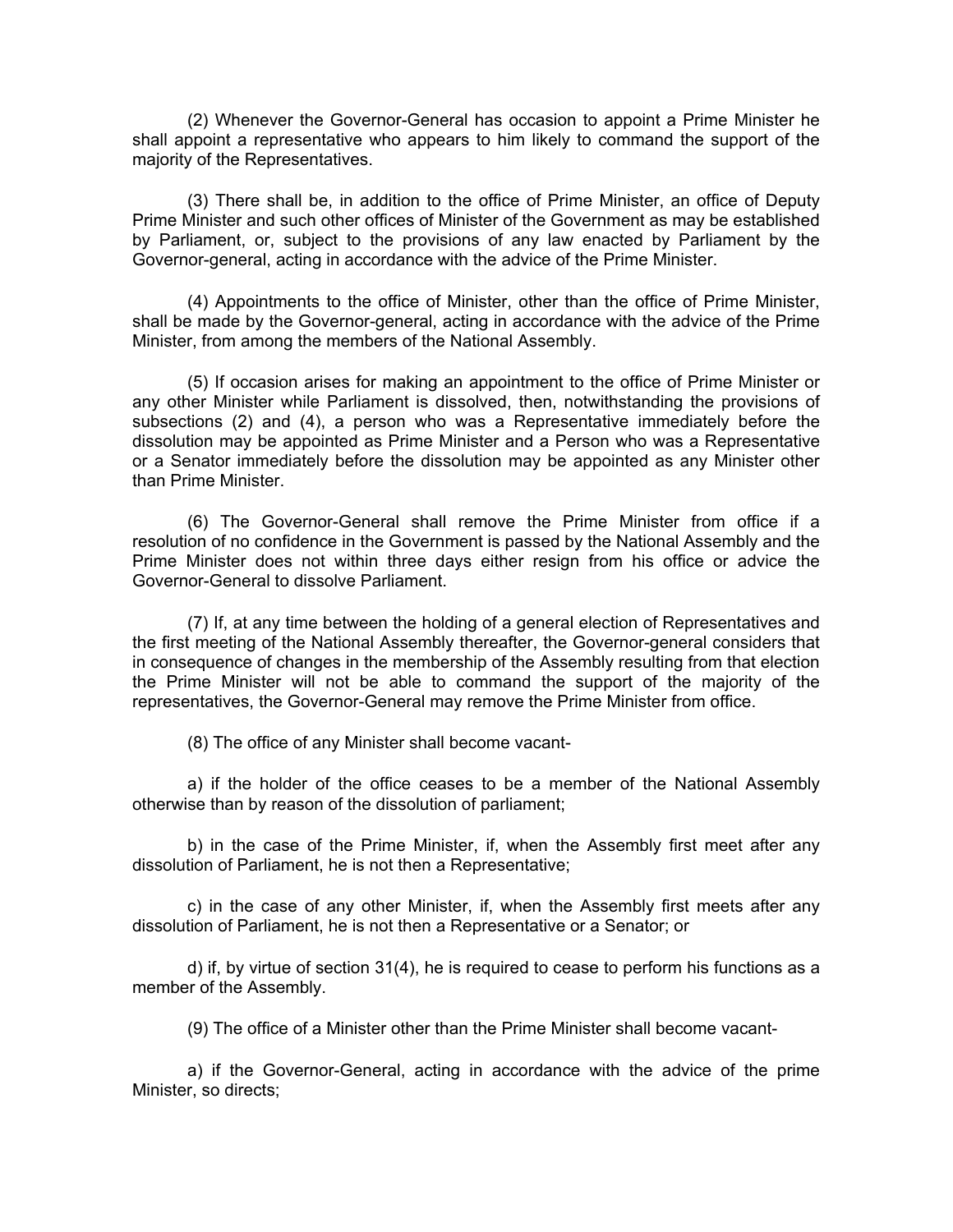(2) Whenever the Governor-General has occasion to appoint a Prime Minister he shall appoint a representative who appears to him likely to command the support of the majority of the Representatives.

(3) There shall be, in addition to the office of Prime Minister, an office of Deputy Prime Minister and such other offices of Minister of the Government as may be established by Parliament, or, subject to the provisions of any law enacted by Parliament by the Governor-general, acting in accordance with the advice of the Prime Minister.

(4) Appointments to the office of Minister, other than the office of Prime Minister, shall be made by the Governor-general, acting in accordance with the advice of the Prime Minister, from among the members of the National Assembly.

(5) If occasion arises for making an appointment to the office of Prime Minister or any other Minister while Parliament is dissolved, then, notwithstanding the provisions of subsections (2) and (4), a person who was a Representative immediately before the dissolution may be appointed as Prime Minister and a Person who was a Representative or a Senator immediately before the dissolution may be appointed as any Minister other than Prime Minister.

(6) The Governor-General shall remove the Prime Minister from office if a resolution of no confidence in the Government is passed by the National Assembly and the Prime Minister does not within three days either resign from his office or advice the Governor-General to dissolve Parliament.

(7) If, at any time between the holding of a general election of Representatives and the first meeting of the National Assembly thereafter, the Governor-general considers that in consequence of changes in the membership of the Assembly resulting from that election the Prime Minister will not be able to command the support of the majority of the representatives, the Governor-General may remove the Prime Minister from office.

(8) The office of any Minister shall become vacant-

a) if the holder of the office ceases to be a member of the National Assembly otherwise than by reason of the dissolution of parliament;

b) in the case of the Prime Minister, if, when the Assembly first meet after any dissolution of Parliament, he is not then a Representative;

c) in the case of any other Minister, if, when the Assembly first meets after any dissolution of Parliament, he is not then a Representative or a Senator; or

d) if, by virtue of section 31(4), he is required to cease to perform his functions as a member of the Assembly.

(9) The office of a Minister other than the Prime Minister shall become vacant-

a) if the Governor-General, acting in accordance with the advice of the prime Minister, so directs;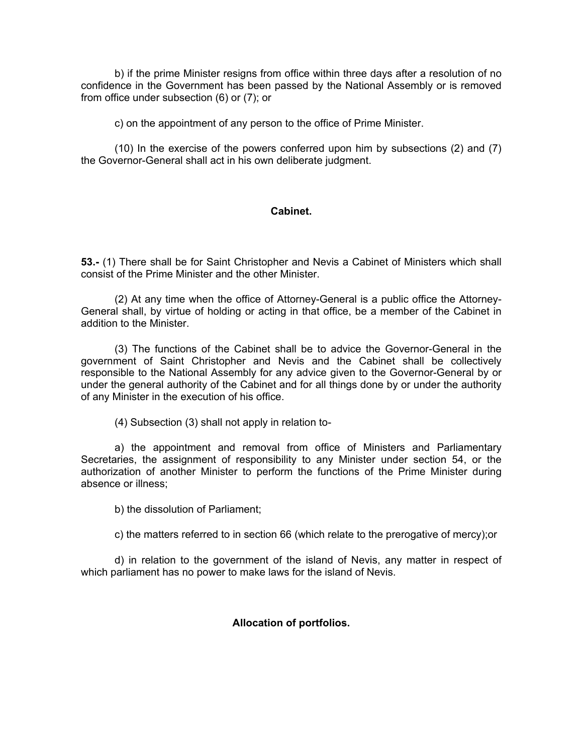b) if the prime Minister resigns from office within three days after a resolution of no confidence in the Government has been passed by the National Assembly or is removed from office under subsection (6) or (7); or

c) on the appointment of any person to the office of Prime Minister.

(10) In the exercise of the powers conferred upon him by subsections (2) and (7) the Governor-General shall act in his own deliberate judgment.

**Cabinet.**

**53.-** (1) There shall be for Saint Christopher and Nevis a Cabinet of Ministers which shall consist of the Prime Minister and the other Minister.

(2) At any time when the office of Attorney-General is a public office the Attorney-General shall, by virtue of holding or acting in that office, be a member of the Cabinet in addition to the Minister.

(3) The functions of the Cabinet shall be to advice the Governor-General in the government of Saint Christopher and Nevis and the Cabinet shall be collectively responsible to the National Assembly for any advice given to the Governor-General by or under the general authority of the Cabinet and for all things done by or under the authority of any Minister in the execution of his office.

(4) Subsection (3) shall not apply in relation to-

a) the appointment and removal from office of Ministers and Parliamentary Secretaries, the assignment of responsibility to any Minister under section 54, or the authorization of another Minister to perform the functions of the Prime Minister during absence or illness;

b) the dissolution of Parliament;

c) the matters referred to in section 66 (which relate to the prerogative of mercy);or

d) in relation to the government of the island of Nevis, any matter in respect of which parliament has no power to make laws for the island of Nevis.

**Allocation of portfolios.**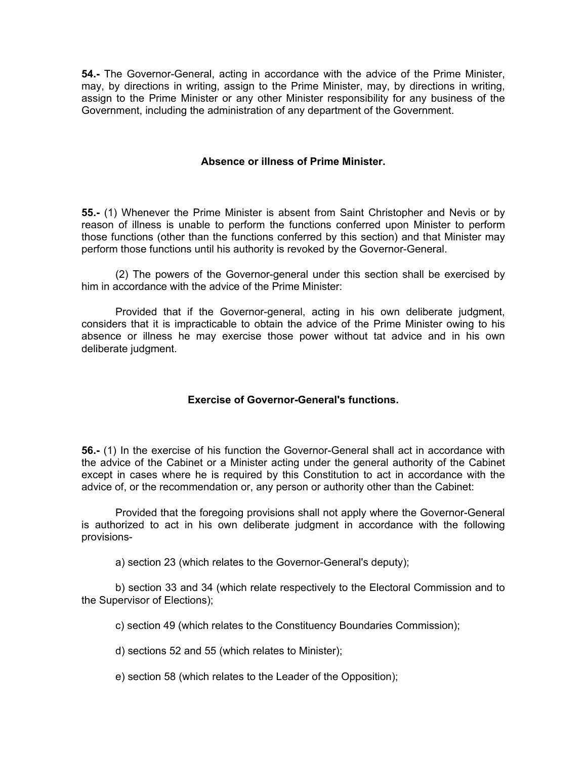**54.-** The Governor-General, acting in accordance with the advice of the Prime Minister, may, by directions in writing, assign to the Prime Minister, may, by directions in writing, assign to the Prime Minister or any other Minister responsibility for any business of the Government, including the administration of any department of the Government.

**Absence or illness of Prime Minister.**

**55.-** (1) Whenever the Prime Minister is absent from Saint Christopher and Nevis or by reason of illness is unable to perform the functions conferred upon Minister to perform those functions (other than the functions conferred by this section) and that Minister may perform those functions until his authority is revoked by the Governor-General.

(2) The powers of the Governor-general under this section shall be exercised by him in accordance with the advice of the Prime Minister:

Provided that if the Governor-general, acting in his own deliberate judgment, considers that it is impracticable to obtain the advice of the Prime Minister owing to his absence or illness he may exercise those power without tat advice and in his own deliberate judgment.

**Exercise of Governor-General's functions.**

**56.-** (1) In the exercise of his function the Governor-General shall act in accordance with the advice of the Cabinet or a Minister acting under the general authority of the Cabinet except in cases where he is required by this Constitution to act in accordance with the advice of, or the recommendation or, any person or authority other than the Cabinet:

Provided that the foregoing provisions shall not apply where the Governor-General is authorized to act in his own deliberate judgment in accordance with the following provisions-

a) section 23 (which relates to the Governor-General's deputy);

b) section 33 and 34 (which relate respectively to the Electoral Commission and to the Supervisor of Elections);

c) section 49 (which relates to the Constituency Boundaries Commission);

d) sections 52 and 55 (which relates to Minister);

e) section 58 (which relates to the Leader of the Opposition);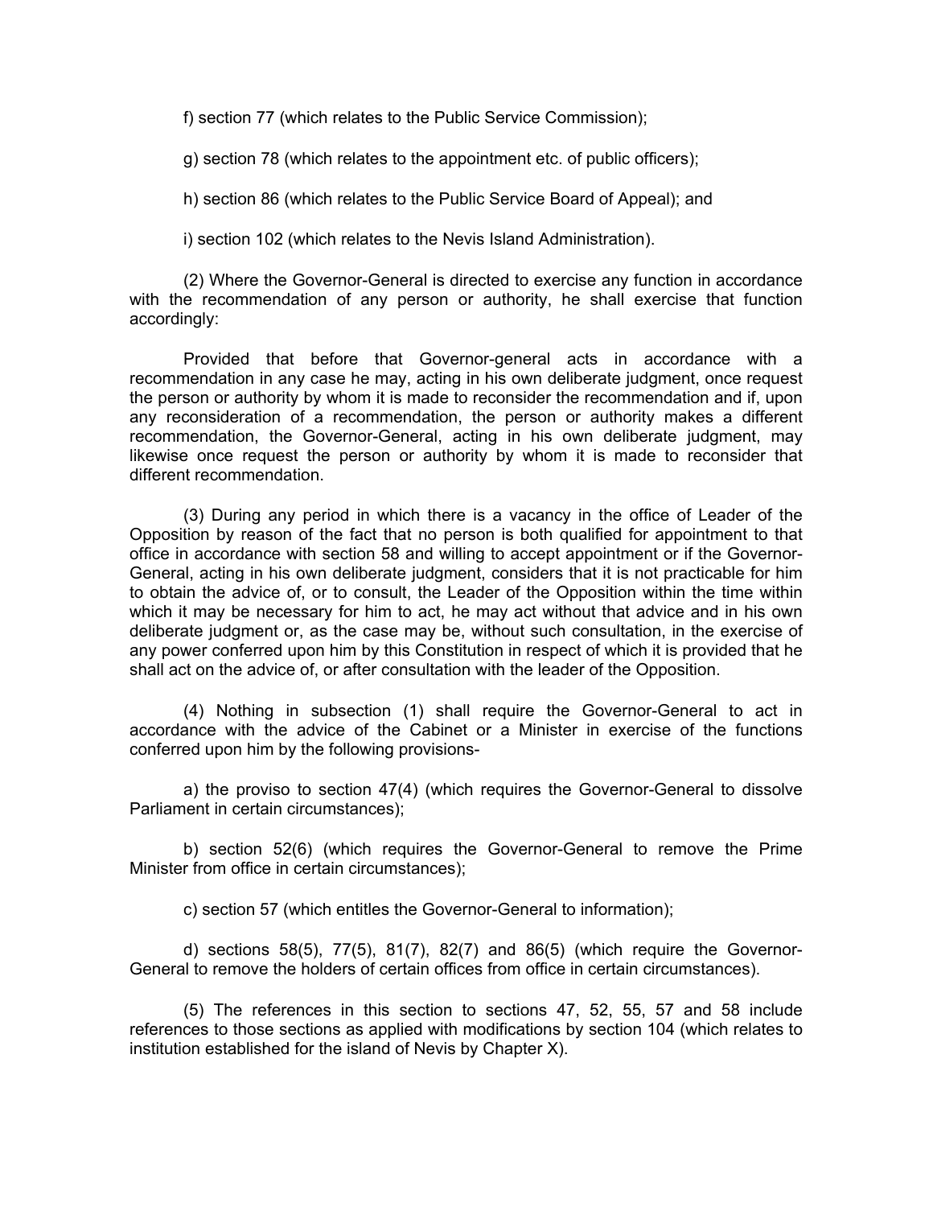f) section 77 (which relates to the Public Service Commission);

g) section 78 (which relates to the appointment etc. of public officers);

h) section 86 (which relates to the Public Service Board of Appeal); and

i) section 102 (which relates to the Nevis Island Administration).

(2) Where the Governor-General is directed to exercise any function in accordance with the recommendation of any person or authority, he shall exercise that function accordingly:

Provided that before that Governor-general acts in accordance with a recommendation in any case he may, acting in his own deliberate judgment, once request the person or authority by whom it is made to reconsider the recommendation and if, upon any reconsideration of a recommendation, the person or authority makes a different recommendation, the Governor-General, acting in his own deliberate judgment, may likewise once request the person or authority by whom it is made to reconsider that different recommendation.

(3) During any period in which there is a vacancy in the office of Leader of the Opposition by reason of the fact that no person is both qualified for appointment to that office in accordance with section 58 and willing to accept appointment or if the Governor-General, acting in his own deliberate judgment, considers that it is not practicable for him to obtain the advice of, or to consult, the Leader of the Opposition within the time within which it may be necessary for him to act, he may act without that advice and in his own deliberate judgment or, as the case may be, without such consultation, in the exercise of any power conferred upon him by this Constitution in respect of which it is provided that he shall act on the advice of, or after consultation with the leader of the Opposition.

(4) Nothing in subsection (1) shall require the Governor-General to act in accordance with the advice of the Cabinet or a Minister in exercise of the functions conferred upon him by the following provisions-

a) the proviso to section 47(4) (which requires the Governor-General to dissolve Parliament in certain circumstances);

b) section 52(6) (which requires the Governor-General to remove the Prime Minister from office in certain circumstances);

c) section 57 (which entitles the Governor-General to information);

d) sections 58(5), 77(5), 81(7), 82(7) and 86(5) (which require the Governor-General to remove the holders of certain offices from office in certain circumstances).

(5) The references in this section to sections 47, 52, 55, 57 and 58 include references to those sections as applied with modifications by section 104 (which relates to institution established for the island of Nevis by Chapter X).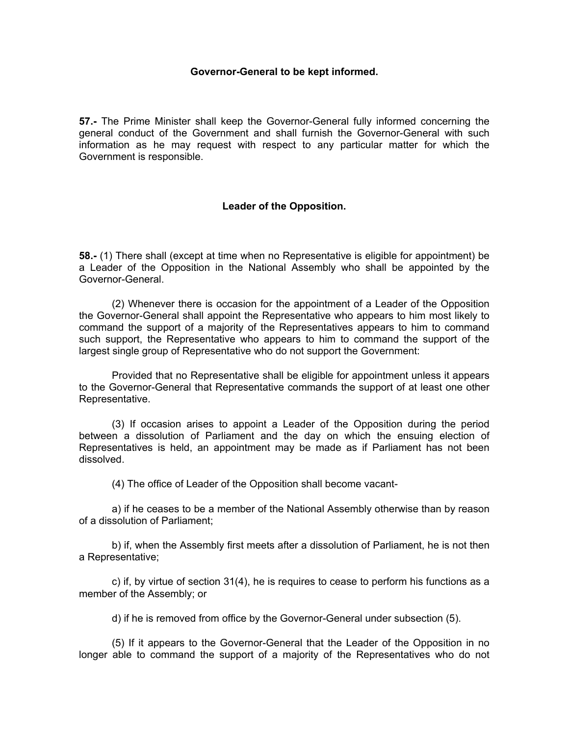**Governor-General to be kept informed.**

**57.-** The Prime Minister shall keep the Governor-General fully informed concerning the general conduct of the Government and shall furnish the Governor-General with such information as he may request with respect to any particular matter for which the Government is responsible.

**Leader of the Opposition.**

**58.-** (1) There shall (except at time when no Representative is eligible for appointment) be a Leader of the Opposition in the National Assembly who shall be appointed by the Governor-General.

(2) Whenever there is occasion for the appointment of a Leader of the Opposition the Governor-General shall appoint the Representative who appears to him most likely to command the support of a majority of the Representatives appears to him to command such support, the Representative who appears to him to command the support of the largest single group of Representative who do not support the Government:

Provided that no Representative shall be eligible for appointment unless it appears to the Governor-General that Representative commands the support of at least one other Representative.

(3) If occasion arises to appoint a Leader of the Opposition during the period between a dissolution of Parliament and the day on which the ensuing election of Representatives is held, an appointment may be made as if Parliament has not been dissolved.

(4) The office of Leader of the Opposition shall become vacant-

a) if he ceases to be a member of the National Assembly otherwise than by reason of a dissolution of Parliament;

b) if, when the Assembly first meets after a dissolution of Parliament, he is not then a Representative;

c) if, by virtue of section 31(4), he is requires to cease to perform his functions as a member of the Assembly; or

d) if he is removed from office by the Governor-General under subsection (5).

(5) If it appears to the Governor-General that the Leader of the Opposition in no longer able to command the support of a majority of the Representatives who do not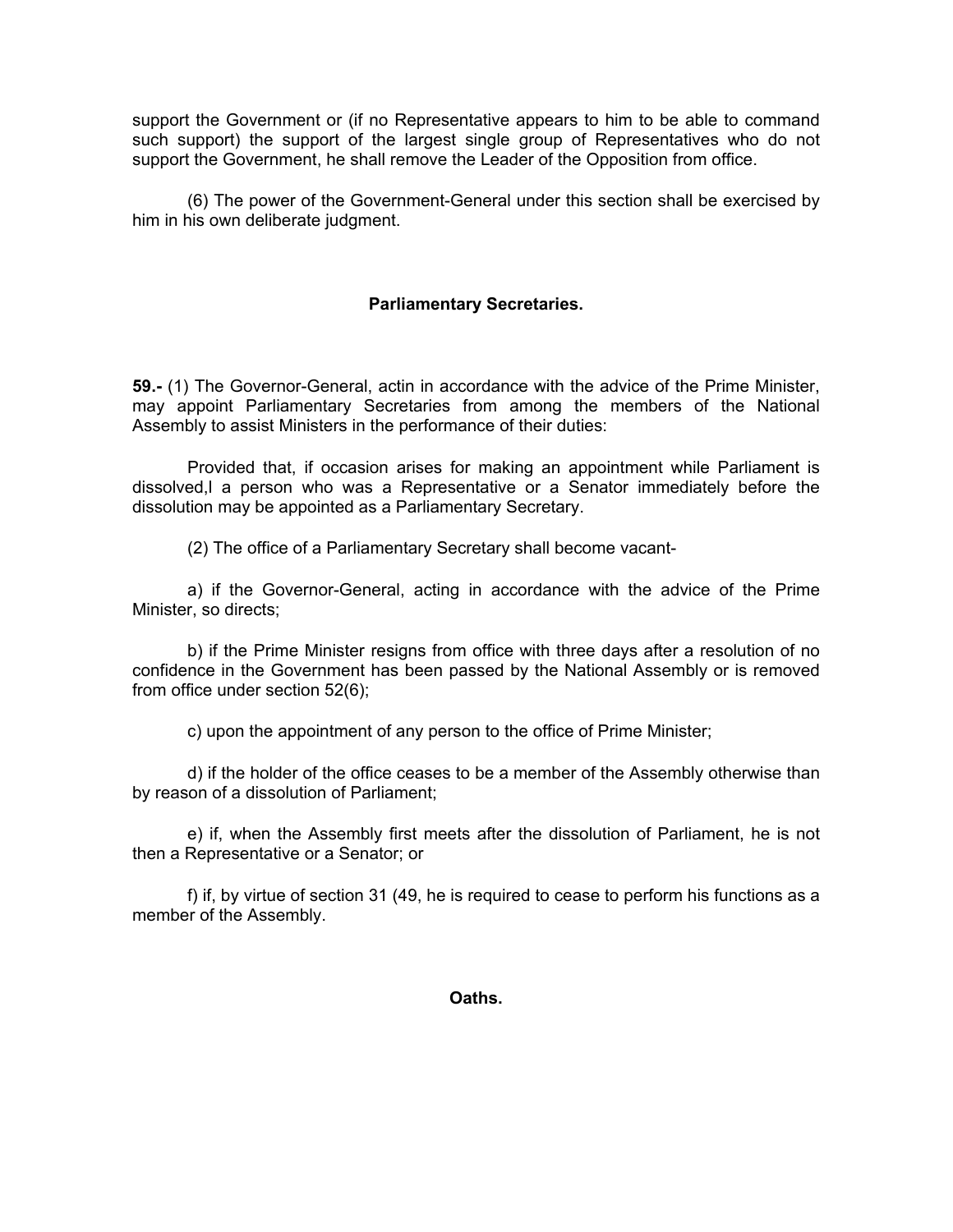support the Government or (if no Representative appears to him to be able to command such support) the support of the largest single group of Representatives who do not support the Government, he shall remove the Leader of the Opposition from office.

(6) The power of the Government-General under this section shall be exercised by him in his own deliberate judgment.

### Parliamentary Secretaries.

**59.-** (1) The Governor-General, actin in accordance with the advice of the Prime Minister, may appoint Parliamentary Secretaries from among the members of the National Assembly to assist Ministers in the performance of their duties:

Provided that, if occasion arises for making an appointment while Parliament is dissolved,l a person who was a Representative or a Senator immediately before the dissolution may be appointed as a Parliamentary Secretary.

(2) The office of a Parliamentary Secretary shall become vacant-

a) if the Governor-General, acting in accordance with the advice of the Prime Minister, so directs;

b) if the Prime Minister resigns from office with three days after a resolution of no confidence in the Government has been passed by the National Assembly or is removed from office under section 52(6);

c) upon the appointment of any person to the office of Prime Minister;

d) if the holder of the office ceases to be a member of the Assembly otherwise than by reason of a dissolution of Parliament;

e) if, when the Assembly first meets after the dissolution of Parliament, he is not then a Representative or a Senator; or

f) if, by virtue of section 31 (49, he is required to cease to perform his functions as a member of the Assembly.

### Oaths.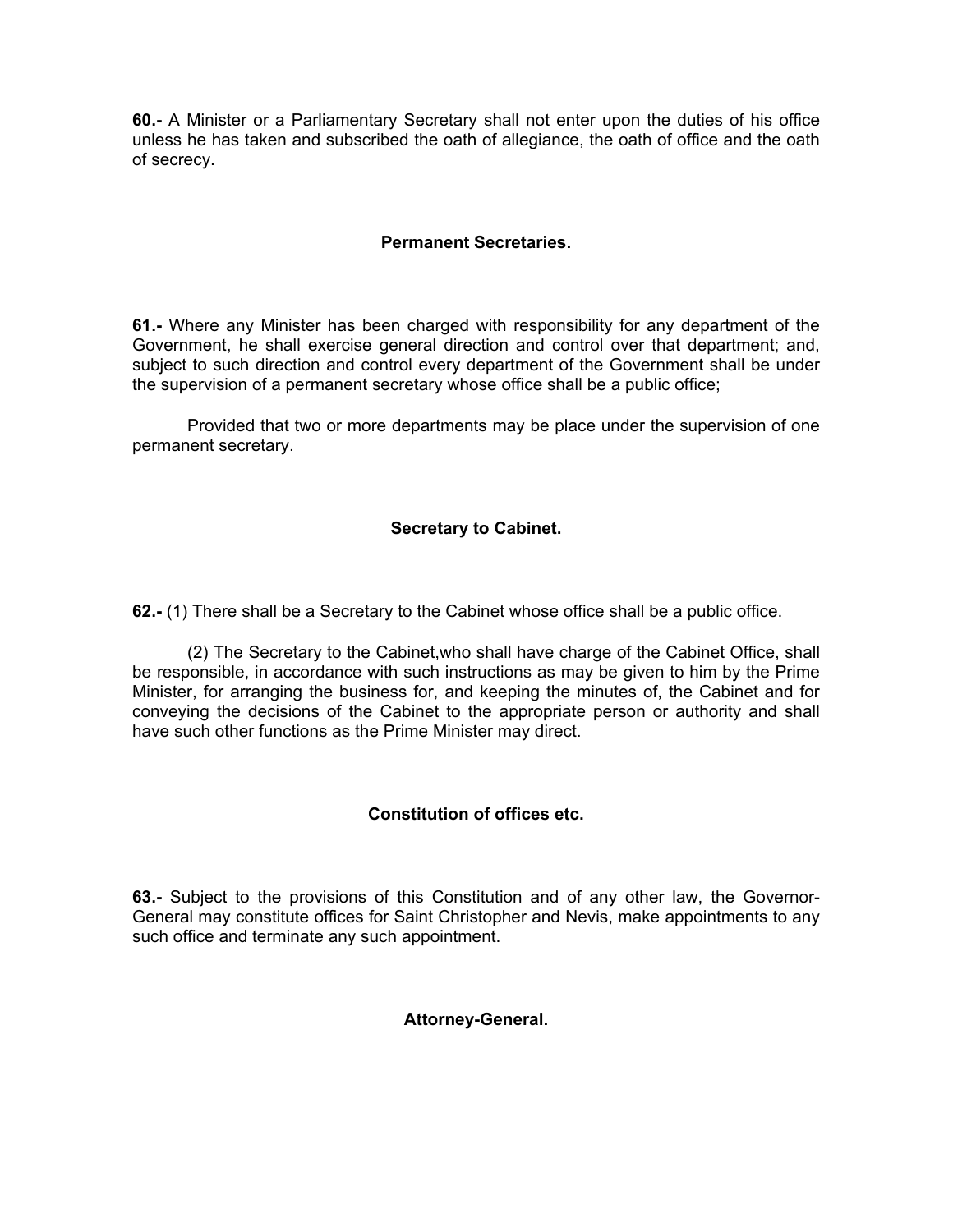**60.-** A Minister or a Parliamentary Secretary shall not enter upon the duties of his office unless he has taken and subscribed the oath of allegiance, the oath of office and the oath of secrecy.

### Permanent Secretaries.

**61.-** Where any Minister has been charged with responsibility for any department of the Government, he shall exercise general direction and control over that department; and, subject to such direction and control every department of the Government shall be under the supervision of a permanent secretary whose office shall be a public office;

Provided that two or more departments may be place under the supervision of one permanent secretary.

### Secretary to Cabinet.

**62.-** (1) There shall be a Secretary to the Cabinet whose office shall be a public office.

(2) The Secretary to the Cabinet,who shall have charge of the Cabinet Office, shall be responsible, in accordance with such instructions as may be given to him by the Prime Minister, for arranging the business for, and keeping the minutes of, the Cabinet and for conveying the decisions of the Cabinet to the appropriate person or authority and shall have such other functions as the Prime Minister may direct.

### Constitution of offices etc.

**63.-** Subject to the provisions of this Constitution and of any other law, the Governor-General may constitute offices for Saint Christopher and Nevis, make appointments to any such office and terminate any such appointment.

### Attorney-General.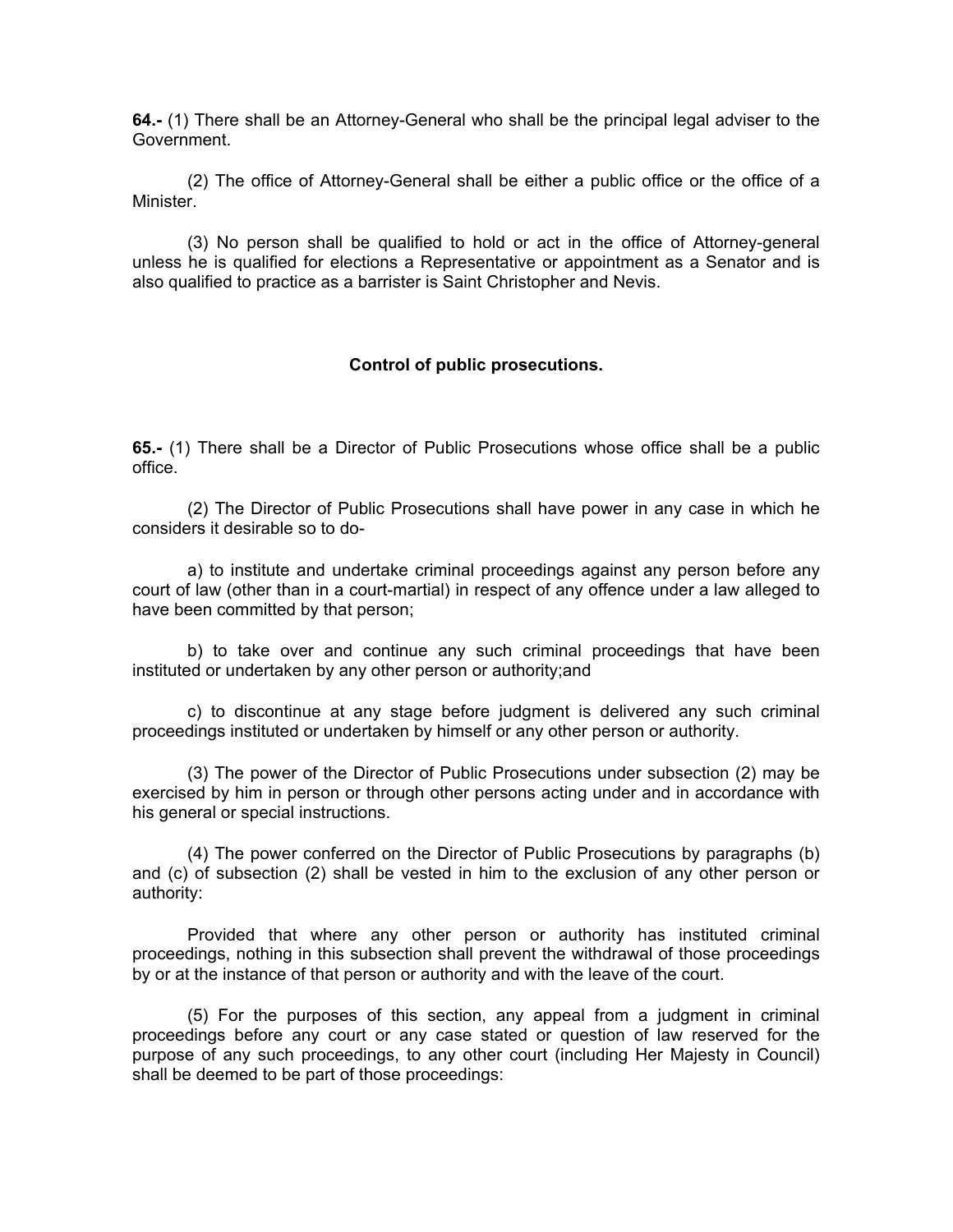**64.-** (1) There shall be an Attorney-General who shall be the principal legal adviser to the Government.

(2) The office of Attorney-General shall be either a public office or the office of a Minister.

(3) No person shall be qualified to hold or act in the office of Attorney-general unless he is qualified for elections a Representative or appointment as a Senator and is also qualified to practice as a barrister is Saint Christopher and Nevis.

**Control of public prosecutions.**

**65.-** (1) There shall be a Director of Public Prosecutions whose office shall be a public office.

(2) The Director of Public Prosecutions shall have power in any case in which he considers it desirable so to do-

a) to institute and undertake criminal proceedings against any person before any court of law (other than in a court-martial) in respect of any offence under a law alleged to have been committed by that person;

b) to take over and continue any such criminal proceedings that have been instituted or undertaken by any other person or authority;and

c) to discontinue at any stage before judgment is delivered any such criminal proceedings instituted or undertaken by himself or any other person or authority.

(3) The power of the Director of Public Prosecutions under subsection (2) may be exercised by him in person or through other persons acting under and in accordance with his general or special instructions.

(4) The power conferred on the Director of Public Prosecutions by paragraphs (b) and (c) of subsection (2) shall be vested in him to the exclusion of any other person or authority:

Provided that where any other person or authority has instituted criminal proceedings, nothing in this subsection shall prevent the withdrawal of those proceedings by or at the instance of that person or authority and with the leave of the court.

(5) For the purposes of this section, any appeal from a judgment in criminal proceedings before any court or any case stated or question of law reserved for the purpose of any such proceedings, to any other court (including Her Majesty in Council) shall be deemed to be part of those proceedings: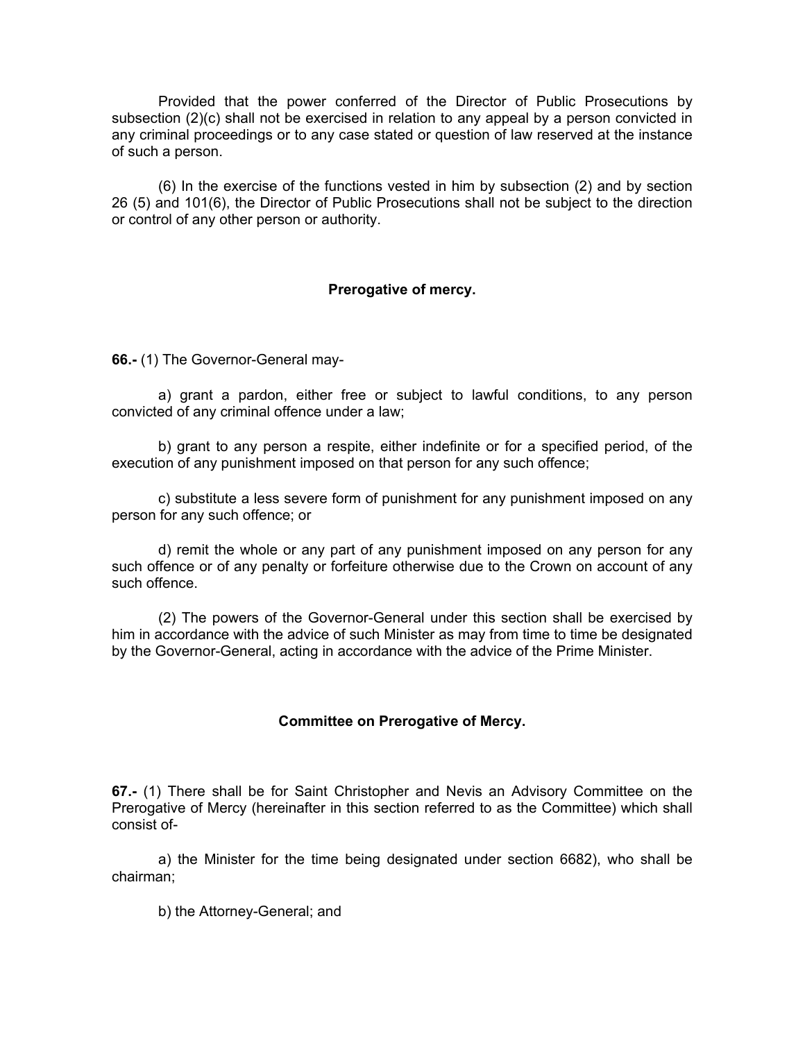Provided that the power conferred of the Director of Public Prosecutions by subsection (2)(c) shall not be exercised in relation to any appeal by a person convicted in any criminal proceedings or to any case stated or question of law reserved at the instance of such a person.

(6) In the exercise of the functions vested in him by subsection (2) and by section 26 (5) and 101(6), the Director of Public Prosecutions shall not be subject to the direction or control of any other person or authority.

**Prerogative of mercy.**

**66.-** (1) The Governor-General may-

a) grant a pardon, either free or subject to lawful conditions, to any person convicted of any criminal offence under a law;

b) grant to any person a respite, either indefinite or for a specified period, of the execution of any punishment imposed on that person for any such offence;

c) substitute a less severe form of punishment for any punishment imposed on any person for any such offence; or

d) remit the whole or any part of any punishment imposed on any person for any such offence or of any penalty or forfeiture otherwise due to the Crown on account of any such offence.

(2) The powers of the Governor-General under this section shall be exercised by him in accordance with the advice of such Minister as may from time to time be designated by the Governor-General, acting in accordance with the advice of the Prime Minister.

**Committee on Prerogative of Mercy.**

**67.-** (1) There shall be for Saint Christopher and Nevis an Advisory Committee on the Prerogative of Mercy (hereinafter in this section referred to as the Committee) which shall consist of-

a) the Minister for the time being designated under section 6682), who shall be chairman;

b) the Attorney-General; and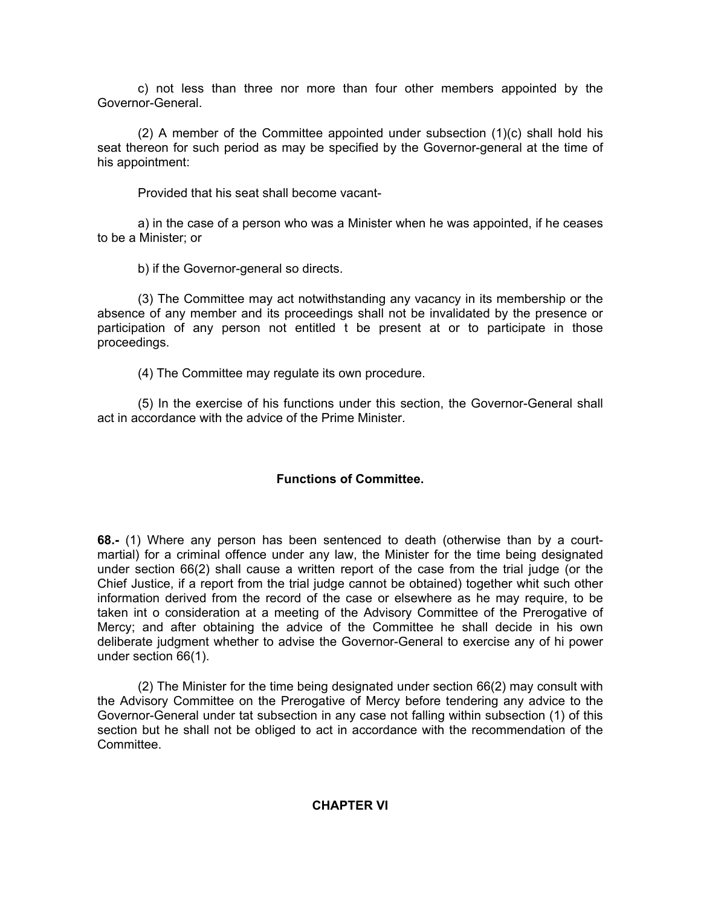c) not less than three nor more than four other members appointed by the Governor-General.

(2) A member of the Committee appointed under subsection (1)(c) shall hold his seat thereon for such period as may be specified by the Governor-general at the time of his appointment:

Provided that his seat shall become vacant-

a) in the case of a person who was a Minister when he was appointed, if he ceases to be a Minister; or

b) if the Governor-general so directs.

(3) The Committee may act notwithstanding any vacancy in its membership or the absence of any member and its proceedings shall not be invalidated by the presence or participation of any person not entitled t be present at or to participate in those proceedings.

(4) The Committee may regulate its own procedure.

(5) In the exercise of his functions under this section, the Governor-General shall act in accordance with the advice of the Prime Minister.

### Functions of Committee.

**68.-** (1) Where any person has been sentenced to death (otherwise than by a court-martial) for a criminal offence under any law, the Minister for the time being designated under section 66(2) shall cause a written report of the case from the trial judge (or the Chief Justice, if a report from the trial judge cannot be obtained) together whit such other information derived from the record of the case or elsewhere as he may require, to be taken int o consideration at a meeting of the Advisory Committee of the Prerogative of Mercy; and after obtaining the advice of the Committee he shall decide in his own deliberate judgment whether to advise the Governor-General to exercise any of hi power under section 66(1).

(2) The Minister for the time being designated under section 66(2) may consult with the Advisory Committee on the Prerogative of Mercy before tendering any advice to the Governor-General under tat subsection in any case not falling within subsection (1) of this section but he shall not be obliged to act in accordance with the recommendation of the Committee.

## CHAPTER VI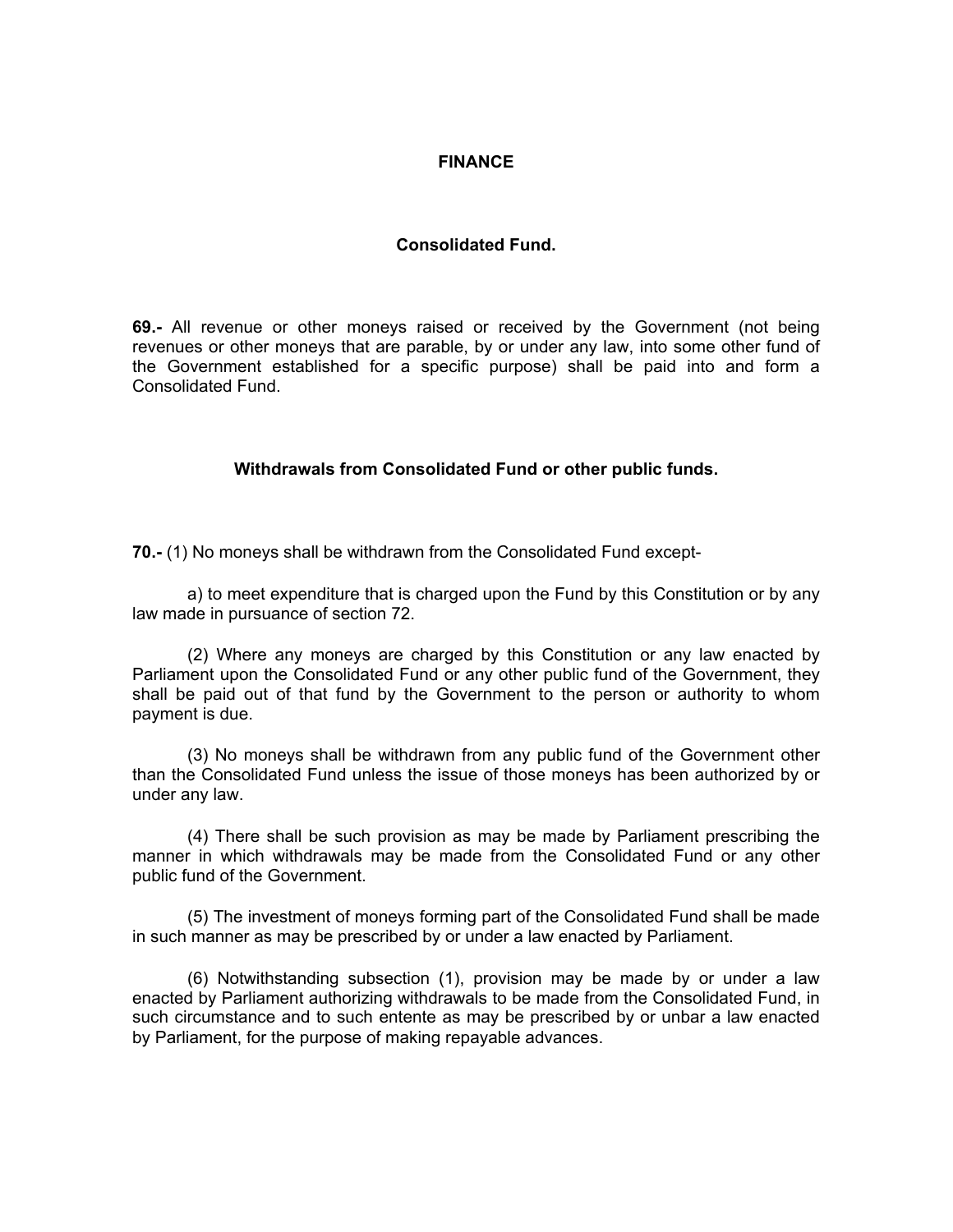## FINANCE

### Consolidated Fund.

**69.-** All revenue or other moneys raised or received by the Government (not being revenues or other moneys that are parable, by or under any law, into some other fund of the Government established for a specific purpose) shall be paid into and form a Consolidated Fund.

### Withdrawals from Consolidated Fund or other public funds.

**70.-** (1) No moneys shall be withdrawn from the Consolidated Fund except-

a) to meet expenditure that is charged upon the Fund by this Constitution or by any law made in pursuance of section 72.

(2) Where any moneys are charged by this Constitution or any law enacted by Parliament upon the Consolidated Fund or any other public fund of the Government, they shall be paid out of that fund by the Government to the person or authority to whom payment is due.

(3) No moneys shall be withdrawn from any public fund of the Government other than the Consolidated Fund unless the issue of those moneys has been authorized by or under any law.

(4) There shall be such provision as may be made by Parliament prescribing the manner in which withdrawals may be made from the Consolidated Fund or any other public fund of the Government.

(5) The investment of moneys forming part of the Consolidated Fund shall be made in such manner as may be prescribed by or under a law enacted by Parliament.

(6) Notwithstanding subsection (1), provision may be made by or under a law enacted by Parliament authorizing withdrawals to be made from the Consolidated Fund, in such circumstance and to such entente as may be prescribed by or unbar a law enacted by Parliament, for the purpose of making repayable advances.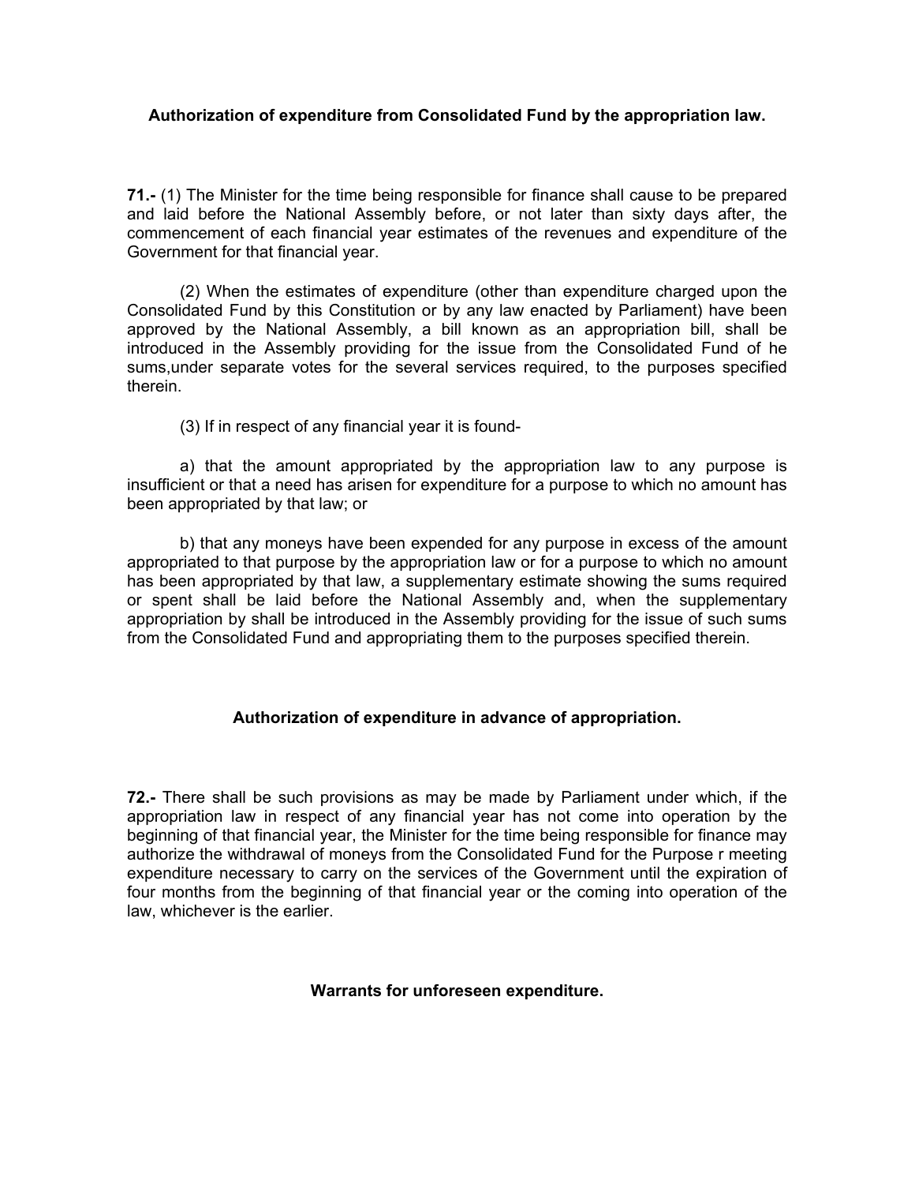### Authorization of expenditure from Consolidated Fund by the appropriation law.

**71.-** (1) The Minister for the time being responsible for finance shall cause to be prepared and laid before the National Assembly before, or not later than sixty days after, the commencement of each financial year estimates of the revenues and expenditure of the Government for that financial year.

(2) When the estimates of expenditure (other than expenditure charged upon the Consolidated Fund by this Constitution or by any law enacted by Parliament) have been approved by the National Assembly, a bill known as an appropriation bill, shall be introduced in the Assembly providing for the issue from the Consolidated Fund of he sums,under separate votes for the several services required, to the purposes specified therein.

(3) If in respect of any financial year it is found-

a) that the amount appropriated by the appropriation law to any purpose is insufficient or that a need has arisen for expenditure for a purpose to which no amount has been appropriated by that law; or

b) that any moneys have been expended for any purpose in excess of the amount appropriated to that purpose by the appropriation law or for a purpose to which no amount has been appropriated by that law, a supplementary estimate showing the sums required or spent shall be laid before the National Assembly and, when the supplementary appropriation by shall be introduced in the Assembly providing for the issue of such sums from the Consolidated Fund and appropriating them to the purposes specified therein.

### Authorization of expenditure in advance of appropriation.

**72.-** There shall be such provisions as may be made by Parliament under which, if the appropriation law in respect of any financial year has not come into operation by the beginning of that financial year, the Minister for the time being responsible for finance may authorize the withdrawal of moneys from the Consolidated Fund for the Purpose r meeting expenditure necessary to carry on the services of the Government until the expiration of four months from the beginning of that financial year or the coming into operation of the law, whichever is the earlier.

### Warrants for unforeseen expenditure.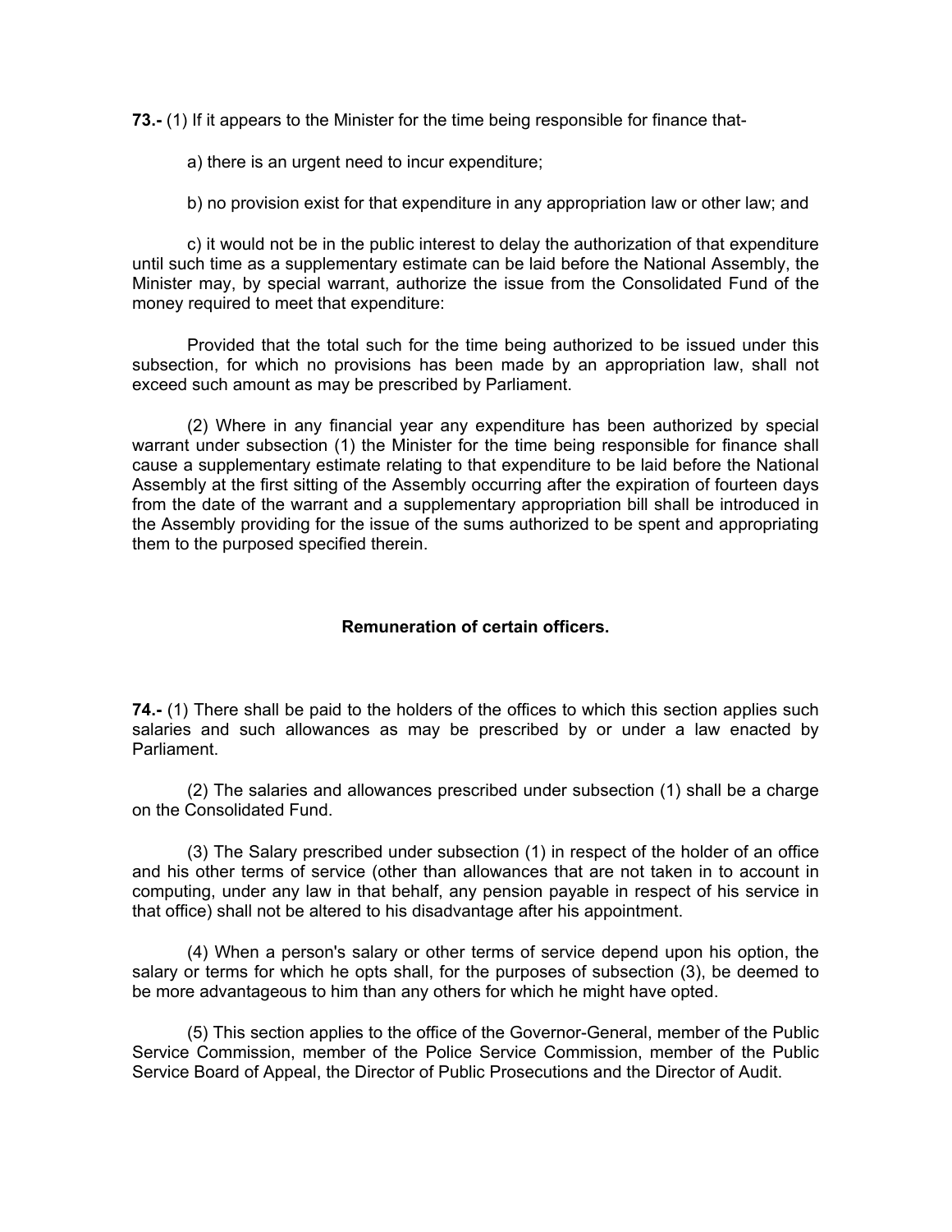**73.-** (1) If it appears to the Minister for the time being responsible for finance that-

a) there is an urgent need to incur expenditure;

b) no provision exist for that expenditure in any appropriation law or other law; and

c) it would not be in the public interest to delay the authorization of that expenditure until such time as a supplementary estimate can be laid before the National Assembly, the Minister may, by special warrant, authorize the issue from the Consolidated Fund of the money required to meet that expenditure:

Provided that the total such for the time being authorized to be issued under this subsection, for which no provisions has been made by an appropriation law, shall not exceed such amount as may be prescribed by Parliament.

(2) Where in any financial year any expenditure has been authorized by special warrant under subsection (1) the Minister for the time being responsible for finance shall cause a supplementary estimate relating to that expenditure to be laid before the National Assembly at the first sitting of the Assembly occurring after the expiration of fourteen days from the date of the warrant and a supplementary appropriation bill shall be introduced in the Assembly providing for the issue of the sums authorized to be spent and appropriating them to the purposed specified therein.

**Remuneration of certain officers.**

**74.-** (1) There shall be paid to the holders of the offices to which this section applies such salaries and such allowances as may be prescribed by or under a law enacted by Parliament.

(2) The salaries and allowances prescribed under subsection (1) shall be a charge on the Consolidated Fund.

(3) The Salary prescribed under subsection (1) in respect of the holder of an office and his other terms of service (other than allowances that are not taken in to account in computing, under any law in that behalf, any pension payable in respect of his service in that office) shall not be altered to his disadvantage after his appointment.

(4) When a person's salary or other terms of service depend upon his option, the salary or terms for which he opts shall, for the purposes of subsection (3), be deemed to be more advantageous to him than any others for which he might have opted.

(5) This section applies to the office of the Governor-General, member of the Public Service Commission, member of the Police Service Commission, member of the Public Service Board of Appeal, the Director of Public Prosecutions and the Director of Audit.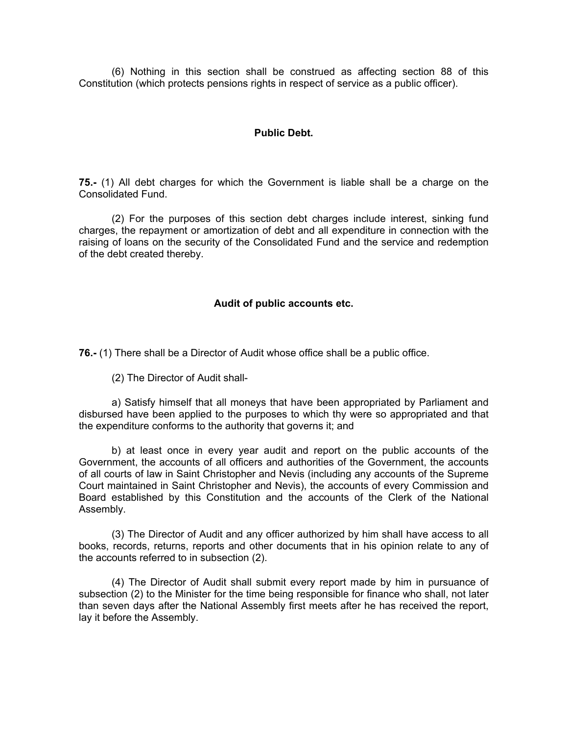(6) Nothing in this section shall be construed as affecting section 88 of this Constitution (which protects pensions rights in respect of service as a public officer).

### Public Debt.

**75.-** (1) All debt charges for which the Government is liable shall be a charge on the Consolidated Fund.

(2) For the purposes of this section debt charges include interest, sinking fund charges, the repayment or amortization of debt and all expenditure in connection with the raising of loans on the security of the Consolidated Fund and the service and redemption of the debt created thereby.

### Audit of public accounts etc.

**76.-** (1) There shall be a Director of Audit whose office shall be a public office.

(2) The Director of Audit shall-

a) Satisfy himself that all moneys that have been appropriated by Parliament and disbursed have been applied to the purposes to which thy were so appropriated and that the expenditure conforms to the authority that governs it; and

b) at least once in every year audit and report on the public accounts of the Government, the accounts of all officers and authorities of the Government, the accounts of all courts of law in Saint Christopher and Nevis (including any accounts of the Supreme Court maintained in Saint Christopher and Nevis), the accounts of every Commission and Board established by this Constitution and the accounts of the Clerk of the National Assembly.

(3) The Director of Audit and any officer authorized by him shall have access to all books, records, returns, reports and other documents that in his opinion relate to any of the accounts referred to in subsection (2).

(4) The Director of Audit shall submit every report made by him in pursuance of subsection (2) to the Minister for the time being responsible for finance who shall, not later than seven days after the National Assembly first meets after he has received the report, lay it before the Assembly.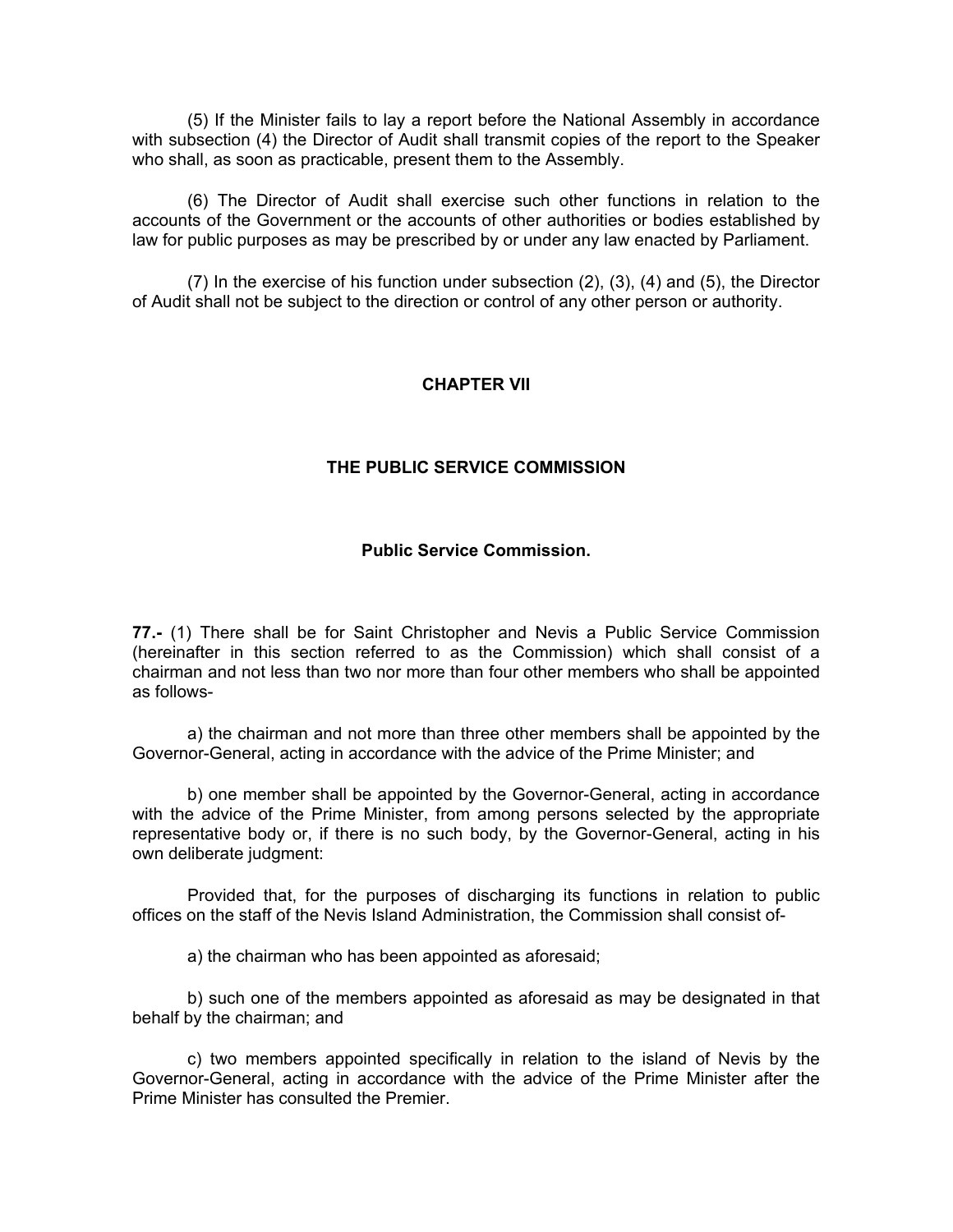(5) If the Minister fails to lay a report before the National Assembly in accordance with subsection (4) the Director of Audit shall transmit copies of the report to the Speaker who shall, as soon as practicable, present them to the Assembly.

(6) The Director of Audit shall exercise such other functions in relation to the accounts of the Government or the accounts of other authorities or bodies established by law for public purposes as may be prescribed by or under any law enacted by Parliament.

(7) In the exercise of his function under subsection (2), (3), (4) and (5), the Director of Audit shall not be subject to the direction or control of any other person or authority.

## CHAPTER VII

## THE PUBLIC SERVICE COMMISSION

### Public Service Commission.

**77.-** (1) There shall be for Saint Christopher and Nevis a Public Service Commission (hereinafter in this section referred to as the Commission) which shall consist of a chairman and not less than two nor more than four other members who shall be appointed as follows-

a) the chairman and not more than three other members shall be appointed by the Governor-General, acting in accordance with the advice of the Prime Minister; and

b) one member shall be appointed by the Governor-General, acting in accordance with the advice of the Prime Minister, from among persons selected by the appropriate representative body or, if there is no such body, by the Governor-General, acting in his own deliberate judgment:

Provided that, for the purposes of discharging its functions in relation to public offices on the staff of the Nevis Island Administration, the Commission shall consist of-

a) the chairman who has been appointed as aforesaid;

b) such one of the members appointed as aforesaid as may be designated in that behalf by the chairman; and

c) two members appointed specifically in relation to the island of Nevis by the Governor-General, acting in accordance with the advice of the Prime Minister after the Prime Minister has consulted the Premier.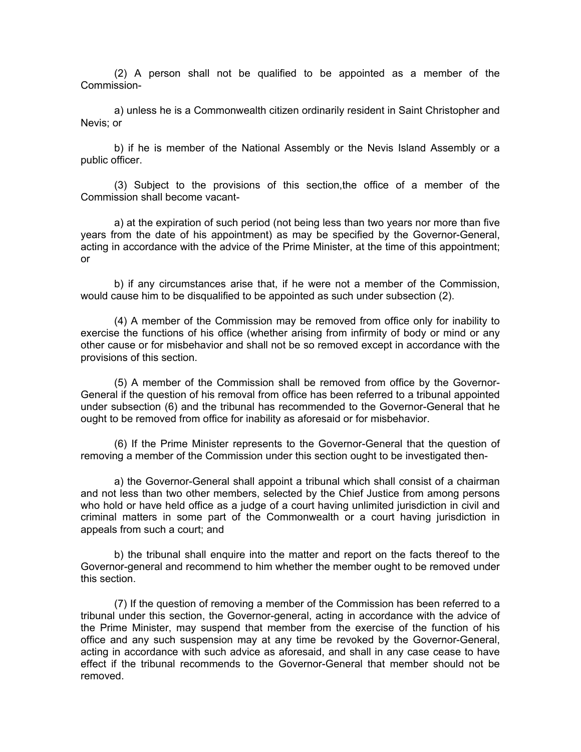(2) A person shall not be qualified to be appointed as a member of the Commission-

a) unless he is a Commonwealth citizen ordinarily resident in Saint Christopher and Nevis; or

b) if he is member of the National Assembly or the Nevis Island Assembly or a public officer.

(3) Subject to the provisions of this section,the office of a member of the Commission shall become vacant-

a) at the expiration of such period (not being less than two years nor more than five years from the date of his appointment) as may be specified by the Governor-General, acting in accordance with the advice of the Prime Minister, at the time of this appointment; or

b) if any circumstances arise that, if he were not a member of the Commission, would cause him to be disqualified to be appointed as such under subsection (2).

(4) A member of the Commission may be removed from office only for inability to exercise the functions of his office (whether arising from infirmity of body or mind or any other cause or for misbehavior and shall not be so removed except in accordance with the provisions of this section.

(5) A member of the Commission shall be removed from office by the Governor-General if the question of his removal from office has been referred to a tribunal appointed under subsection (6) and the tribunal has recommended to the Governor-General that he ought to be removed from office for inability as aforesaid or for misbehavior.

(6) If the Prime Minister represents to the Governor-General that the question of removing a member of the Commission under this section ought to be investigated then-

a) the Governor-General shall appoint a tribunal which shall consist of a chairman and not less than two other members, selected by the Chief Justice from among persons who hold or have held office as a judge of a court having unlimited jurisdiction in civil and criminal matters in some part of the Commonwealth or a court having jurisdiction in appeals from such a court; and

b) the tribunal shall enquire into the matter and report on the facts thereof to the Governor-general and recommend to him whether the member ought to be removed under this section.

(7) If the question of removing a member of the Commission has been referred to a tribunal under this section, the Governor-general, acting in accordance with the advice of the Prime Minister, may suspend that member from the exercise of the function of his office and any such suspension may at any time be revoked by the Governor-General, acting in accordance with such advice as aforesaid, and shall in any case cease to have effect if the tribunal recommends to the Governor-General that member should not be removed.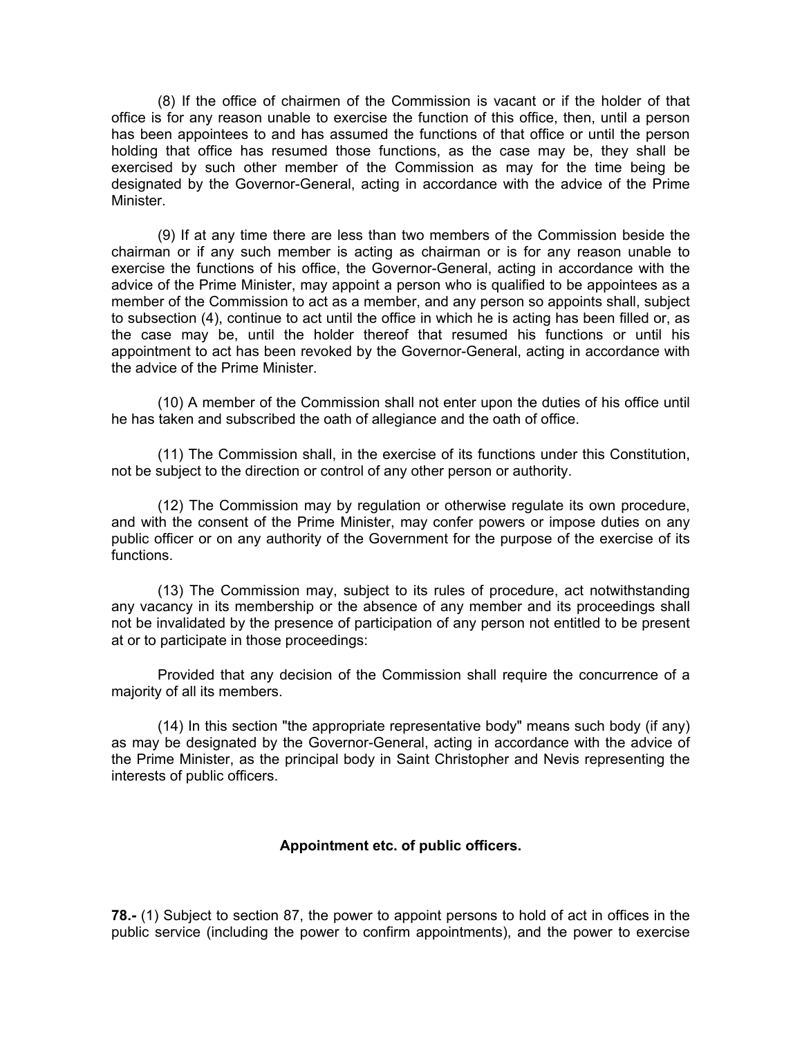(8) If the office of chairmen of the Commission is vacant or if the holder of that office is for any reason unable to exercise the function of this office, then, until a person has been appointees to and has assumed the functions of that office or until the person holding that office has resumed those functions, as the case may be, they shall be exercised by such other member of the Commission as may for the time being be designated by the Governor-General, acting in accordance with the advice of the Prime Minister.

(9) If at any time there are less than two members of the Commission beside the chairman or if any such member is acting as chairman or is for any reason unable to exercise the functions of his office, the Governor-General, acting in accordance with the advice of the Prime Minister, may appoint a person who is qualified to be appointees as a member of the Commission to act as a member, and any person so appoints shall, subject to subsection (4), continue to act until the office in which he is acting has been filled or, as the case may be, until the holder thereof that resumed his functions or until his appointment to act has been revoked by the Governor-General, acting in accordance with the advice of the Prime Minister.

(10) A member of the Commission shall not enter upon the duties of his office until he has taken and subscribed the oath of allegiance and the oath of office.

(11) The Commission shall, in the exercise of its functions under this Constitution, not be subject to the direction or control of any other person or authority.

(12) The Commission may by regulation or otherwise regulate its own procedure, and with the consent of the Prime Minister, may confer powers or impose duties on any public officer or on any authority of the Government for the purpose of the exercise of its functions.

(13) The Commission may, subject to its rules of procedure, act notwithstanding any vacancy in its membership or the absence of any member and its proceedings shall not be invalidated by the presence of participation of any person not entitled to be present at or to participate in those proceedings:

Provided that any decision of the Commission shall require the concurrence of a majority of all its members.

(14) In this section "the appropriate representative body" means such body (if any) as may be designated by the Governor-General, acting in accordance with the advice of the Prime Minister, as the principal body in Saint Christopher and Nevis representing the interests of public officers.

### Appointment etc. of public officers.

**78.-** (1) Subject to section 87, the power to appoint persons to hold of act in offices in the public service (including the power to confirm appointments), and the power to exercise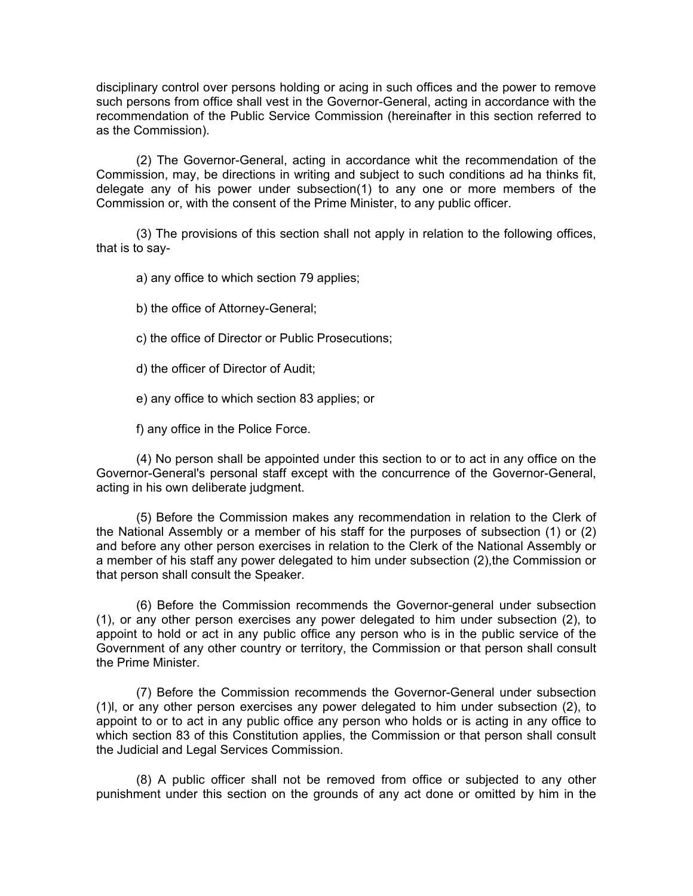disciplinary control over persons holding or acing in such offices and the power to remove such persons from office shall vest in the Governor-General, acting in accordance with the recommendation of the Public Service Commission (hereinafter in this section referred to as the Commission).

(2) The Governor-General, acting in accordance whit the recommendation of the Commission, may, be directions in writing and subject to such conditions ad ha thinks fit, delegate any of his power under subsection(1) to any one or more members of the Commission or, with the consent of the Prime Minister, to any public officer.

(3) The provisions of this section shall not apply in relation to the following offices, that is to say-

a) any office to which section 79 applies;

b) the office of Attorney-General;

c) the office of Director or Public Prosecutions;

d) the officer of Director of Audit;

e) any office to which section 83 applies; or

f) any office in the Police Force.

(4) No person shall be appointed under this section to or to act in any office on the Governor-General's personal staff except with the concurrence of the Governor-General, acting in his own deliberate judgment.

(5) Before the Commission makes any recommendation in relation to the Clerk of the National Assembly or a member of his staff for the purposes of subsection (1) or (2) and before any other person exercises in relation to the Clerk of the National Assembly or a member of his staff any power delegated to him under subsection (2),the Commission or that person shall consult the Speaker.

(6) Before the Commission recommends the Governor-general under subsection (1), or any other person exercises any power delegated to him under subsection (2), to appoint to hold or act in any public office any person who is in the public service of the Government of any other country or territory, the Commission or that person shall consult the Prime Minister.

(7) Before the Commission recommends the Governor-General under subsection (1)l, or any other person exercises any power delegated to him under subsection (2), to appoint to or to act in any public office any person who holds or is acting in any office to which section 83 of this Constitution applies, the Commission or that person shall consult the Judicial and Legal Services Commission.

(8) A public officer shall not be removed from office or subjected to any other punishment under this section on the grounds of any act done or omitted by him in the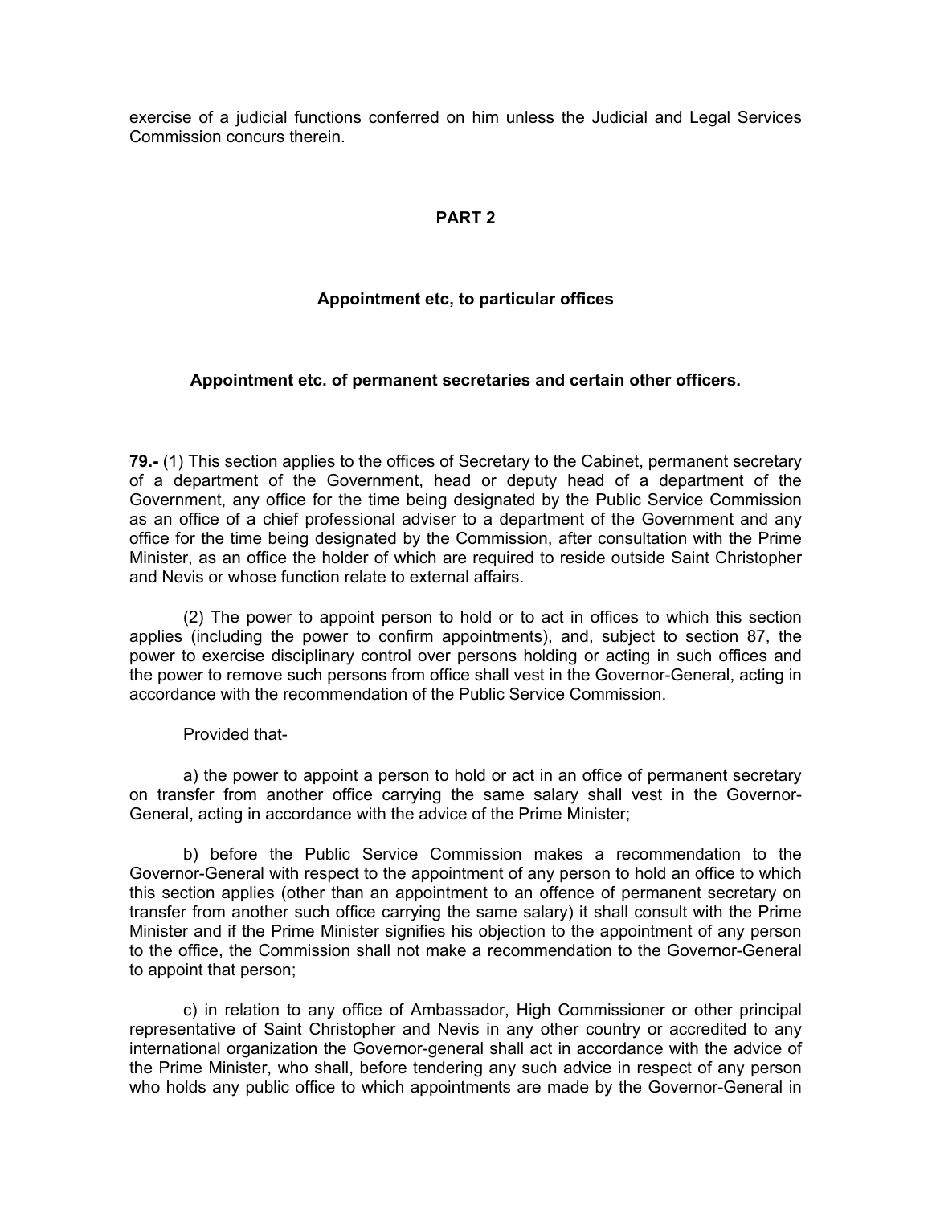exercise of a judicial functions conferred on him unless the Judicial and Legal Services Commission concurs therein.

## PART 2

### Appointment etc, to particular offices

#### Appointment etc. of permanent secretaries and certain other officers.

**79.-** (1) This section applies to the offices of Secretary to the Cabinet, permanent secretary of a department of the Government, head or deputy head of a department of the Government, any office for the time being designated by the Public Service Commission as an office of a chief professional adviser to a department of the Government and any office for the time being designated by the Commission, after consultation with the Prime Minister, as an office the holder of which are required to reside outside Saint Christopher and Nevis or whose function relate to external affairs.

(2) The power to appoint person to hold or to act in offices to which this section applies (including the power to confirm appointments), and, subject to section 87, the power to exercise disciplinary control over persons holding or acting in such offices and the power to remove such persons from office shall vest in the Governor-General, acting in accordance with the recommendation of the Public Service Commission.

Provided that-

a) the power to appoint a person to hold or act in an office of permanent secretary on transfer from another office carrying the same salary shall vest in the Governor-General, acting in accordance with the advice of the Prime Minister;

b) before the Public Service Commission makes a recommendation to the Governor-General with respect to the appointment of any person to hold an office to which this section applies (other than an appointment to an offence of permanent secretary on transfer from another such office carrying the same salary) it shall consult with the Prime Minister and if the Prime Minister signifies his objection to the appointment of any person to the office, the Commission shall not make a recommendation to the Governor-General to appoint that person;

c) in relation to any office of Ambassador, High Commissioner or other principal representative of Saint Christopher and Nevis in any other country or accredited to any international organization the Governor-general shall act in accordance with the advice of the Prime Minister, who shall, before tendering any such advice in respect of any person who holds any public office to which appointments are made by the Governor-General in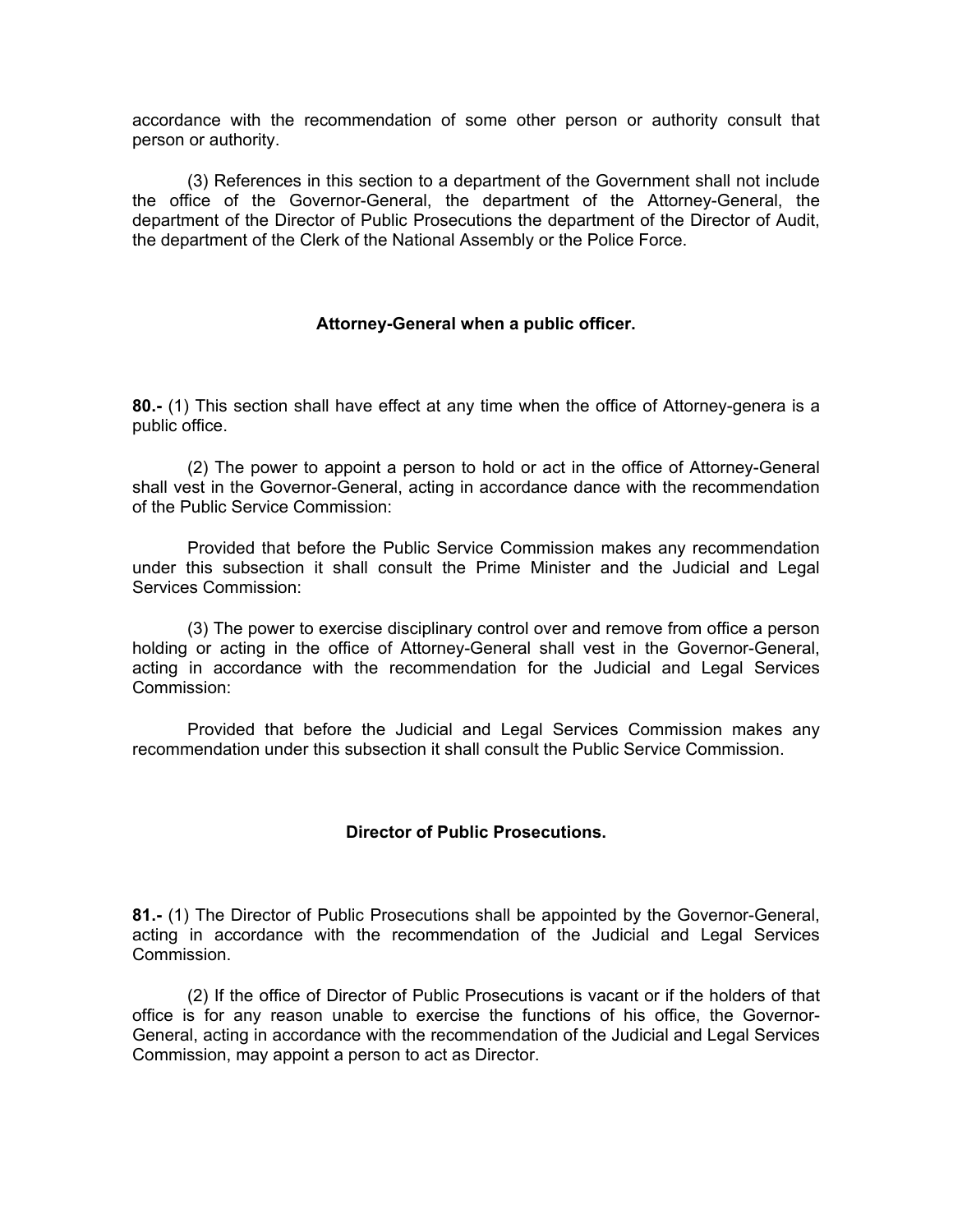accordance with the recommendation of some other person or authority consult that person or authority.

(3) References in this section to a department of the Government shall not include the office of the Governor-General, the department of the Attorney-General, the department of the Director of Public Prosecutions the department of the Director of Audit, the department of the Clerk of the National Assembly or the Police Force.

### Attorney-General when a public officer.

**80.-** (1) This section shall have effect at any time when the office of Attorney-genera is a public office.

(2) The power to appoint a person to hold or act in the office of Attorney-General shall vest in the Governor-General, acting in accordance dance with the recommendation of the Public Service Commission:

Provided that before the Public Service Commission makes any recommendation under this subsection it shall consult the Prime Minister and the Judicial and Legal Services Commission:

(3) The power to exercise disciplinary control over and remove from office a person holding or acting in the office of Attorney-General shall vest in the Governor-General, acting in accordance with the recommendation for the Judicial and Legal Services Commission:

Provided that before the Judicial and Legal Services Commission makes any recommendation under this subsection it shall consult the Public Service Commission.

### Director of Public Prosecutions.

**81.-** (1) The Director of Public Prosecutions shall be appointed by the Governor-General, acting in accordance with the recommendation of the Judicial and Legal Services Commission.

(2) If the office of Director of Public Prosecutions is vacant or if the holders of that office is for any reason unable to exercise the functions of his office, the Governor-General, acting in accordance with the recommendation of the Judicial and Legal Services Commission, may appoint a person to act as Director.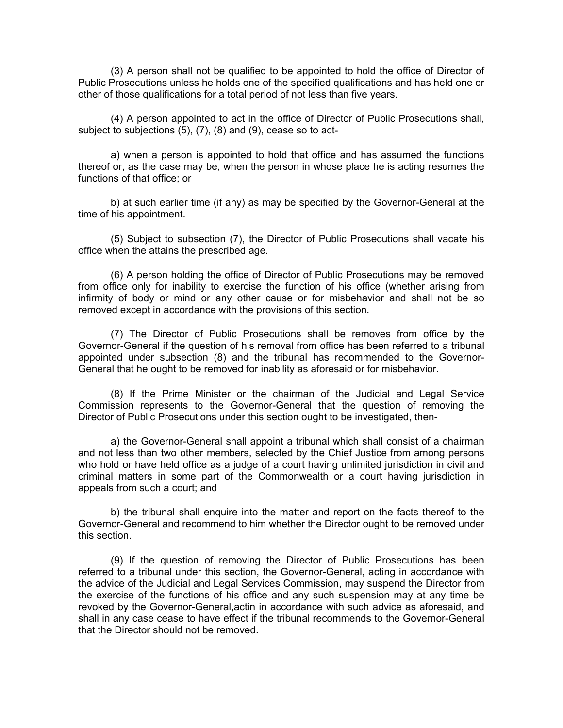(3) A person shall not be qualified to be appointed to hold the office of Director of Public Prosecutions unless he holds one of the specified qualifications and has held one or other of those qualifications for a total period of not less than five years.

(4) A person appointed to act in the office of Director of Public Prosecutions shall, subject to subjections (5), (7), (8) and (9), cease so to act-

a) when a person is appointed to hold that office and has assumed the functions thereof or, as the case may be, when the person in whose place he is acting resumes the functions of that office; or

b) at such earlier time (if any) as may be specified by the Governor-General at the time of his appointment.

(5) Subject to subsection (7), the Director of Public Prosecutions shall vacate his office when the attains the prescribed age.

(6) A person holding the office of Director of Public Prosecutions may be removed from office only for inability to exercise the function of his office (whether arising from infirmity of body or mind or any other cause or for misbehavior and shall not be so removed except in accordance with the provisions of this section.

(7) The Director of Public Prosecutions shall be removes from office by the Governor-General if the question of his removal from office has been referred to a tribunal appointed under subsection (8) and the tribunal has recommended to the Governor-General that he ought to be removed for inability as aforesaid or for misbehavior.

(8) If the Prime Minister or the chairman of the Judicial and Legal Service Commission represents to the Governor-General that the question of removing the Director of Public Prosecutions under this section ought to be investigated, then-

a) the Governor-General shall appoint a tribunal which shall consist of a chairman and not less than two other members, selected by the Chief Justice from among persons who hold or have held office as a judge of a court having unlimited jurisdiction in civil and criminal matters in some part of the Commonwealth or a court having jurisdiction in appeals from such a court; and

b) the tribunal shall enquire into the matter and report on the facts thereof to the Governor-General and recommend to him whether the Director ought to be removed under this section.

(9) If the question of removing the Director of Public Prosecutions has been referred to a tribunal under this section, the Governor-General, acting in accordance with the advice of the Judicial and Legal Services Commission, may suspend the Director from the exercise of the functions of his office and any such suspension may at any time be revoked by the Governor-General,actin in accordance with such advice as aforesaid, and shall in any case cease to have effect if the tribunal recommends to the Governor-General that the Director should not be removed.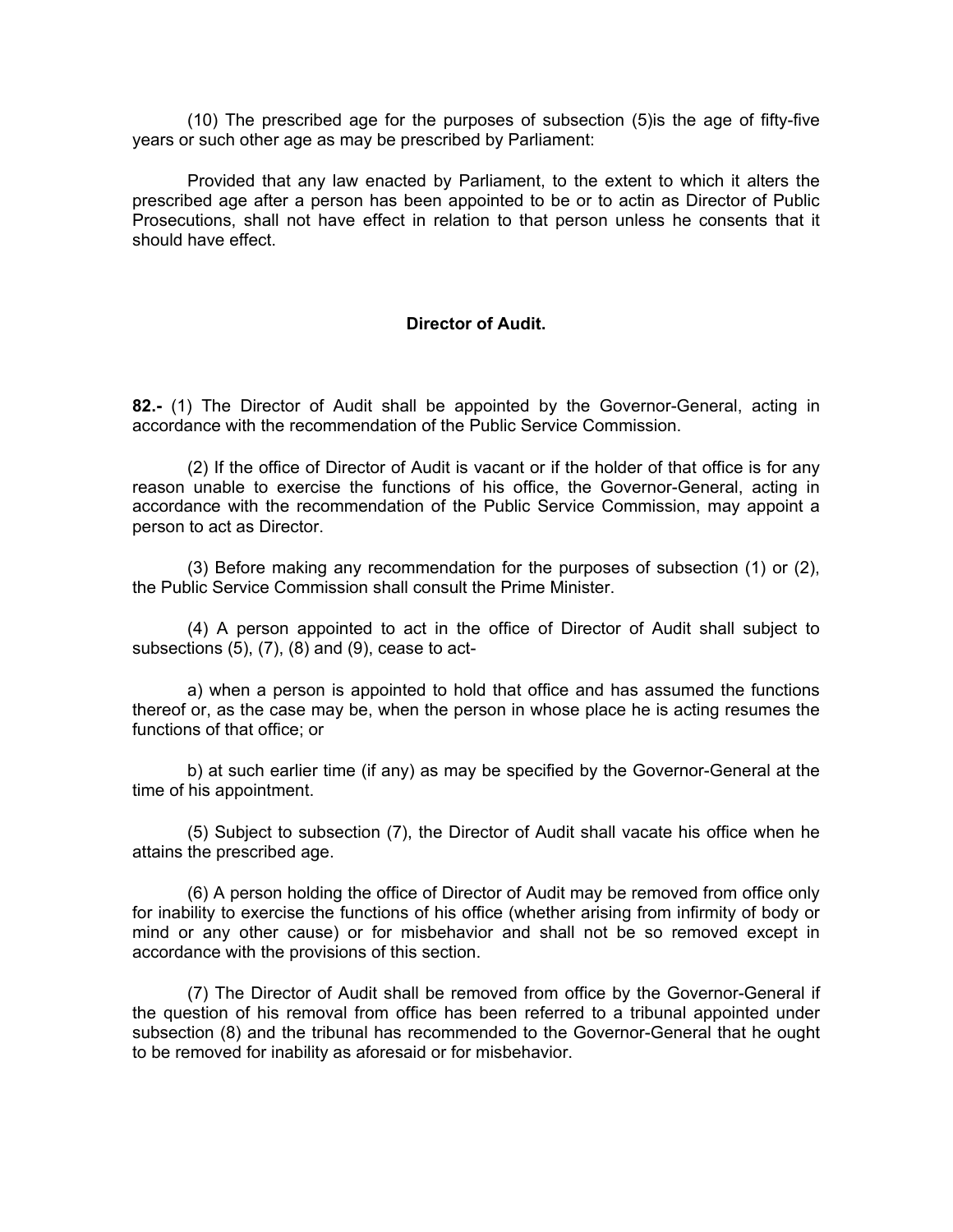(10) The prescribed age for the purposes of subsection (5)is the age of fifty-five years or such other age as may be prescribed by Parliament:

Provided that any law enacted by Parliament, to the extent to which it alters the prescribed age after a person has been appointed to be or to actin as Director of Public Prosecutions, shall not have effect in relation to that person unless he consents that it should have effect.

## Director of Audit.

**82.-** (1) The Director of Audit shall be appointed by the Governor-General, acting in accordance with the recommendation of the Public Service Commission.

(2) If the office of Director of Audit is vacant or if the holder of that office is for any reason unable to exercise the functions of his office, the Governor-General, acting in accordance with the recommendation of the Public Service Commission, may appoint a person to act as Director.

(3) Before making any recommendation for the purposes of subsection (1) or (2), the Public Service Commission shall consult the Prime Minister.

(4) A person appointed to act in the office of Director of Audit shall subject to subsections (5), (7), (8) and (9), cease to act-

a) when a person is appointed to hold that office and has assumed the functions thereof or, as the case may be, when the person in whose place he is acting resumes the functions of that office; or

b) at such earlier time (if any) as may be specified by the Governor-General at the time of his appointment.

(5) Subject to subsection (7), the Director of Audit shall vacate his office when he attains the prescribed age.

(6) A person holding the office of Director of Audit may be removed from office only for inability to exercise the functions of his office (whether arising from infirmity of body or mind or any other cause) or for misbehavior and shall not be so removed except in accordance with the provisions of this section.

(7) The Director of Audit shall be removed from office by the Governor-General if the question of his removal from office has been referred to a tribunal appointed under subsection (8) and the tribunal has recommended to the Governor-General that he ought to be removed for inability as aforesaid or for misbehavior.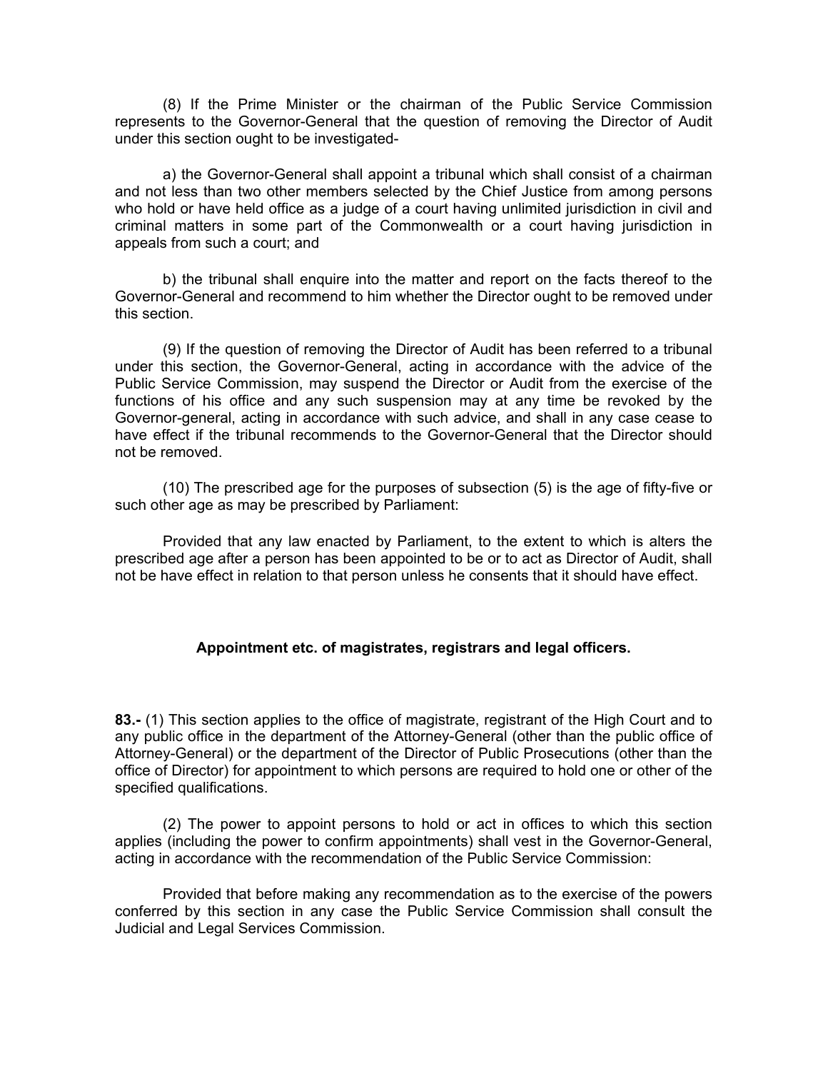(8) If the Prime Minister or the chairman of the Public Service Commission represents to the Governor-General that the question of removing the Director of Audit under this section ought to be investigated-

a) the Governor-General shall appoint a tribunal which shall consist of a chairman and not less than two other members selected by the Chief Justice from among persons who hold or have held office as a judge of a court having unlimited jurisdiction in civil and criminal matters in some part of the Commonwealth or a court having jurisdiction in appeals from such a court; and

b) the tribunal shall enquire into the matter and report on the facts thereof to the Governor-General and recommend to him whether the Director ought to be removed under this section.

(9) If the question of removing the Director of Audit has been referred to a tribunal under this section, the Governor-General, acting in accordance with the advice of the Public Service Commission, may suspend the Director or Audit from the exercise of the functions of his office and any such suspension may at any time be revoked by the Governor-general, acting in accordance with such advice, and shall in any case cease to have effect if the tribunal recommends to the Governor-General that the Director should not be removed.

(10) The prescribed age for the purposes of subsection (5) is the age of fifty-five or such other age as may be prescribed by Parliament:

Provided that any law enacted by Parliament, to the extent to which is alters the prescribed age after a person has been appointed to be or to act as Director of Audit, shall not be have effect in relation to that person unless he consents that it should have effect.

### Appointment etc. of magistrates, registrars and legal officers.

**83.-** (1) This section applies to the office of magistrate, registrant of the High Court and to any public office in the department of the Attorney-General (other than the public office of Attorney-General) or the department of the Director of Public Prosecutions (other than the office of Director) for appointment to which persons are required to hold one or other of the specified qualifications.

(2) The power to appoint persons to hold or act in offices to which this section applies (including the power to confirm appointments) shall vest in the Governor-General, acting in accordance with the recommendation of the Public Service Commission:

Provided that before making any recommendation as to the exercise of the powers conferred by this section in any case the Public Service Commission shall consult the Judicial and Legal Services Commission.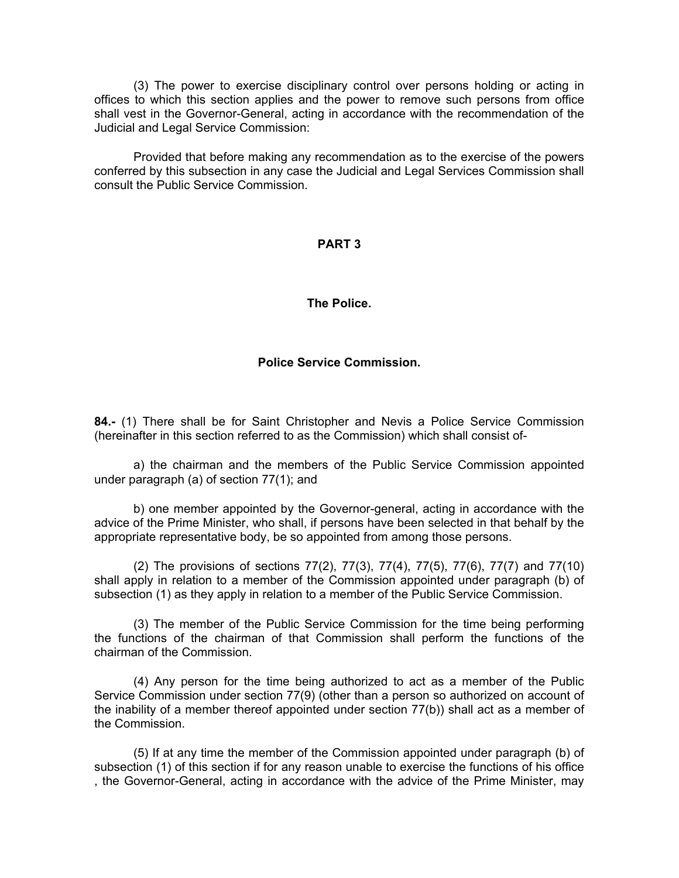(3) The power to exercise disciplinary control over persons holding or acting in offices to which this section applies and the power to remove such persons from office shall vest in the Governor-General, acting in accordance with the recommendation of the Judicial and Legal Service Commission:

Provided that before making any recommendation as to the exercise of the powers conferred by this subsection in any case the Judicial and Legal Services Commission shall consult the Public Service Commission.

## PART 3

### The Police.

### Police Service Commission.

**84.-** (1) There shall be for Saint Christopher and Nevis a Police Service Commission (hereinafter in this section referred to as the Commission) which shall consist of-

a) the chairman and the members of the Public Service Commission appointed under paragraph (a) of section 77(1); and

b) one member appointed by the Governor-general, acting in accordance with the advice of the Prime Minister, who shall, if persons have been selected in that behalf by the appropriate representative body, be so appointed from among those persons.

(2) The provisions of sections 77(2), 77(3), 77(4), 77(5), 77(6), 77(7) and 77(10) shall apply in relation to a member of the Commission appointed under paragraph (b) of subsection (1) as they apply in relation to a member of the Public Service Commission.

(3) The member of the Public Service Commission for the time being performing the functions of the chairman of that Commission shall perform the functions of the chairman of the Commission.

(4) Any person for the time being authorized to act as a member of the Public Service Commission under section 77(9) (other than a person so authorized on account of the inability of a member thereof appointed under section 77(b)) shall act as a member of the Commission.

(5) If at any time the member of the Commission appointed under paragraph (b) of subsection (1) of this section if for any reason unable to exercise the functions of his office , the Governor-General, acting in accordance with the advice of the Prime Minister, may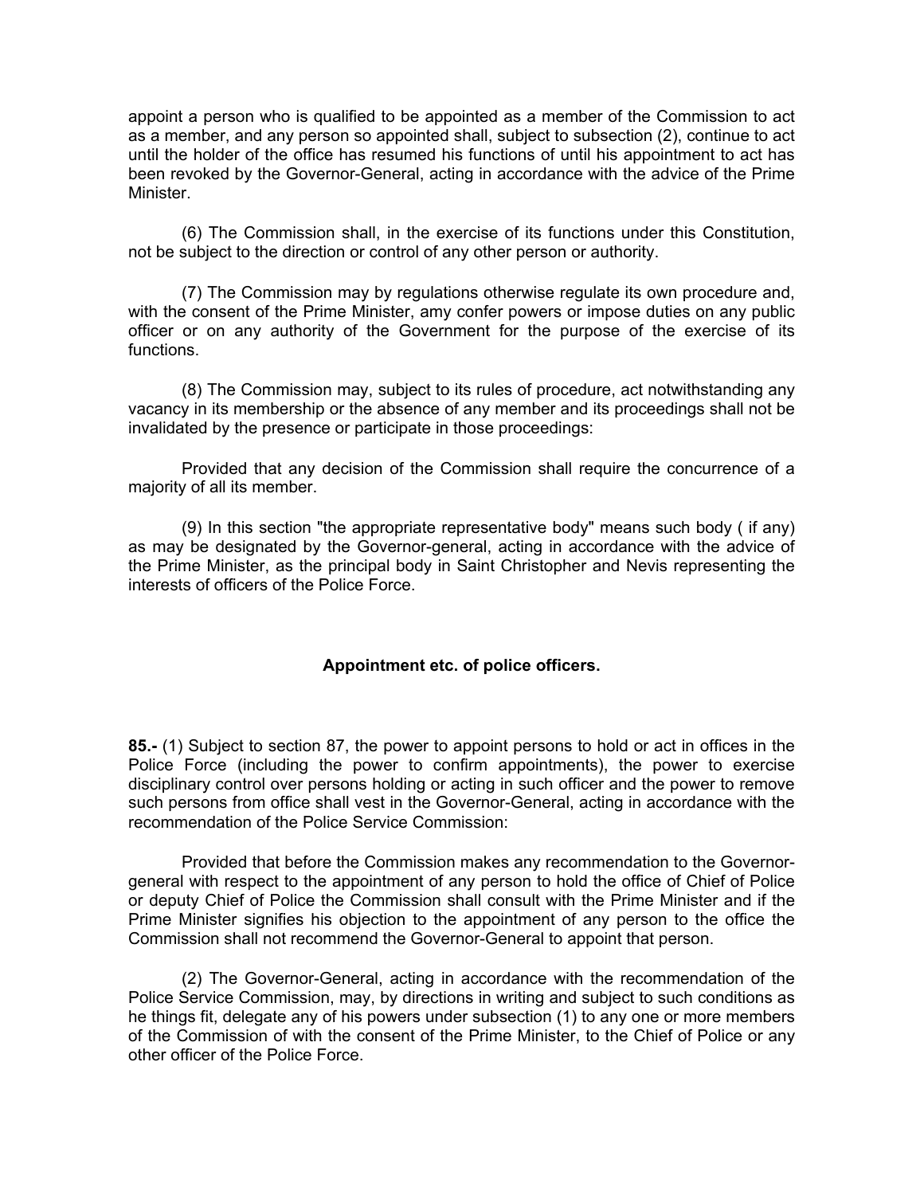appoint a person who is qualified to be appointed as a member of the Commission to act as a member, and any person so appointed shall, subject to subsection (2), continue to act until the holder of the office has resumed his functions of until his appointment to act has been revoked by the Governor-General, acting in accordance with the advice of the Prime Minister.

(6) The Commission shall, in the exercise of its functions under this Constitution, not be subject to the direction or control of any other person or authority.

(7) The Commission may by regulations otherwise regulate its own procedure and, with the consent of the Prime Minister, amy confer powers or impose duties on any public officer or on any authority of the Government for the purpose of the exercise of its functions.

(8) The Commission may, subject to its rules of procedure, act notwithstanding any vacancy in its membership or the absence of any member and its proceedings shall not be invalidated by the presence or participate in those proceedings:

Provided that any decision of the Commission shall require the concurrence of a majority of all its member.

(9) In this section "the appropriate representative body" means such body ( if any) as may be designated by the Governor-general, acting in accordance with the advice of the Prime Minister, as the principal body in Saint Christopher and Nevis representing the interests of officers of the Police Force.

### Appointment etc. of police officers.

**85.-** (1) Subject to section 87, the power to appoint persons to hold or act in offices in the Police Force (including the power to confirm appointments), the power to exercise disciplinary control over persons holding or acting in such officer and the power to remove such persons from office shall vest in the Governor-General, acting in accordance with the recommendation of the Police Service Commission:

Provided that before the Commission makes any recommendation to the Governor-general with respect to the appointment of any person to hold the office of Chief of Police or deputy Chief of Police the Commission shall consult with the Prime Minister and if the Prime Minister signifies his objection to the appointment of any person to the office the Commission shall not recommend the Governor-General to appoint that person.

(2) The Governor-General, acting in accordance with the recommendation of the Police Service Commission, may, by directions in writing and subject to such conditions as he things fit, delegate any of his powers under subsection (1) to any one or more members of the Commission of with the consent of the Prime Minister, to the Chief of Police or any other officer of the Police Force.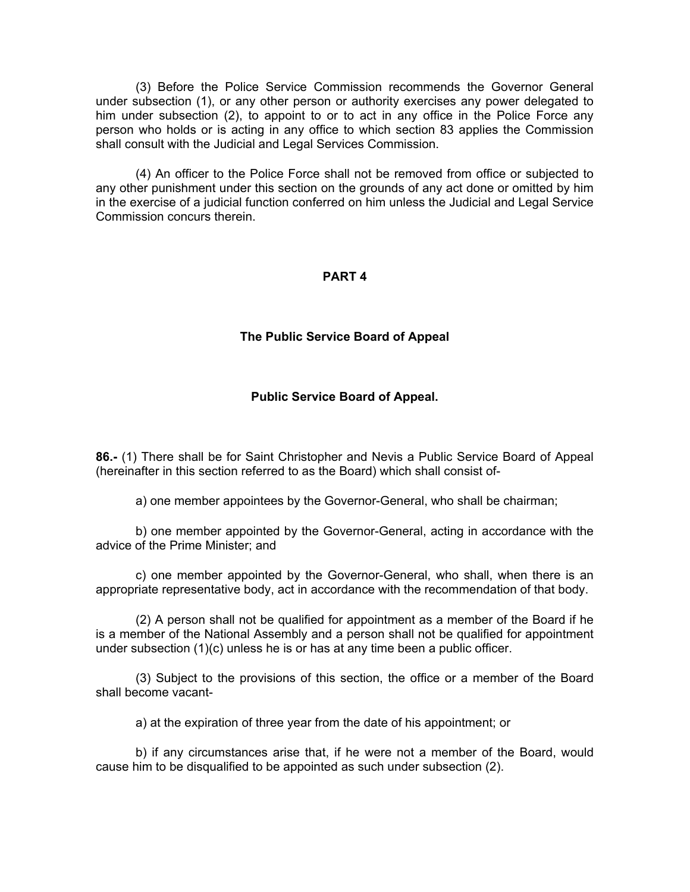(3) Before the Police Service Commission recommends the Governor General under subsection (1), or any other person or authority exercises any power delegated to him under subsection (2), to appoint to or to act in any office in the Police Force any person who holds or is acting in any office to which section 83 applies the Commission shall consult with the Judicial and Legal Services Commission.

(4) An officer to the Police Force shall not be removed from office or subjected to any other punishment under this section on the grounds of any act done or omitted by him in the exercise of a judicial function conferred on him unless the Judicial and Legal Service Commission concurs therein.

## PART 4

## The Public Service Board of Appeal

### Public Service Board of Appeal.

**86.-** (1) There shall be for Saint Christopher and Nevis a Public Service Board of Appeal (hereinafter in this section referred to as the Board) which shall consist of-

a) one member appointees by the Governor-General, who shall be chairman;

b) one member appointed by the Governor-General, acting in accordance with the advice of the Prime Minister; and

c) one member appointed by the Governor-General, who shall, when there is an appropriate representative body, act in accordance with the recommendation of that body.

(2) A person shall not be qualified for appointment as a member of the Board if he is a member of the National Assembly and a person shall not be qualified for appointment under subsection (1)(c) unless he is or has at any time been a public officer.

(3) Subject to the provisions of this section, the office or a member of the Board shall become vacant-

a) at the expiration of three year from the date of his appointment; or

b) if any circumstances arise that, if he were not a member of the Board, would cause him to be disqualified to be appointed as such under subsection (2).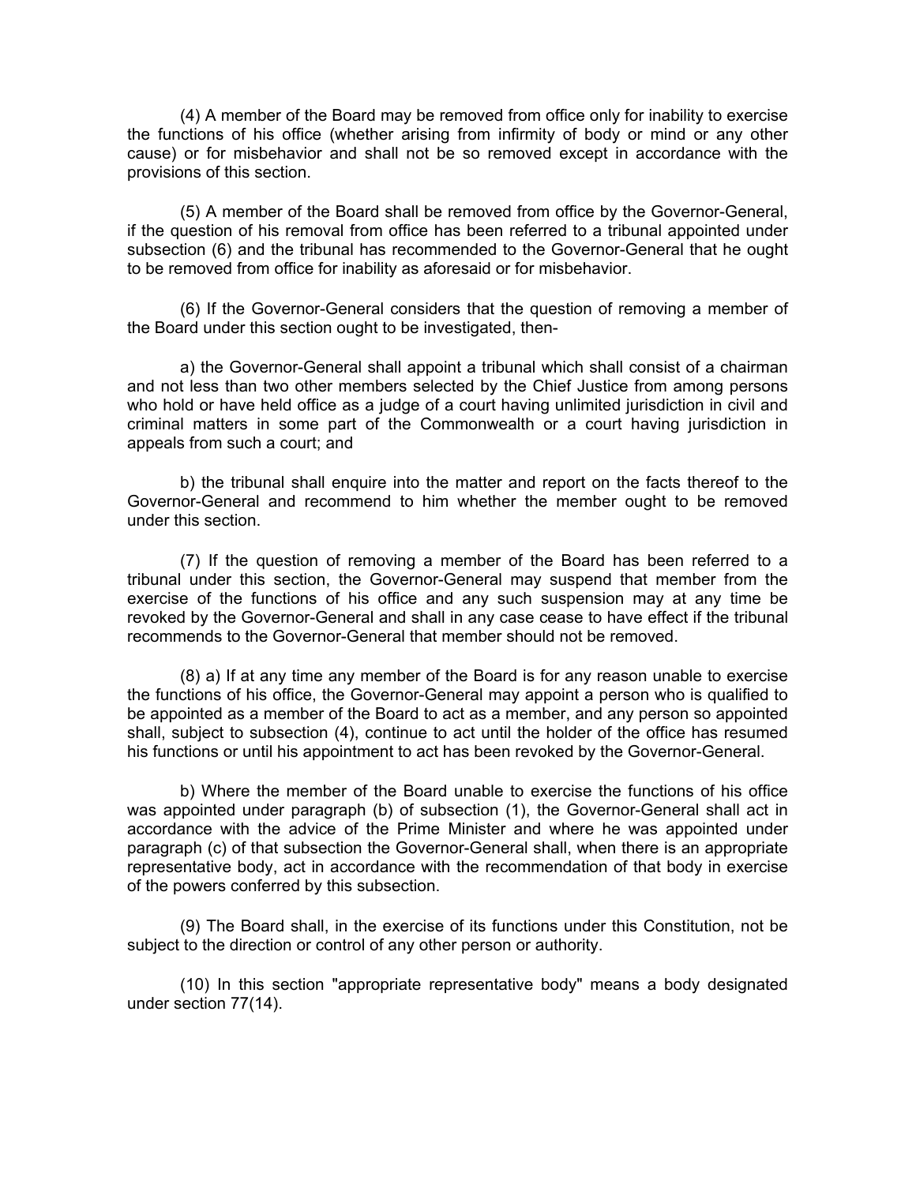(4) A member of the Board may be removed from office only for inability to exercise the functions of his office (whether arising from infirmity of body or mind or any other cause) or for misbehavior and shall not be so removed except in accordance with the provisions of this section.

(5) A member of the Board shall be removed from office by the Governor-General, if the question of his removal from office has been referred to a tribunal appointed under subsection (6) and the tribunal has recommended to the Governor-General that he ought to be removed from office for inability as aforesaid or for misbehavior.

(6) If the Governor-General considers that the question of removing a member of the Board under this section ought to be investigated, then-

a) the Governor-General shall appoint a tribunal which shall consist of a chairman and not less than two other members selected by the Chief Justice from among persons who hold or have held office as a judge of a court having unlimited jurisdiction in civil and criminal matters in some part of the Commonwealth or a court having jurisdiction in appeals from such a court; and

b) the tribunal shall enquire into the matter and report on the facts thereof to the Governor-General and recommend to him whether the member ought to be removed under this section.

(7) If the question of removing a member of the Board has been referred to a tribunal under this section, the Governor-General may suspend that member from the exercise of the functions of his office and any such suspension may at any time be revoked by the Governor-General and shall in any case cease to have effect if the tribunal recommends to the Governor-General that member should not be removed.

(8) a) If at any time any member of the Board is for any reason unable to exercise the functions of his office, the Governor-General may appoint a person who is qualified to be appointed as a member of the Board to act as a member, and any person so appointed shall, subject to subsection (4), continue to act until the holder of the office has resumed his functions or until his appointment to act has been revoked by the Governor-General.

b) Where the member of the Board unable to exercise the functions of his office was appointed under paragraph (b) of subsection (1), the Governor-General shall act in accordance with the advice of the Prime Minister and where he was appointed under paragraph (c) of that subsection the Governor-General shall, when there is an appropriate representative body, act in accordance with the recommendation of that body in exercise of the powers conferred by this subsection.

(9) The Board shall, in the exercise of its functions under this Constitution, not be subject to the direction or control of any other person or authority.

(10) In this section "appropriate representative body" means a body designated under section 77(14).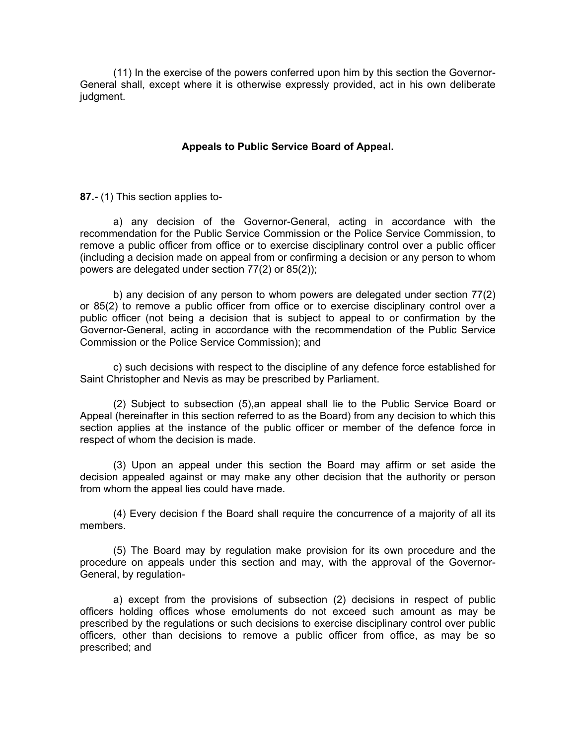(11) In the exercise of the powers conferred upon him by this section the Governor-General shall, except where it is otherwise expressly provided, act in his own deliberate judgment.

**Appeals to Public Service Board of Appeal.**

**87.-** (1) This section applies to-

a) any decision of the Governor-General, acting in accordance with the recommendation for the Public Service Commission or the Police Service Commission, to remove a public officer from office or to exercise disciplinary control over a public officer (including a decision made on appeal from or confirming a decision or any person to whom powers are delegated under section 77(2) or 85(2));

b) any decision of any person to whom powers are delegated under section 77(2) or 85(2) to remove a public officer from office or to exercise disciplinary control over a public officer (not being a decision that is subject to appeal to or confirmation by the Governor-General, acting in accordance with the recommendation of the Public Service Commission or the Police Service Commission); and

c) such decisions with respect to the discipline of any defence force established for Saint Christopher and Nevis as may be prescribed by Parliament.

(2) Subject to subsection (5),an appeal shall lie to the Public Service Board or Appeal (hereinafter in this section referred to as the Board) from any decision to which this section applies at the instance of the public officer or member of the defence force in respect of whom the decision is made.

(3) Upon an appeal under this section the Board may affirm or set aside the decision appealed against or may make any other decision that the authority or person from whom the appeal lies could have made.

(4) Every decision f the Board shall require the concurrence of a majority of all its members.

(5) The Board may by regulation make provision for its own procedure and the procedure on appeals under this section and may, with the approval of the Governor-General, by regulation-

a) except from the provisions of subsection (2) decisions in respect of public officers holding offices whose emoluments do not exceed such amount as may be prescribed by the regulations or such decisions to exercise disciplinary control over public officers, other than decisions to remove a public officer from office, as may be so prescribed; and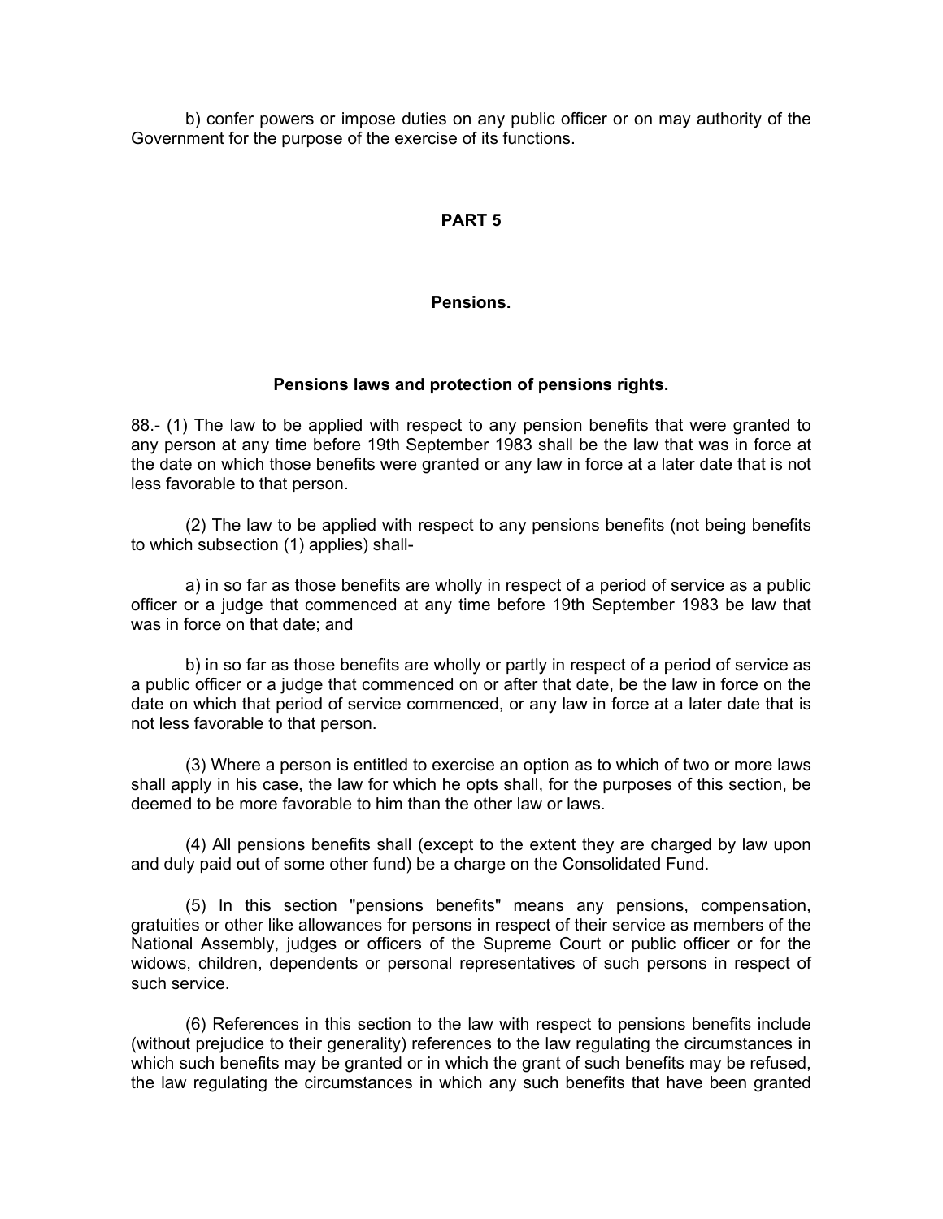b) confer powers or impose duties on any public officer or on may authority of the Government for the purpose of the exercise of its functions.

## PART 5

## Pensions.

### Pensions laws and protection of pensions rights.

88.- (1) The law to be applied with respect to any pension benefits that were granted to any person at any time before 19th September 1983 shall be the law that was in force at the date on which those benefits were granted or any law in force at a later date that is not less favorable to that person.

(2) The law to be applied with respect to any pensions benefits (not being benefits to which subsection (1) applies) shall-

a) in so far as those benefits are wholly in respect of a period of service as a public officer or a judge that commenced at any time before 19th September 1983 be law that was in force on that date; and

b) in so far as those benefits are wholly or partly in respect of a period of service as a public officer or a judge that commenced on or after that date, be the law in force on the date on which that period of service commenced, or any law in force at a later date that is not less favorable to that person.

(3) Where a person is entitled to exercise an option as to which of two or more laws shall apply in his case, the law for which he opts shall, for the purposes of this section, be deemed to be more favorable to him than the other law or laws.

(4) All pensions benefits shall (except to the extent they are charged by law upon and duly paid out of some other fund) be a charge on the Consolidated Fund.

(5) In this section "pensions benefits" means any pensions, compensation, gratuities or other like allowances for persons in respect of their service as members of the National Assembly, judges or officers of the Supreme Court or public officer or for the widows, children, dependents or personal representatives of such persons in respect of such service.

(6) References in this section to the law with respect to pensions benefits include (without prejudice to their generality) references to the law regulating the circumstances in which such benefits may be granted or in which the grant of such benefits may be refused, the law regulating the circumstances in which any such benefits that have been granted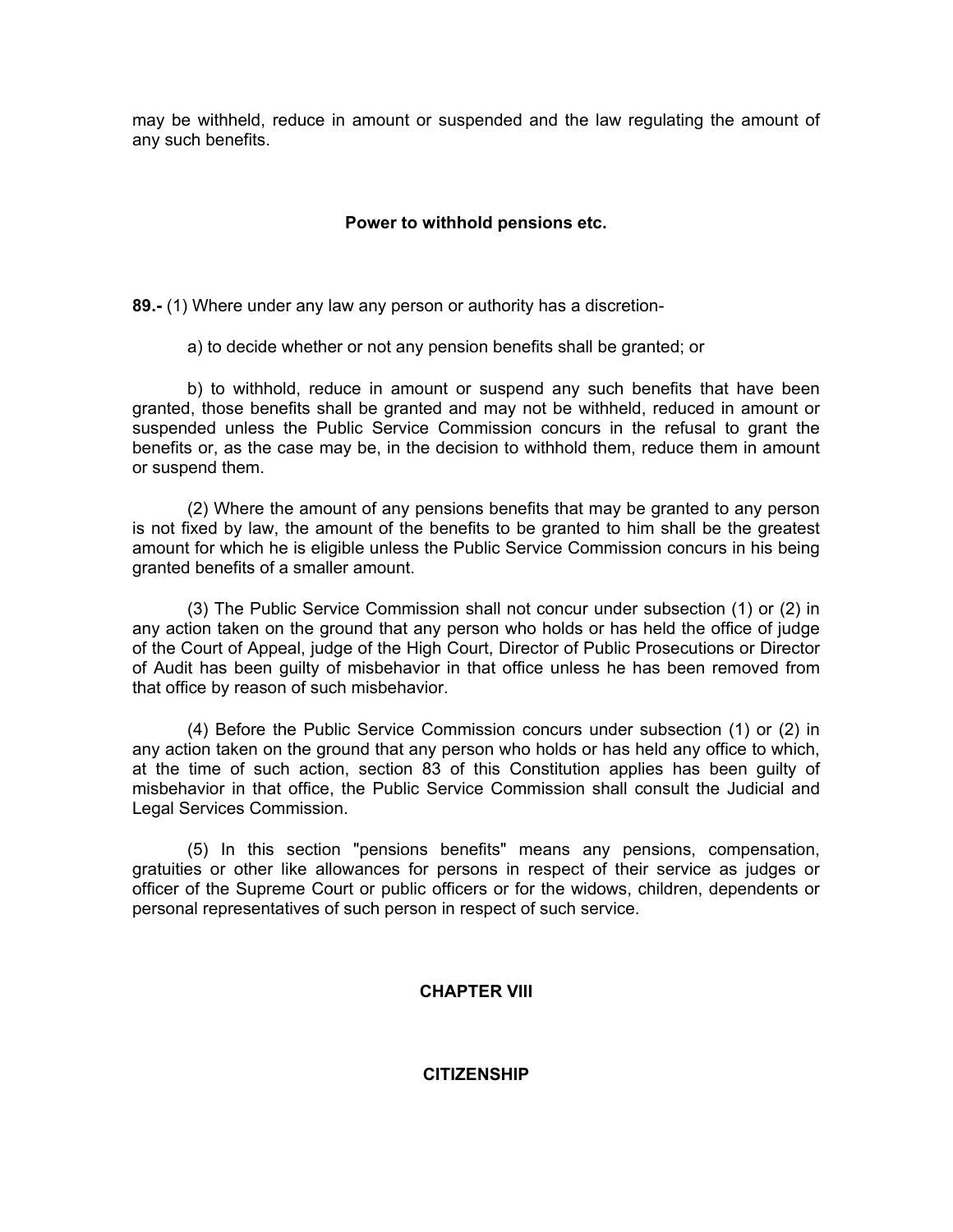may be withheld, reduce in amount or suspended and the law regulating the amount of any such benefits.

### Power to withhold pensions etc.

**89.-** (1) Where under any law any person or authority has a discretion-

a) to decide whether or not any pension benefits shall be granted; or

b) to withhold, reduce in amount or suspend any such benefits that have been granted, those benefits shall be granted and may not be withheld, reduced in amount or suspended unless the Public Service Commission concurs in the refusal to grant the benefits or, as the case may be, in the decision to withhold them, reduce them in amount or suspend them.

(2) Where the amount of any pensions benefits that may be granted to any person is not fixed by law, the amount of the benefits to be granted to him shall be the greatest amount for which he is eligible unless the Public Service Commission concurs in his being granted benefits of a smaller amount.

(3) The Public Service Commission shall not concur under subsection (1) or (2) in any action taken on the ground that any person who holds or has held the office of judge of the Court of Appeal, judge of the High Court, Director of Public Prosecutions or Director of Audit has been guilty of misbehavior in that office unless he has been removed from that office by reason of such misbehavior.

(4) Before the Public Service Commission concurs under subsection (1) or (2) in any action taken on the ground that any person who holds or has held any office to which, at the time of such action, section 83 of this Constitution applies has been guilty of misbehavior in that office, the Public Service Commission shall consult the Judicial and Legal Services Commission.

(5) In this section "pensions benefits" means any pensions, compensation, gratuities or other like allowances for persons in respect of their service as judges or officer of the Supreme Court or public officers or for the widows, children, dependents or personal representatives of such person in respect of such service.

## CHAPTER VIII

## CITIZENSHIP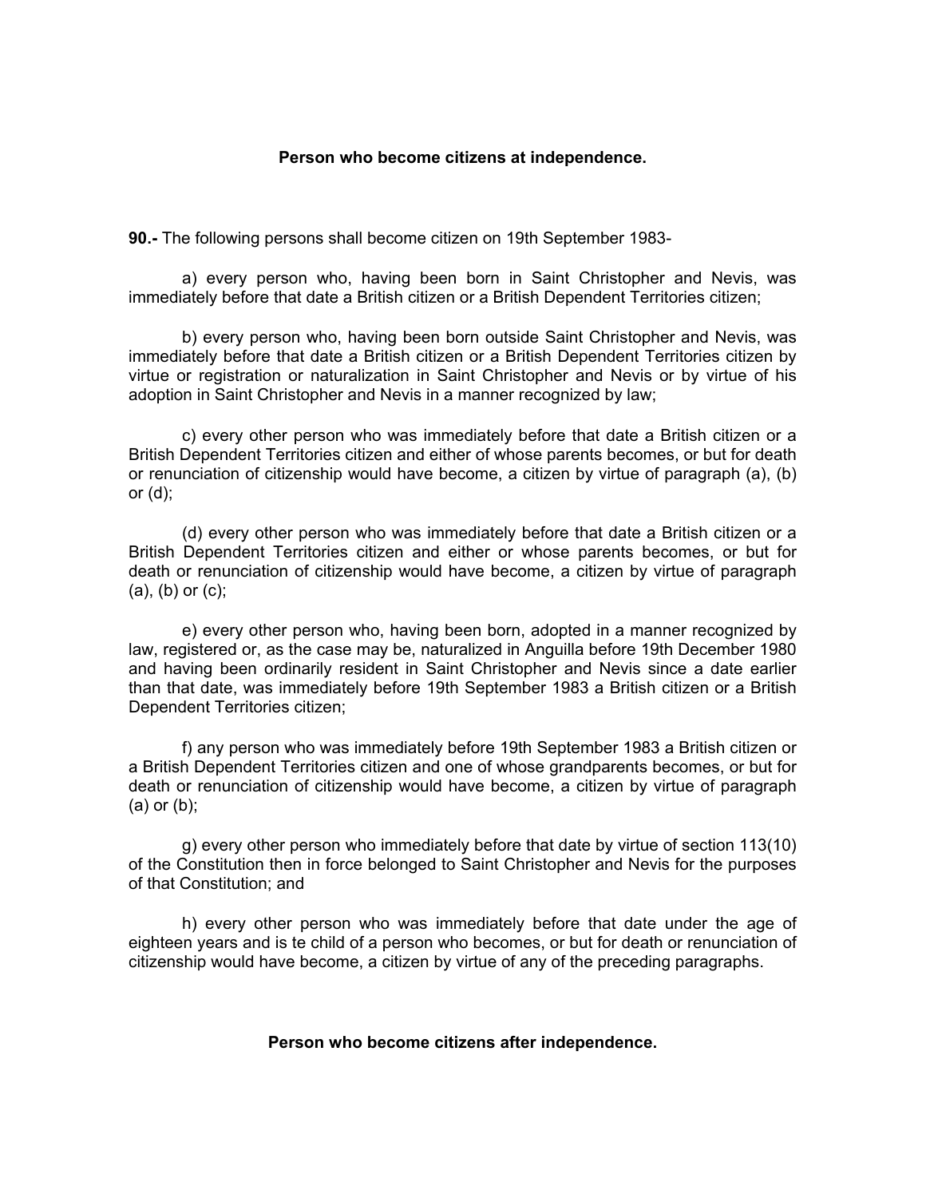### Person who become citizens at independence.

**90.-** The following persons shall become citizen on 19th September 1983-

a) every person who, having been born in Saint Christopher and Nevis, was immediately before that date a British citizen or a British Dependent Territories citizen;

b) every person who, having been born outside Saint Christopher and Nevis, was immediately before that date a British citizen or a British Dependent Territories citizen by virtue or registration or naturalization in Saint Christopher and Nevis or by virtue of his adoption in Saint Christopher and Nevis in a manner recognized by law;

c) every other person who was immediately before that date a British citizen or a British Dependent Territories citizen and either of whose parents becomes, or but for death or renunciation of citizenship would have become, a citizen by virtue of paragraph (a), (b) or (d);

(d) every other person who was immediately before that date a British citizen or a British Dependent Territories citizen and either or whose parents becomes, or but for death or renunciation of citizenship would have become, a citizen by virtue of paragraph (a), (b) or (c);

e) every other person who, having been born, adopted in a manner recognized by law, registered or, as the case may be, naturalized in Anguilla before 19th December 1980 and having been ordinarily resident in Saint Christopher and Nevis since a date earlier than that date, was immediately before 19th September 1983 a British citizen or a British Dependent Territories citizen;

f) any person who was immediately before 19th September 1983 a British citizen or a British Dependent Territories citizen and one of whose grandparents becomes, or but for death or renunciation of citizenship would have become, a citizen by virtue of paragraph (a) or (b);

g) every other person who immediately before that date by virtue of section 113(10) of the Constitution then in force belonged to Saint Christopher and Nevis for the purposes of that Constitution; and

h) every other person who was immediately before that date under the age of eighteen years and is te child of a person who becomes, or but for death or renunciation of citizenship would have become, a citizen by virtue of any of the preceding paragraphs.

### Person who become citizens after independence.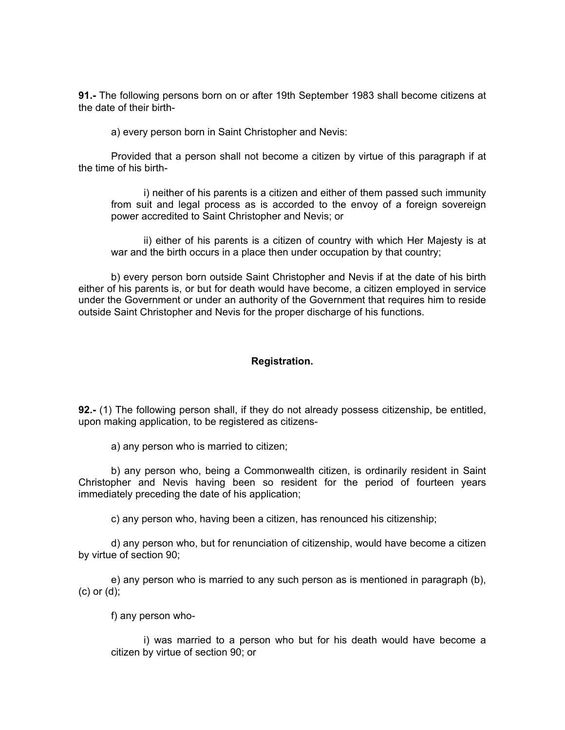**91.-** The following persons born on or after 19th September 1983 shall become citizens at the date of their birth-

a) every person born in Saint Christopher and Nevis:

Provided that a person shall not become a citizen by virtue of this paragraph if at the time of his birth-

i) neither of his parents is a citizen and either of them passed such immunity from suit and legal process as is accorded to the envoy of a foreign sovereign power accredited to Saint Christopher and Nevis; or

ii) either of his parents is a citizen of country with which Her Majesty is at war and the birth occurs in a place then under occupation by that country;

b) every person born outside Saint Christopher and Nevis if at the date of his birth either of his parents is, or but for death would have become, a citizen employed in service under the Government or under an authority of the Government that requires him to reside outside Saint Christopher and Nevis for the proper discharge of his functions.

### Registration.

**92.-** (1) The following person shall, if they do not already possess citizenship, be entitled, upon making application, to be registered as citizens-

a) any person who is married to citizen;

b) any person who, being a Commonwealth citizen, is ordinarily resident in Saint Christopher and Nevis having been so resident for the period of fourteen years immediately preceding the date of his application;

c) any person who, having been a citizen, has renounced his citizenship;

d) any person who, but for renunciation of citizenship, would have become a citizen by virtue of section 90;

e) any person who is married to any such person as is mentioned in paragraph (b), (c) or (d);

f) any person who-

i) was married to a person who but for his death would have become a citizen by virtue of section 90; or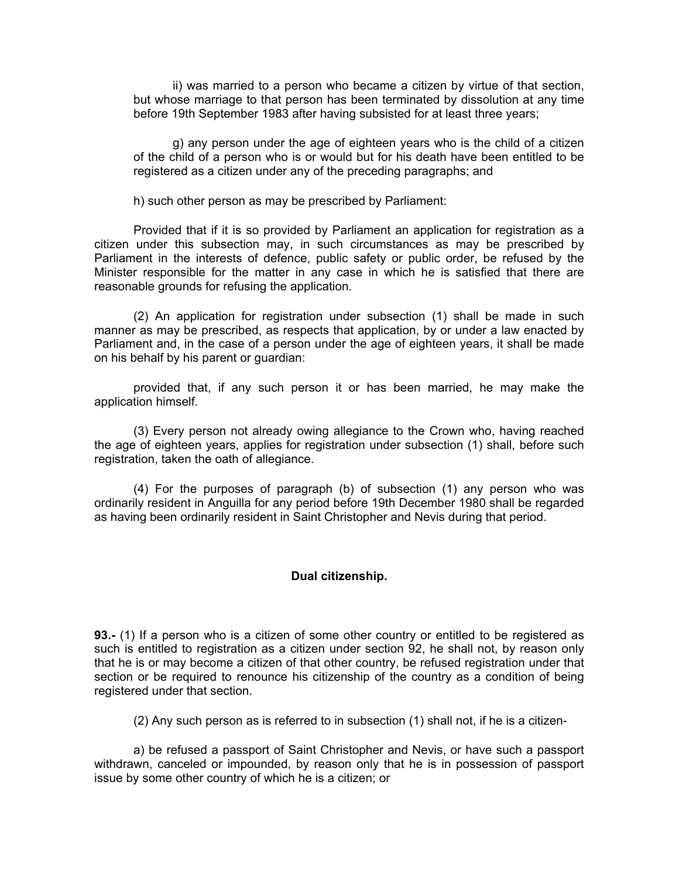ii) was married to a person who became a citizen by virtue of that section, but whose marriage to that person has been terminated by dissolution at any time before 19th September 1983 after having subsisted for at least three years;

g) any person under the age of eighteen years who is the child of a citizen of the child of a person who is or would but for his death have been entitled to be registered as a citizen under any of the preceding paragraphs; and

h) such other person as may be prescribed by Parliament:

Provided that if it is so provided by Parliament an application for registration as a citizen under this subsection may, in such circumstances as may be prescribed by Parliament in the interests of defence, public safety or public order, be refused by the Minister responsible for the matter in any case in which he is satisfied that there are reasonable grounds for refusing the application.

(2) An application for registration under subsection (1) shall be made in such manner as may be prescribed, as respects that application, by or under a law enacted by Parliament and, in the case of a person under the age of eighteen years, it shall be made on his behalf by his parent or guardian:

provided that, if any such person it or has been married, he may make the application himself.

(3) Every person not already owing allegiance to the Crown who, having reached the age of eighteen years, applies for registration under subsection (1) shall, before such registration, taken the oath of allegiance.

(4) For the purposes of paragraph (b) of subsection (1) any person who was ordinarily resident in Anguilla for any period before 19th December 1980 shall be regarded as having been ordinarily resident in Saint Christopher and Nevis during that period.

**Dual citizenship.**

**93.-** (1) If a person who is a citizen of some other country or entitled to be registered as such is entitled to registration as a citizen under section 92, he shall not, by reason only that he is or may become a citizen of that other country, be refused registration under that section or be required to renounce his citizenship of the country as a condition of being registered under that section.

(2) Any such person as is referred to in subsection (1) shall not, if he is a citizen-

a) be refused a passport of Saint Christopher and Nevis, or have such a passport withdrawn, canceled or impounded, by reason only that he is in possession of passport issue by some other country of which he is a citizen; or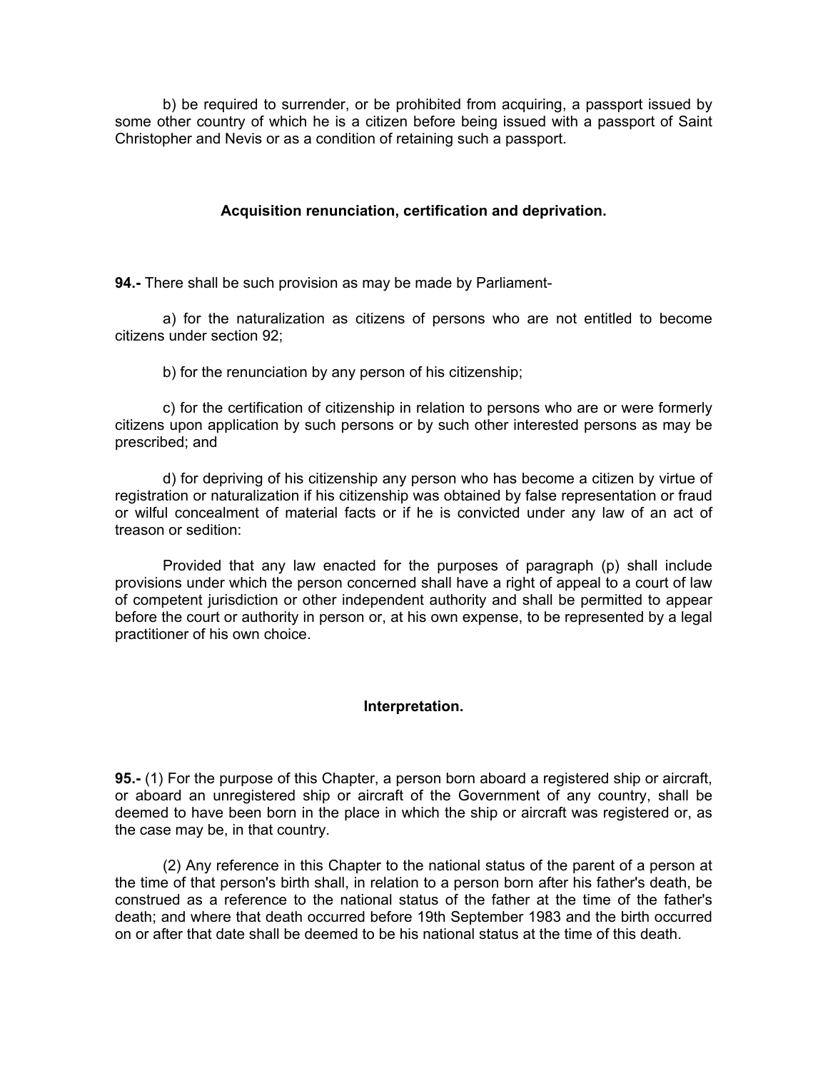b) be required to surrender, or be prohibited from acquiring, a passport issued by some other country of which he is a citizen before being issued with a passport of Saint Christopher and Nevis or as a condition of retaining such a passport.

### Acquisition renunciation, certification and deprivation.

**94.-** There shall be such provision as may be made by Parliament-

a) for the naturalization as citizens of persons who are not entitled to become citizens under section 92;

b) for the renunciation by any person of his citizenship;

c) for the certification of citizenship in relation to persons who are or were formerly citizens upon application by such persons or by such other interested persons as may be prescribed; and

d) for depriving of his citizenship any person who has become a citizen by virtue of registration or naturalization if his citizenship was obtained by false representation or fraud or wilful concealment of material facts or if he is convicted under any law of an act of treason or sedition:

Provided that any law enacted for the purposes of paragraph (p) shall include provisions under which the person concerned shall have a right of appeal to a court of law of competent jurisdiction or other independent authority and shall be permitted to appear before the court or authority in person or, at his own expense, to be represented by a legal practitioner of his own choice.

### Interpretation.

**95.-** (1) For the purpose of this Chapter, a person born aboard a registered ship or aircraft, or aboard an unregistered ship or aircraft of the Government of any country, shall be deemed to have been born in the place in which the ship or aircraft was registered or, as the case may be, in that country.

(2) Any reference in this Chapter to the national status of the parent of a person at the time of that person's birth shall, in relation to a person born after his father's death, be construed as a reference to the national status of the father at the time of the father's death; and where that death occurred before 19th September 1983 and the birth occurred on or after that date shall be deemed to be his national status at the time of this death.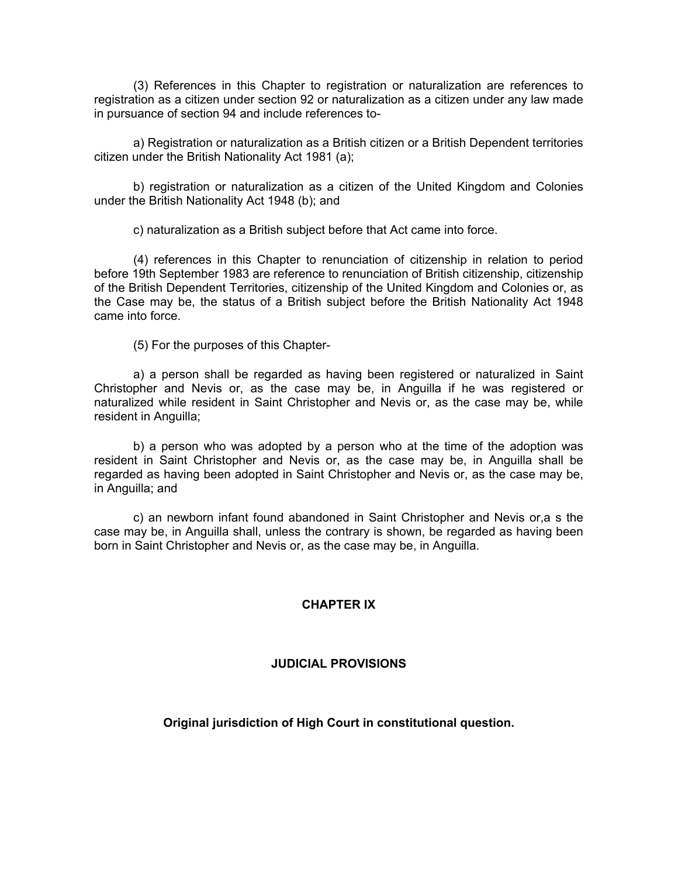(3) References in this Chapter to registration or naturalization are references to registration as a citizen under section 92 or naturalization as a citizen under any law made in pursuance of section 94 and include references to-

a) Registration or naturalization as a British citizen or a British Dependent territories citizen under the British Nationality Act 1981 (a);

b) registration or naturalization as a citizen of the United Kingdom and Colonies under the British Nationality Act 1948 (b); and

c) naturalization as a British subject before that Act came into force.

(4) references in this Chapter to renunciation of citizenship in relation to period before 19th September 1983 are reference to renunciation of British citizenship, citizenship of the British Dependent Territories, citizenship of the United Kingdom and Colonies or, as the Case may be, the status of a British subject before the British Nationality Act 1948 came into force.

(5) For the purposes of this Chapter-

a) a person shall be regarded as having been registered or naturalized in Saint Christopher and Nevis or, as the case may be, in Anguilla if he was registered or naturalized while resident in Saint Christopher and Nevis or, as the case may be, while resident in Anguilla;

b) a person who was adopted by a person who at the time of the adoption was resident in Saint Christopher and Nevis or, as the case may be, in Anguilla shall be regarded as having been adopted in Saint Christopher and Nevis or, as the case may be, in Anguilla; and

c) an newborn infant found abandoned in Saint Christopher and Nevis or,a s the case may be, in Anguilla shall, unless the contrary is shown, be regarded as having been born in Saint Christopher and Nevis or, as the case may be, in Anguilla.

## CHAPTER IX

## JUDICIAL PROVISIONS

### Original jurisdiction of High Court in constitutional question.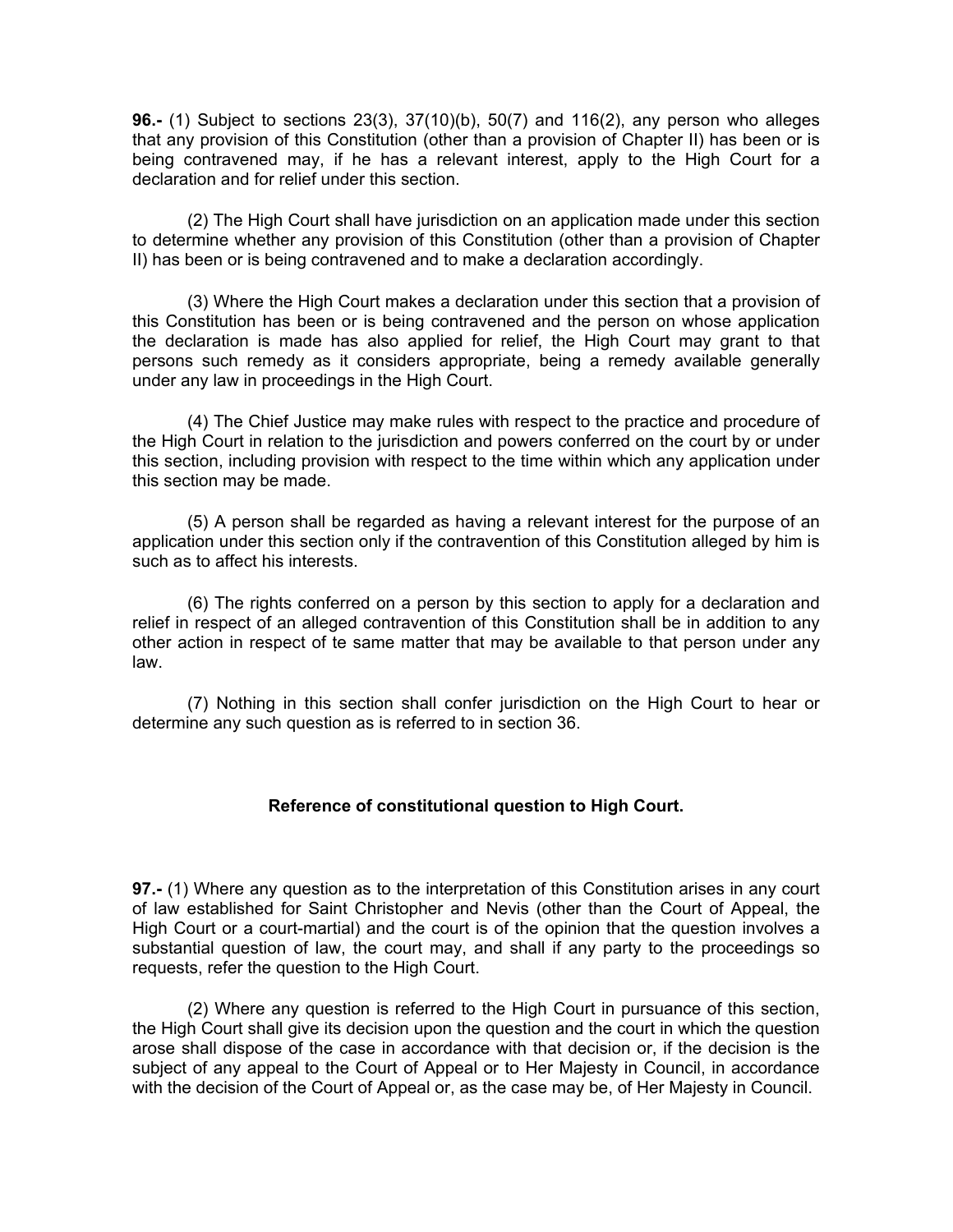**96.-** (1) Subject to sections 23(3), 37(10)(b), 50(7) and 116(2), any person who alleges that any provision of this Constitution (other than a provision of Chapter II) has been or is being contravened may, if he has a relevant interest, apply to the High Court for a declaration and for relief under this section.

(2) The High Court shall have jurisdiction on an application made under this section to determine whether any provision of this Constitution (other than a provision of Chapter II) has been or is being contravened and to make a declaration accordingly.

(3) Where the High Court makes a declaration under this section that a provision of this Constitution has been or is being contravened and the person on whose application the declaration is made has also applied for relief, the High Court may grant to that persons such remedy as it considers appropriate, being a remedy available generally under any law in proceedings in the High Court.

(4) The Chief Justice may make rules with respect to the practice and procedure of the High Court in relation to the jurisdiction and powers conferred on the court by or under this section, including provision with respect to the time within which any application under this section may be made.

(5) A person shall be regarded as having a relevant interest for the purpose of an application under this section only if the contravention of this Constitution alleged by him is such as to affect his interests.

(6) The rights conferred on a person by this section to apply for a declaration and relief in respect of an alleged contravention of this Constitution shall be in addition to any other action in respect of te same matter that may be available to that person under any law.

(7) Nothing in this section shall confer jurisdiction on the High Court to hear or determine any such question as is referred to in section 36.

### Reference of constitutional question to High Court.

**97.-** (1) Where any question as to the interpretation of this Constitution arises in any court of law established for Saint Christopher and Nevis (other than the Court of Appeal, the High Court or a court-martial) and the court is of the opinion that the question involves a substantial question of law, the court may, and shall if any party to the proceedings so requests, refer the question to the High Court.

(2) Where any question is referred to the High Court in pursuance of this section, the High Court shall give its decision upon the question and the court in which the question arose shall dispose of the case in accordance with that decision or, if the decision is the subject of any appeal to the Court of Appeal or to Her Majesty in Council, in accordance with the decision of the Court of Appeal or, as the case may be, of Her Majesty in Council.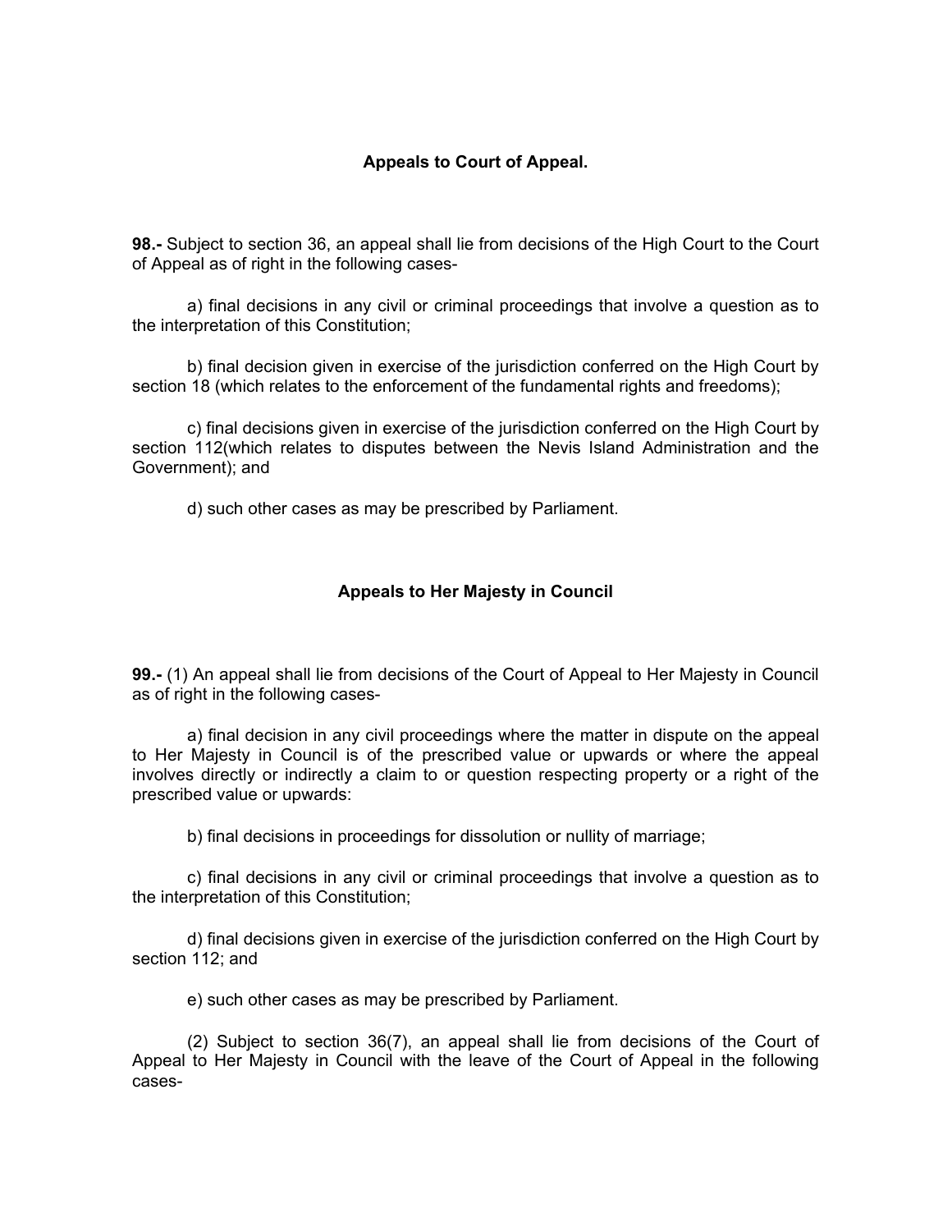## Appeals to Court of Appeal.

**98.-** Subject to section 36, an appeal shall lie from decisions of the High Court to the Court of Appeal as of right in the following cases-

a) final decisions in any civil or criminal proceedings that involve a question as to the interpretation of this Constitution;

b) final decision given in exercise of the jurisdiction conferred on the High Court by section 18 (which relates to the enforcement of the fundamental rights and freedoms);

c) final decisions given in exercise of the jurisdiction conferred on the High Court by section 112(which relates to disputes between the Nevis Island Administration and the Government); and

d) such other cases as may be prescribed by Parliament.

## Appeals to Her Majesty in Council

**99.-** (1) An appeal shall lie from decisions of the Court of Appeal to Her Majesty in Council as of right in the following cases-

a) final decision in any civil proceedings where the matter in dispute on the appeal to Her Majesty in Council is of the prescribed value or upwards or where the appeal involves directly or indirectly a claim to or question respecting property or a right of the prescribed value or upwards:

b) final decisions in proceedings for dissolution or nullity of marriage;

c) final decisions in any civil or criminal proceedings that involve a question as to the interpretation of this Constitution;

d) final decisions given in exercise of the jurisdiction conferred on the High Court by section 112; and

e) such other cases as may be prescribed by Parliament.

(2) Subject to section 36(7), an appeal shall lie from decisions of the Court of Appeal to Her Majesty in Council with the leave of the Court of Appeal in the following cases-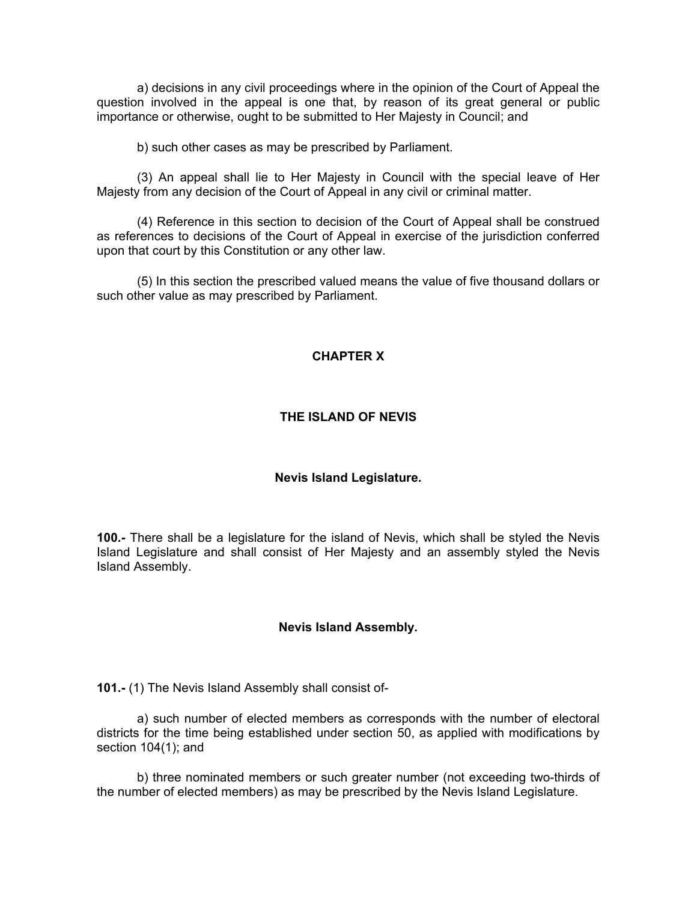a) decisions in any civil proceedings where in the opinion of the Court of Appeal the question involved in the appeal is one that, by reason of its great general or public importance or otherwise, ought to be submitted to Her Majesty in Council; and

b) such other cases as may be prescribed by Parliament.

(3) An appeal shall lie to Her Majesty in Council with the special leave of Her Majesty from any decision of the Court of Appeal in any civil or criminal matter.

(4) Reference in this section to decision of the Court of Appeal shall be construed as references to decisions of the Court of Appeal in exercise of the jurisdiction conferred upon that court by this Constitution or any other law.

(5) In this section the prescribed valued means the value of five thousand dollars or such other value as may prescribed by Parliament.

## CHAPTER X

## THE ISLAND OF NEVIS

### Nevis Island Legislature.

**100.-** There shall be a legislature for the island of Nevis, which shall be styled the Nevis Island Legislature and shall consist of Her Majesty and an assembly styled the Nevis Island Assembly.

### Nevis Island Assembly.

**101.-** (1) The Nevis Island Assembly shall consist of-

a) such number of elected members as corresponds with the number of electoral districts for the time being established under section 50, as applied with modifications by section 104(1); and

b) three nominated members or such greater number (not exceeding two-thirds of the number of elected members) as may be prescribed by the Nevis Island Legislature.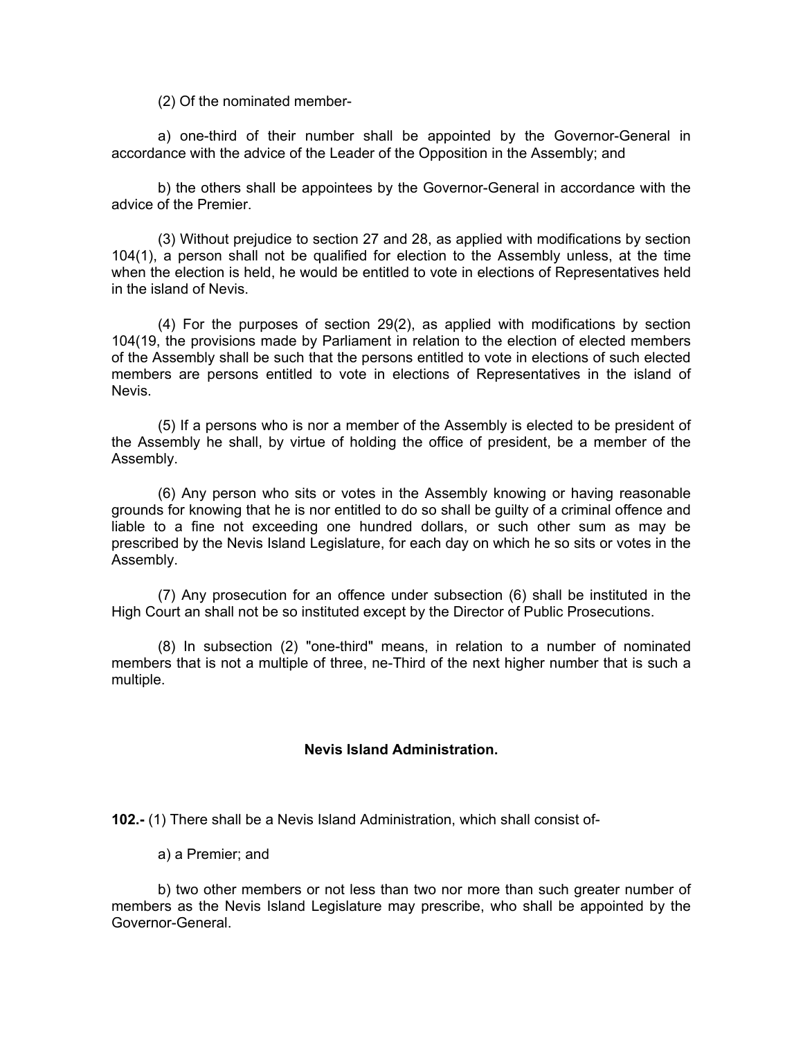(2) Of the nominated member-

a) one-third of their number shall be appointed by the Governor-General in accordance with the advice of the Leader of the Opposition in the Assembly; and

b) the others shall be appointees by the Governor-General in accordance with the advice of the Premier.

(3) Without prejudice to section 27 and 28, as applied with modifications by section 104(1), a person shall not be qualified for election to the Assembly unless, at the time when the election is held, he would be entitled to vote in elections of Representatives held in the island of Nevis.

(4) For the purposes of section 29(2), as applied with modifications by section 104(19, the provisions made by Parliament in relation to the election of elected members of the Assembly shall be such that the persons entitled to vote in elections of such elected members are persons entitled to vote in elections of Representatives in the island of Nevis.

(5) If a persons who is nor a member of the Assembly is elected to be president of the Assembly he shall, by virtue of holding the office of president, be a member of the Assembly.

(6) Any person who sits or votes in the Assembly knowing or having reasonable grounds for knowing that he is nor entitled to do so shall be guilty of a criminal offence and liable to a fine not exceeding one hundred dollars, or such other sum as may be prescribed by the Nevis Island Legislature, for each day on which he so sits or votes in the Assembly.

(7) Any prosecution for an offence under subsection (6) shall be instituted in the High Court an shall not be so instituted except by the Director of Public Prosecutions.

(8) In subsection (2) "one-third" means, in relation to a number of nominated members that is not a multiple of three, ne-Third of the next higher number that is such a multiple.

**Nevis Island Administration.**

**102.-** (1) There shall be a Nevis Island Administration, which shall consist of-

a) a Premier; and

b) two other members or not less than two nor more than such greater number of members as the Nevis Island Legislature may prescribe, who shall be appointed by the Governor-General.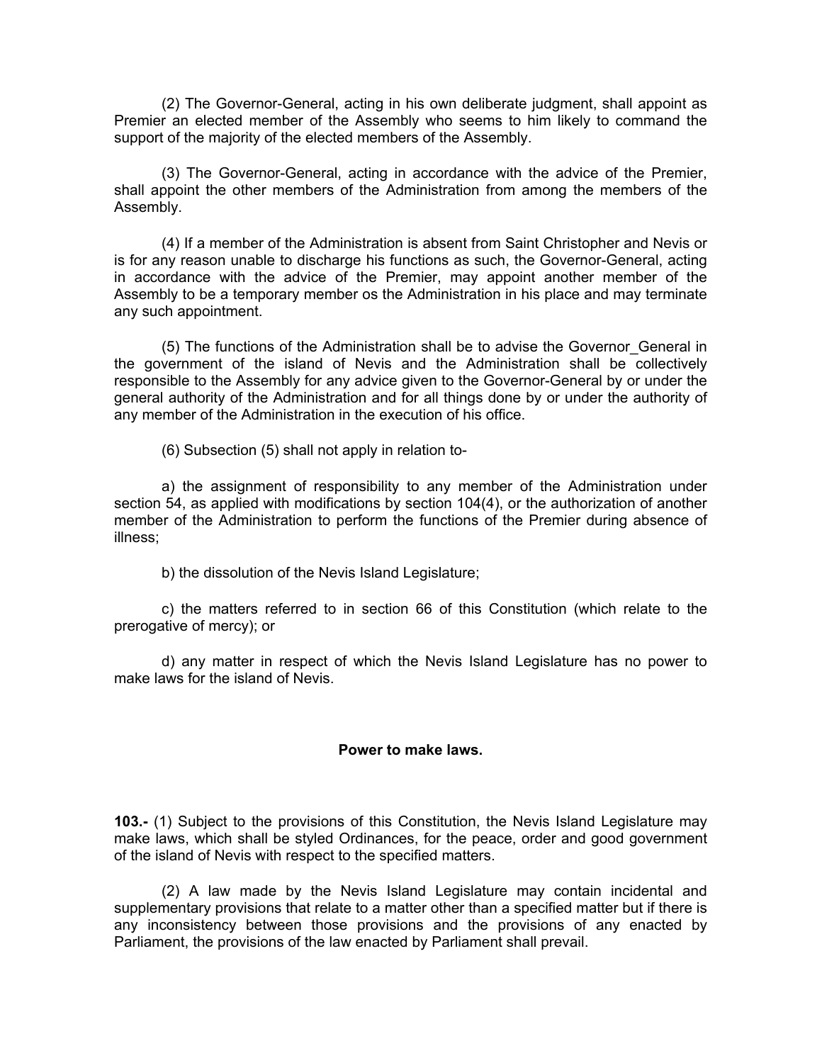(2) The Governor-General, acting in his own deliberate judgment, shall appoint as Premier an elected member of the Assembly who seems to him likely to command the support of the majority of the elected members of the Assembly.

(3) The Governor-General, acting in accordance with the advice of the Premier, shall appoint the other members of the Administration from among the members of the Assembly.

(4) If a member of the Administration is absent from Saint Christopher and Nevis or is for any reason unable to discharge his functions as such, the Governor-General, acting in accordance with the advice of the Premier, may appoint another member of the Assembly to be a temporary member os the Administration in his place and may terminate any such appointment.

(5) The functions of the Administration shall be to advise the Governor_General in the government of the island of Nevis and the Administration shall be collectively responsible to the Assembly for any advice given to the Governor-General by or under the general authority of the Administration and for all things done by or under the authority of any member of the Administration in the execution of his office.

(6) Subsection (5) shall not apply in relation to-

a) the assignment of responsibility to any member of the Administration under section 54, as applied with modifications by section 104(4), or the authorization of another member of the Administration to perform the functions of the Premier during absence of illness;

b) the dissolution of the Nevis Island Legislature;

c) the matters referred to in section 66 of this Constitution (which relate to the prerogative of mercy); or

d) any matter in respect of which the Nevis Island Legislature has no power to make laws for the island of Nevis.

**Power to make laws.**

**103.-** (1) Subject to the provisions of this Constitution, the Nevis Island Legislature may make laws, which shall be styled Ordinances, for the peace, order and good government of the island of Nevis with respect to the specified matters.

(2) A law made by the Nevis Island Legislature may contain incidental and supplementary provisions that relate to a matter other than a specified matter but if there is any inconsistency between those provisions and the provisions of any enacted by Parliament, the provisions of the law enacted by Parliament shall prevail.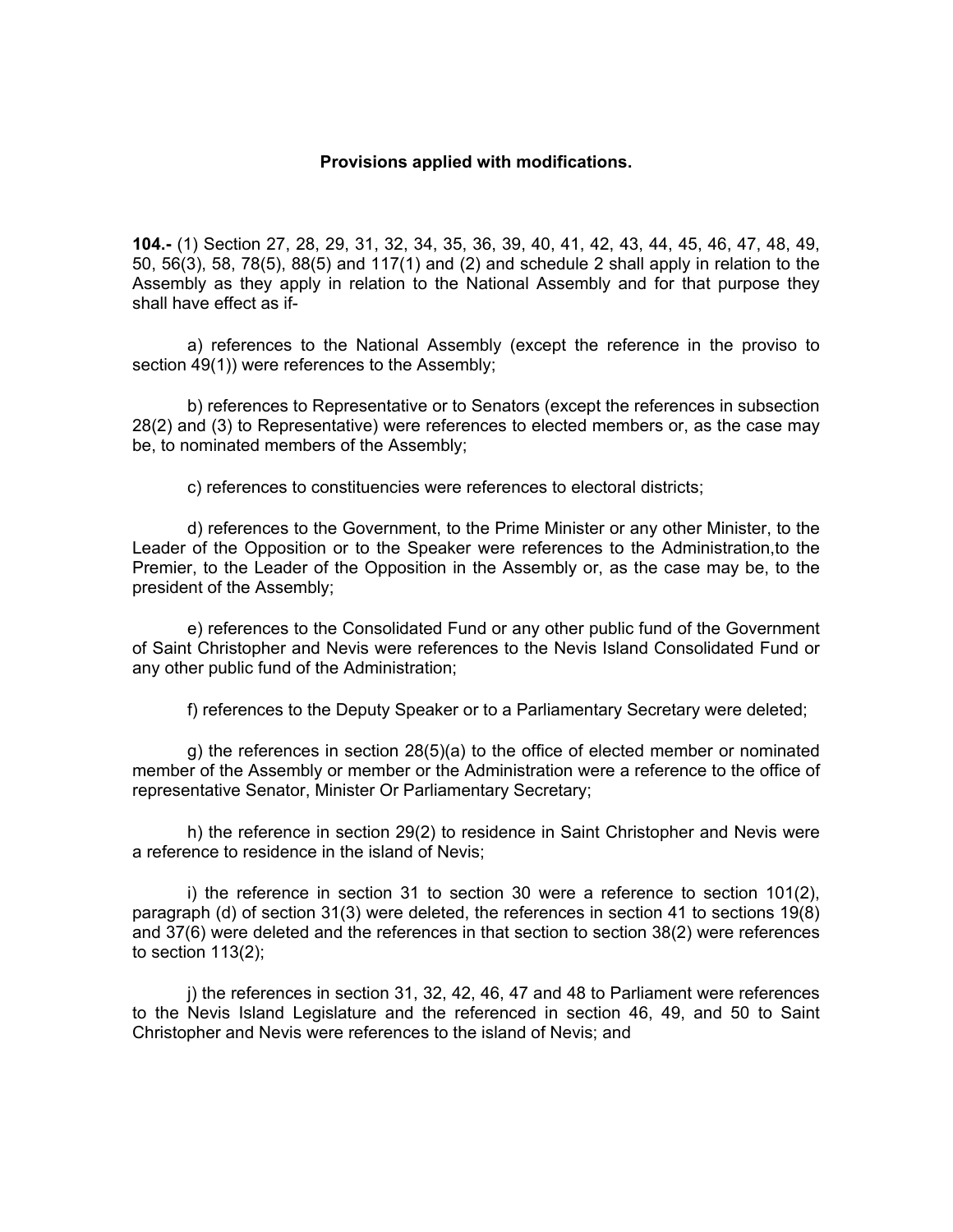**Provisions applied with modifications.**

**104.-** (1) Section 27, 28, 29, 31, 32, 34, 35, 36, 39, 40, 41, 42, 43, 44, 45, 46, 47, 48, 49, 50, 56(3), 58, 78(5), 88(5) and 117(1) and (2) and schedule 2 shall apply in relation to the Assembly as they apply in relation to the National Assembly and for that purpose they shall have effect as if-

a) references to the National Assembly (except the reference in the proviso to section 49(1)) were references to the Assembly;

b) references to Representative or to Senators (except the references in subsection 28(2) and (3) to Representative) were references to elected members or, as the case may be, to nominated members of the Assembly;

c) references to constituencies were references to electoral districts;

d) references to the Government, to the Prime Minister or any other Minister, to the Leader of the Opposition or to the Speaker were references to the Administration,to the Premier, to the Leader of the Opposition in the Assembly or, as the case may be, to the president of the Assembly;

e) references to the Consolidated Fund or any other public fund of the Government of Saint Christopher and Nevis were references to the Nevis Island Consolidated Fund or any other public fund of the Administration;

f) references to the Deputy Speaker or to a Parliamentary Secretary were deleted;

g) the references in section 28(5)(a) to the office of elected member or nominated member of the Assembly or member or the Administration were a reference to the office of representative Senator, Minister Or Parliamentary Secretary;

h) the reference in section 29(2) to residence in Saint Christopher and Nevis were a reference to residence in the island of Nevis;

i) the reference in section 31 to section 30 were a reference to section 101(2), paragraph (d) of section 31(3) were deleted, the references in section 41 to sections 19(8) and 37(6) were deleted and the references in that section to section 38(2) were references to section 113(2);

j) the references in section 31, 32, 42, 46, 47 and 48 to Parliament were references to the Nevis Island Legislature and the referenced in section 46, 49, and 50 to Saint Christopher and Nevis were references to the island of Nevis; and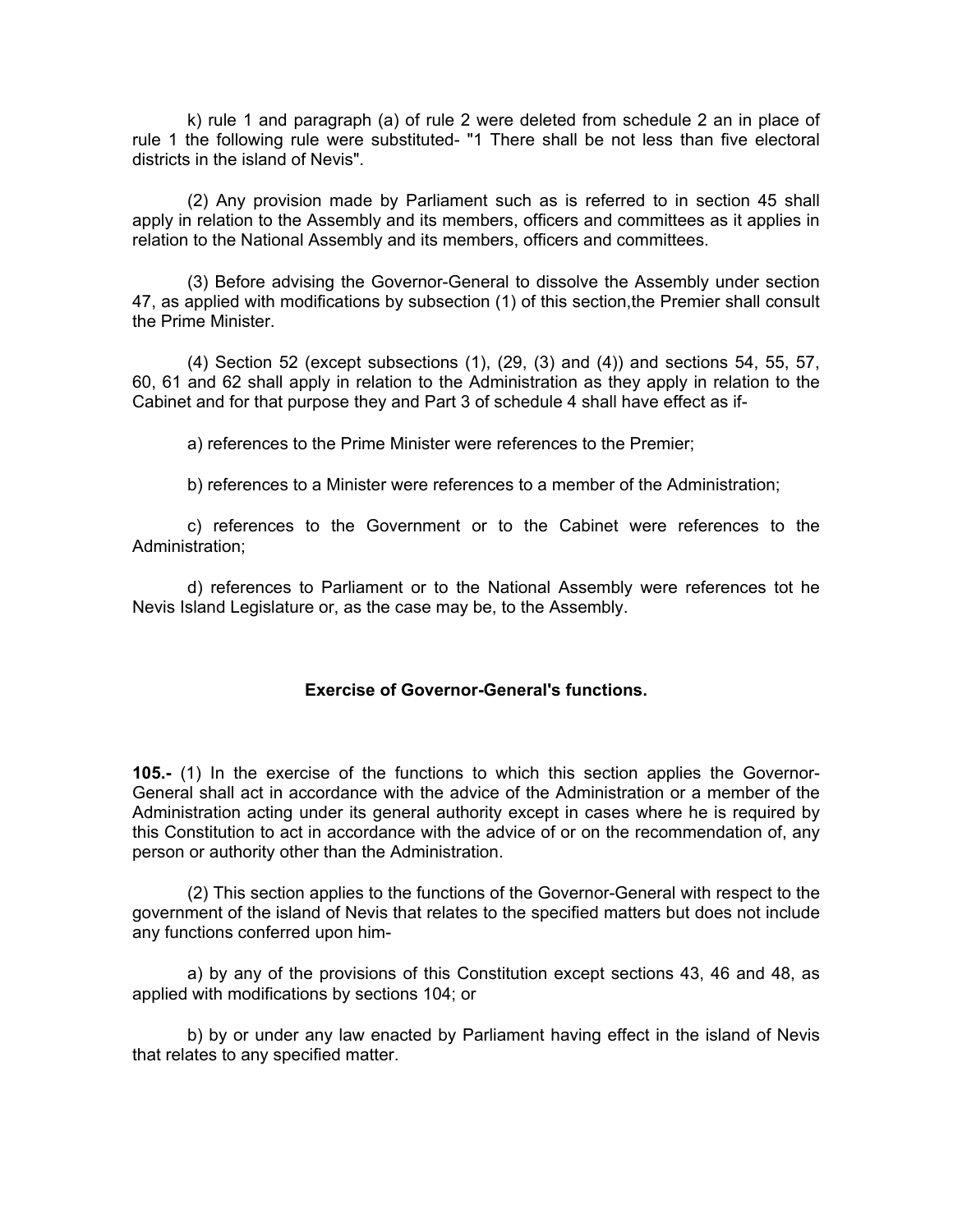k) rule 1 and paragraph (a) of rule 2 were deleted from schedule 2 an in place of rule 1 the following rule were substituted- "1 There shall be not less than five electoral districts in the island of Nevis".

(2) Any provision made by Parliament such as is referred to in section 45 shall apply in relation to the Assembly and its members, officers and committees as it applies in relation to the National Assembly and its members, officers and committees.

(3) Before advising the Governor-General to dissolve the Assembly under section 47, as applied with modifications by subsection (1) of this section,the Premier shall consult the Prime Minister.

(4) Section 52 (except subsections (1), (29, (3) and (4)) and sections 54, 55, 57, 60, 61 and 62 shall apply in relation to the Administration as they apply in relation to the Cabinet and for that purpose they and Part 3 of schedule 4 shall have effect as if-

a) references to the Prime Minister were references to the Premier;

b) references to a Minister were references to a member of the Administration;

c) references to the Government or to the Cabinet were references to the Administration;

d) references to Parliament or to the National Assembly were references tot he Nevis Island Legislature or, as the case may be, to the Assembly.

### Exercise of Governor-General's functions.

**105.-** (1) In the exercise of the functions to which this section applies the Governor-General shall act in accordance with the advice of the Administration or a member of the Administration acting under its general authority except in cases where he is required by this Constitution to act in accordance with the advice of or on the recommendation of, any person or authority other than the Administration.

(2) This section applies to the functions of the Governor-General with respect to the government of the island of Nevis that relates to the specified matters but does not include any functions conferred upon him-

a) by any of the provisions of this Constitution except sections 43, 46 and 48, as applied with modifications by sections 104; or

b) by or under any law enacted by Parliament having effect in the island of Nevis that relates to any specified matter.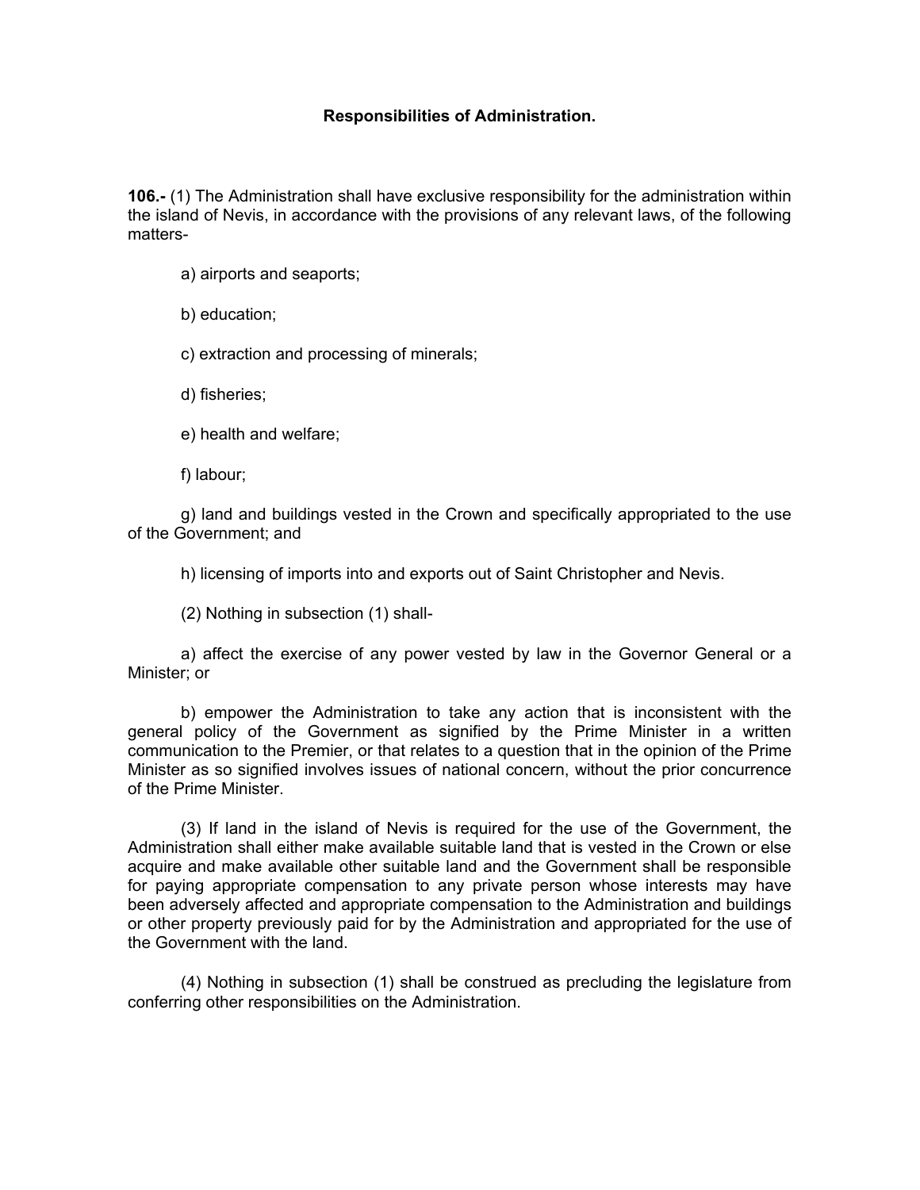### Responsibilities of Administration.

**106.-** (1) The Administration shall have exclusive responsibility for the administration within the island of Nevis, in accordance with the provisions of any relevant laws, of the following matters-

a) airports and seaports;

b) education;

c) extraction and processing of minerals;

d) fisheries;

e) health and welfare;

f) labour;

g) land and buildings vested in the Crown and specifically appropriated to the use of the Government; and

h) licensing of imports into and exports out of Saint Christopher and Nevis.

(2) Nothing in subsection (1) shall-

a) affect the exercise of any power vested by law in the Governor General or a Minister; or

b) empower the Administration to take any action that is inconsistent with the general policy of the Government as signified by the Prime Minister in a written communication to the Premier, or that relates to a question that in the opinion of the Prime Minister as so signified involves issues of national concern, without the prior concurrence of the Prime Minister.

(3) If land in the island of Nevis is required for the use of the Government, the Administration shall either make available suitable land that is vested in the Crown or else acquire and make available other suitable land and the Government shall be responsible for paying appropriate compensation to any private person whose interests may have been adversely affected and appropriate compensation to the Administration and buildings or other property previously paid for by the Administration and appropriated for the use of the Government with the land.

(4) Nothing in subsection (1) shall be construed as precluding the legislature from conferring other responsibilities on the Administration.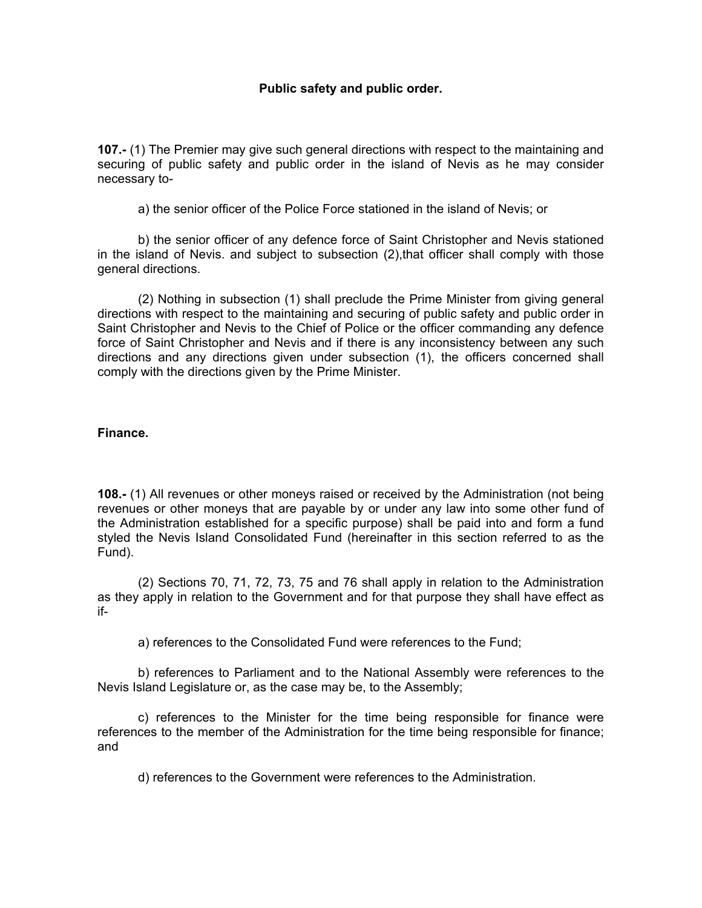## Public safety and public order.

**107.-** (1) The Premier may give such general directions with respect to the maintaining and securing of public safety and public order in the island of Nevis as he may consider necessary to-

a) the senior officer of the Police Force stationed in the island of Nevis; or

b) the senior officer of any defence force of Saint Christopher and Nevis stationed in the island of Nevis. and subject to subsection (2),that officer shall comply with those general directions.

(2) Nothing in subsection (1) shall preclude the Prime Minister from giving general directions with respect to the maintaining and securing of public safety and public order in Saint Christopher and Nevis to the Chief of Police or the officer commanding any defence force of Saint Christopher and Nevis and if there is any inconsistency between any such directions and any directions given under subsection (1), the officers concerned shall comply with the directions given by the Prime Minister.

## Finance.

**108.-** (1) All revenues or other moneys raised or received by the Administration (not being revenues or other moneys that are payable by or under any law into some other fund of the Administration established for a specific purpose) shall be paid into and form a fund styled the Nevis Island Consolidated Fund (hereinafter in this section referred to as the Fund).

(2) Sections 70, 71, 72, 73, 75 and 76 shall apply in relation to the Administration as they apply in relation to the Government and for that purpose they shall have effect as if-

a) references to the Consolidated Fund were references to the Fund;

b) references to Parliament and to the National Assembly were references to the Nevis Island Legislature or, as the case may be, to the Assembly;

c) references to the Minister for the time being responsible for finance were references to the member of the Administration for the time being responsible for finance; and

d) references to the Government were references to the Administration.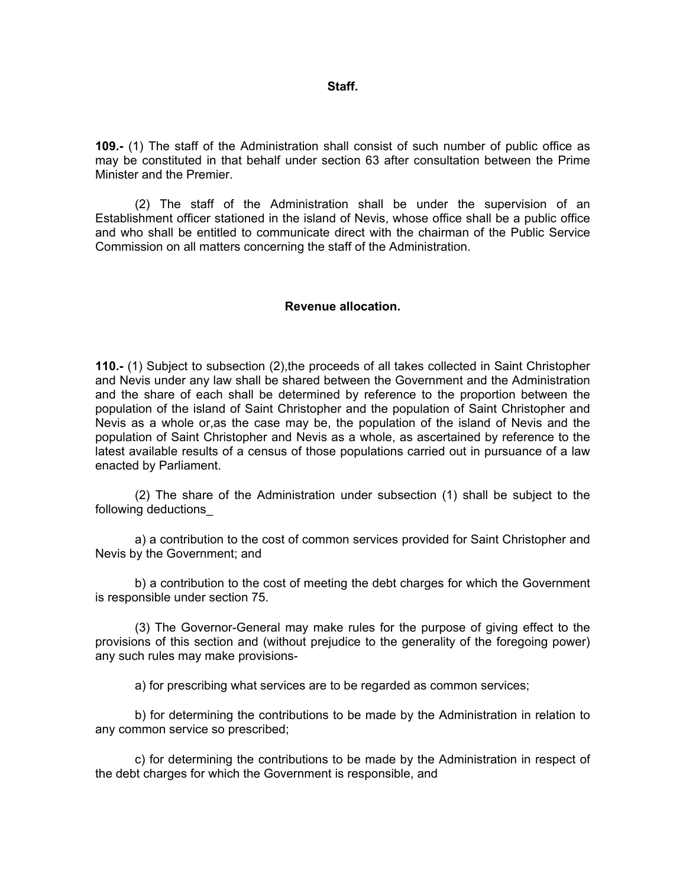**Staff.**

**109.-** (1) The staff of the Administration shall consist of such number of public office as may be constituted in that behalf under section 63 after consultation between the Prime Minister and the Premier.

(2) The staff of the Administration shall be under the supervision of an Establishment officer stationed in the island of Nevis, whose office shall be a public office and who shall be entitled to communicate direct with the chairman of the Public Service Commission on all matters concerning the staff of the Administration.

**Revenue allocation.**

**110.-** (1) Subject to subsection (2),the proceeds of all takes collected in Saint Christopher and Nevis under any law shall be shared between the Government and the Administration and the share of each shall be determined by reference to the proportion between the population of the island of Saint Christopher and the population of Saint Christopher and Nevis as a whole or,as the case may be, the population of the island of Nevis and the population of Saint Christopher and Nevis as a whole, as ascertained by reference to the latest available results of a census of those populations carried out in pursuance of a law enacted by Parliament.

(2) The share of the Administration under subsection (1) shall be subject to the following deductions_

a) a contribution to the cost of common services provided for Saint Christopher and Nevis by the Government; and

b) a contribution to the cost of meeting the debt charges for which the Government is responsible under section 75.

(3) The Governor-General may make rules for the purpose of giving effect to the provisions of this section and (without prejudice to the generality of the foregoing power) any such rules may make provisions-

a) for prescribing what services are to be regarded as common services;

b) for determining the contributions to be made by the Administration in relation to any common service so prescribed;

c) for determining the contributions to be made by the Administration in respect of the debt charges for which the Government is responsible, and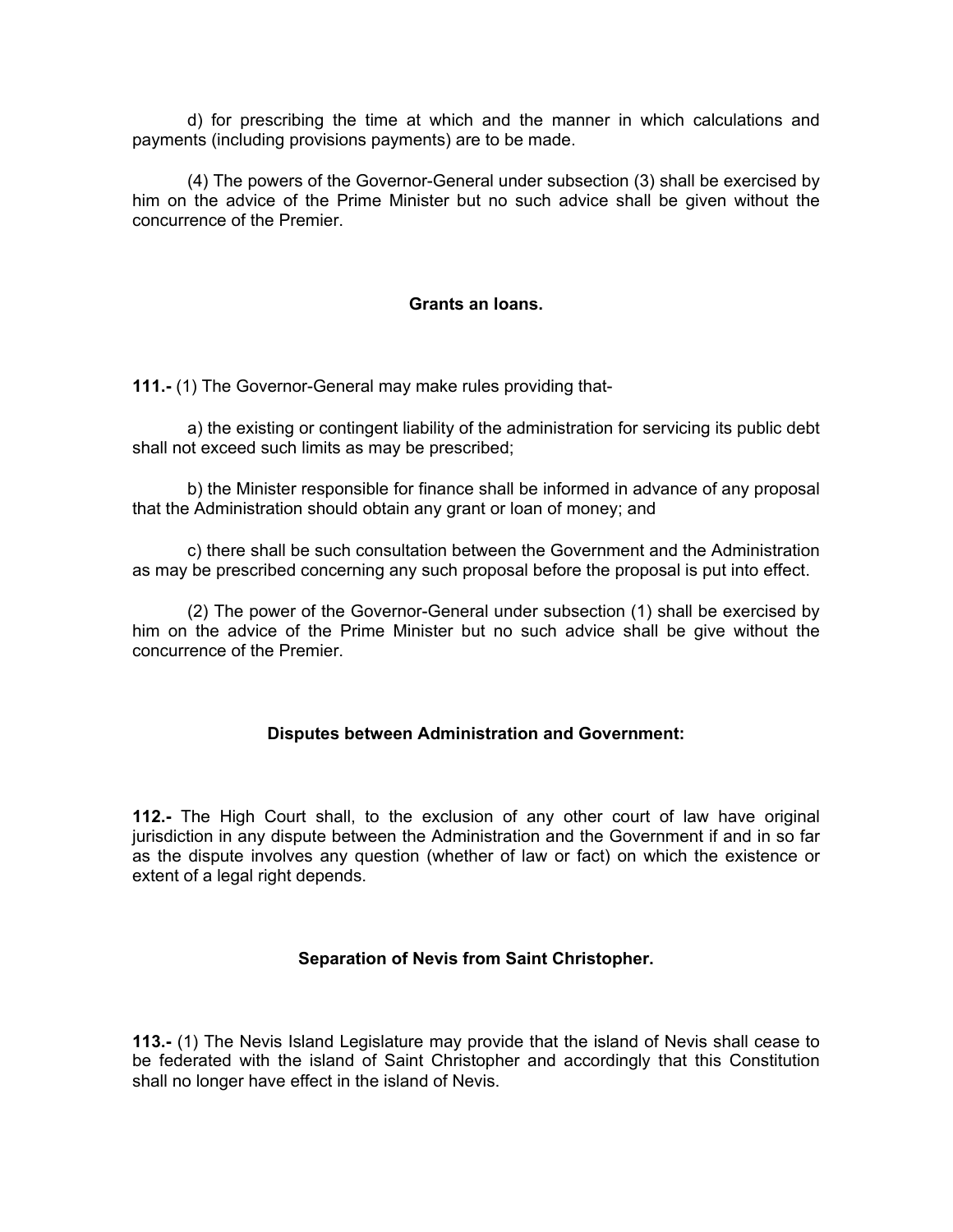d) for prescribing the time at which and the manner in which calculations and payments (including provisions payments) are to be made.

(4) The powers of the Governor-General under subsection (3) shall be exercised by him on the advice of the Prime Minister but no such advice shall be given without the concurrence of the Premier.

### Grants an loans.

**111.-** (1) The Governor-General may make rules providing that-

a) the existing or contingent liability of the administration for servicing its public debt shall not exceed such limits as may be prescribed;

b) the Minister responsible for finance shall be informed in advance of any proposal that the Administration should obtain any grant or loan of money; and

c) there shall be such consultation between the Government and the Administration as may be prescribed concerning any such proposal before the proposal is put into effect.

(2) The power of the Governor-General under subsection (1) shall be exercised by him on the advice of the Prime Minister but no such advice shall be give without the concurrence of the Premier.

### Disputes between Administration and Government:

**112.-** The High Court shall, to the exclusion of any other court of law have original jurisdiction in any dispute between the Administration and the Government if and in so far as the dispute involves any question (whether of law or fact) on which the existence or extent of a legal right depends.

### Separation of Nevis from Saint Christopher.

**113.-** (1) The Nevis Island Legislature may provide that the island of Nevis shall cease to be federated with the island of Saint Christopher and accordingly that this Constitution shall no longer have effect in the island of Nevis.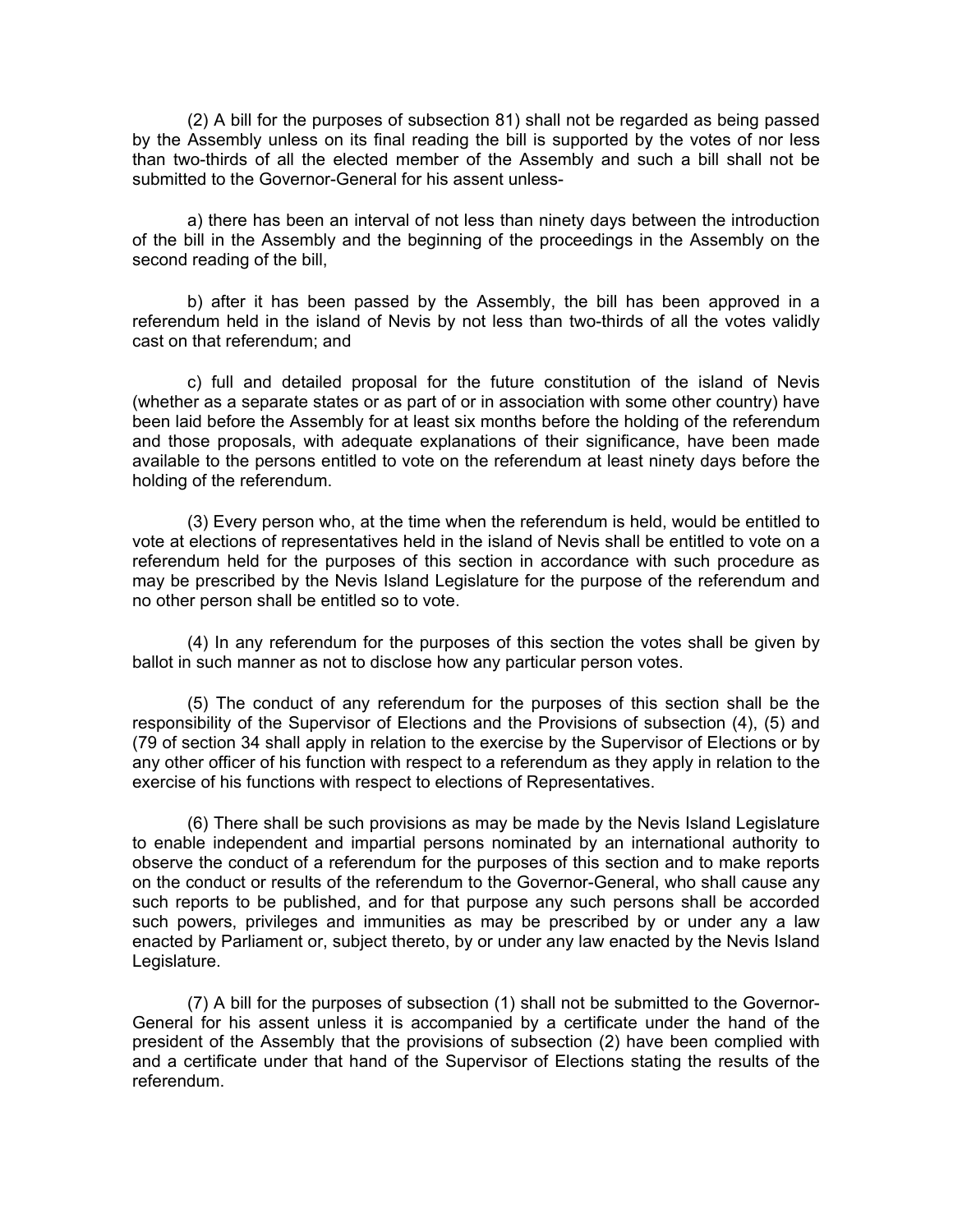(2) A bill for the purposes of subsection 81) shall not be regarded as being passed by the Assembly unless on its final reading the bill is supported by the votes of nor less than two-thirds of all the elected member of the Assembly and such a bill shall not be submitted to the Governor-General for his assent unless-

a) there has been an interval of not less than ninety days between the introduction of the bill in the Assembly and the beginning of the proceedings in the Assembly on the second reading of the bill,

b) after it has been passed by the Assembly, the bill has been approved in a referendum held in the island of Nevis by not less than two-thirds of all the votes validly cast on that referendum; and

c) full and detailed proposal for the future constitution of the island of Nevis (whether as a separate states or as part of or in association with some other country) have been laid before the Assembly for at least six months before the holding of the referendum and those proposals, with adequate explanations of their significance, have been made available to the persons entitled to vote on the referendum at least ninety days before the holding of the referendum.

(3) Every person who, at the time when the referendum is held, would be entitled to vote at elections of representatives held in the island of Nevis shall be entitled to vote on a referendum held for the purposes of this section in accordance with such procedure as may be prescribed by the Nevis Island Legislature for the purpose of the referendum and no other person shall be entitled so to vote.

(4) In any referendum for the purposes of this section the votes shall be given by ballot in such manner as not to disclose how any particular person votes.

(5) The conduct of any referendum for the purposes of this section shall be the responsibility of the Supervisor of Elections and the Provisions of subsection (4), (5) and (79 of section 34 shall apply in relation to the exercise by the Supervisor of Elections or by any other officer of his function with respect to a referendum as they apply in relation to the exercise of his functions with respect to elections of Representatives.

(6) There shall be such provisions as may be made by the Nevis Island Legislature to enable independent and impartial persons nominated by an international authority to observe the conduct of a referendum for the purposes of this section and to make reports on the conduct or results of the referendum to the Governor-General, who shall cause any such reports to be published, and for that purpose any such persons shall be accorded such powers, privileges and immunities as may be prescribed by or under any a law enacted by Parliament or, subject thereto, by or under any law enacted by the Nevis Island Legislature.

(7) A bill for the purposes of subsection (1) shall not be submitted to the Governor-General for his assent unless it is accompanied by a certificate under the hand of the president of the Assembly that the provisions of subsection (2) have been complied with and a certificate under that hand of the Supervisor of Elections stating the results of the referendum.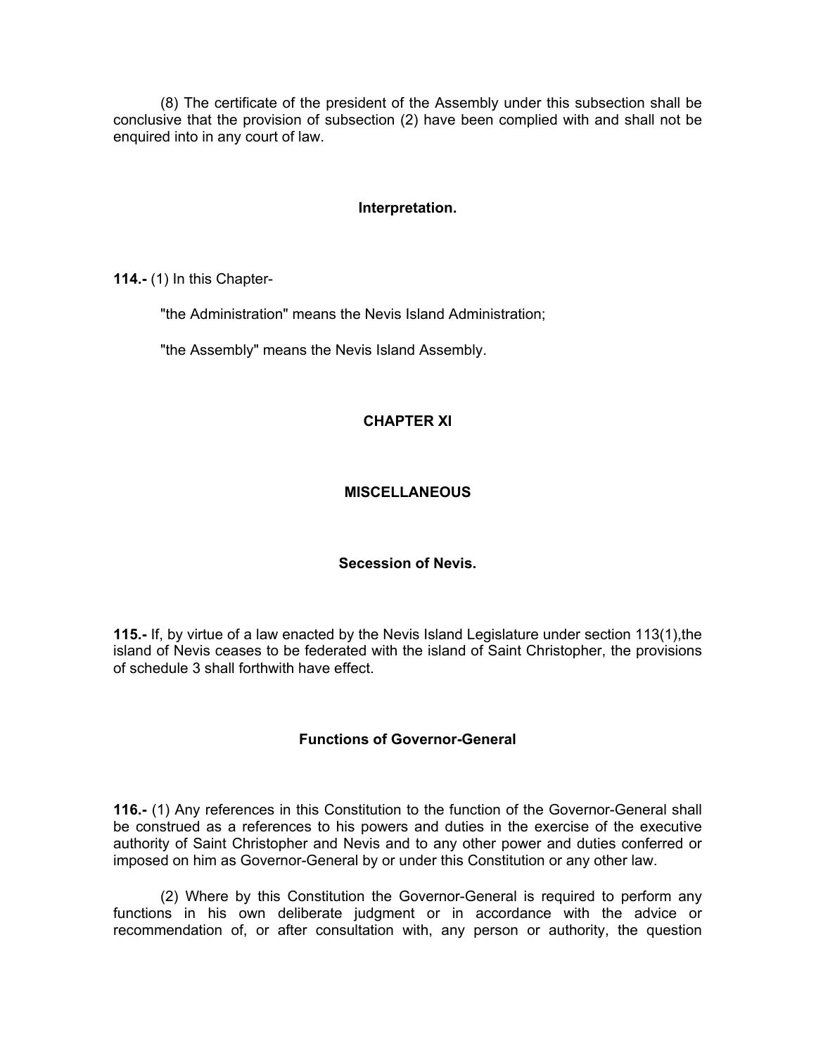(8) The certificate of the president of the Assembly under this subsection shall be conclusive that the provision of subsection (2) have been complied with and shall not be enquired into in any court of law.

### Interpretation.

**114.-** (1) In this Chapter-

"the Administration" means the Nevis Island Administration;

"the Assembly" means the Nevis Island Assembly.

## CHAPTER XI

## MISCELLANEOUS

### Secession of Nevis.

**115.-** If, by virtue of a law enacted by the Nevis Island Legislature under section 113(1),the island of Nevis ceases to be federated with the island of Saint Christopher, the provisions of schedule 3 shall forthwith have effect.

### Functions of Governor-General

**116.-** (1) Any references in this Constitution to the function of the Governor-General shall be construed as a references to his powers and duties in the exercise of the executive authority of Saint Christopher and Nevis and to any other power and duties conferred or imposed on him as Governor-General by or under this Constitution or any other law.

(2) Where by this Constitution the Governor-General is required to perform any functions in his own deliberate judgment or in accordance with the advice or recommendation of, or after consultation with, any person or authority, the question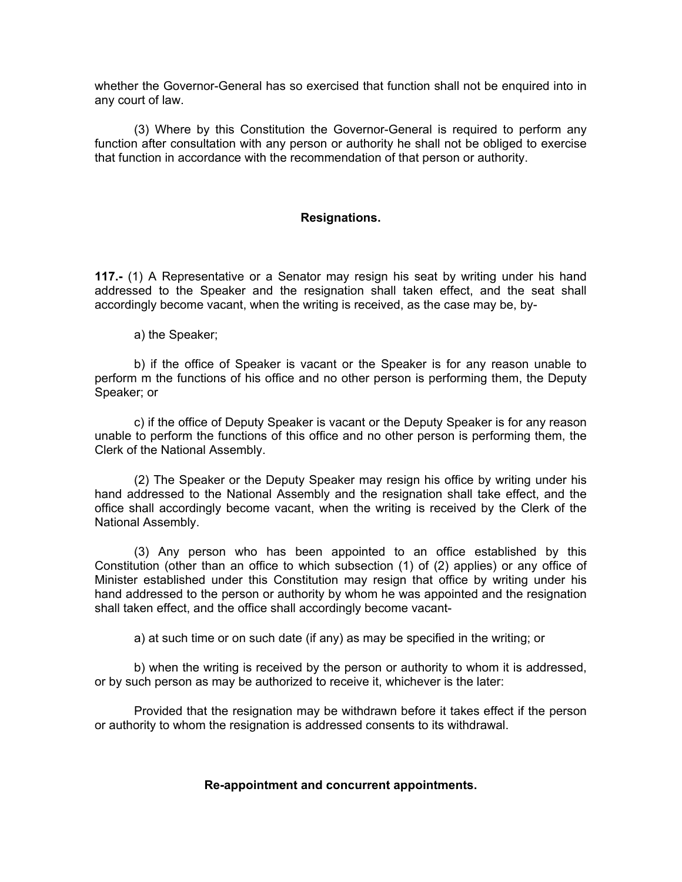whether the Governor-General has so exercised that function shall not be enquired into in any court of law.

(3) Where by this Constitution the Governor-General is required to perform any function after consultation with any person or authority he shall not be obliged to exercise that function in accordance with the recommendation of that person or authority.

## Resignations.

**117.-** (1) A Representative or a Senator may resign his seat by writing under his hand addressed to the Speaker and the resignation shall taken effect, and the seat shall accordingly become vacant, when the writing is received, as the case may be, by-

a) the Speaker;

b) if the office of Speaker is vacant or the Speaker is for any reason unable to perform m the functions of his office and no other person is performing them, the Deputy Speaker; or

c) if the office of Deputy Speaker is vacant or the Deputy Speaker is for any reason unable to perform the functions of this office and no other person is performing them, the Clerk of the National Assembly.

(2) The Speaker or the Deputy Speaker may resign his office by writing under his hand addressed to the National Assembly and the resignation shall take effect, and the office shall accordingly become vacant, when the writing is received by the Clerk of the National Assembly.

(3) Any person who has been appointed to an office established by this Constitution (other than an office to which subsection (1) of (2) applies) or any office of Minister established under this Constitution may resign that office by writing under his hand addressed to the person or authority by whom he was appointed and the resignation shall taken effect, and the office shall accordingly become vacant-

a) at such time or on such date (if any) as may be specified in the writing; or

b) when the writing is received by the person or authority to whom it is addressed, or by such person as may be authorized to receive it, whichever is the later:

Provided that the resignation may be withdrawn before it takes effect if the person or authority to whom the resignation is addressed consents to its withdrawal.

## Re-appointment and concurrent appointments.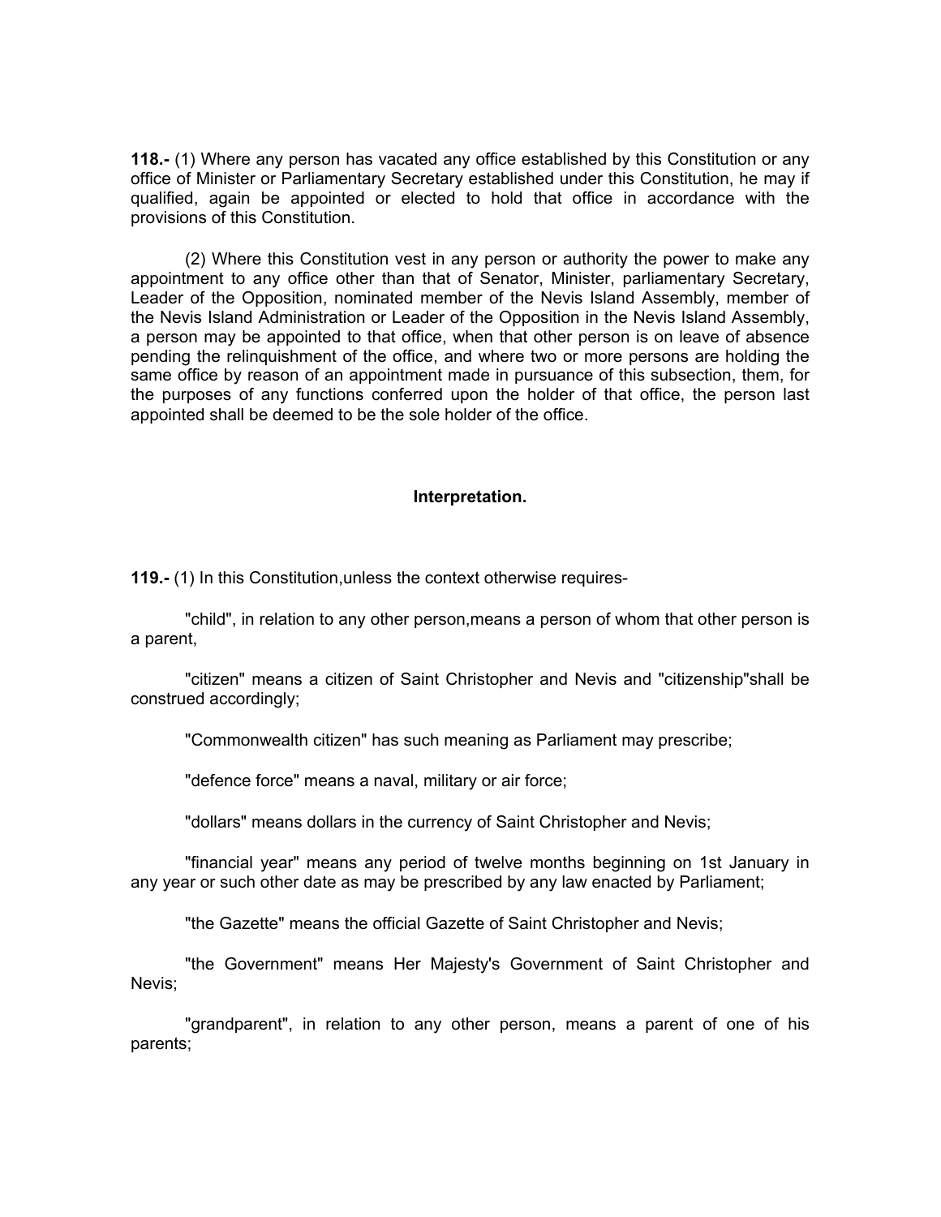**118.-** (1) Where any person has vacated any office established by this Constitution or any office of Minister or Parliamentary Secretary established under this Constitution, he may if qualified, again be appointed or elected to hold that office in accordance with the provisions of this Constitution.

(2) Where this Constitution vest in any person or authority the power to make any appointment to any office other than that of Senator, Minister, parliamentary Secretary, Leader of the Opposition, nominated member of the Nevis Island Assembly, member of the Nevis Island Administration or Leader of the Opposition in the Nevis Island Assembly, a person may be appointed to that office, when that other person is on leave of absence pending the relinquishment of the office, and where two or more persons are holding the same office by reason of an appointment made in pursuance of this subsection, them, for the purposes of any functions conferred upon the holder of that office, the person last appointed shall be deemed to be the sole holder of the office.

**Interpretation.**

**119.-** (1) In this Constitution,unless the context otherwise requires-

"child", in relation to any other person,means a person of whom that other person is a parent,

"citizen" means a citizen of Saint Christopher and Nevis and "citizenship"shall be construed accordingly;

"Commonwealth citizen" has such meaning as Parliament may prescribe;

"defence force" means a naval, military or air force;

"dollars" means dollars in the currency of Saint Christopher and Nevis;

"financial year" means any period of twelve months beginning on 1st January in any year or such other date as may be prescribed by any law enacted by Parliament;

"the Gazette" means the official Gazette of Saint Christopher and Nevis;

"the Government" means Her Majesty's Government of Saint Christopher and Nevis;

"grandparent", in relation to any other person, means a parent of one of his parents;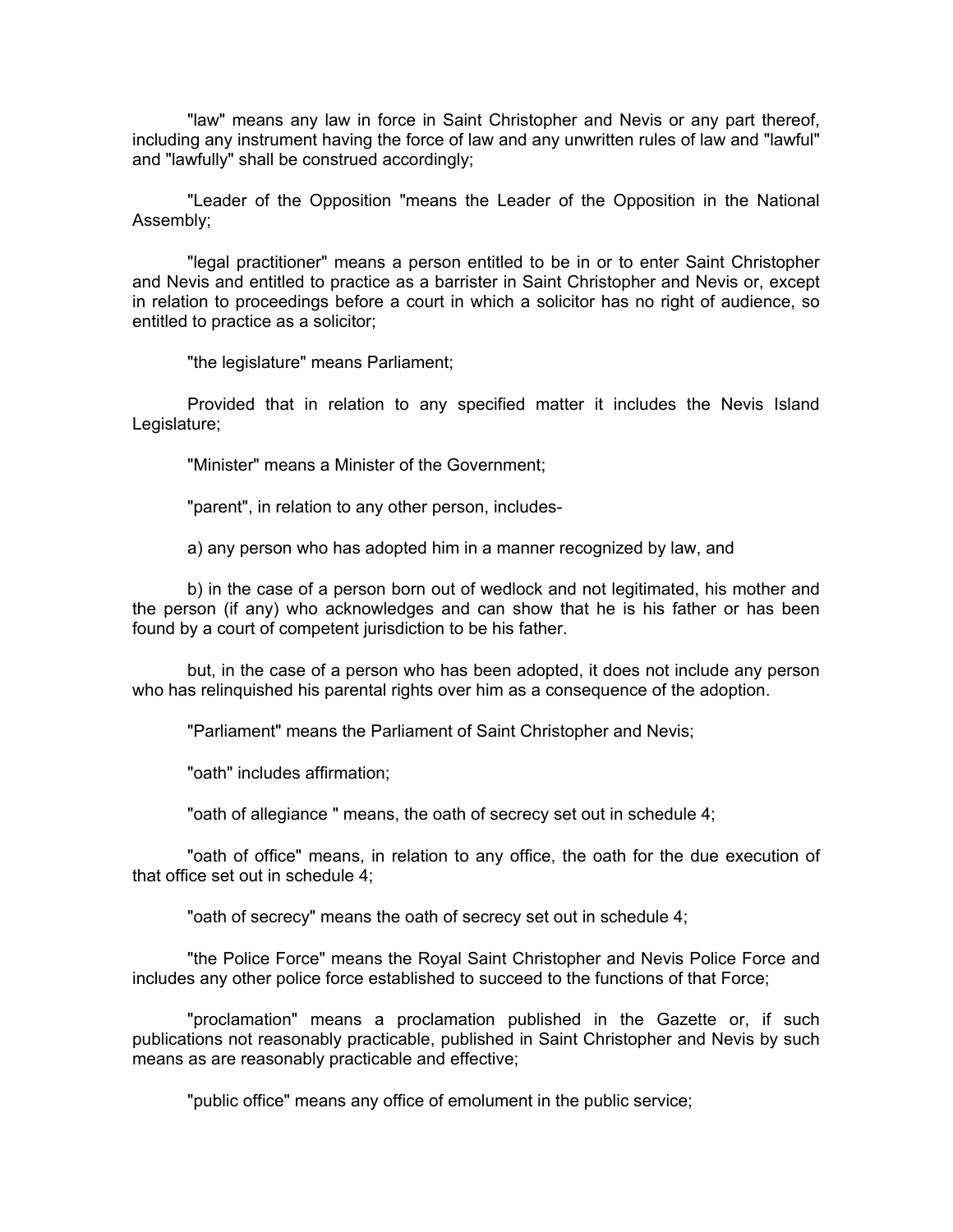"law" means any law in force in Saint Christopher and Nevis or any part thereof, including any instrument having the force of law and any unwritten rules of law and "lawful" and "lawfully" shall be construed accordingly;

"Leader of the Opposition "means the Leader of the Opposition in the National Assembly;

"legal practitioner" means a person entitled to be in or to enter Saint Christopher and Nevis and entitled to practice as a barrister in Saint Christopher and Nevis or, except in relation to proceedings before a court in which a solicitor has no right of audience, so entitled to practice as a solicitor;

"the legislature" means Parliament;

Provided that in relation to any specified matter it includes the Nevis Island Legislature;

"Minister" means a Minister of the Government;

"parent", in relation to any other person, includes-

a) any person who has adopted him in a manner recognized by law, and

b) in the case of a person born out of wedlock and not legitimated, his mother and the person (if any) who acknowledges and can show that he is his father or has been found by a court of competent jurisdiction to be his father.

but, in the case of a person who has been adopted, it does not include any person who has relinquished his parental rights over him as a consequence of the adoption.

"Parliament" means the Parliament of Saint Christopher and Nevis;

"oath" includes affirmation;

"oath of allegiance " means, the oath of secrecy set out in schedule 4;

"oath of office" means, in relation to any office, the oath for the due execution of that office set out in schedule 4;

"oath of secrecy" means the oath of secrecy set out in schedule 4;

"the Police Force" means the Royal Saint Christopher and Nevis Police Force and includes any other police force established to succeed to the functions of that Force;

"proclamation" means a proclamation published in the Gazette or, if such publications not reasonably practicable, published in Saint Christopher and Nevis by such means as are reasonably practicable and effective;

"public office" means any office of emolument in the public service;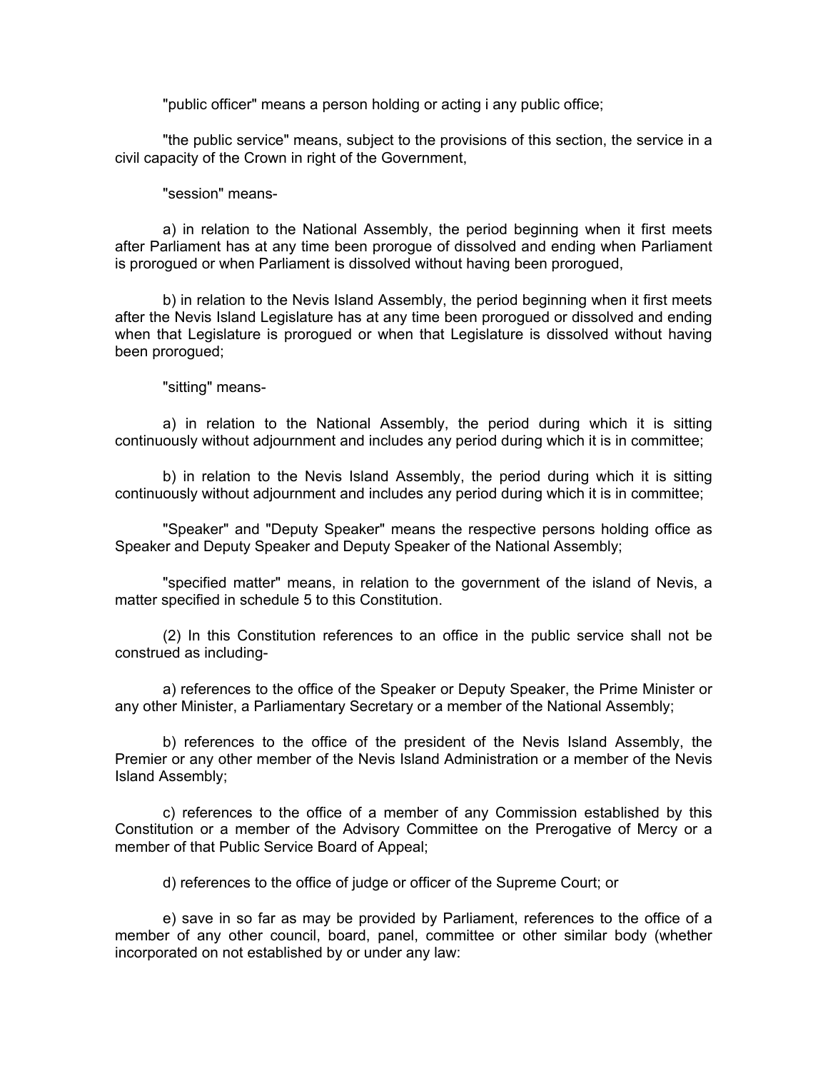"public officer" means a person holding or acting i any public office;

"the public service" means, subject to the provisions of this section, the service in a civil capacity of the Crown in right of the Government,

"session" means-

a) in relation to the National Assembly, the period beginning when it first meets after Parliament has at any time been prorogue of dissolved and ending when Parliament is prorogued or when Parliament is dissolved without having been prorogued,

b) in relation to the Nevis Island Assembly, the period beginning when it first meets after the Nevis Island Legislature has at any time been prorogued or dissolved and ending when that Legislature is prorogued or when that Legislature is dissolved without having been prorogued;

"sitting" means-

a) in relation to the National Assembly, the period during which it is sitting continuously without adjournment and includes any period during which it is in committee;

b) in relation to the Nevis Island Assembly, the period during which it is sitting continuously without adjournment and includes any period during which it is in committee;

"Speaker" and "Deputy Speaker" means the respective persons holding office as Speaker and Deputy Speaker and Deputy Speaker of the National Assembly;

"specified matter" means, in relation to the government of the island of Nevis, a matter specified in schedule 5 to this Constitution.

(2) In this Constitution references to an office in the public service shall not be construed as including-

a) references to the office of the Speaker or Deputy Speaker, the Prime Minister or any other Minister, a Parliamentary Secretary or a member of the National Assembly;

b) references to the office of the president of the Nevis Island Assembly, the Premier or any other member of the Nevis Island Administration or a member of the Nevis Island Assembly;

c) references to the office of a member of any Commission established by this Constitution or a member of the Advisory Committee on the Prerogative of Mercy or a member of that Public Service Board of Appeal;

d) references to the office of judge or officer of the Supreme Court; or

e) save in so far as may be provided by Parliament, references to the office of a member of any other council, board, panel, committee or other similar body (whether incorporated on not established by or under any law: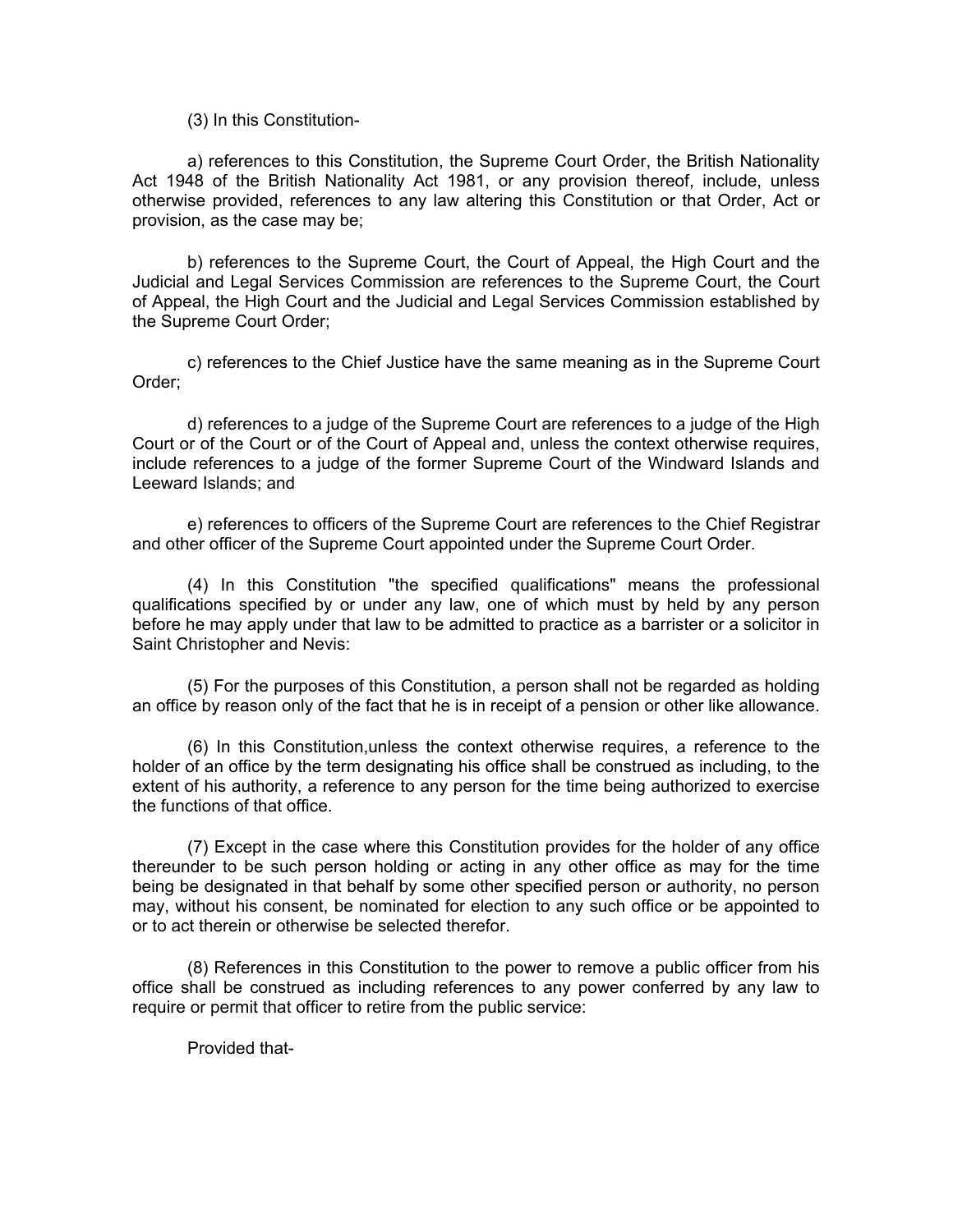(3) In this Constitution-

a) references to this Constitution, the Supreme Court Order, the British Nationality Act 1948 of the British Nationality Act 1981, or any provision thereof, include, unless otherwise provided, references to any law altering this Constitution or that Order, Act or provision, as the case may be;

b) references to the Supreme Court, the Court of Appeal, the High Court and the Judicial and Legal Services Commission are references to the Supreme Court, the Court of Appeal, the High Court and the Judicial and Legal Services Commission established by the Supreme Court Order;

c) references to the Chief Justice have the same meaning as in the Supreme Court Order;

d) references to a judge of the Supreme Court are references to a judge of the High Court or of the Court or of the Court of Appeal and, unless the context otherwise requires, include references to a judge of the former Supreme Court of the Windward Islands and Leeward Islands; and

e) references to officers of the Supreme Court are references to the Chief Registrar and other officer of the Supreme Court appointed under the Supreme Court Order.

(4) In this Constitution "the specified qualifications" means the professional qualifications specified by or under any law, one of which must by held by any person before he may apply under that law to be admitted to practice as a barrister or a solicitor in Saint Christopher and Nevis:

(5) For the purposes of this Constitution, a person shall not be regarded as holding an office by reason only of the fact that he is in receipt of a pension or other like allowance.

(6) In this Constitution,unless the context otherwise requires, a reference to the holder of an office by the term designating his office shall be construed as including, to the extent of his authority, a reference to any person for the time being authorized to exercise the functions of that office.

(7) Except in the case where this Constitution provides for the holder of any office thereunder to be such person holding or acting in any other office as may for the time being be designated in that behalf by some other specified person or authority, no person may, without his consent, be nominated for election to any such office or be appointed to or to act therein or otherwise be selected therefor.

(8) References in this Constitution to the power to remove a public officer from his office shall be construed as including references to any power conferred by any law to require or permit that officer to retire from the public service:

Provided that-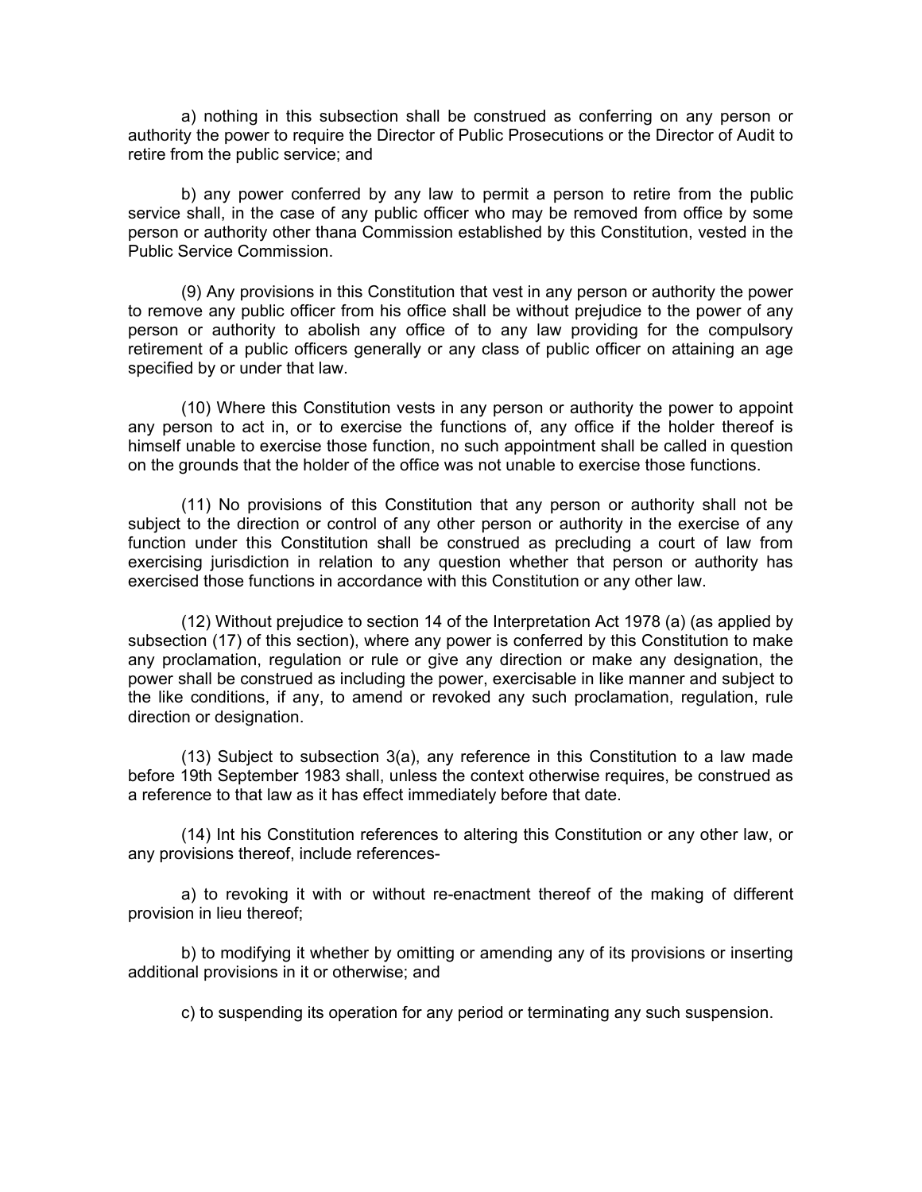a) nothing in this subsection shall be construed as conferring on any person or authority the power to require the Director of Public Prosecutions or the Director of Audit to retire from the public service; and

b) any power conferred by any law to permit a person to retire from the public service shall, in the case of any public officer who may be removed from office by some person or authority other thana Commission established by this Constitution, vested in the Public Service Commission.

(9) Any provisions in this Constitution that vest in any person or authority the power to remove any public officer from his office shall be without prejudice to the power of any person or authority to abolish any office of to any law providing for the compulsory retirement of a public officers generally or any class of public officer on attaining an age specified by or under that law.

(10) Where this Constitution vests in any person or authority the power to appoint any person to act in, or to exercise the functions of, any office if the holder thereof is himself unable to exercise those function, no such appointment shall be called in question on the grounds that the holder of the office was not unable to exercise those functions.

(11) No provisions of this Constitution that any person or authority shall not be subject to the direction or control of any other person or authority in the exercise of any function under this Constitution shall be construed as precluding a court of law from exercising jurisdiction in relation to any question whether that person or authority has exercised those functions in accordance with this Constitution or any other law.

(12) Without prejudice to section 14 of the Interpretation Act 1978 (a) (as applied by subsection (17) of this section), where any power is conferred by this Constitution to make any proclamation, regulation or rule or give any direction or make any designation, the power shall be construed as including the power, exercisable in like manner and subject to the like conditions, if any, to amend or revoked any such proclamation, regulation, rule direction or designation.

(13) Subject to subsection 3(a), any reference in this Constitution to a law made before 19th September 1983 shall, unless the context otherwise requires, be construed as a reference to that law as it has effect immediately before that date.

(14) Int his Constitution references to altering this Constitution or any other law, or any provisions thereof, include references-

a) to revoking it with or without re-enactment thereof of the making of different provision in lieu thereof;

b) to modifying it whether by omitting or amending any of its provisions or inserting additional provisions in it or otherwise; and

c) to suspending its operation for any period or terminating any such suspension.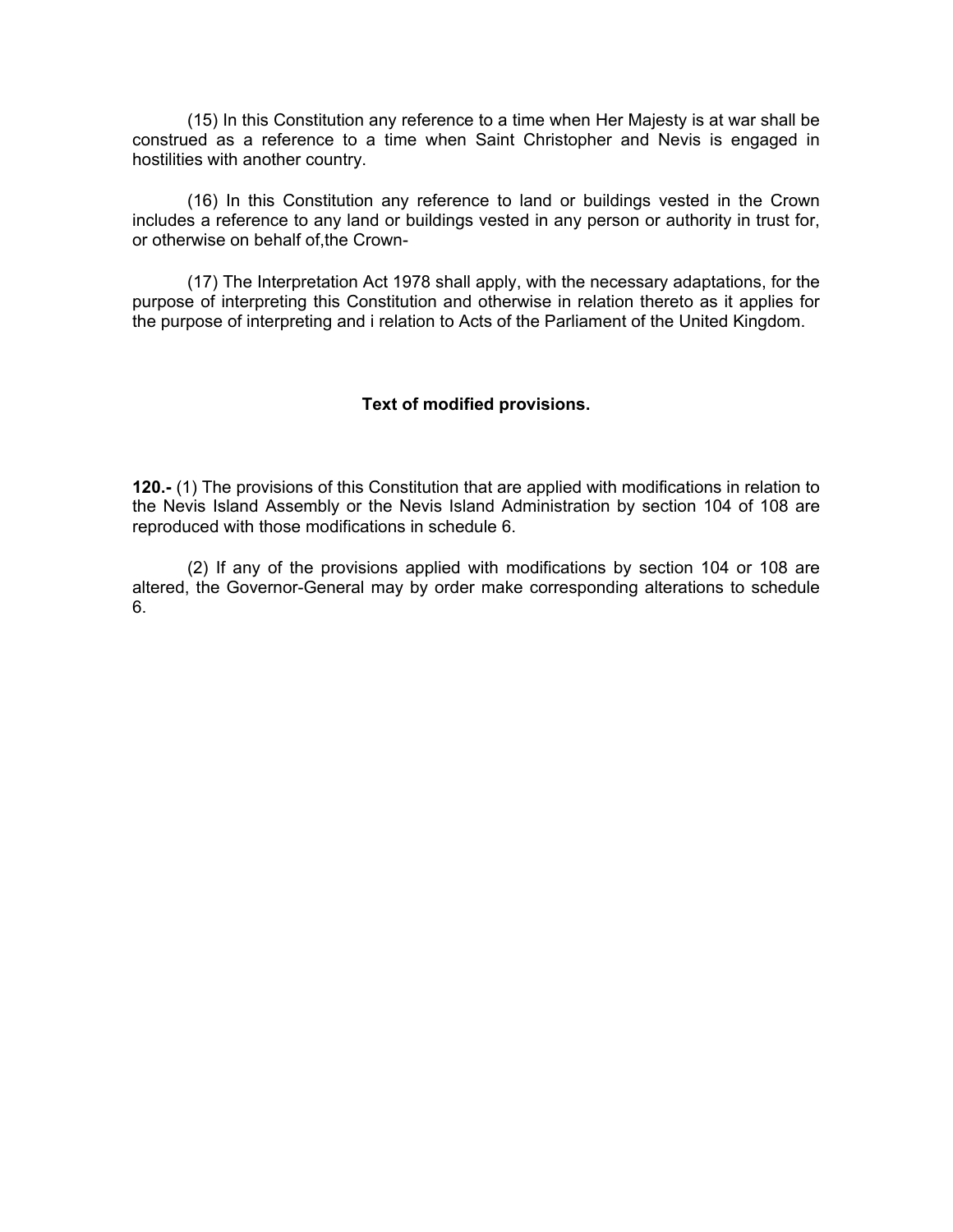(15) In this Constitution any reference to a time when Her Majesty is at war shall be construed as a reference to a time when Saint Christopher and Nevis is engaged in hostilities with another country.

(16) In this Constitution any reference to land or buildings vested in the Crown includes a reference to any land or buildings vested in any person or authority in trust for, or otherwise on behalf of,the Crown-

(17) The Interpretation Act 1978 shall apply, with the necessary adaptations, for the purpose of interpreting this Constitution and otherwise in relation thereto as it applies for the purpose of interpreting and i relation to Acts of the Parliament of the United Kingdom.

**Text of modified provisions.**

**120.-** (1) The provisions of this Constitution that are applied with modifications in relation to the Nevis Island Assembly or the Nevis Island Administration by section 104 of 108 are reproduced with those modifications in schedule 6.

(2) If any of the provisions applied with modifications by section 104 or 108 are altered, the Governor-General may by order make corresponding alterations to schedule 6.